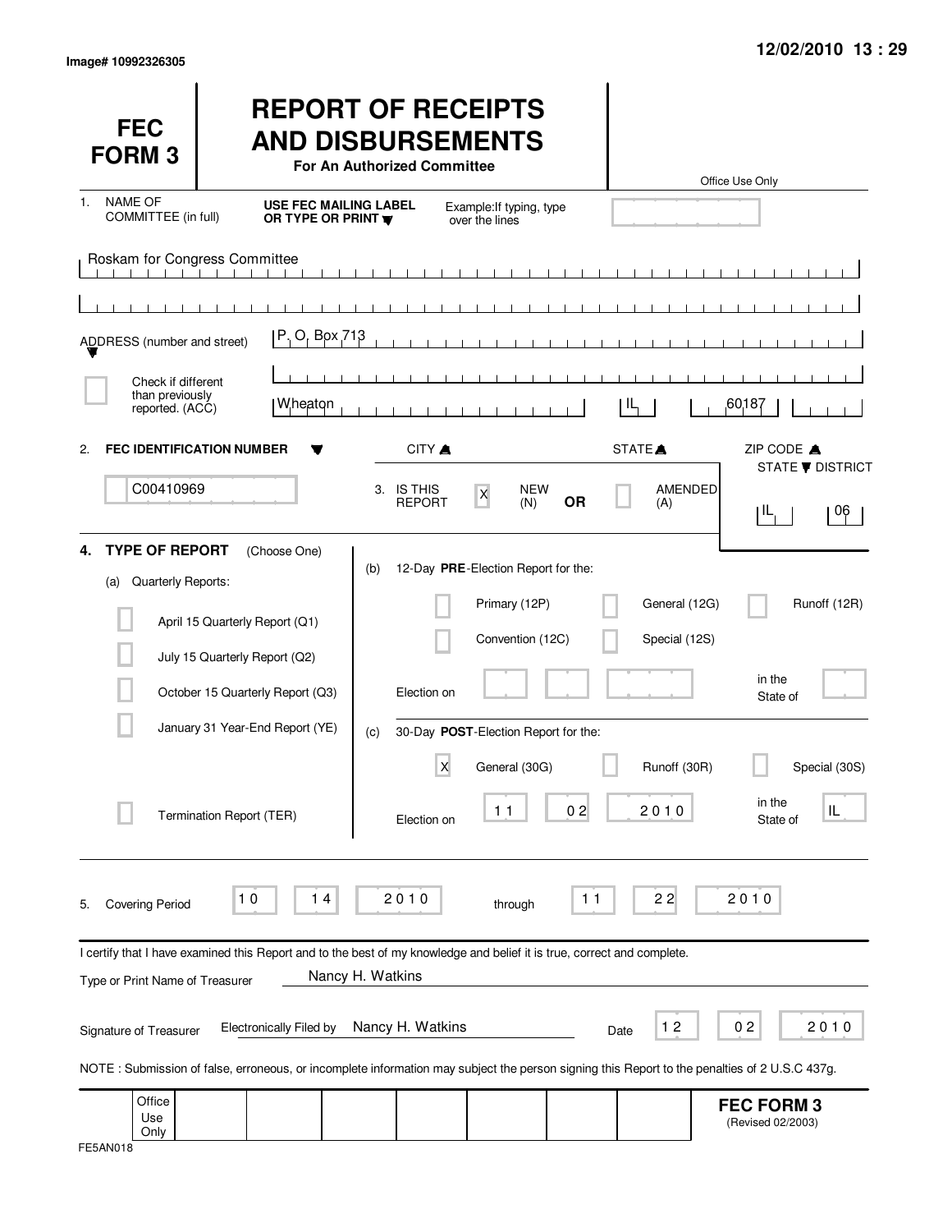Image# 10992326305

12/02/2010 13 : 29

# FEC FORM 3

# REPORT OF RECEIPTS AND DISBURSEMENTS

**For An Authorized Committee**

Office Use Only

1. NAME OF COMMITTEE (in full) — **USE FEC MAILING LABEL OR TYPE OR PRINT** — Example: If typing, type over the lines

Roskam for Congress Committee

ADDRESS (number and street): P. O. Box 713

☐ Check if different than previously reported. (ACC)

| CITY | STATE | ZIP CODE |
|---|---|---|
| Wheaton | IL | 60187 |

2. **FEC IDENTIFICATION NUMBER**: C00410969

3. IS THIS REPORT: [X] NEW (N) **OR** [ ] AMENDED (A)

STATE / DISTRICT: IL 06

4. **TYPE OF REPORT** (Choose One)

(a) Quarterly Reports:

- [ ] April 15 Quarterly Report (Q1)
- [ ] July 15 Quarterly Report (Q2)
- [ ] October 15 Quarterly Report (Q3)
- [ ] January 31 Year-End Report (YE)
- [ ] Termination Report (TER)

(b) 12-Day **PRE**-Election Report for the:

- [ ] Primary (12P)
- [ ] General (12G)
- [ ] Runoff (12R)
- [ ] Convention (12C)
- [ ] Special (12S)

Election on ___ in the State of ___

(c) 30-Day **POST**-Election Report for the:

- [X] General (30G)
- [ ] Runoff (30R)
- [ ] Special (30S)

Election on 11 02 2010 in the State of IL

5. Covering Period 10 14 2010 through 11 22 2010

I certify that I have examined this Report and to the best of my knowledge and belief it is true, correct and complete.

Type or Print Name of Treasurer: Nancy H. Watkins

Signature of Treasurer: Electronically Filed by Nancy H. Watkins — Date 12 02 2010

NOTE : Submission of false, erroneous, or incomplete information may subject the person signing this Report to the penalties of 2 U.S.C 437g.

Office Use Only

**FEC FORM 3** (Revised 02/2003)

FE5AN018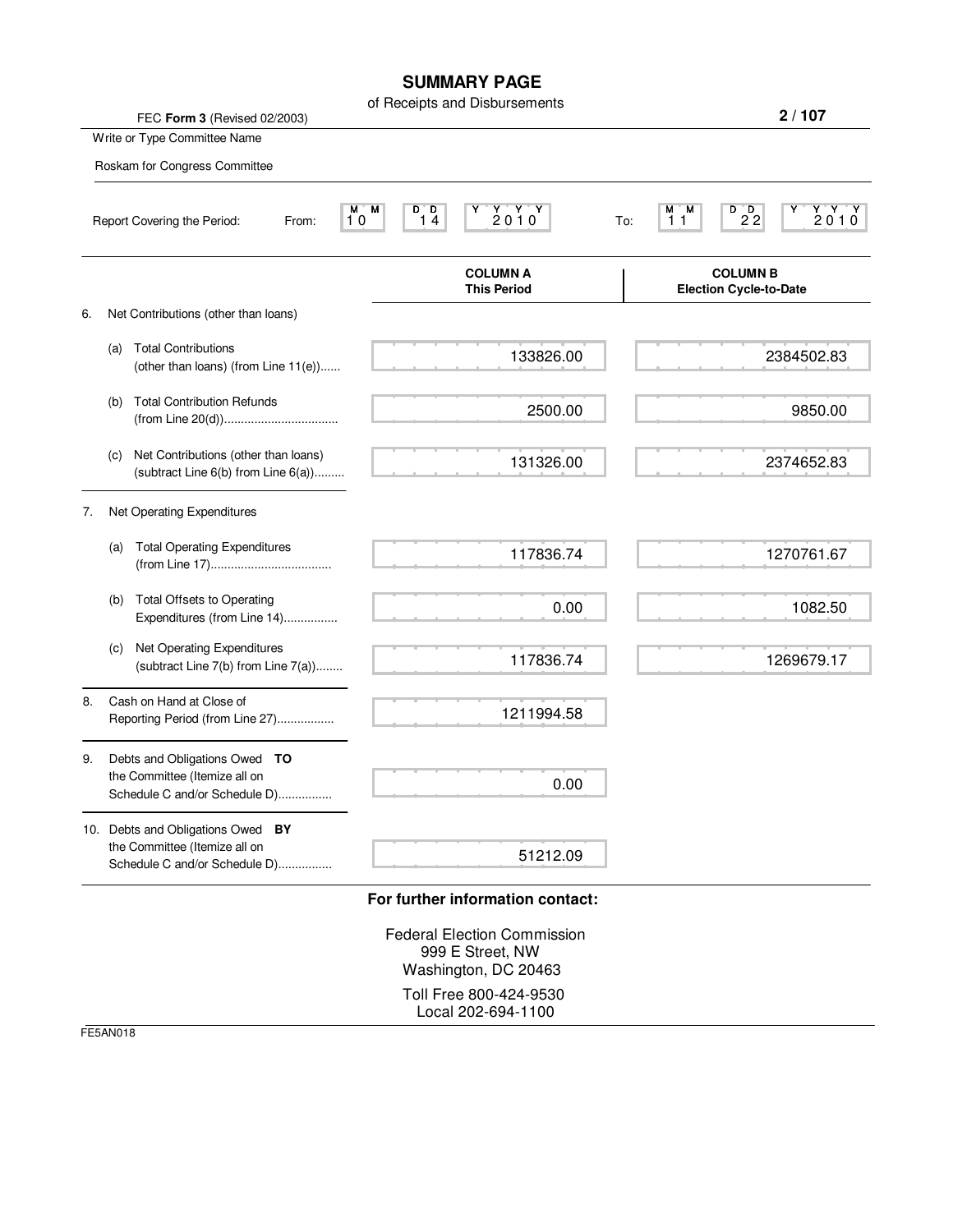# SUMMARY PAGE

of Receipts and Disbursements

FEC **Form 3** (Revised 02/2003)

Write or Type Committee Name

Roskam for Congress Committee

Report Covering the Period: From: 10 14 2010 To: 11 22 2010

| | COLUMN A This Period | COLUMN B Election Cycle-to-Date |
|---|---|---|
| 6. Net Contributions (other than loans) | | |
| (a) Total Contributions (other than loans) (from Line 11(e)) | 133826.00 | 2384502.83 |
| (b) Total Contribution Refunds (from Line 20(d)) | 2500.00 | 9850.00 |
| (c) Net Contributions (other than loans) (subtract Line 6(b) from Line 6(a)) | 131326.00 | 2374652.83 |
| 7. Net Operating Expenditures | | |
| (a) Total Operating Expenditures (from Line 17) | 117836.74 | 1270761.67 |
| (b) Total Offsets to Operating Expenditures (from Line 14) | 0.00 | 1082.50 |
| (c) Net Operating Expenditures (subtract Line 7(b) from Line 7(a)) | 117836.74 | 1269679.17 |
| 8. Cash on Hand at Close of Reporting Period (from Line 27) | 1211994.58 | |
| 9. Debts and Obligations Owed **TO** the Committee (Itemize all on Schedule C and/or Schedule D) | 0.00 | |
| 10. Debts and Obligations Owed **BY** the Committee (Itemize all on Schedule C and/or Schedule D) | 51212.09 | |

**For further information contact:**

Federal Election Commission
999 E Street, NW
Washington, DC 20463

Toll Free 800-424-9530
Local 202-694-1100

FE5AN018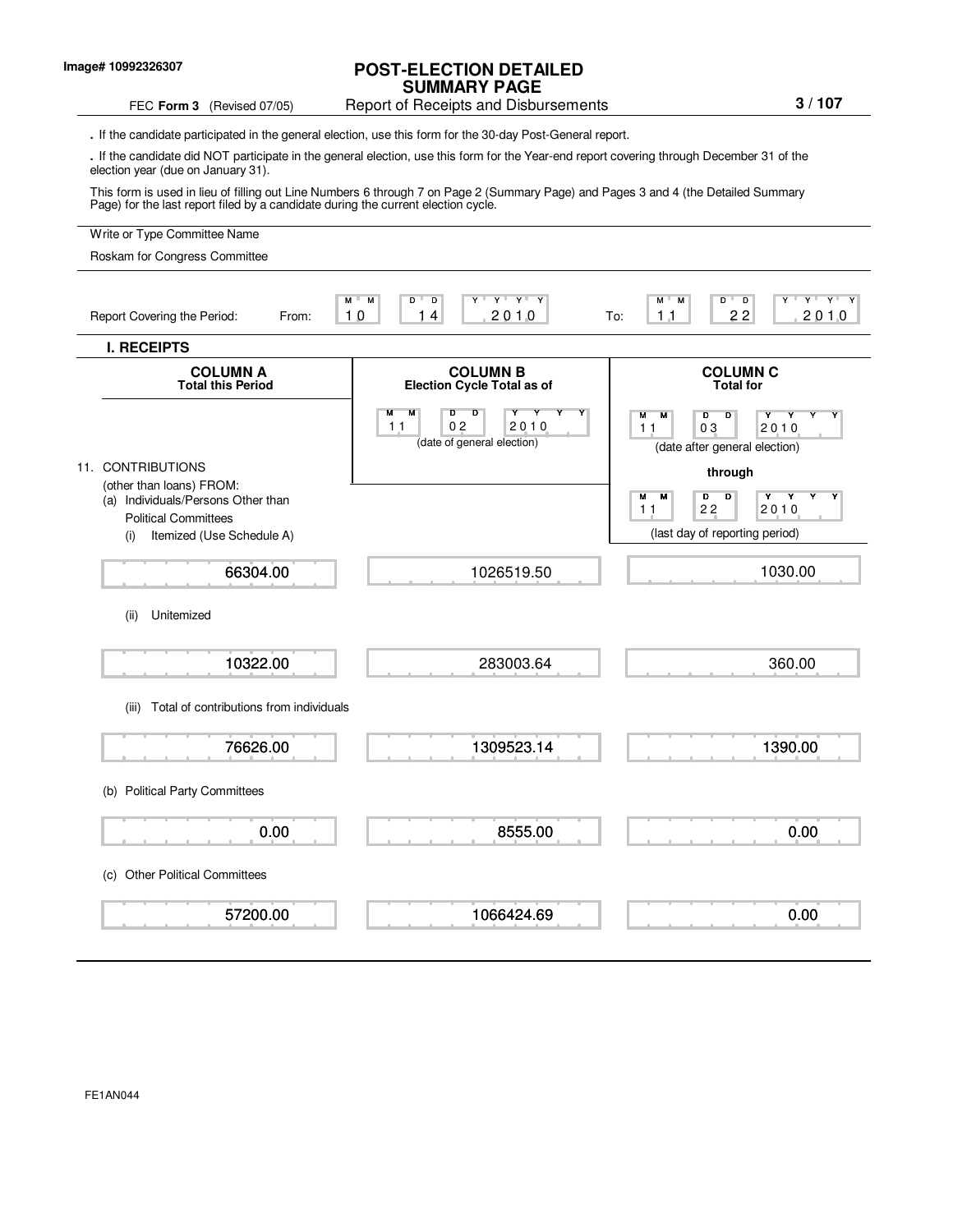Image# 10992326307

# POST-ELECTION DETAILED SUMMARY PAGE

FEC **Form 3** (Revised 07/05) Report of Receipts and Disbursements

. If the candidate participated in the general election, use this form for the 30-day Post-General report.

. If the candidate did NOT participate in the general election, use this form for the Year-end report covering through December 31 of the election year (due on January 31).

This form is used in lieu of filling out Line Numbers 6 through 7 on Page 2 (Summary Page) and Pages 3 and 4 (the Detailed Summary Page) for the last report filed by a candidate during the current election cycle.

Write or Type Committee Name

Roskam for Congress Committee

Report Covering the Period: From: 10 14 2010 To: 11 22 2010

## I. RECEIPTS

| | COLUMN A Total this Period | COLUMN B Election Cycle Total as of 11 02 2010 (date of general election) | COLUMN C Total for 11 03 2010 (date after general election) through 11 22 2010 (last day of reporting period) |
|---|---|---|---|
| 11. CONTRIBUTIONS (other than loans) FROM: | | | |
| (a) Individuals/Persons Other than Political Committees | | | |
| (i) Itemized (Use Schedule A) | 66304.00 | 1026519.50 | 1030.00 |
| (ii) Unitemized | 10322.00 | 283003.64 | 360.00 |
| (iii) Total of contributions from individuals | 76626.00 | 1309523.14 | 1390.00 |
| (b) Political Party Committees | 0.00 | 8555.00 | 0.00 |
| (c) Other Political Committees | 57200.00 | 1066424.69 | 0.00 |

FE1AN044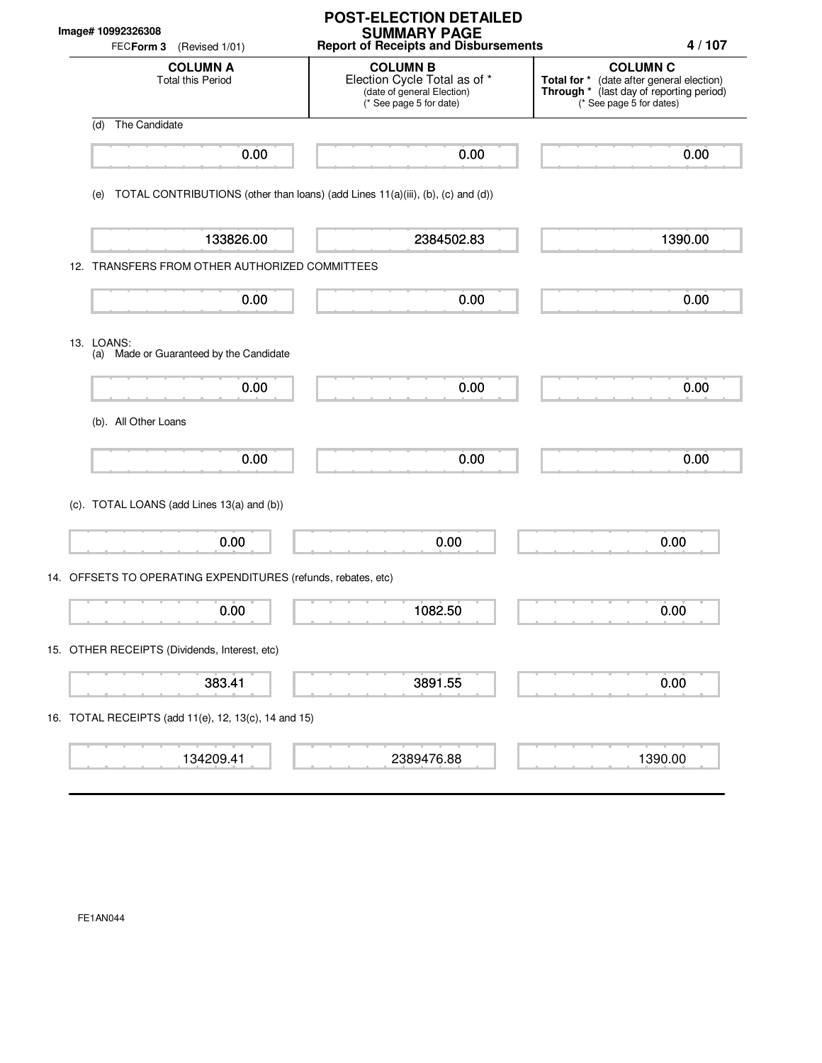Image# 10992326308

FEC**Form 3** (Revised 1/01)

# POST-ELECTION DETAILED SUMMARY PAGE

**Report of Receipts and Disbursements**

| | COLUMN A Total this Period | COLUMN B Election Cycle Total as of * (date of general Election) (* See page 5 for date) | COLUMN C Total for * (date after general election) Through * (last day of reporting period) (* See page 5 for dates) |
|---|---|---|---|
| (d) The Candidate | 0.00 | 0.00 | 0.00 |
| (e) TOTAL CONTRIBUTIONS (other than loans) (add Lines 11(a)(iii), (b), (c) and (d)) | 133826.00 | 2384502.83 | 1390.00 |
| 12. TRANSFERS FROM OTHER AUTHORIZED COMMITTEES | 0.00 | 0.00 | 0.00 |
| 13. LOANS: (a) Made or Guaranteed by the Candidate | 0.00 | 0.00 | 0.00 |
| (b). All Other Loans | 0.00 | 0.00 | 0.00 |
| (c). TOTAL LOANS (add Lines 13(a) and (b)) | 0.00 | 0.00 | 0.00 |
| 14. OFFSETS TO OPERATING EXPENDITURES (refunds, rebates, etc) | 0.00 | 1082.50 | 0.00 |
| 15. OTHER RECEIPTS (Dividends, Interest, etc) | 383.41 | 3891.55 | 0.00 |
| 16. TOTAL RECEIPTS (add 11(e), 12, 13(c), 14 and 15) | 134209.41 | 2389476.88 | 1390.00 |

FE1AN044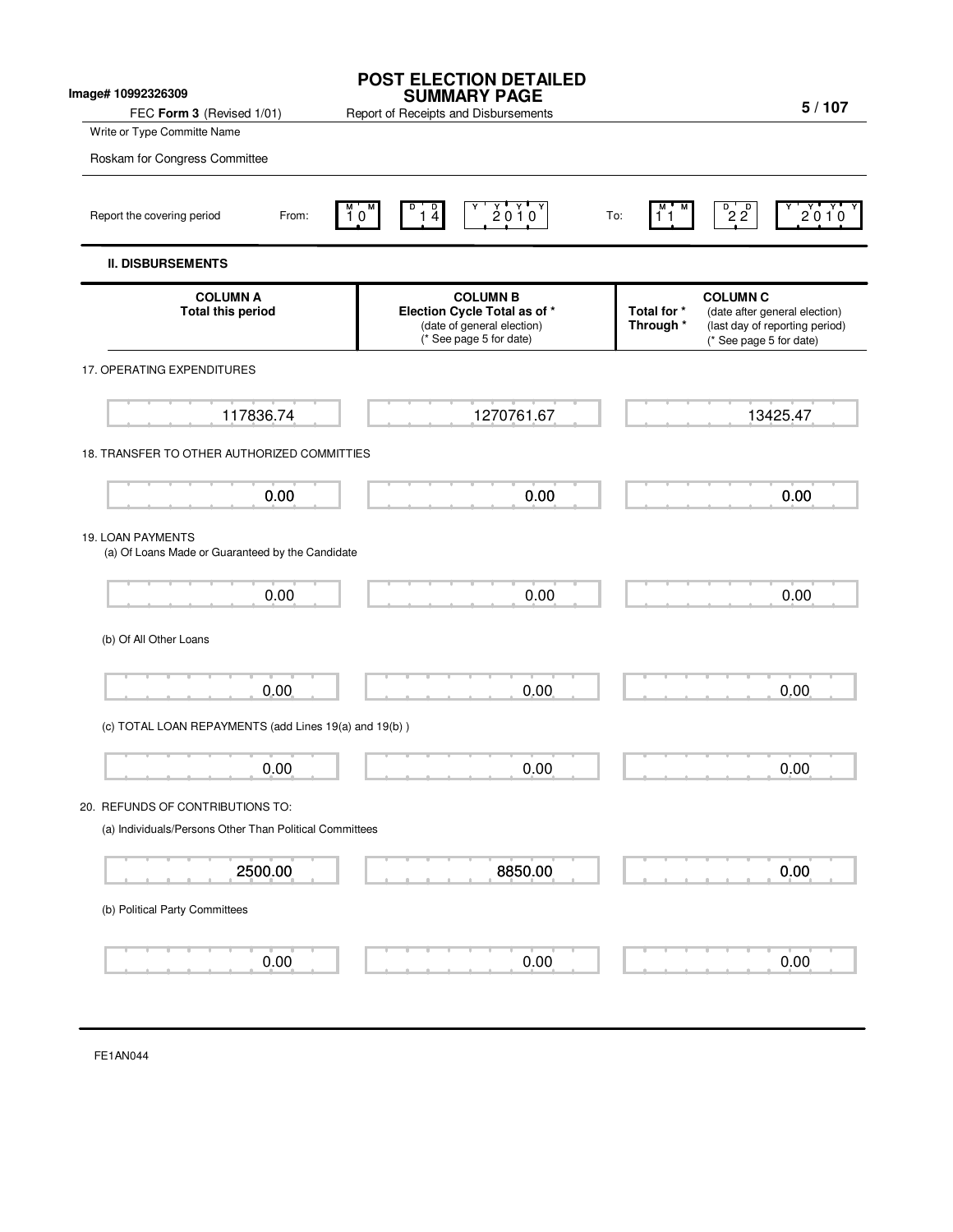Image# 10992326309

# POST ELECTION DETAILED SUMMARY PAGE

FEC **Form 3** (Revised 1/01) Report of Receipts and Disbursements

Write or Type Committe Name

Roskam for Congress Committee

Report the covering period From: 10 14 2010 To: 11 22 2010

## II. DISBURSEMENTS

| | COLUMN A Total this period | COLUMN B Election Cycle Total as of * (date of general election) (* See page 5 for date) | Total for * Through * COLUMN C (date after general election) (last day of reporting period) (* See page 5 for date) |
|---|---|---|---|
| 17. OPERATING EXPENDITURES | 117836.74 | 1270761.67 | 13425.47 |
| 18. TRANSFER TO OTHER AUTHORIZED COMMITTIES | 0.00 | 0.00 | 0.00 |
| 19. LOAN PAYMENTS (a) Of Loans Made or Guaranteed by the Candidate | 0.00 | 0.00 | 0.00 |
| (b) Of All Other Loans | 0.00 | 0.00 | 0.00 |
| (c) TOTAL LOAN REPAYMENTS (add Lines 19(a) and 19(b) ) | 0.00 | 0.00 | 0.00 |
| 20. REFUNDS OF CONTRIBUTIONS TO: (a) Individuals/Persons Other Than Political Committees | 2500.00 | 8850.00 | 0.00 |
| (b) Political Party Committees | 0.00 | 0.00 | 0.00 |

FE1AN044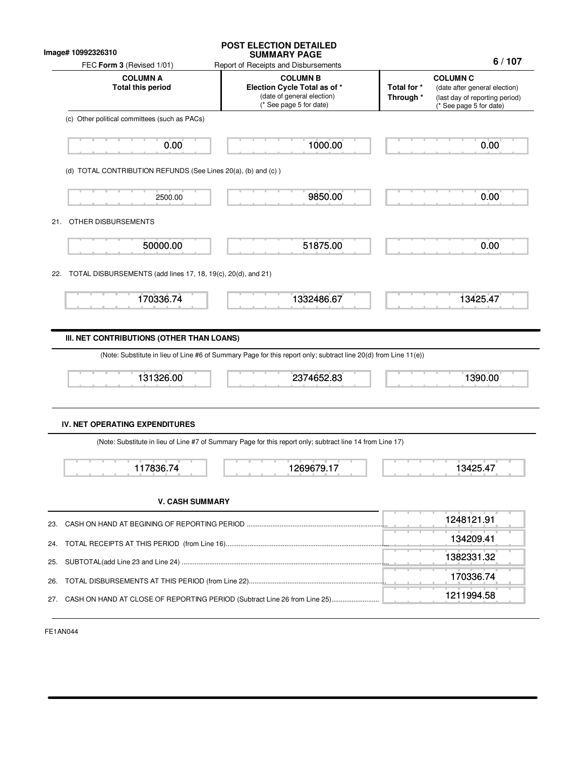Image# 10992326310

# POST ELECTION DETAILED SUMMARY PAGE

FEC **Form 3** (Revised 1/01) — Report of Receipts and Disbursements

| | COLUMN A Total this period | COLUMN B Election Cycle Total as of * (date of general election) (* See page 5 for date) | COLUMN C Total for * (date after general election) Through * (last day of reporting period) (* See page 5 for date) |
|---|---|---|---|
| (c) Other political committees (such as PACs) | 0.00 | 1000.00 | 0.00 |
| (d) TOTAL CONTRIBUTION REFUNDS (See Lines 20(a), (b) and (c) ) | 2500.00 | 9850.00 | 0.00 |
| 21. OTHER DISBURSEMENTS | 50000.00 | 51875.00 | 0.00 |
| 22. TOTAL DISBURSEMENTS (add lines 17, 18, 19(c), 20(d), and 21) | 170336.74 | 1332486.67 | 13425.47 |

## III. NET CONTRIBUTIONS (OTHER THAN LOANS)

(Note: Substitute in lieu of Line #6 of Summary Page for this report only; subtract line 20(d) from Line 11(e))

| COLUMN A | COLUMN B | COLUMN C |
|---|---|---|
| 131326.00 | 2374652.83 | 1390.00 |

## IV. NET OPERATING EXPENDITURES

(Note: Substitute in lieu of Line #7 of Summary Page for this report only; subtract line 14 from Line 17)

| COLUMN A | COLUMN B | COLUMN C |
|---|---|---|
| 117836.74 | 1269679.17 | 13425.47 |

## V. CASH SUMMARY

| Line | Amount |
|---|---|
| 23. CASH ON HAND AT BEGINING OF REPORTING PERIOD | 1248121.91 |
| 24. TOTAL RECEIPTS AT THIS PERIOD (from Line 16) | 134209.41 |
| 25. SUBTOTAL(add Line 23 and Line 24) | 1382331.32 |
| 26. TOTAL DISBURSEMENTS AT THIS PERIOD (from Line 22) | 170336.74 |
| 27. CASH ON HAND AT CLOSE OF REPORTING PERIOD (Subtract Line 26 from Line 25) | 1211994.58 |

FE1AN044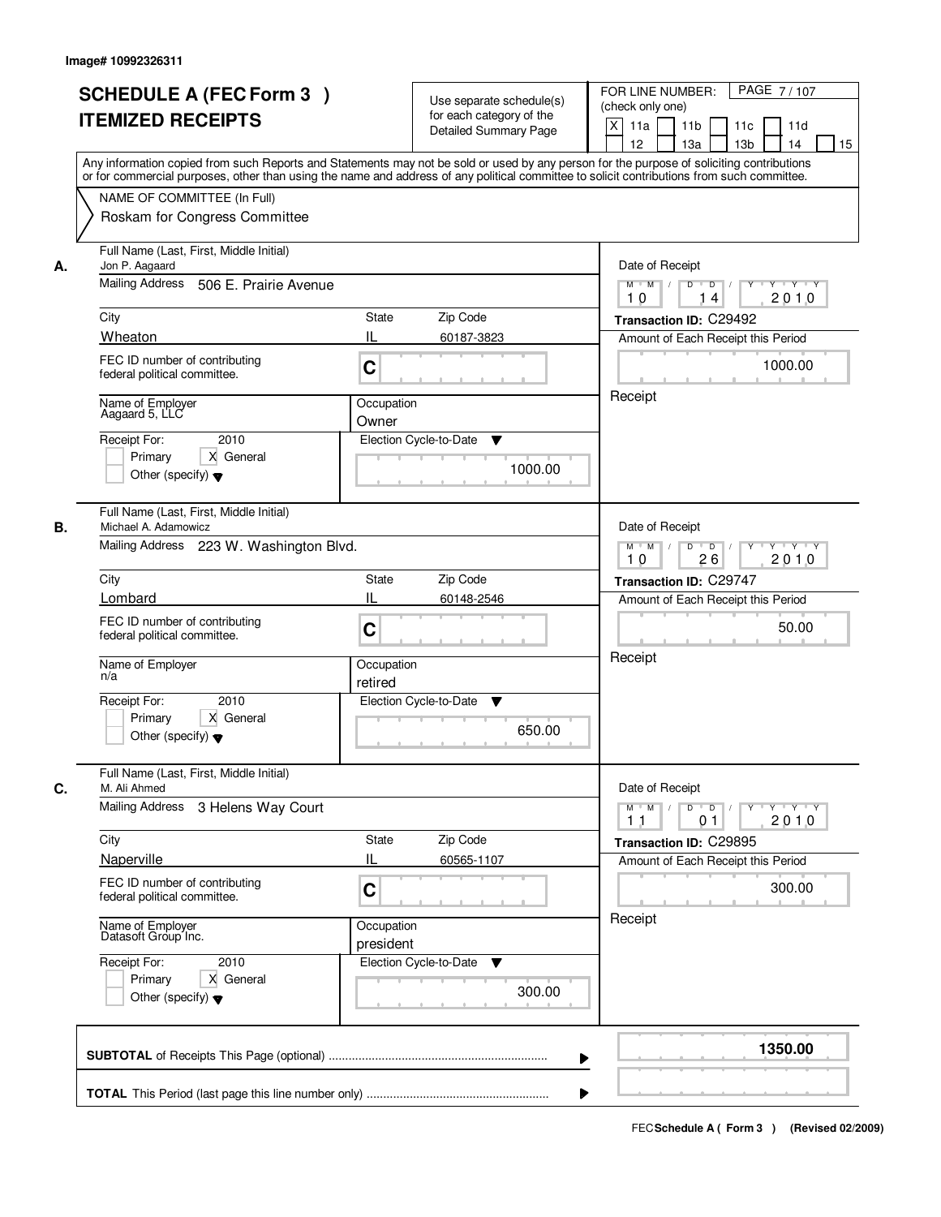Image# 10992326311

# SCHEDULE A (FEC Form 3 ) ITEMIZED RECEIPTS

Use separate schedule(s) for each category of the Detailed Summary Page

FOR LINE NUMBER: (check only one)

[X] 11a [ ] 11b [ ] 11c [ ] 11d [ ] 12 [ ] 13a [ ] 13b [ ] 14 [ ] 15

Any information copied from such Reports and Statements may not be sold or used by any person for the purpose of soliciting contributions or for commercial purposes, other than using the name and address of any political committee to solicit contributions from such committee.

NAME OF COMMITTEE (In Full)

Roskam for Congress Committee

---

**A.** Full Name (Last, First, Middle Initial): Jon P. Aagaard

Mailing Address: 506 E. Prairie Avenue

City: Wheaton | State: IL | Zip Code: 60187-3823

FEC ID number of contributing federal political committee: C

Name of Employer: Aagaard 5, LLC

Occupation: Owner

Receipt For: 2010 — [ ] Primary [X] General [ ] Other (specify)

Election Cycle-to-Date: 1000.00

Date of Receipt: 10 / 14 / 2010

Transaction ID: C29492

Amount of Each Receipt this Period: 1000.00

Receipt

---

**B.** Full Name (Last, First, Middle Initial): Michael A. Adamowicz

Mailing Address: 223 W. Washington Blvd.

City: Lombard | State: IL | Zip Code: 60148-2546

FEC ID number of contributing federal political committee: C

Name of Employer: n/a

Occupation: retired

Receipt For: 2010 — [ ] Primary [X] General [ ] Other (specify)

Election Cycle-to-Date: 650.00

Date of Receipt: 10 / 26 / 2010

Transaction ID: C29747

Amount of Each Receipt this Period: 50.00

Receipt

---

**C.** Full Name (Last, First, Middle Initial): M. Ali Ahmed

Mailing Address: 3 Helens Way Court

City: Naperville | State: IL | Zip Code: 60565-1107

FEC ID number of contributing federal political committee: C

Name of Employer: Datasoft Group Inc.

Occupation: president

Receipt For: 2010 — [ ] Primary [X] General [ ] Other (specify)

Election Cycle-to-Date: 300.00

Date of Receipt: 11 / 01 / 2010

Transaction ID: C29895

Amount of Each Receipt this Period: 300.00

Receipt

---

**SUBTOTAL** of Receipts This Page (optional): **1350.00**

**TOTAL** This Period (last page this line number only):

FEC Schedule A ( Form 3 ) (Revised 02/2009)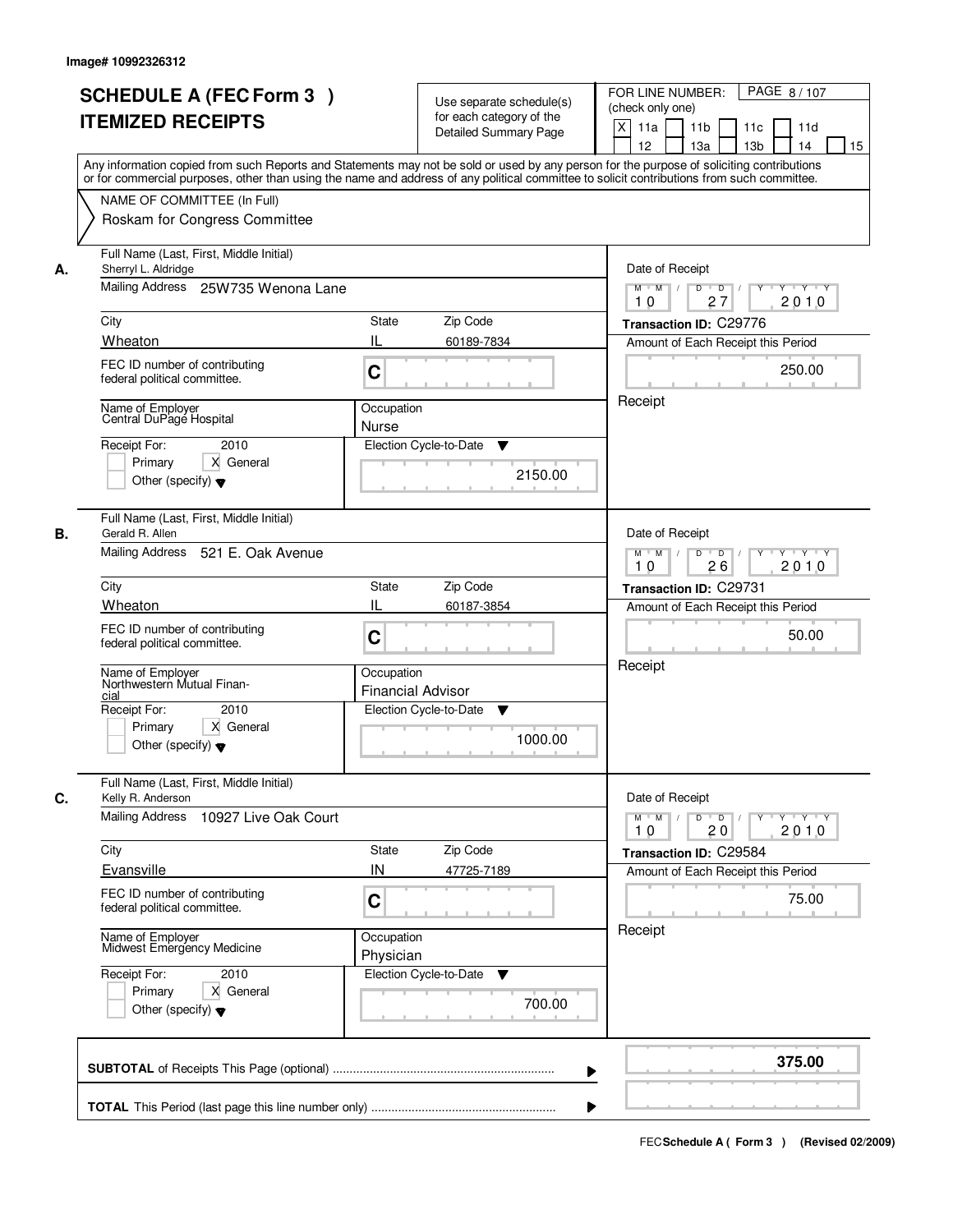Image# 10992326312

# SCHEDULE A (FEC Form 3 )
# ITEMIZED RECEIPTS

Use separate schedule(s) for each category of the Detailed Summary Page

FOR LINE NUMBER: (check only one)
[X] 11a [ ] 11b [ ] 11c [ ] 11d [ ] 12 [ ] 13a [ ] 13b [ ] 14 [ ] 15

PAGE 8 / 107

Any information copied from such Reports and Statements may not be sold or used by any person for the purpose of soliciting contributions or for commercial purposes, other than using the name and address of any political committee to solicit contributions from such committee.

NAME OF COMMITTEE (In Full)
Roskam for Congress Committee

---

**A.**

Full Name (Last, First, Middle Initial): Sherryl L. Aldridge
Mailing Address: 25W735 Wenona Lane
City: Wheaton | State: IL | Zip Code: 60189-7834
FEC ID number of contributing federal political committee: C
Name of Employer: Central DuPage Hospital
Occupation: Nurse
Receipt For: 2010 — [ ] Primary [X] General [ ] Other (specify)
Election Cycle-to-Date: 2150.00

Date of Receipt: 10/27/2010
Transaction ID: C29776
Amount of Each Receipt this Period: 250.00
Receipt

---

**B.**

Full Name (Last, First, Middle Initial): Gerald R. Allen
Mailing Address: 521 E. Oak Avenue
City: Wheaton | State: IL | Zip Code: 60187-3854
FEC ID number of contributing federal political committee: C
Name of Employer: Northwestern Mutual Financial
Occupation: Financial Advisor
Receipt For: 2010 — [ ] Primary [X] General [ ] Other (specify)
Election Cycle-to-Date: 1000.00

Date of Receipt: 10/26/2010
Transaction ID: C29731
Amount of Each Receipt this Period: 50.00
Receipt

---

**C.**

Full Name (Last, First, Middle Initial): Kelly R. Anderson
Mailing Address: 10927 Live Oak Court
City: Evansville | State: IN | Zip Code: 47725-7189
FEC ID number of contributing federal political committee: C
Name of Employer: Midwest Emergency Medicine
Occupation: Physician
Receipt For: 2010 — [ ] Primary [X] General [ ] Other (specify)
Election Cycle-to-Date: 700.00

Date of Receipt: 10/20/2010
Transaction ID: C29584
Amount of Each Receipt this Period: 75.00
Receipt

---

**SUBTOTAL** of Receipts This Page (optional): **375.00**

**TOTAL** This Period (last page this line number only):

FEC Schedule A ( Form 3 ) (Revised 02/2009)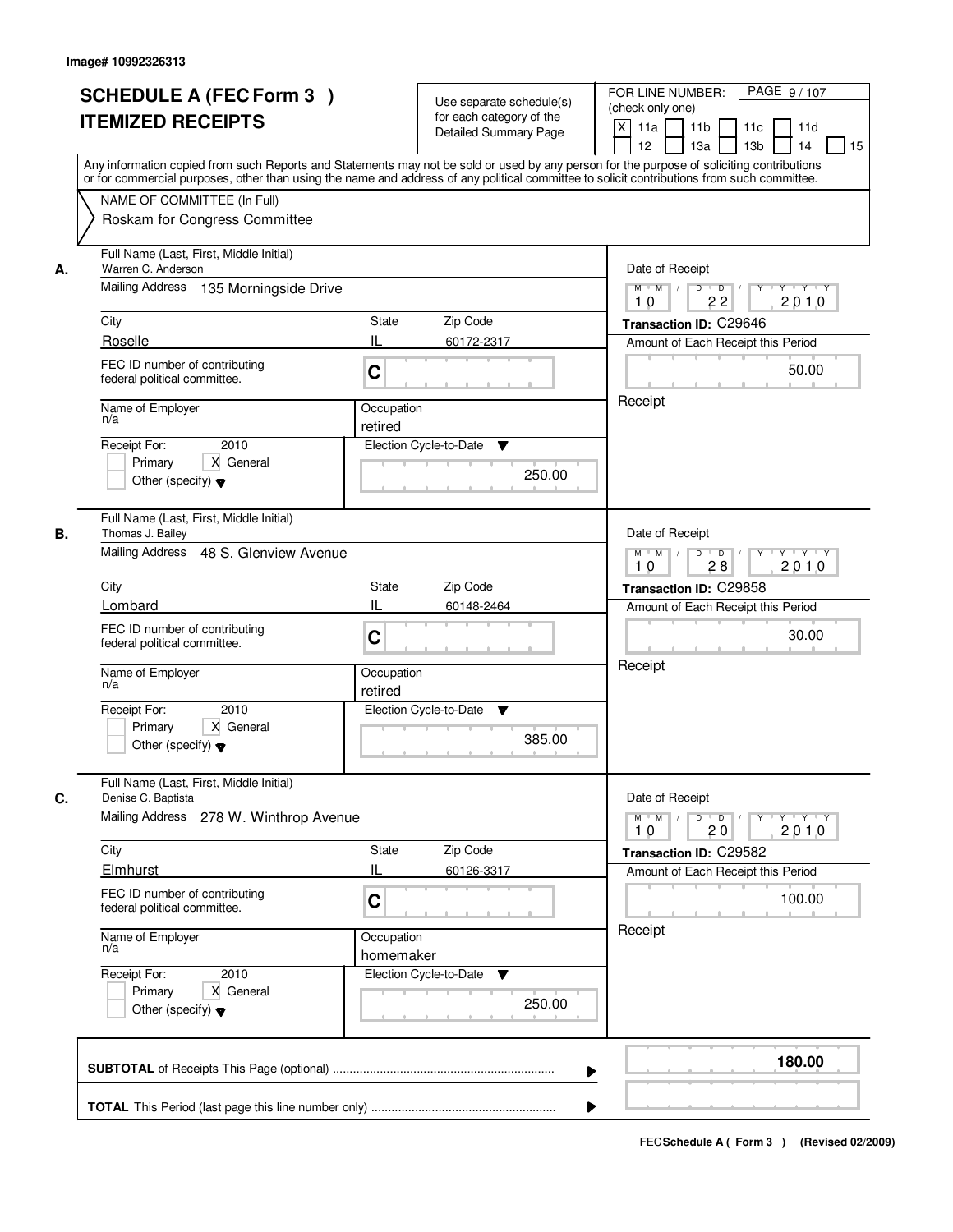Image# 10992326313

# SCHEDULE A (FEC Form 3 )
## ITEMIZED RECEIPTS

Use separate schedule(s) for each category of the Detailed Summary Page

FOR LINE NUMBER: (check only one)

[X] 11a [ ] 11b [ ] 11c [ ] 11d [ ] 12 [ ] 13a [ ] 13b [ ] 14 [ ] 15

PAGE 9 / 107

Any information copied from such Reports and Statements may not be sold or used by any person for the purpose of soliciting contributions or for commercial purposes, other than using the name and address of any political committee to solicit contributions from such committee.

NAME OF COMMITTEE (In Full)
Roskam for Congress Committee

---

**A.** Full Name (Last, First, Middle Initial): Warren C. Anderson

Mailing Address: 135 Morningside Drive

City: Roselle | State: IL | Zip Code: 60172-2317

FEC ID number of contributing federal political committee: C

Name of Employer: n/a | Occupation: retired

Receipt For: 2010 — [ ] Primary [X] General [ ] Other (specify)

Election Cycle-to-Date: 250.00

Date of Receipt: 10 / 22 / 2010

Transaction ID: C29646

Amount of Each Receipt this Period: 50.00

Receipt

---

**B.** Full Name (Last, First, Middle Initial): Thomas J. Bailey

Mailing Address: 48 S. Glenview Avenue

City: Lombard | State: IL | Zip Code: 60148-2464

FEC ID number of contributing federal political committee: C

Name of Employer: n/a | Occupation: retired

Receipt For: 2010 — [ ] Primary [X] General [ ] Other (specify)

Election Cycle-to-Date: 385.00

Date of Receipt: 10 / 28 / 2010

Transaction ID: C29858

Amount of Each Receipt this Period: 30.00

Receipt

---

**C.** Full Name (Last, First, Middle Initial): Denise C. Baptista

Mailing Address: 278 W. Winthrop Avenue

City: Elmhurst | State: IL | Zip Code: 60126-3317

FEC ID number of contributing federal political committee: C

Name of Employer: n/a | Occupation: homemaker

Receipt For: 2010 — [ ] Primary [X] General [ ] Other (specify)

Election Cycle-to-Date: 250.00

Date of Receipt: 10 / 20 / 2010

Transaction ID: C29582

Amount of Each Receipt this Period: 100.00

Receipt

---

**SUBTOTAL** of Receipts This Page (optional): **180.00**

**TOTAL** This Period (last page this line number only):

FEC **Schedule A ( Form 3 )** (Revised 02/2009)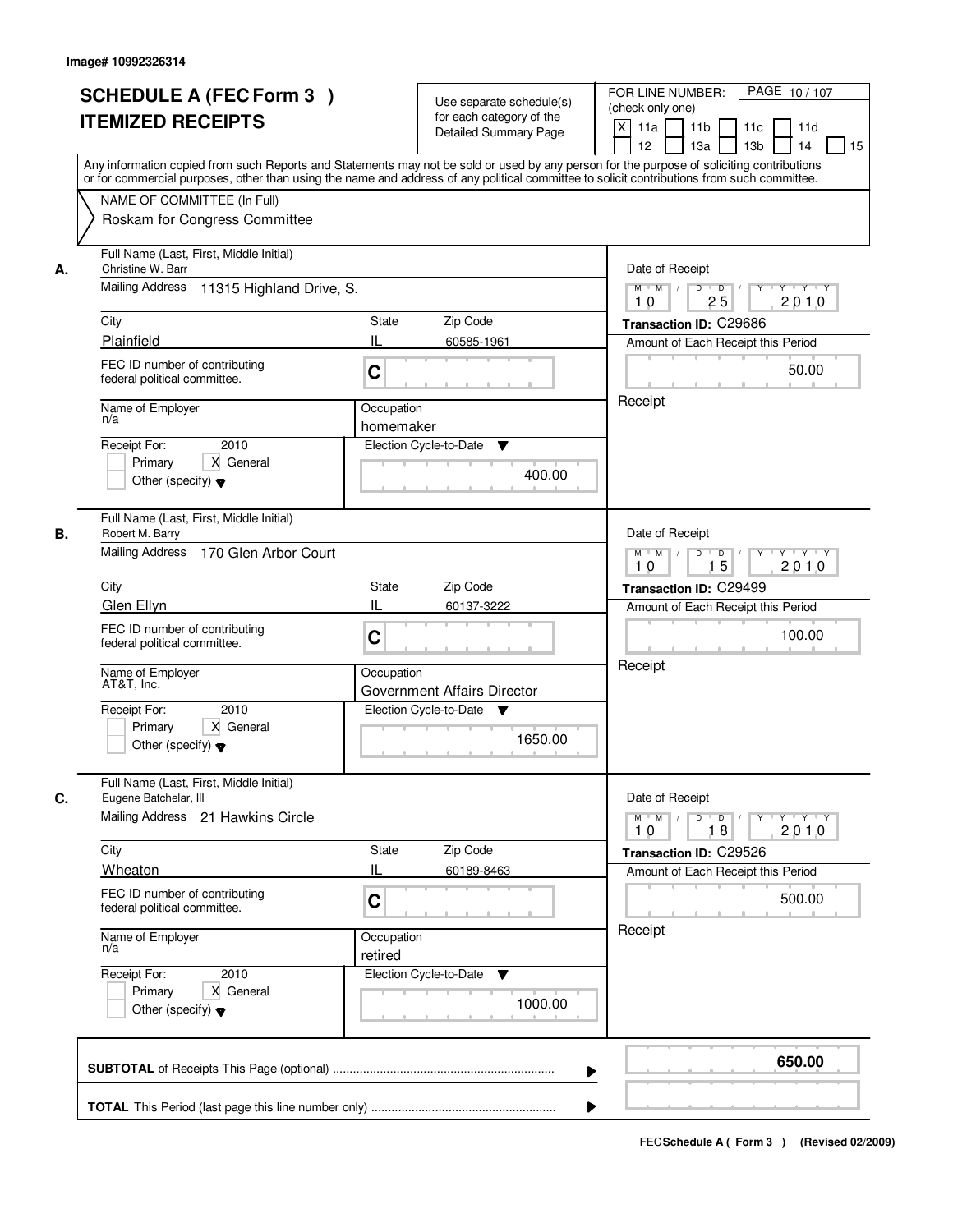Image# 10992326314

# SCHEDULE A (FEC Form 3 )
## ITEMIZED RECEIPTS

Use separate schedule(s) for each category of the Detailed Summary Page

FOR LINE NUMBER: (check only one)
[X] 11a [ ] 11b [ ] 11c [ ] 11d [ ] 12 [ ] 13a [ ] 13b [ ] 14 [ ] 15

PAGE 10 / 107

Any information copied from such Reports and Statements may not be sold or used by any person for the purpose of soliciting contributions or for commercial purposes, other than using the name and address of any political committee to solicit contributions from such committee.

NAME OF COMMITTEE (In Full)
Roskam for Congress Committee

---

**A.** Full Name (Last, First, Middle Initial): Christine W. Barr

Mailing Address: 11315 Highland Drive, S.

City: Plainfield | State: IL | Zip Code: 60585-1961

FEC ID number of contributing federal political committee: C

Name of Employer: n/a

Occupation: homemaker

Receipt For: 2010 — [ ] Primary [X] General [ ] Other (specify)

Election Cycle-to-Date: 400.00

Date of Receipt: 10 / 25 / 2010

Transaction ID: C29686

Amount of Each Receipt this Period: 50.00

Receipt

---

**B.** Full Name (Last, First, Middle Initial): Robert M. Barry

Mailing Address: 170 Glen Arbor Court

City: Glen Ellyn | State: IL | Zip Code: 60137-3222

FEC ID number of contributing federal political committee: C

Name of Employer: AT&T, Inc.

Occupation: Government Affairs Director

Receipt For: 2010 — [ ] Primary [X] General [ ] Other (specify)

Election Cycle-to-Date: 1650.00

Date of Receipt: 10 / 15 / 2010

Transaction ID: C29499

Amount of Each Receipt this Period: 100.00

Receipt

---

**C.** Full Name (Last, First, Middle Initial): Eugene Batchelar, III

Mailing Address: 21 Hawkins Circle

City: Wheaton | State: IL | Zip Code: 60189-8463

FEC ID number of contributing federal political committee: C

Name of Employer: n/a

Occupation: retired

Receipt For: 2010 — [ ] Primary [X] General [ ] Other (specify)

Election Cycle-to-Date: 1000.00

Date of Receipt: 10 / 18 / 2010

Transaction ID: C29526

Amount of Each Receipt this Period: 500.00

Receipt

---

**SUBTOTAL** of Receipts This Page (optional): **650.00**

**TOTAL** This Period (last page this line number only):

FEC Schedule A ( Form 3 ) (Revised 02/2009)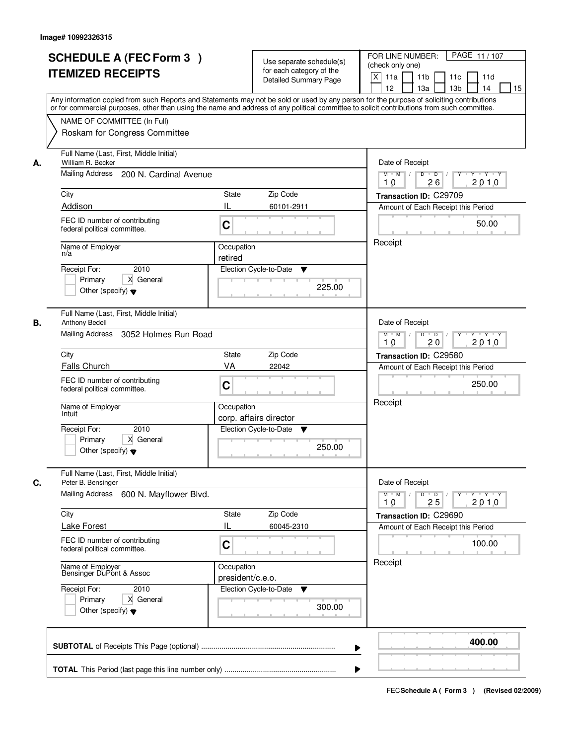Image# 10992326315

# SCHEDULE A (FEC Form 3 )
# ITEMIZED RECEIPTS

Use separate schedule(s) for each category of the Detailed Summary Page

FOR LINE NUMBER: (check only one)
[X] 11a [ ] 11b [ ] 11c [ ] 11d [ ] 12 [ ] 13a [ ] 13b [ ] 14 [ ] 15

PAGE 11 / 107

Any information copied from such Reports and Statements may not be sold or used by any person for the purpose of soliciting contributions or for commercial purposes, other than using the name and address of any political committee to solicit contributions from such committee.

NAME OF COMMITTEE (In Full)
Roskam for Congress Committee

---

**A.** Full Name (Last, First, Middle Initial): William R. Becker

Mailing Address: 200 N. Cardinal Avenue

City: Addison | State: IL | Zip Code: 60101-2911

FEC ID number of contributing federal political committee: C

Name of Employer: n/a

Occupation: retired

Receipt For: 2010 — [ ] Primary [X] General [ ] Other (specify)

Election Cycle-to-Date: 225.00

Date of Receipt: 10 / 26 / 2010

Transaction ID: C29709

Amount of Each Receipt this Period: 50.00

Receipt

---

**B.** Full Name (Last, First, Middle Initial): Anthony Bedell

Mailing Address: 3052 Holmes Run Road

City: Falls Church | State: VA | Zip Code: 22042

FEC ID number of contributing federal political committee: C

Name of Employer: Intuit

Occupation: corp. affairs director

Receipt For: 2010 — [ ] Primary [X] General [ ] Other (specify)

Election Cycle-to-Date: 250.00

Date of Receipt: 10 / 20 / 2010

Transaction ID: C29580

Amount of Each Receipt this Period: 250.00

Receipt

---

**C.** Full Name (Last, First, Middle Initial): Peter B. Bensinger

Mailing Address: 600 N. Mayflower Blvd.

City: Lake Forest | State: IL | Zip Code: 60045-2310

FEC ID number of contributing federal political committee: C

Name of Employer: Bensinger DuPont & Assoc

Occupation: president/c.e.o.

Receipt For: 2010 — [ ] Primary [X] General [ ] Other (specify)

Election Cycle-to-Date: 300.00

Date of Receipt: 10 / 25 / 2010

Transaction ID: C29690

Amount of Each Receipt this Period: 100.00

Receipt

---

**SUBTOTAL** of Receipts This Page (optional): **400.00**

**TOTAL** This Period (last page this line number only):

FEC Schedule A ( Form 3 ) (Revised 02/2009)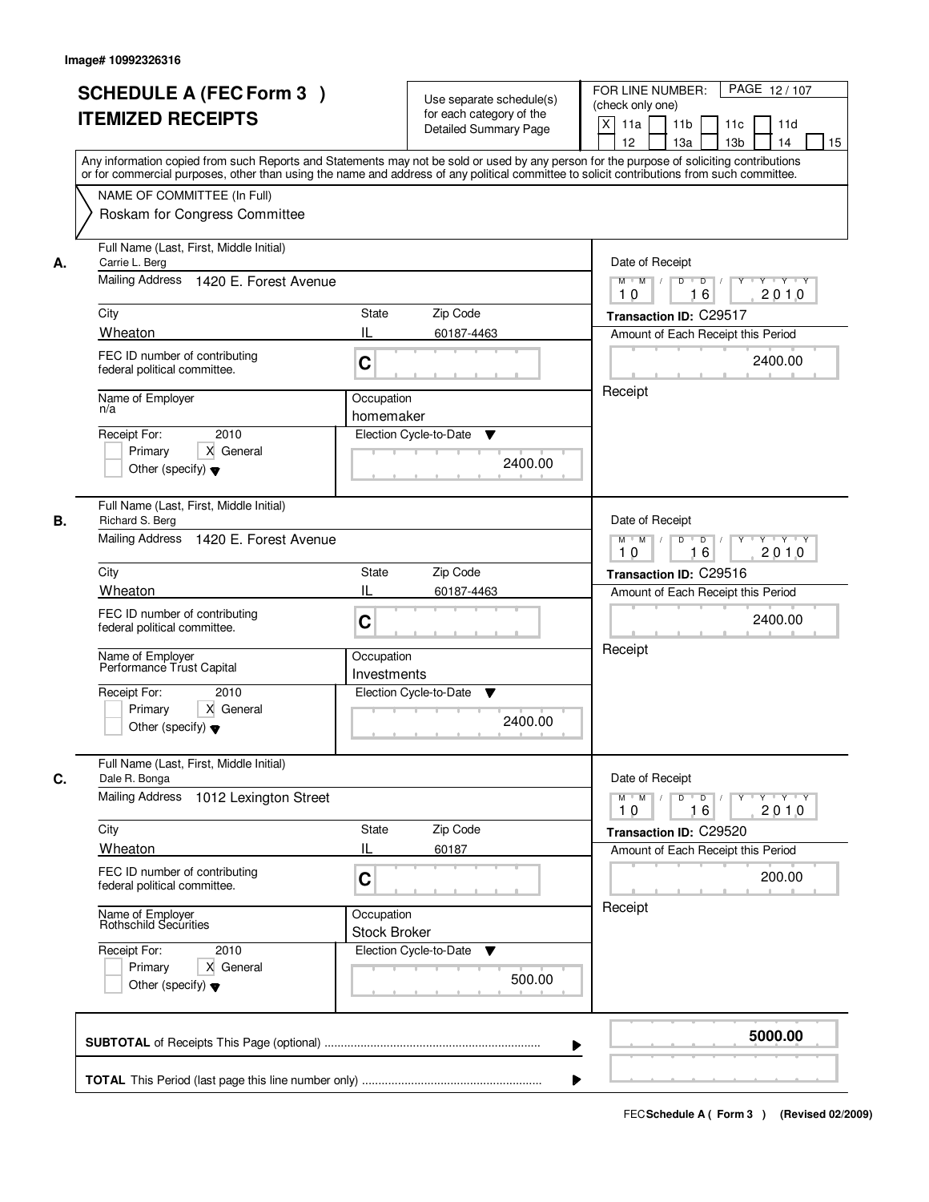Image# 10992326316

# SCHEDULE A (FEC Form 3 )
# ITEMIZED RECEIPTS

Use separate schedule(s) for each category of the Detailed Summary Page

FOR LINE NUMBER: (check only one)

[X] 11a [ ] 11b [ ] 11c [ ] 11d [ ] 12 [ ] 13a [ ] 13b [ ] 14 [ ] 15

PAGE 12 / 107

Any information copied from such Reports and Statements may not be sold or used by any person for the purpose of soliciting contributions or for commercial purposes, other than using the name and address of any political committee to solicit contributions from such committee.

NAME OF COMMITTEE (In Full)

Roskam for Congress Committee

---

**A.** Full Name (Last, First, Middle Initial): Carrie L. Berg

Mailing Address: 1420 E. Forest Avenue

City: Wheaton | State: IL | Zip Code: 60187-4463

FEC ID number of contributing federal political committee: C

Name of Employer: n/a

Occupation: homemaker

Receipt For: 2010 — [ ] Primary [X] General [ ] Other (specify)

Election Cycle-to-Date: 2400.00

Date of Receipt: 10 16 2010

Transaction ID: C29517

Amount of Each Receipt this Period: 2400.00

Receipt

---

**B.** Full Name (Last, First, Middle Initial): Richard S. Berg

Mailing Address: 1420 E. Forest Avenue

City: Wheaton | State: IL | Zip Code: 60187-4463

FEC ID number of contributing federal political committee: C

Name of Employer: Performance Trust Capital

Occupation: Investments

Receipt For: 2010 — [ ] Primary [X] General [ ] Other (specify)

Election Cycle-to-Date: 2400.00

Date of Receipt: 10 16 2010

Transaction ID: C29516

Amount of Each Receipt this Period: 2400.00

Receipt

---

**C.** Full Name (Last, First, Middle Initial): Dale R. Bonga

Mailing Address: 1012 Lexington Street

City: Wheaton | State: IL | Zip Code: 60187

FEC ID number of contributing federal political committee: C

Name of Employer: Rothschild Securities

Occupation: Stock Broker

Receipt For: 2010 — [ ] Primary [X] General [ ] Other (specify)

Election Cycle-to-Date: 500.00

Date of Receipt: 10 16 2010

Transaction ID: C29520

Amount of Each Receipt this Period: 200.00

Receipt

---

**SUBTOTAL** of Receipts This Page (optional): **5000.00**

**TOTAL** This Period (last page this line number only):

FEC Schedule A ( Form 3 ) (Revised 02/2009)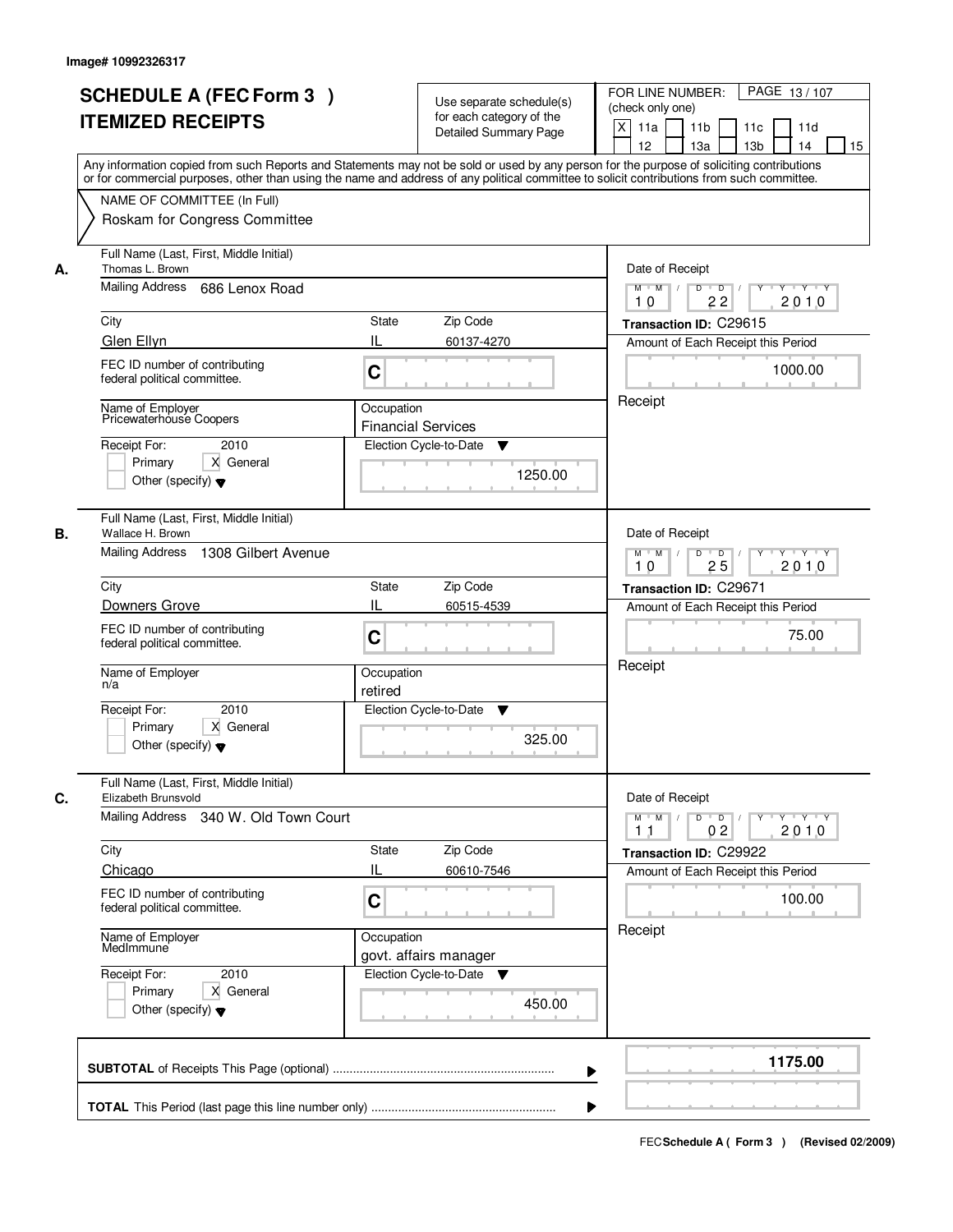Image# 10992326317

# SCHEDULE A (FEC Form 3 )
# ITEMIZED RECEIPTS

Use separate schedule(s) for each category of the Detailed Summary Page

FOR LINE NUMBER: (check only one)

[X] 11a [ ] 11b [ ] 11c [ ] 11d [ ] 12 [ ] 13a [ ] 13b [ ] 14 [ ] 15

PAGE 13 / 107

Any information copied from such Reports and Statements may not be sold or used by any person for the purpose of soliciting contributions or for commercial purposes, other than using the name and address of any political committee to solicit contributions from such committee.

NAME OF COMMITTEE (In Full)
Roskam for Congress Committee

---

**A.**

Full Name (Last, First, Middle Initial): Thomas L. Brown
Mailing Address: 686 Lenox Road
City: Glen Ellyn | State: IL | Zip Code: 60137-4270
FEC ID number of contributing federal political committee: C
Name of Employer: Pricewaterhouse Coopers
Occupation: Financial Services
Receipt For: 2010 — [ ] Primary [X] General [ ] Other (specify)
Election Cycle-to-Date: 1250.00

Date of Receipt: 10 / 22 / 2010
Transaction ID: C29615
Amount of Each Receipt this Period: 1000.00
Receipt

---

**B.**

Full Name (Last, First, Middle Initial): Wallace H. Brown
Mailing Address: 1308 Gilbert Avenue
City: Downers Grove | State: IL | Zip Code: 60515-4539
FEC ID number of contributing federal political committee: C
Name of Employer: n/a
Occupation: retired
Receipt For: 2010 — [ ] Primary [X] General [ ] Other (specify)
Election Cycle-to-Date: 325.00

Date of Receipt: 10 / 25 / 2010
Transaction ID: C29671
Amount of Each Receipt this Period: 75.00
Receipt

---

**C.**

Full Name (Last, First, Middle Initial): Elizabeth Brunsvold
Mailing Address: 340 W. Old Town Court
City: Chicago | State: IL | Zip Code: 60610-7546
FEC ID number of contributing federal political committee: C
Name of Employer: MedImmune
Occupation: govt. affairs manager
Receipt For: 2010 — [ ] Primary [X] General [ ] Other (specify)
Election Cycle-to-Date: 450.00

Date of Receipt: 11 / 02 / 2010
Transaction ID: C29922
Amount of Each Receipt this Period: 100.00
Receipt

---

**SUBTOTAL** of Receipts This Page (optional) ........ **1175.00**

**TOTAL** This Period (last page this line number only) ........

FEC **Schedule A ( Form 3 )** (Revised 02/2009)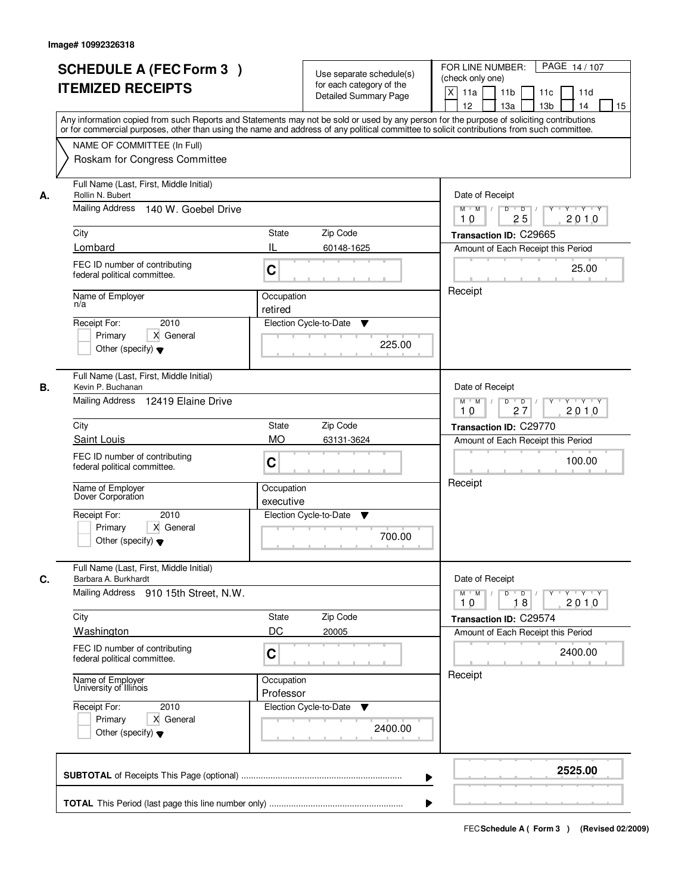Image# 10992326318

# SCHEDULE A (FEC Form 3 )
# ITEMIZED RECEIPTS

Use separate schedule(s) for each category of the Detailed Summary Page

FOR LINE NUMBER: (check only one)
[X] 11a [ ] 11b [ ] 11c [ ] 11d [ ] 12 [ ] 13a [ ] 13b [ ] 14 [ ] 15

PAGE 14 / 107

Any information copied from such Reports and Statements may not be sold or used by any person for the purpose of soliciting contributions or for commercial purposes, other than using the name and address of any political committee to solicit contributions from such committee.

NAME OF COMMITTEE (In Full)
Roskam for Congress Committee

---

**A.**

Full Name (Last, First, Middle Initial): Rollin N. Bubert

Mailing Address: 140 W. Goebel Drive

City: Lombard | State: IL | Zip Code: 60148-1625

FEC ID number of contributing federal political committee: C

Name of Employer: n/a

Occupation: retired

Receipt For: 2010 [ ] Primary [X] General [ ] Other (specify)

Election Cycle-to-Date: 225.00

Date of Receipt: 10 / 25 / 2010

Transaction ID: C29665

Amount of Each Receipt this Period: 25.00

Receipt

---

**B.**

Full Name (Last, First, Middle Initial): Kevin P. Buchanan

Mailing Address: 12419 Elaine Drive

City: Saint Louis | State: MO | Zip Code: 63131-3624

FEC ID number of contributing federal political committee: C

Name of Employer: Dover Corporation

Occupation: executive

Receipt For: 2010 [ ] Primary [X] General [ ] Other (specify)

Election Cycle-to-Date: 700.00

Date of Receipt: 10 / 27 / 2010

Transaction ID: C29770

Amount of Each Receipt this Period: 100.00

Receipt

---

**C.**

Full Name (Last, First, Middle Initial): Barbara A. Burkhardt

Mailing Address: 910 15th Street, N.W.

City: Washington | State: DC | Zip Code: 20005

FEC ID number of contributing federal political committee: C

Name of Employer: University of Illinois

Occupation: Professor

Receipt For: 2010 [ ] Primary [X] General [ ] Other (specify)

Election Cycle-to-Date: 2400.00

Date of Receipt: 10 / 18 / 2010

Transaction ID: C29574

Amount of Each Receipt this Period: 2400.00

Receipt

---

**SUBTOTAL** of Receipts This Page (optional): **2525.00**

**TOTAL** This Period (last page this line number only):

FEC Schedule A ( Form 3 ) (Revised 02/2009)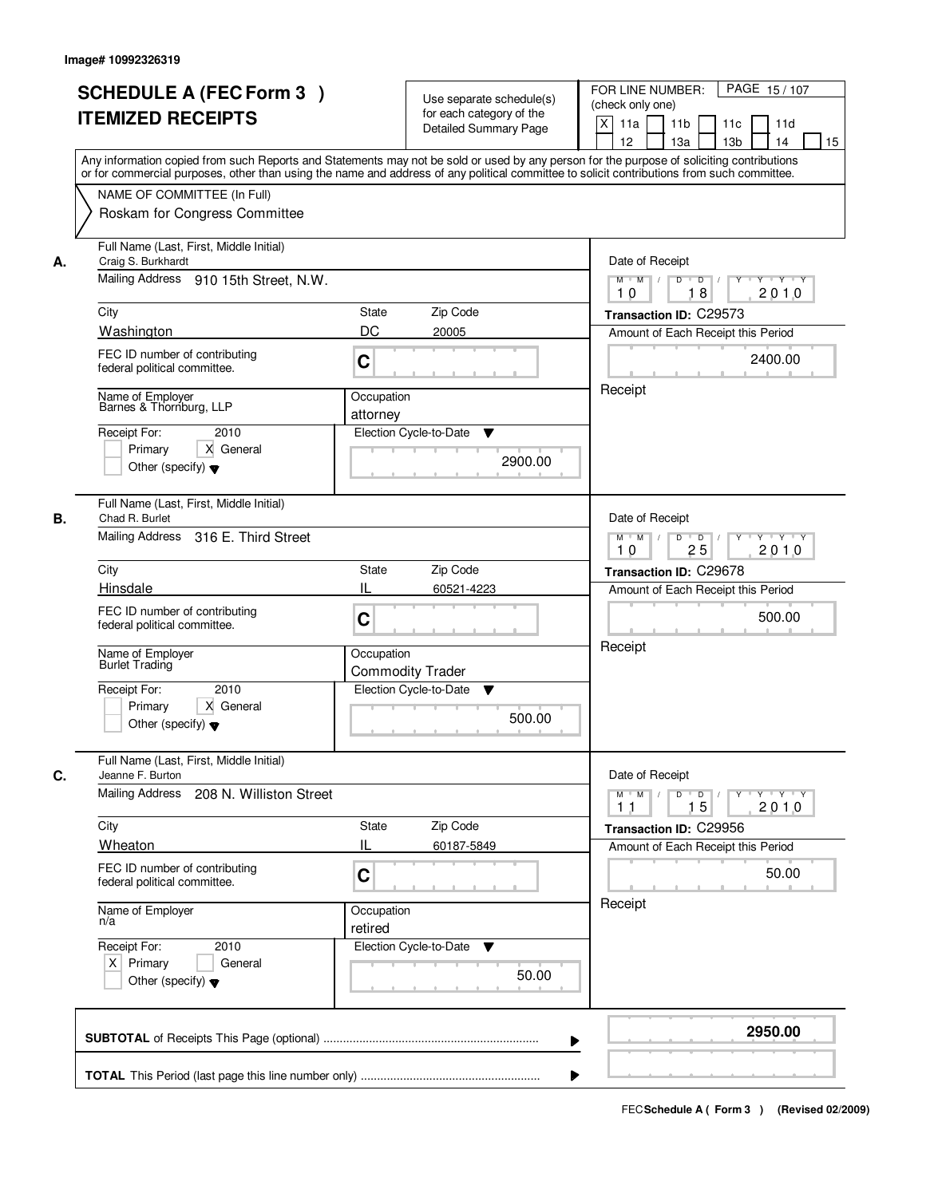Image# 10992326319

# SCHEDULE A (FEC Form 3 ) ITEMIZED RECEIPTS

Use separate schedule(s) for each category of the Detailed Summary Page

FOR LINE NUMBER: (check only one)
[X] 11a [ ] 11b [ ] 11c [ ] 11d [ ] 12 [ ] 13a [ ] 13b [ ] 14 [ ] 15

PAGE 15 / 107

Any information copied from such Reports and Statements may not be sold or used by any person for the purpose of soliciting contributions or for commercial purposes, other than using the name and address of any political committee to solicit contributions from such committee.

NAME OF COMMITTEE (In Full)
Roskam for Congress Committee

---

**A.** Full Name (Last, First, Middle Initial)
Craig S. Burkhardt

Mailing Address: 910 15th Street, N.W.

| City | State | Zip Code |
|---|---|---|
| Washington | DC | 20005 |

FEC ID number of contributing federal political committee: C

Name of Employer: Barnes & Thornburg, LLP
Occupation: attorney

Receipt For: 2010
[ ] Primary [X] General
[ ] Other (specify)

Election Cycle-to-Date: 2900.00

Date of Receipt: 10 18 2010
Transaction ID: C29573
Amount of Each Receipt this Period: 2400.00
Receipt

---

**B.** Full Name (Last, First, Middle Initial)
Chad R. Burlet

Mailing Address: 316 E. Third Street

| City | State | Zip Code |
|---|---|---|
| Hinsdale | IL | 60521-4223 |

FEC ID number of contributing federal political committee: C

Name of Employer: Burlet Trading
Occupation: Commodity Trader

Receipt For: 2010
[ ] Primary [X] General
[ ] Other (specify)

Election Cycle-to-Date: 500.00

Date of Receipt: 10 25 2010
Transaction ID: C29678
Amount of Each Receipt this Period: 500.00
Receipt

---

**C.** Full Name (Last, First, Middle Initial)
Jeanne F. Burton

Mailing Address: 208 N. Williston Street

| City | State | Zip Code |
|---|---|---|
| Wheaton | IL | 60187-5849 |

FEC ID number of contributing federal political committee: C

Name of Employer: n/a
Occupation: retired

Receipt For: 2010
[X] Primary [ ] General
[ ] Other (specify)

Election Cycle-to-Date: 50.00

Date of Receipt: 11 15 2010
Transaction ID: C29956
Amount of Each Receipt this Period: 50.00
Receipt

---

**SUBTOTAL** of Receipts This Page (optional): **2950.00**

**TOTAL** This Period (last page this line number only):

FEC Schedule A ( Form 3 ) (Revised 02/2009)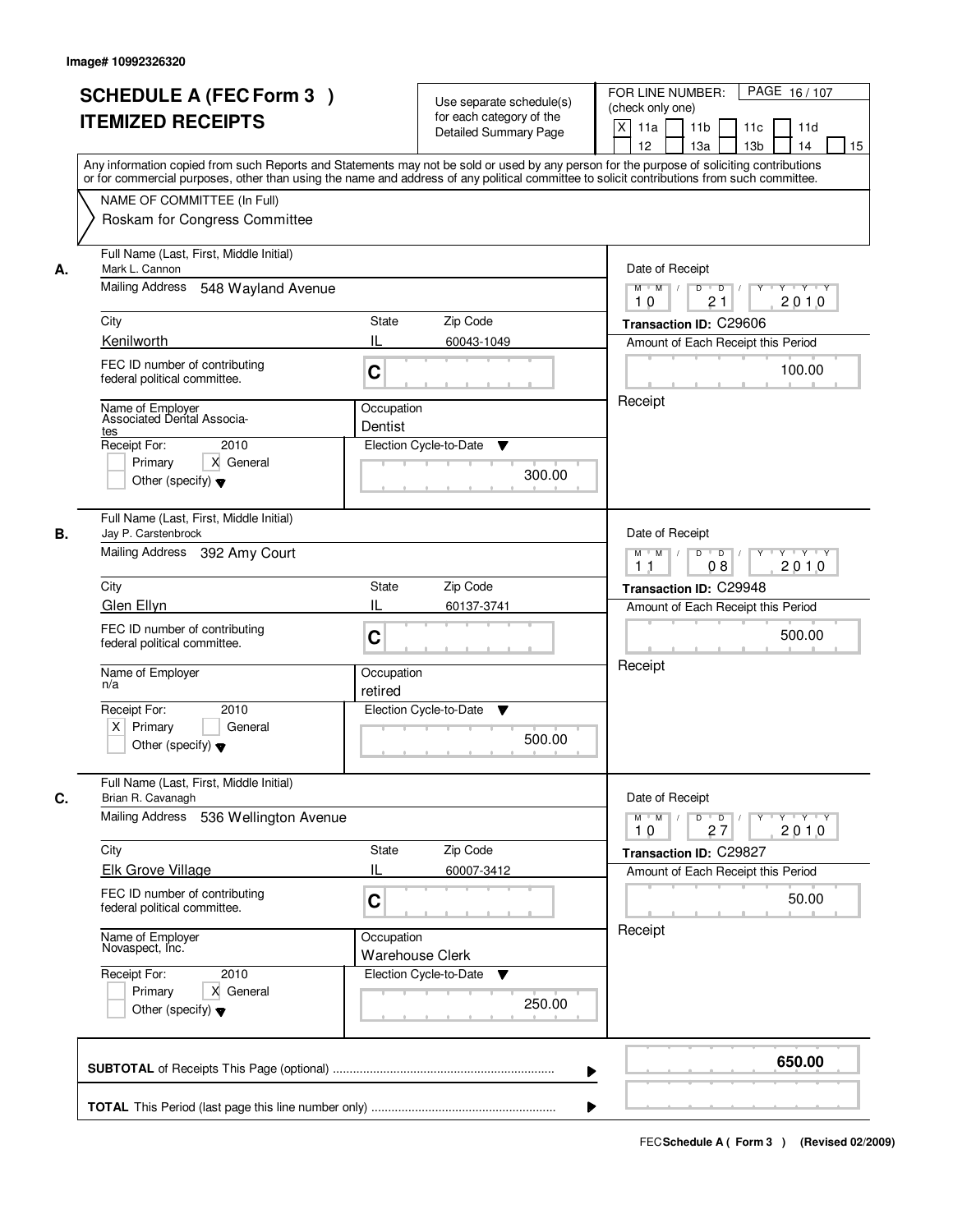Image# 10992326320

# SCHEDULE A (FEC Form 3 )
# ITEMIZED RECEIPTS

Use separate schedule(s) for each category of the Detailed Summary Page

FOR LINE NUMBER: (check only one)
[X] 11a [ ] 11b [ ] 11c [ ] 11d [ ] 12 [ ] 13a [ ] 13b [ ] 14 [ ] 15

PAGE 16 / 107

Any information copied from such Reports and Statements may not be sold or used by any person for the purpose of soliciting contributions or for commercial purposes, other than using the name and address of any political committee to solicit contributions from such committee.

NAME OF COMMITTEE (In Full)
Roskam for Congress Committee

---

**A.**

Full Name (Last, First, Middle Initial): Mark L. Cannon
Mailing Address: 548 Wayland Avenue
City: Kenilworth | State: IL | Zip Code: 60043-1049
FEC ID number of contributing federal political committee: C
Name of Employer: Associated Dental Associates
Occupation: Dentist
Receipt For: 2010 — [ ] Primary [X] General [ ] Other (specify)
Election Cycle-to-Date: 300.00

Date of Receipt: 10 / 21 / 2010
Transaction ID: C29606
Amount of Each Receipt this Period: 100.00
Receipt

---

**B.**

Full Name (Last, First, Middle Initial): Jay P. Carstenbrock
Mailing Address: 392 Amy Court
City: Glen Ellyn | State: IL | Zip Code: 60137-3741
FEC ID number of contributing federal political committee: C
Name of Employer: n/a
Occupation: retired
Receipt For: 2010 — [X] Primary [ ] General [ ] Other (specify)
Election Cycle-to-Date: 500.00

Date of Receipt: 11 / 08 / 2010
Transaction ID: C29948
Amount of Each Receipt this Period: 500.00
Receipt

---

**C.**

Full Name (Last, First, Middle Initial): Brian R. Cavanagh
Mailing Address: 536 Wellington Avenue
City: Elk Grove Village | State: IL | Zip Code: 60007-3412
FEC ID number of contributing federal political committee: C
Name of Employer: Novaspect, Inc.
Occupation: Warehouse Clerk
Receipt For: 2010 — [ ] Primary [X] General [ ] Other (specify)
Election Cycle-to-Date: 250.00

Date of Receipt: 10 / 27 / 2010
Transaction ID: C29827
Amount of Each Receipt this Period: 50.00
Receipt

---

**SUBTOTAL** of Receipts This Page (optional) ........ **650.00**

**TOTAL** This Period (last page this line number only) ........

FEC Schedule A ( Form 3 ) (Revised 02/2009)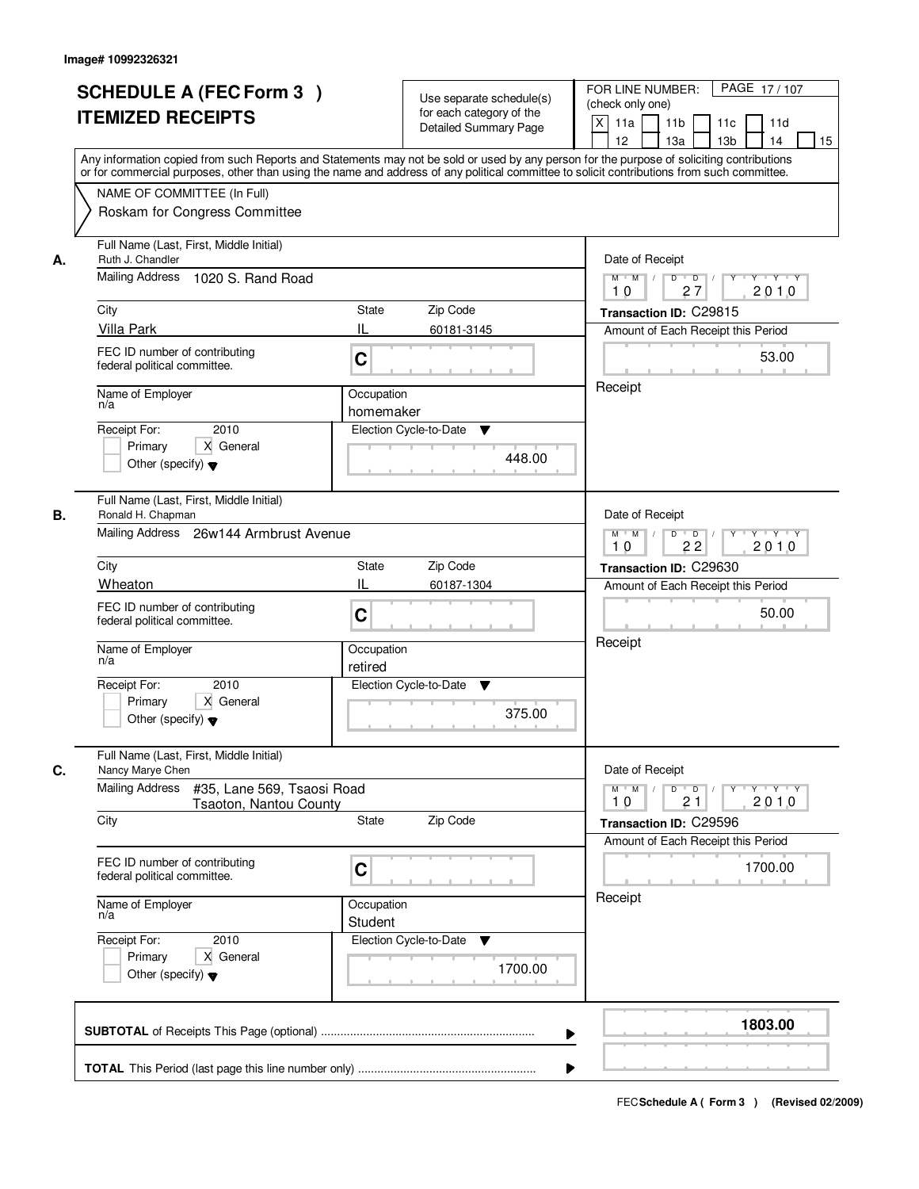Image# 10992326321

# SCHEDULE A (FEC Form 3 ) ITEMIZED RECEIPTS

Use separate schedule(s) for each category of the Detailed Summary Page

FOR LINE NUMBER: (check only one)

[X] 11a [ ] 11b [ ] 11c [ ] 11d [ ] 12 [ ] 13a [ ] 13b [ ] 14 [ ] 15

Any information copied from such Reports and Statements may not be sold or used by any person for the purpose of soliciting contributions or for commercial purposes, other than using the name and address of any political committee to solicit contributions from such committee.

NAME OF COMMITTEE (In Full)

Roskam for Congress Committee

---

**A.**

Full Name (Last, First, Middle Initial): Ruth J. Chandler

Mailing Address: 1020 S. Rand Road

City: Villa Park | State: IL | Zip Code: 60181-3145

FEC ID number of contributing federal political committee: C

Name of Employer: n/a

Occupation: homemaker

Receipt For: 2010 — [ ] Primary [X] General [ ] Other (specify)

Election Cycle-to-Date: 448.00

Date of Receipt: 10 / 27 / 2010

Transaction ID: C29815

Amount of Each Receipt this Period: 53.00

Receipt

---

**B.**

Full Name (Last, First, Middle Initial): Ronald H. Chapman

Mailing Address: 26w144 Armbrust Avenue

City: Wheaton | State: IL | Zip Code: 60187-1304

FEC ID number of contributing federal political committee: C

Name of Employer: n/a

Occupation: retired

Receipt For: 2010 — [ ] Primary [X] General [ ] Other (specify)

Election Cycle-to-Date: 375.00

Date of Receipt: 10 / 22 / 2010

Transaction ID: C29630

Amount of Each Receipt this Period: 50.00

Receipt

---

**C.**

Full Name (Last, First, Middle Initial): Nancy Marye Chen

Mailing Address: #35, Lane 569, Tsaosi Road Tsaoton, Nantou County

City: | State: | Zip Code:

FEC ID number of contributing federal political committee: C

Name of Employer: n/a

Occupation: Student

Receipt For: 2010 — [ ] Primary [X] General [ ] Other (specify)

Election Cycle-to-Date: 1700.00

Date of Receipt: 10 / 21 / 2010

Transaction ID: C29596

Amount of Each Receipt this Period: 1700.00

Receipt

---

**SUBTOTAL** of Receipts This Page (optional): **1803.00**

**TOTAL** This Period (last page this line number only):

FEC **Schedule A ( Form 3 )** (Revised 02/2009)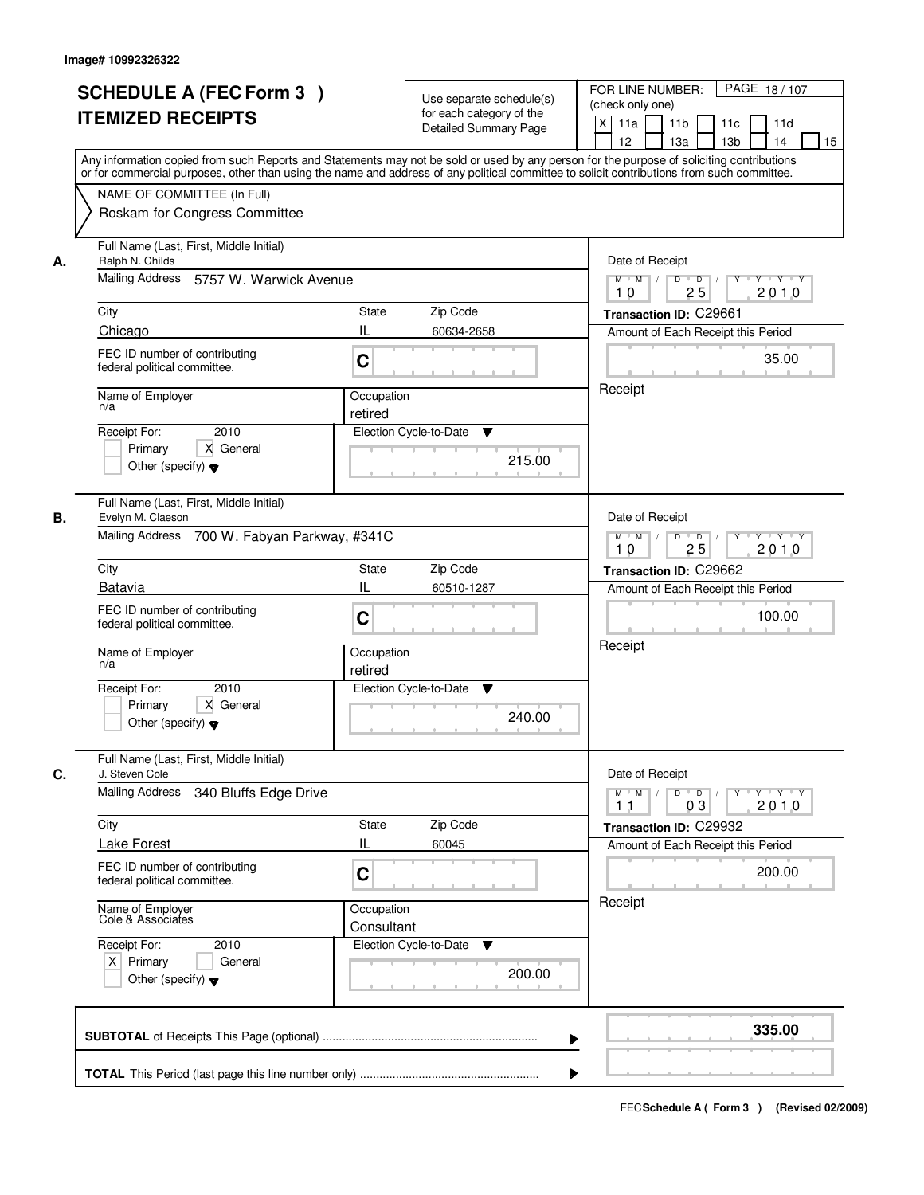Image# 10992326322

# SCHEDULE A (FEC Form 3 ) ITEMIZED RECEIPTS

Use separate schedule(s) for each category of the Detailed Summary Page

FOR LINE NUMBER: (check only one)
[X] 11a [ ] 11b [ ] 11c [ ] 11d [ ] 12 [ ] 13a [ ] 13b [ ] 14 [ ] 15

Any information copied from such Reports and Statements may not be sold or used by any person for the purpose of soliciting contributions or for commercial purposes, other than using the name and address of any political committee to solicit contributions from such committee.

NAME OF COMMITTEE (In Full)
Roskam for Congress Committee

**A.**
Full Name (Last, First, Middle Initial): Ralph N. Childs
Mailing Address: 5757 W. Warwick Avenue
City: Chicago | State: IL | Zip Code: 60634-2658
FEC ID number of contributing federal political committee: C
Name of Employer: n/a
Occupation: retired
Receipt For: 2010 [ ] Primary [X] General [ ] Other (specify)
Election Cycle-to-Date: 215.00
Date of Receipt: 10 / 25 / 2010
Transaction ID: C29661
Amount of Each Receipt this Period: 35.00
Receipt

**B.**
Full Name (Last, First, Middle Initial): Evelyn M. Claeson
Mailing Address: 700 W. Fabyan Parkway, #341C
City: Batavia | State: IL | Zip Code: 60510-1287
FEC ID number of contributing federal political committee: C
Name of Employer: n/a
Occupation: retired
Receipt For: 2010 [ ] Primary [X] General [ ] Other (specify)
Election Cycle-to-Date: 240.00
Date of Receipt: 10 / 25 / 2010
Transaction ID: C29662
Amount of Each Receipt this Period: 100.00
Receipt

**C.**
Full Name (Last, First, Middle Initial): J. Steven Cole
Mailing Address: 340 Bluffs Edge Drive
City: Lake Forest | State: IL | Zip Code: 60045
FEC ID number of contributing federal political committee: C
Name of Employer: Cole & Associates
Occupation: Consultant
Receipt For: 2010 [X] Primary [ ] General [ ] Other (specify)
Election Cycle-to-Date: 200.00
Date of Receipt: 11 / 03 / 2010
Transaction ID: C29932
Amount of Each Receipt this Period: 200.00
Receipt

**SUBTOTAL** of Receipts This Page (optional): **335.00**

**TOTAL** This Period (last page this line number only):

FEC Schedule A ( Form 3 ) (Revised 02/2009)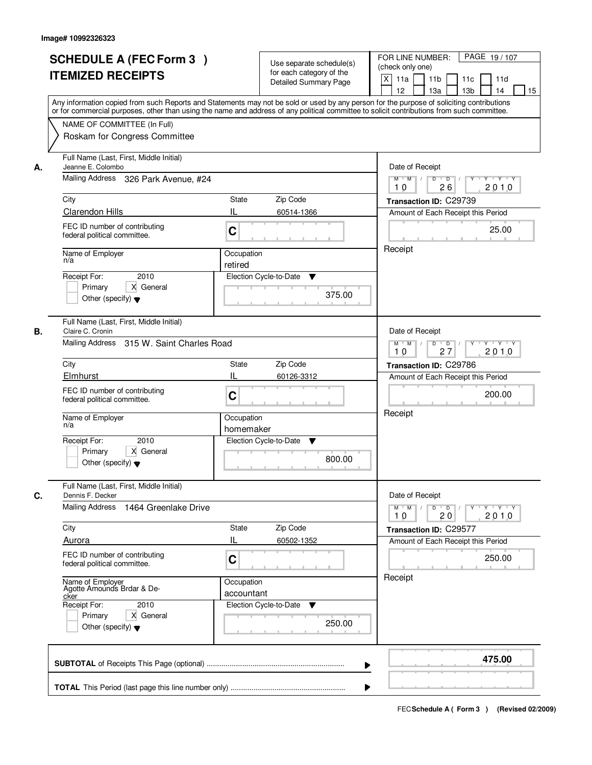Image# 10992326323

# SCHEDULE A (FEC Form 3 )
## ITEMIZED RECEIPTS

Use separate schedule(s) for each category of the Detailed Summary Page

FOR LINE NUMBER: (check only one)

[X] 11a [ ] 11b [ ] 11c [ ] 11d [ ] 12 [ ] 13a [ ] 13b [ ] 14 [ ] 15

Any information copied from such Reports and Statements may not be sold or used by any person for the purpose of soliciting contributions or for commercial purposes, other than using the name and address of any political committee to solicit contributions from such committee.

NAME OF COMMITTEE (In Full)

Roskam for Congress Committee

---

**A.**

| Field | Value |
|---|---|
| Full Name (Last, First, Middle Initial) | Jeanne E. Colombo |
| Mailing Address | 326 Park Avenue, #24 |
| City | Clarendon Hills |
| State | IL |
| Zip Code | 60514-1366 |
| FEC ID number of contributing federal political committee. | C |
| Name of Employer | n/a |
| Occupation | retired |
| Receipt For: | 2010 [ ] Primary [X] General [ ] Other (specify) |
| Election Cycle-to-Date | 375.00 |
| Date of Receipt | 10/26/2010 |
| Transaction ID | C29739 |
| Amount of Each Receipt this Period | 25.00 |
| | Receipt |

**B.**

| Field | Value |
|---|---|
| Full Name (Last, First, Middle Initial) | Claire C. Cronin |
| Mailing Address | 315 W. Saint Charles Road |
| City | Elmhurst |
| State | IL |
| Zip Code | 60126-3312 |
| FEC ID number of contributing federal political committee. | C |
| Name of Employer | n/a |
| Occupation | homemaker |
| Receipt For: | 2010 [ ] Primary [X] General [ ] Other (specify) |
| Election Cycle-to-Date | 800.00 |
| Date of Receipt | 10/27/2010 |
| Transaction ID | C29786 |
| Amount of Each Receipt this Period | 200.00 |
| | Receipt |

**C.**

| Field | Value |
|---|---|
| Full Name (Last, First, Middle Initial) | Dennis F. Decker |
| Mailing Address | 1464 Greenlake Drive |
| City | Aurora |
| State | IL |
| Zip Code | 60502-1352 |
| FEC ID number of contributing federal political committee. | C |
| Name of Employer | Agotte Amounds Brdar & Decker |
| Occupation | accountant |
| Receipt For: | 2010 [ ] Primary [X] General [ ] Other (specify) |
| Election Cycle-to-Date | 250.00 |
| Date of Receipt | 10/20/2010 |
| Transaction ID | C29577 |
| Amount of Each Receipt this Period | 250.00 |
| | Receipt |

---

| | |
|---|---|
| **SUBTOTAL** of Receipts This Page (optional) | **475.00** |
| **TOTAL** This Period (last page this line number only) | |

FEC **Schedule A ( Form 3 )** (Revised 02/2009)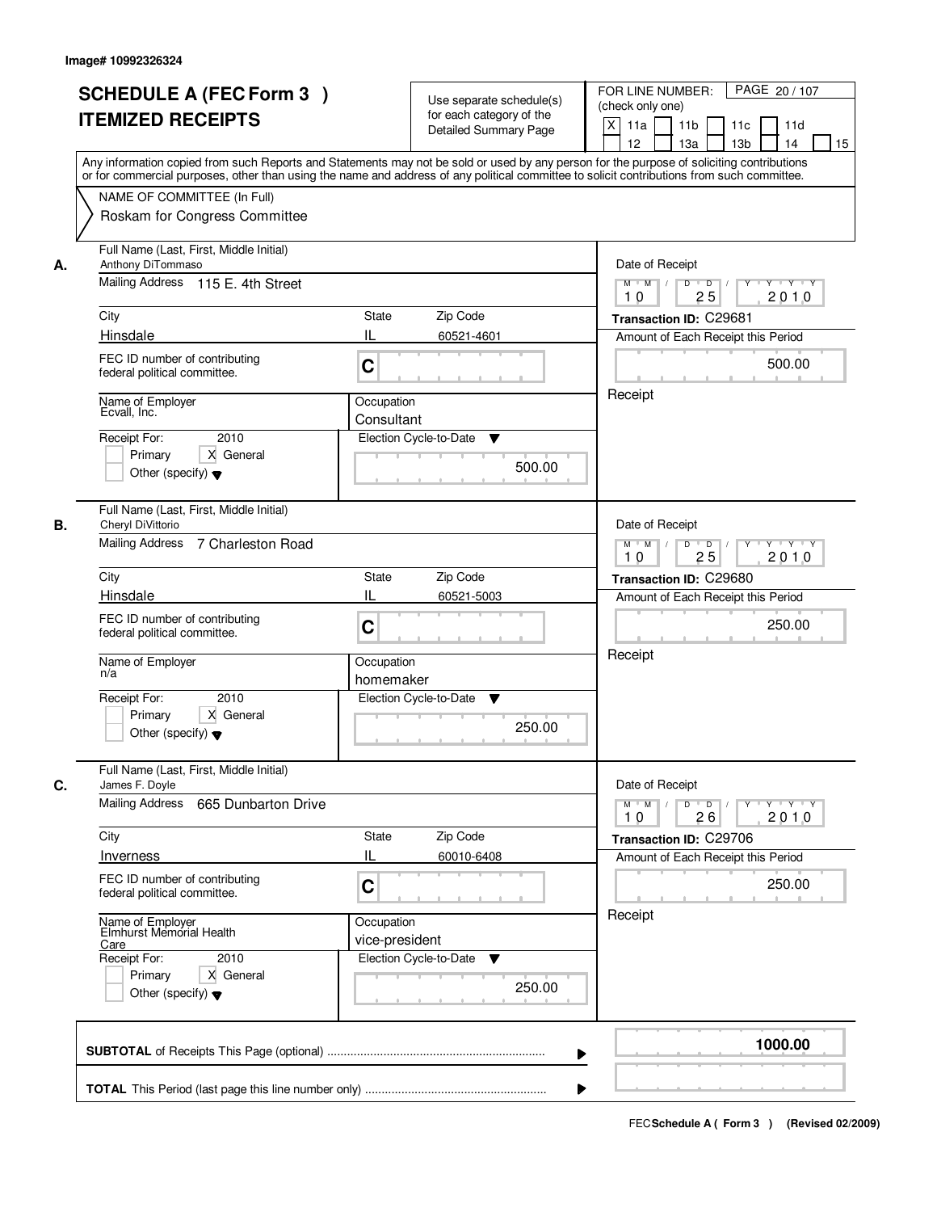Image# 10992326324

# SCHEDULE A (FEC Form 3 )
## ITEMIZED RECEIPTS

Use separate schedule(s) for each category of the Detailed Summary Page

FOR LINE NUMBER: (check only one)

X 11a | 11b | 11c | 11d | 12 | 13a | 13b | 14 | 15

PAGE 20 / 107

Any information copied from such Reports and Statements may not be sold or used by any person for the purpose of soliciting contributions or for commercial purposes, other than using the name and address of any political committee to solicit contributions from such committee.

NAME OF COMMITTEE (In Full)

Roskam for Congress Committee

---

**A.**

Full Name (Last, First, Middle Initial): Anthony DiTommaso

Mailing Address: 115 E. 4th Street

City: Hinsdale | State: IL | Zip Code: 60521-4601

FEC ID number of contributing federal political committee: C

Name of Employer: Ecvall, Inc.

Occupation: Consultant

Receipt For: 2010 — Primary | X General | Other (specify)

Election Cycle-to-Date: 500.00

Date of Receipt: 10 / 25 / 2010

Transaction ID: C29681

Amount of Each Receipt this Period: 500.00

Receipt

---

**B.**

Full Name (Last, First, Middle Initial): Cheryl DiVittorio

Mailing Address: 7 Charleston Road

City: Hinsdale | State: IL | Zip Code: 60521-5003

FEC ID number of contributing federal political committee: C

Name of Employer: n/a

Occupation: homemaker

Receipt For: 2010 — Primary | X General | Other (specify)

Election Cycle-to-Date: 250.00

Date of Receipt: 10 / 25 / 2010

Transaction ID: C29680

Amount of Each Receipt this Period: 250.00

Receipt

---

**C.**

Full Name (Last, First, Middle Initial): James F. Doyle

Mailing Address: 665 Dunbarton Drive

City: Inverness | State: IL | Zip Code: 60010-6408

FEC ID number of contributing federal political committee: C

Name of Employer: Elmhurst Memorial Health Care

Occupation: vice-president

Receipt For: 2010 — Primary | X General | Other (specify)

Election Cycle-to-Date: 250.00

Date of Receipt: 10 / 26 / 2010

Transaction ID: C29706

Amount of Each Receipt this Period: 250.00

Receipt

---

**SUBTOTAL** of Receipts This Page (optional): 1000.00

**TOTAL** This Period (last page this line number only):

FEC Schedule A ( Form 3 ) (Revised 02/2009)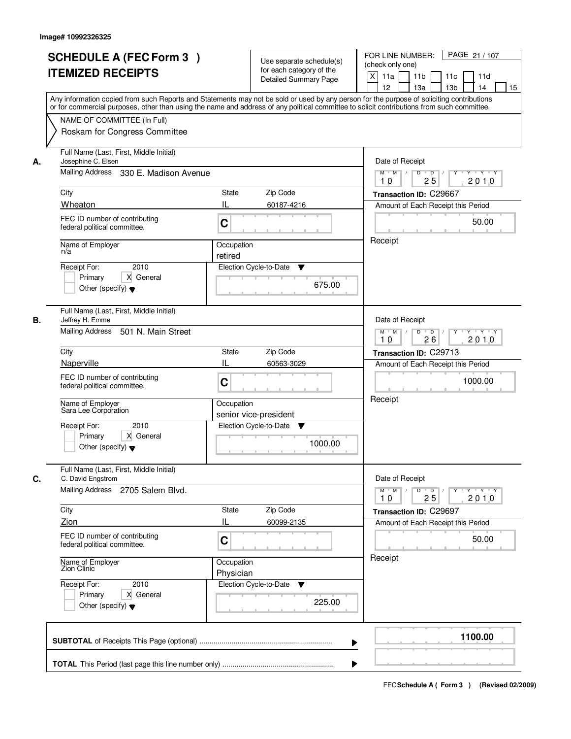Image# 10992326325

# SCHEDULE A (FEC Form 3 )
# ITEMIZED RECEIPTS

Use separate schedule(s) for each category of the Detailed Summary Page

FOR LINE NUMBER: (check only one)

[X] 11a [ ] 11b [ ] 11c [ ] 11d [ ] 12 [ ] 13a [ ] 13b [ ] 14 [ ] 15

Any information copied from such Reports and Statements may not be sold or used by any person for the purpose of soliciting contributions or for commercial purposes, other than using the name and address of any political committee to solicit contributions from such committee.

NAME OF COMMITTEE (In Full)
Roskam for Congress Committee

---

**A.**

Full Name (Last, First, Middle Initial): Josephine C. Elsen
Mailing Address: 330 E. Madison Avenue
City: Wheaton | State: IL | Zip Code: 60187-4216
FEC ID number of contributing federal political committee: C
Name of Employer: n/a
Occupation: retired
Receipt For: 2010 — [ ] Primary [X] General [ ] Other (specify)
Election Cycle-to-Date: 675.00

Date of Receipt: 10 / 25 / 2010
Transaction ID: C29667
Amount of Each Receipt this Period: 50.00
Receipt

---

**B.**

Full Name (Last, First, Middle Initial): Jeffrey H. Emme
Mailing Address: 501 N. Main Street
City: Naperville | State: IL | Zip Code: 60563-3029
FEC ID number of contributing federal political committee: C
Name of Employer: Sara Lee Corporation
Occupation: senior vice-president
Receipt For: 2010 — [ ] Primary [X] General [ ] Other (specify)
Election Cycle-to-Date: 1000.00

Date of Receipt: 10 / 26 / 2010
Transaction ID: C29713
Amount of Each Receipt this Period: 1000.00
Receipt

---

**C.**

Full Name (Last, First, Middle Initial): C. David Engstrom
Mailing Address: 2705 Salem Blvd.
City: Zion | State: IL | Zip Code: 60099-2135
FEC ID number of contributing federal political committee: C
Name of Employer: Zion Clinic
Occupation: Physician
Receipt For: 2010 — [ ] Primary [X] General [ ] Other (specify)
Election Cycle-to-Date: 225.00

Date of Receipt: 10 / 25 / 2010
Transaction ID: C29697
Amount of Each Receipt this Period: 50.00
Receipt

---

**SUBTOTAL** of Receipts This Page (optional): 1100.00

**TOTAL** This Period (last page this line number only):

FEC **Schedule A** ( Form 3 ) (Revised 02/2009)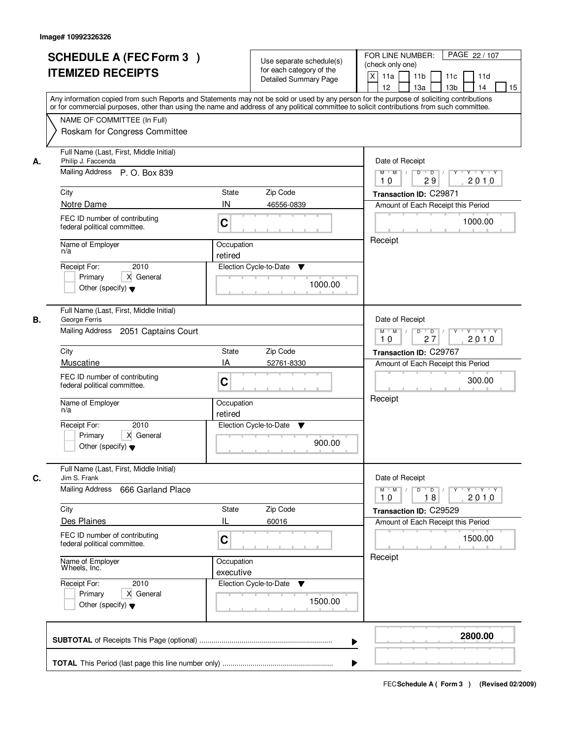Image# 10992326326

# SCHEDULE A (FEC Form 3 ) ITEMIZED RECEIPTS

Use separate schedule(s) for each category of the Detailed Summary Page

FOR LINE NUMBER: (check only one)

[X] 11a [ ] 11b [ ] 11c [ ] 11d [ ] 12 [ ] 13a [ ] 13b [ ] 14 [ ] 15

PAGE 22 / 107

Any information copied from such Reports and Statements may not be sold or used by any person for the purpose of soliciting contributions or for commercial purposes, other than using the name and address of any political committee to solicit contributions from such committee.

NAME OF COMMITTEE (In Full)
Roskam for Congress Committee

**A.**

Full Name (Last, First, Middle Initial): Philip J. Faccenda
Mailing Address: P. O. Box 839
City: Notre Dame | State: IN | Zip Code: 46556-0839
FEC ID number of contributing federal political committee: C
Name of Employer: n/a
Occupation: retired
Receipt For: 2010 — [ ] Primary [X] General [ ] Other (specify)
Election Cycle-to-Date: 1000.00

Date of Receipt: 10 / 29 / 2010
Transaction ID: C29871
Amount of Each Receipt this Period: 1000.00
Receipt

**B.**

Full Name (Last, First, Middle Initial): George Ferris
Mailing Address: 2051 Captains Court
City: Muscatine | State: IA | Zip Code: 52761-8330
FEC ID number of contributing federal political committee: C
Name of Employer: n/a
Occupation: retired
Receipt For: 2010 — [ ] Primary [X] General [ ] Other (specify)
Election Cycle-to-Date: 900.00

Date of Receipt: 10 / 27 / 2010
Transaction ID: C29767
Amount of Each Receipt this Period: 300.00
Receipt

**C.**

Full Name (Last, First, Middle Initial): Jim S. Frank
Mailing Address: 666 Garland Place
City: Des Plaines | State: IL | Zip Code: 60016
FEC ID number of contributing federal political committee: C
Name of Employer: Wheels, Inc.
Occupation: executive
Receipt For: 2010 — [ ] Primary [X] General [ ] Other (specify)
Election Cycle-to-Date: 1500.00

Date of Receipt: 10 / 18 / 2010
Transaction ID: C29529
Amount of Each Receipt this Period: 1500.00
Receipt

**SUBTOTAL** of Receipts This Page (optional): **2800.00**

**TOTAL** This Period (last page this line number only):

FEC Schedule A ( Form 3 ) (Revised 02/2009)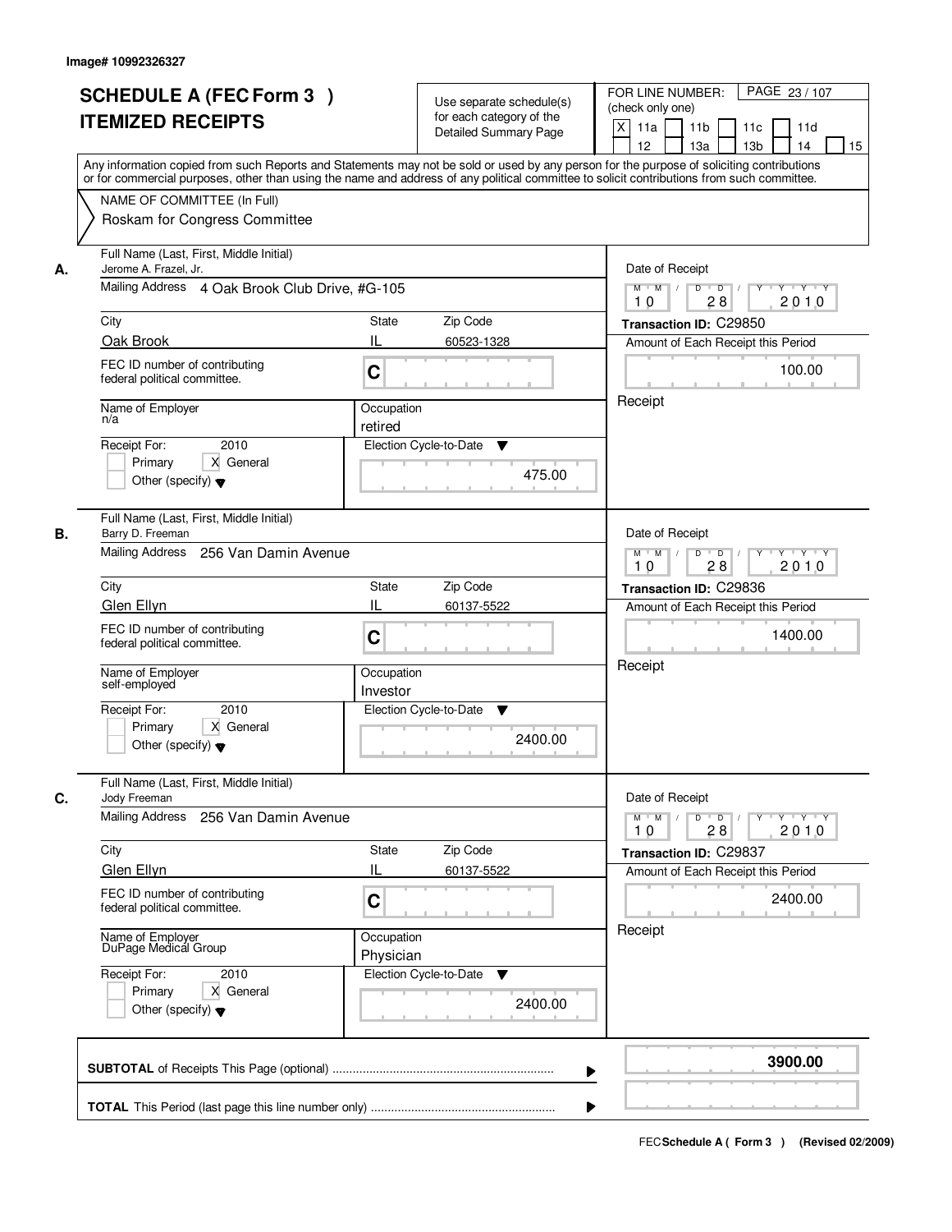Image# 10992326327

# SCHEDULE A (FEC Form 3 )
# ITEMIZED RECEIPTS

Use separate schedule(s) for each category of the Detailed Summary Page

FOR LINE NUMBER: (check only one)
[X] 11a [ ] 11b [ ] 11c [ ] 11d [ ] 12 [ ] 13a [ ] 13b [ ] 14 [ ] 15

PAGE 23 / 107

Any information copied from such Reports and Statements may not be sold or used by any person for the purpose of soliciting contributions or for commercial purposes, other than using the name and address of any political committee to solicit contributions from such committee.

NAME OF COMMITTEE (In Full)
Roskam for Congress Committee

---

**A.**
Full Name (Last, First, Middle Initial): Jerome A. Frazel, Jr.
Mailing Address: 4 Oak Brook Club Drive, #G-105
City: Oak Brook | State: IL | Zip Code: 60523-1328
FEC ID number of contributing federal political committee: C
Name of Employer: n/a
Occupation: retired
Receipt For: 2010 — [ ] Primary [X] General [ ] Other (specify)
Election Cycle-to-Date: 475.00
Date of Receipt: 10 / 28 / 2010
Transaction ID: C29850
Amount of Each Receipt this Period: 100.00
Receipt

---

**B.**
Full Name (Last, First, Middle Initial): Barry D. Freeman
Mailing Address: 256 Van Damin Avenue
City: Glen Ellyn | State: IL | Zip Code: 60137-5522
FEC ID number of contributing federal political committee: C
Name of Employer: self-employed
Occupation: Investor
Receipt For: 2010 — [ ] Primary [X] General [ ] Other (specify)
Election Cycle-to-Date: 2400.00
Date of Receipt: 10 / 28 / 2010
Transaction ID: C29836
Amount of Each Receipt this Period: 1400.00
Receipt

---

**C.**
Full Name (Last, First, Middle Initial): Jody Freeman
Mailing Address: 256 Van Damin Avenue
City: Glen Ellyn | State: IL | Zip Code: 60137-5522
FEC ID number of contributing federal political committee: C
Name of Employer: DuPage Medical Group
Occupation: Physician
Receipt For: 2010 — [ ] Primary [X] General [ ] Other (specify)
Election Cycle-to-Date: 2400.00
Date of Receipt: 10 / 28 / 2010
Transaction ID: C29837
Amount of Each Receipt this Period: 2400.00
Receipt

---

**SUBTOTAL** of Receipts This Page (optional): **3900.00**

**TOTAL** This Period (last page this line number only):

FEC **Schedule A ( Form 3 )** (Revised 02/2009)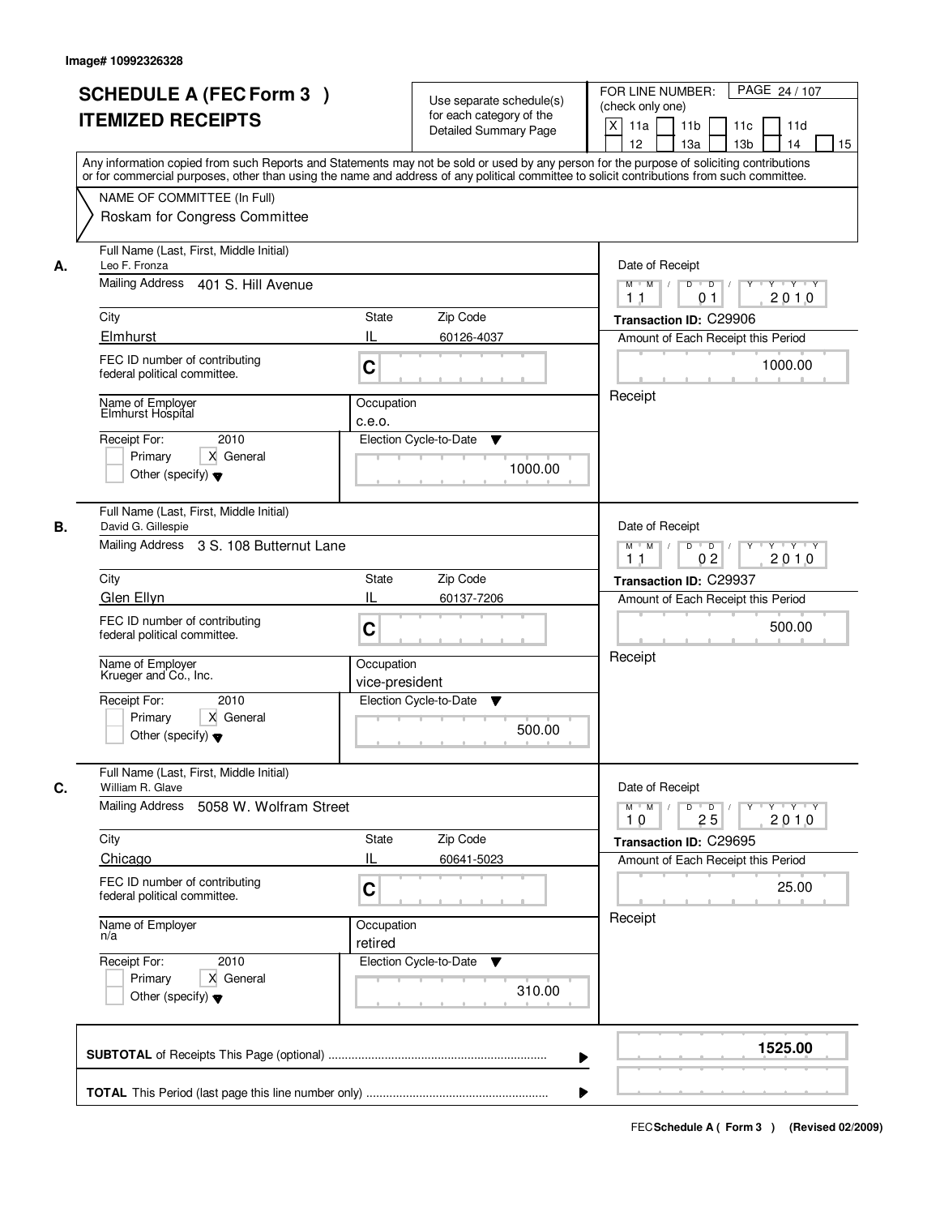Image# 10992326328

# SCHEDULE A (FEC Form 3 )
# ITEMIZED RECEIPTS

Use separate schedule(s) for each category of the Detailed Summary Page

FOR LINE NUMBER: (check only one)

PAGE 24 / 107

X 11a | 11b | 11c | 11d | 12 | 13a | 13b | 14 | 15

Any information copied from such Reports and Statements may not be sold or used by any person for the purpose of soliciting contributions or for commercial purposes, other than using the name and address of any political committee to solicit contributions from such committee.

NAME OF COMMITTEE (In Full)
Roskam for Congress Committee

---

**A.** Full Name (Last, First, Middle Initial): Leo F. Fronza

Mailing Address: 401 S. Hill Avenue

City: Elmhurst | State: IL | Zip Code: 60126-4037

FEC ID number of contributing federal political committee: C

Name of Employer: Elmhurst Hospital

Occupation: c.e.o.

Receipt For: 2010 — Primary [ ] General [X] Other (specify)

Election Cycle-to-Date: 1000.00

Date of Receipt: 11 / 01 / 2010

Transaction ID: C29906

Amount of Each Receipt this Period: 1000.00

Receipt

---

**B.** Full Name (Last, First, Middle Initial): David G. Gillespie

Mailing Address: 3 S. 108 Butternut Lane

City: Glen Ellyn | State: IL | Zip Code: 60137-7206

FEC ID number of contributing federal political committee: C

Name of Employer: Krueger and Co., Inc.

Occupation: vice-president

Receipt For: 2010 — Primary [ ] General [X] Other (specify)

Election Cycle-to-Date: 500.00

Date of Receipt: 11 / 02 / 2010

Transaction ID: C29937

Amount of Each Receipt this Period: 500.00

Receipt

---

**C.** Full Name (Last, First, Middle Initial): William R. Glave

Mailing Address: 5058 W. Wolfram Street

City: Chicago | State: IL | Zip Code: 60641-5023

FEC ID number of contributing federal political committee: C

Name of Employer: n/a

Occupation: retired

Receipt For: 2010 — Primary [ ] General [X] Other (specify)

Election Cycle-to-Date: 310.00

Date of Receipt: 10 / 25 / 2010

Transaction ID: C29695

Amount of Each Receipt this Period: 25.00

Receipt

---

**SUBTOTAL** of Receipts This Page (optional): **1525.00**

**TOTAL** This Period (last page this line number only):

FEC **Schedule A ( Form 3 )** (Revised 02/2009)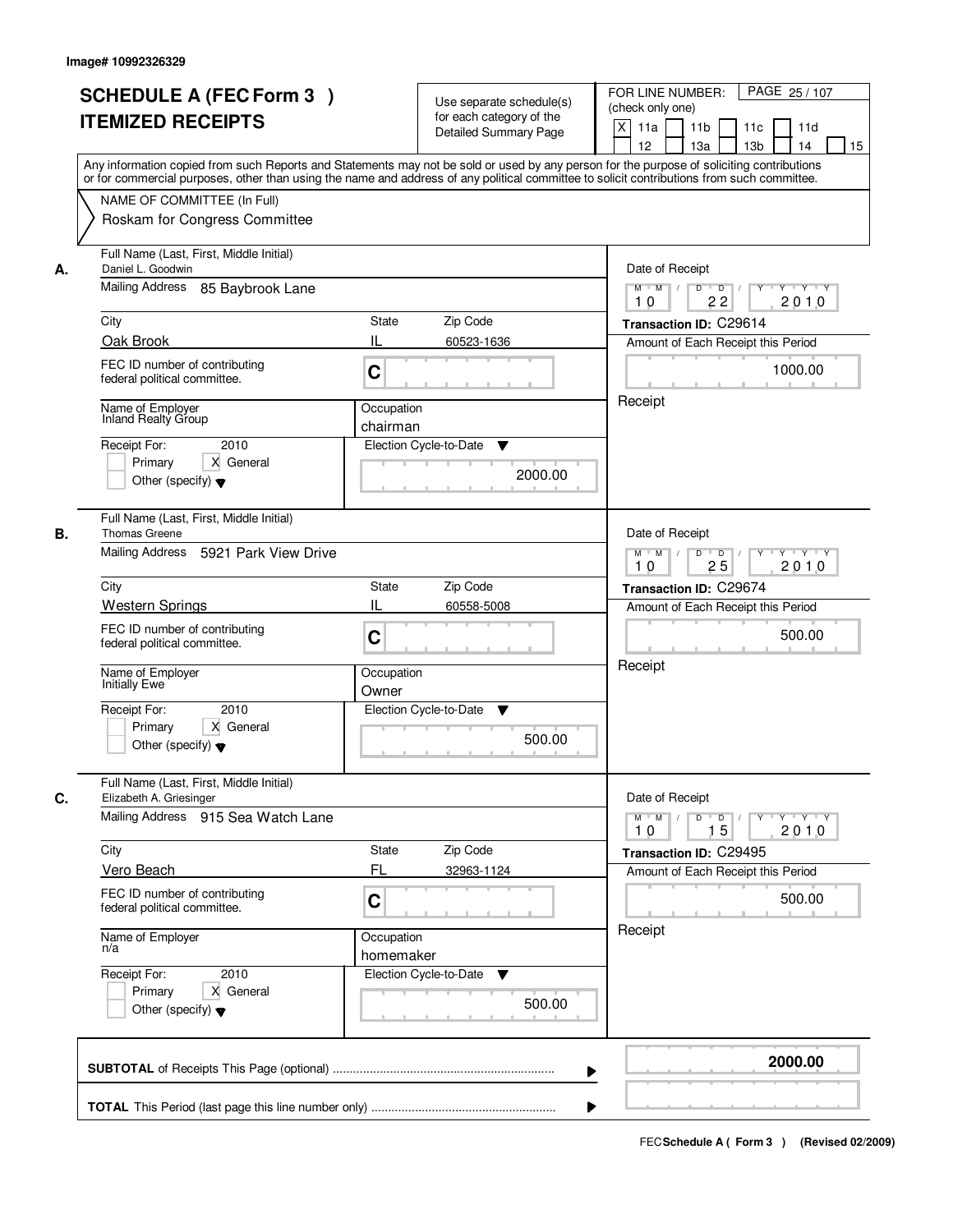Image# 10992326329

# SCHEDULE A (FEC Form 3 )
# ITEMIZED RECEIPTS

Use separate schedule(s) for each category of the Detailed Summary Page

FOR LINE NUMBER: (check only one)
[X] 11a [ ] 11b [ ] 11c [ ] 11d [ ] 12 [ ] 13a [ ] 13b [ ] 14 [ ] 15

Any information copied from such Reports and Statements may not be sold or used by any person for the purpose of soliciting contributions or for commercial purposes, other than using the name and address of any political committee to solicit contributions from such committee.

NAME OF COMMITTEE (In Full)
Roskam for Congress Committee

---

**A.** Full Name (Last, First, Middle Initial): Daniel L. Goodwin

Mailing Address: 85 Baybrook Lane

City: Oak Brook | State: IL | Zip Code: 60523-1636

FEC ID number of contributing federal political committee: C

Name of Employer: Inland Realty Group

Occupation: chairman

Receipt For: 2010 — [ ] Primary [X] General [ ] Other (specify)

Election Cycle-to-Date: 2000.00

Date of Receipt: 10 / 22 / 2010

Transaction ID: C29614

Amount of Each Receipt this Period: 1000.00

Receipt

---

**B.** Full Name (Last, First, Middle Initial): Thomas Greene

Mailing Address: 5921 Park View Drive

City: Western Springs | State: IL | Zip Code: 60558-5008

FEC ID number of contributing federal political committee: C

Name of Employer: Initially Ewe

Occupation: Owner

Receipt For: 2010 — [ ] Primary [X] General [ ] Other (specify)

Election Cycle-to-Date: 500.00

Date of Receipt: 10 / 25 / 2010

Transaction ID: C29674

Amount of Each Receipt this Period: 500.00

Receipt

---

**C.** Full Name (Last, First, Middle Initial): Elizabeth A. Griesinger

Mailing Address: 915 Sea Watch Lane

City: Vero Beach | State: FL | Zip Code: 32963-1124

FEC ID number of contributing federal political committee: C

Name of Employer: n/a

Occupation: homemaker

Receipt For: 2010 — [ ] Primary [X] General [ ] Other (specify)

Election Cycle-to-Date: 500.00

Date of Receipt: 10 / 15 / 2010

Transaction ID: C29495

Amount of Each Receipt this Period: 500.00

Receipt

---

**SUBTOTAL** of Receipts This Page (optional): **2000.00**

**TOTAL** This Period (last page this line number only):

FEC **Schedule A ( Form 3 )** (Revised 02/2009)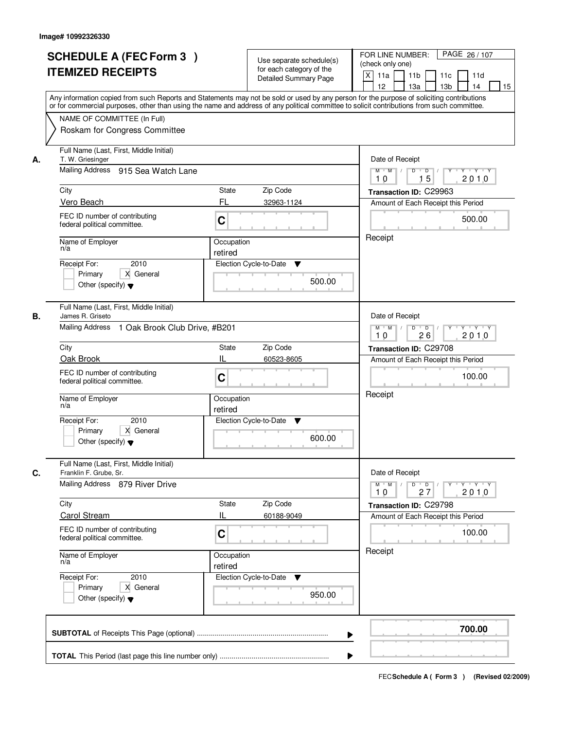Image# 10992326330

# SCHEDULE A (FEC Form 3 ) ITEMIZED RECEIPTS

Use separate schedule(s) for each category of the Detailed Summary Page

FOR LINE NUMBER: (check only one)

PAGE 26 / 107

[X] 11a [ ] 11b [ ] 11c [ ] 11d [ ] 12 [ ] 13a [ ] 13b [ ] 14 [ ] 15

Any information copied from such Reports and Statements may not be sold or used by any person for the purpose of soliciting contributions or for commercial purposes, other than using the name and address of any political committee to solicit contributions from such committee.

NAME OF COMMITTEE (In Full)
Roskam for Congress Committee

## A.

Full Name (Last, First, Middle Initial): T. W. Griesinger
Mailing Address: 915 Sea Watch Lane
City: Vero Beach | State: FL | Zip Code: 32963-1124
FEC ID number of contributing federal political committee: C
Name of Employer: n/a
Occupation: retired
Receipt For: 2010 — [ ] Primary [X] General [ ] Other (specify)
Election Cycle-to-Date: 500.00

Date of Receipt: 10 / 15 / 2010
Transaction ID: C29963
Amount of Each Receipt this Period: 500.00
Receipt

## B.

Full Name (Last, First, Middle Initial): James R. Griseto
Mailing Address: 1 Oak Brook Club Drive, #B201
City: Oak Brook | State: IL | Zip Code: 60523-8605
FEC ID number of contributing federal political committee: C
Name of Employer: n/a
Occupation: retired
Receipt For: 2010 — [ ] Primary [X] General [ ] Other (specify)
Election Cycle-to-Date: 600.00

Date of Receipt: 10 / 26 / 2010
Transaction ID: C29708
Amount of Each Receipt this Period: 100.00
Receipt

## C.

Full Name (Last, First, Middle Initial): Franklin F. Grube, Sr.
Mailing Address: 879 River Drive
City: Carol Stream | State: IL | Zip Code: 60188-9049
FEC ID number of contributing federal political committee: C
Name of Employer: n/a
Occupation: retired
Receipt For: 2010 — [ ] Primary [X] General [ ] Other (specify)
Election Cycle-to-Date: 950.00

Date of Receipt: 10 / 27 / 2010
Transaction ID: C29798
Amount of Each Receipt this Period: 100.00
Receipt

---

**SUBTOTAL** of Receipts This Page (optional): **700.00**

**TOTAL** This Period (last page this line number only):

FEC **Schedule A ( Form 3 )** (Revised 02/2009)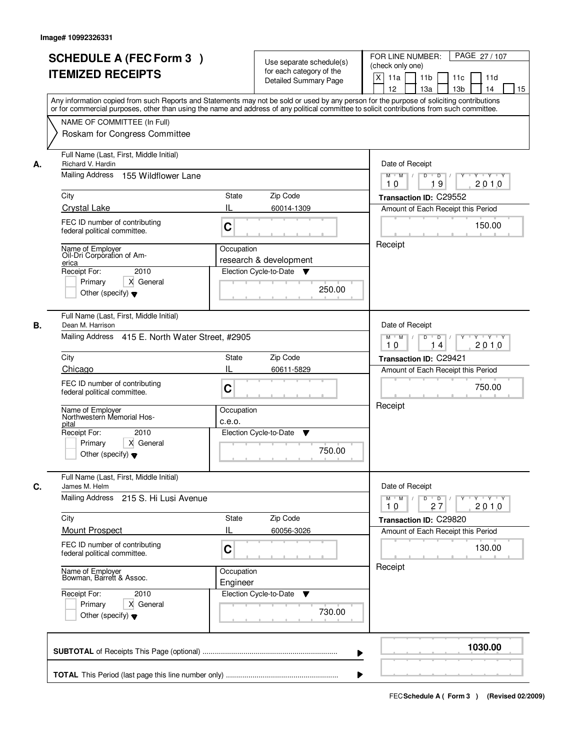Image# 10992326331

# SCHEDULE A (FEC Form 3 )
## ITEMIZED RECEIPTS

Use separate schedule(s) for each category of the Detailed Summary Page

FOR LINE NUMBER: (check only one)
[X] 11a [ ] 11b [ ] 11c [ ] 11d [ ] 12 [ ] 13a [ ] 13b [ ] 14 [ ] 15

PAGE 27 / 107

Any information copied from such Reports and Statements may not be sold or used by any person for the purpose of soliciting contributions or for commercial purposes, other than using the name and address of any political committee to solicit contributions from such committee.

NAME OF COMMITTEE (In Full)
Roskam for Congress Committee

---

**A.** Full Name (Last, First, Middle Initial): Richard V. Hardin

Mailing Address: 155 Wildflower Lane

City: Crystal Lake | State: IL | Zip Code: 60014-1309

FEC ID number of contributing federal political committee: C

Name of Employer: Oil-Dri Corporation of America

Occupation: research & development

Receipt For: 2010 — [ ] Primary [X] General [ ] Other (specify)

Election Cycle-to-Date: 250.00

Date of Receipt: 10/19/2010

Transaction ID: C29552

Amount of Each Receipt this Period: 150.00

Receipt

---

**B.** Full Name (Last, First, Middle Initial): Dean M. Harrison

Mailing Address: 415 E. North Water Street, #2905

City: Chicago | State: IL | Zip Code: 60611-5829

FEC ID number of contributing federal political committee: C

Name of Employer: Northwestern Memorial Hospital

Occupation: c.e.o.

Receipt For: 2010 — [ ] Primary [X] General [ ] Other (specify)

Election Cycle-to-Date: 750.00

Date of Receipt: 10/14/2010

Transaction ID: C29421

Amount of Each Receipt this Period: 750.00

Receipt

---

**C.** Full Name (Last, First, Middle Initial): James M. Helm

Mailing Address: 215 S. Hi Lusi Avenue

City: Mount Prospect | State: IL | Zip Code: 60056-3026

FEC ID number of contributing federal political committee: C

Name of Employer: Bowman, Barrett & Assoc.

Occupation: Engineer

Receipt For: 2010 — [ ] Primary [X] General [ ] Other (specify)

Election Cycle-to-Date: 730.00

Date of Receipt: 10/27/2010

Transaction ID: C29820

Amount of Each Receipt this Period: 130.00

Receipt

---

**SUBTOTAL** of Receipts This Page (optional): 1030.00

**TOTAL** This Period (last page this line number only):

FEC **Schedule A ( Form 3 )** (Revised 02/2009)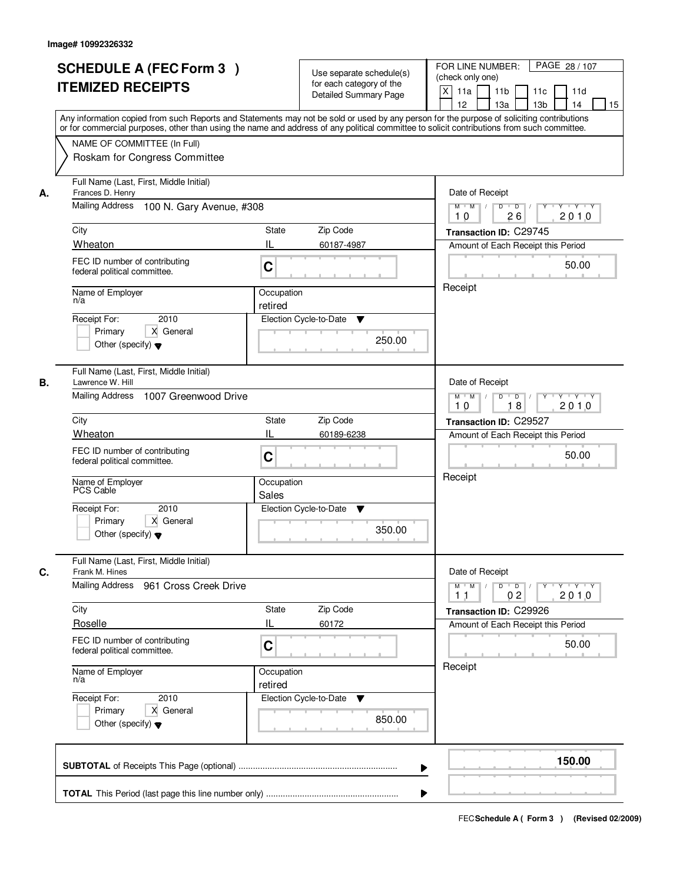Image# 10992326332

# SCHEDULE A (FEC Form 3 )
# ITEMIZED RECEIPTS

Use separate schedule(s) for each category of the Detailed Summary Page

FOR LINE NUMBER: (check only one)

[X] 11a [ ] 11b [ ] 11c [ ] 11d [ ] 12 [ ] 13a [ ] 13b [ ] 14 [ ] 15

PAGE 28 / 107

Any information copied from such Reports and Statements may not be sold or used by any person for the purpose of soliciting contributions or for commercial purposes, other than using the name and address of any political committee to solicit contributions from such committee.

NAME OF COMMITTEE (In Full)

Roskam for Congress Committee

---

**A.** Full Name (Last, First, Middle Initial): Frances D. Henry

Mailing Address: 100 N. Gary Avenue, #308

City: Wheaton | State: IL | Zip Code: 60187-4987

FEC ID number of contributing federal political committee: C

Name of Employer: n/a | Occupation: retired

Receipt For: 2010 — [ ] Primary [X] General [ ] Other (specify)

Election Cycle-to-Date: 250.00

Date of Receipt: 10 / 26 / 2010

Transaction ID: C29745

Amount of Each Receipt this Period: 50.00

Receipt

---

**B.** Full Name (Last, First, Middle Initial): Lawrence W. Hill

Mailing Address: 1007 Greenwood Drive

City: Wheaton | State: IL | Zip Code: 60189-6238

FEC ID number of contributing federal political committee: C

Name of Employer: PCS Cable | Occupation: Sales

Receipt For: 2010 — [ ] Primary [X] General [ ] Other (specify)

Election Cycle-to-Date: 350.00

Date of Receipt: 10 / 18 / 2010

Transaction ID: C29527

Amount of Each Receipt this Period: 50.00

Receipt

---

**C.** Full Name (Last, First, Middle Initial): Frank M. Hines

Mailing Address: 961 Cross Creek Drive

City: Roselle | State: IL | Zip Code: 60172

FEC ID number of contributing federal political committee: C

Name of Employer: n/a | Occupation: retired

Receipt For: 2010 — [ ] Primary [X] General [ ] Other (specify)

Election Cycle-to-Date: 850.00

Date of Receipt: 11 / 02 / 2010

Transaction ID: C29926

Amount of Each Receipt this Period: 50.00

Receipt

---

**SUBTOTAL** of Receipts This Page (optional): **150.00**

**TOTAL** This Period (last page this line number only):

FEC Schedule A ( Form 3 ) (Revised 02/2009)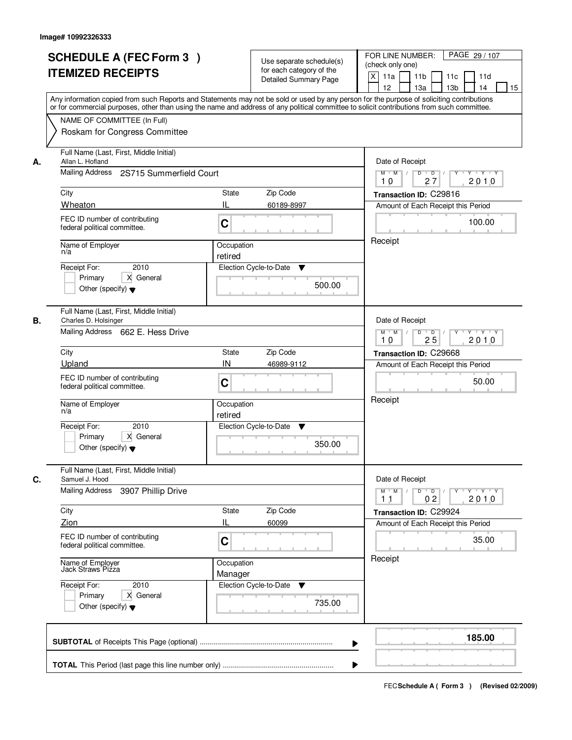Image# 10992326333

# SCHEDULE A (FEC Form 3 ) ITEMIZED RECEIPTS

Use separate schedule(s) for each category of the Detailed Summary Page

FOR LINE NUMBER: (check only one)

[X] 11a [ ] 11b [ ] 11c [ ] 11d [ ] 12 [ ] 13a [ ] 13b [ ] 14 [ ] 15

PAGE 29 / 107

Any information copied from such Reports and Statements may not be sold or used by any person for the purpose of soliciting contributions or for commercial purposes, other than using the name and address of any political committee to solicit contributions from such committee.

NAME OF COMMITTEE (In Full)

Roskam for Congress Committee

---

**A.** Full Name (Last, First, Middle Initial)
Allan L. Hofland

Mailing Address 2S715 Summerfield Court

| City | State | Zip Code |
|---|---|---|
| Wheaton | IL | 60189-8997 |

FEC ID number of contributing federal political committee. C

Name of Employer: n/a

Occupation: retired

Receipt For: 2010
[ ] Primary [X] General
[ ] Other (specify)

Election Cycle-to-Date: 500.00

Date of Receipt: 10 / 27 / 2010

Transaction ID: C29816

Amount of Each Receipt this Period: 100.00

Receipt

---

**B.** Full Name (Last, First, Middle Initial)
Charles D. Holsinger

Mailing Address 662 E. Hess Drive

| City | State | Zip Code |
|---|---|---|
| Upland | IN | 46989-9112 |

FEC ID number of contributing federal political committee. C

Name of Employer: n/a

Occupation: retired

Receipt For: 2010
[ ] Primary [X] General
[ ] Other (specify)

Election Cycle-to-Date: 350.00

Date of Receipt: 10 / 25 / 2010

Transaction ID: C29668

Amount of Each Receipt this Period: 50.00

Receipt

---

**C.** Full Name (Last, First, Middle Initial)
Samuel J. Hood

Mailing Address 3907 Phillip Drive

| City | State | Zip Code |
|---|---|---|
| Zion | IL | 60099 |

FEC ID number of contributing federal political committee. C

Name of Employer: Jack Straws Pizza

Occupation: Manager

Receipt For: 2010
[ ] Primary [X] General
[ ] Other (specify)

Election Cycle-to-Date: 735.00

Date of Receipt: 11 / 02 / 2010

Transaction ID: C29924

Amount of Each Receipt this Period: 35.00

Receipt

---

**SUBTOTAL** of Receipts This Page (optional) .......... **185.00**

**TOTAL** This Period (last page this line number only) ..........

FEC **Schedule A ( Form 3 )** (Revised 02/2009)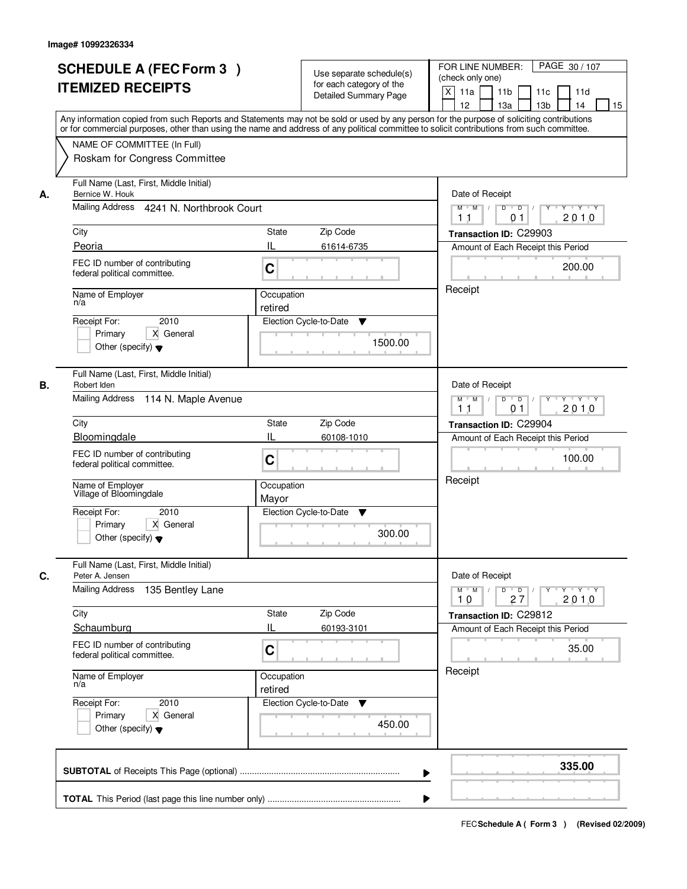Image# 10992326334

# SCHEDULE A (FEC Form 3 )
# ITEMIZED RECEIPTS

Use separate schedule(s) for each category of the Detailed Summary Page

FOR LINE NUMBER: (check only one)
[X] 11a [ ] 11b [ ] 11c [ ] 11d [ ] 12 [ ] 13a [ ] 13b [ ] 14 [ ] 15

PAGE 30 / 107

Any information copied from such Reports and Statements may not be sold or used by any person for the purpose of soliciting contributions or for commercial purposes, other than using the name and address of any political committee to solicit contributions from such committee.

NAME OF COMMITTEE (In Full)
Roskam for Congress Committee

---

**A.**

Full Name (Last, First, Middle Initial): Bernice W. Houk
Mailing Address: 4241 N. Northbrook Court
City: Peoria | State: IL | Zip Code: 61614-6735
FEC ID number of contributing federal political committee: C
Name of Employer: n/a
Occupation: retired
Receipt For: 2010 — [ ] Primary [X] General [ ] Other (specify)
Election Cycle-to-Date: 1500.00

Date of Receipt: 11 / 01 / 2010
Transaction ID: C29903
Amount of Each Receipt this Period: 200.00
Receipt

---

**B.**

Full Name (Last, First, Middle Initial): Robert Iden
Mailing Address: 114 N. Maple Avenue
City: Bloomingdale | State: IL | Zip Code: 60108-1010
FEC ID number of contributing federal political committee: C
Name of Employer: Village of Bloomingdale
Occupation: Mayor
Receipt For: 2010 — [ ] Primary [X] General [ ] Other (specify)
Election Cycle-to-Date: 300.00

Date of Receipt: 11 / 01 / 2010
Transaction ID: C29904
Amount of Each Receipt this Period: 100.00
Receipt

---

**C.**

Full Name (Last, First, Middle Initial): Peter A. Jensen
Mailing Address: 135 Bentley Lane
City: Schaumburg | State: IL | Zip Code: 60193-3101
FEC ID number of contributing federal political committee: C
Name of Employer: n/a
Occupation: retired
Receipt For: 2010 — [ ] Primary [X] General [ ] Other (specify)
Election Cycle-to-Date: 450.00

Date of Receipt: 10 / 27 / 2010
Transaction ID: C29812
Amount of Each Receipt this Period: 35.00
Receipt

---

**SUBTOTAL** of Receipts This Page (optional) ..... **335.00**

**TOTAL** This Period (last page this line number only) .....

FEC Schedule A ( Form 3 ) (Revised 02/2009)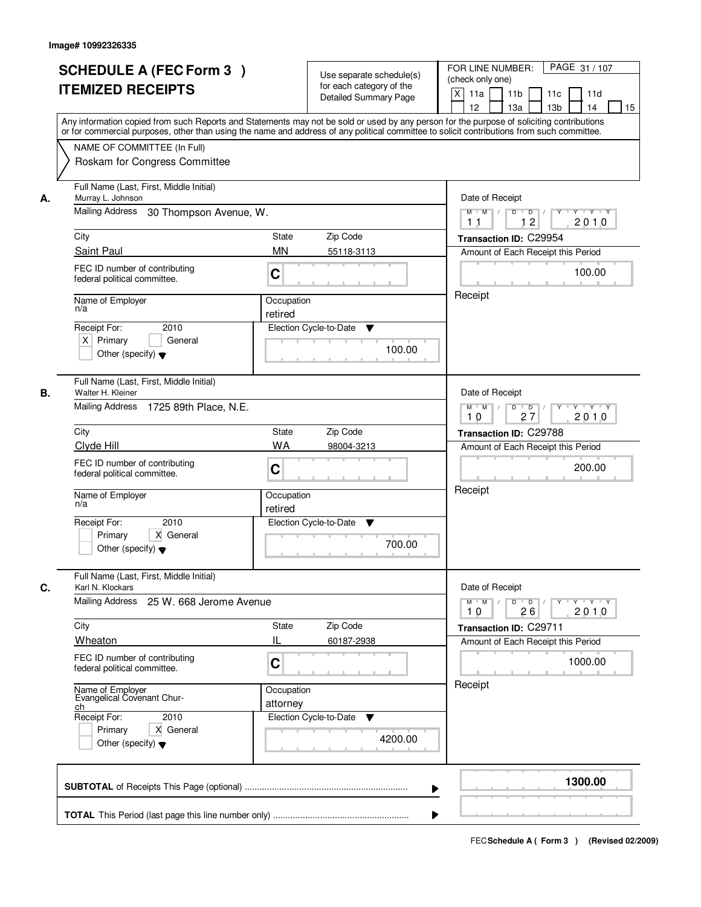Image# 10992326335

# SCHEDULE A (FEC Form 3 )
# ITEMIZED RECEIPTS

Use separate schedule(s) for each category of the Detailed Summary Page

FOR LINE NUMBER: (check only one)
[X] 11a [ ] 11b [ ] 11c [ ] 11d [ ] 12 [ ] 13a [ ] 13b [ ] 14 [ ] 15

PAGE 31 / 107

Any information copied from such Reports and Statements may not be sold or used by any person for the purpose of soliciting contributions or for commercial purposes, other than using the name and address of any political committee to solicit contributions from such committee.

NAME OF COMMITTEE (In Full)
Roskam for Congress Committee

---

**A.**

Full Name (Last, First, Middle Initial): Murray L. Johnson

Mailing Address: 30 Thompson Avenue, W.

City: Saint Paul | State: MN | Zip Code: 55118-3113

FEC ID number of contributing federal political committee: C

Name of Employer: n/a

Occupation: retired

Receipt For: 2010 — [X] Primary [ ] General [ ] Other (specify)

Election Cycle-to-Date: 100.00

Date of Receipt: 11 / 12 / 2010

Transaction ID: C29954

Amount of Each Receipt this Period: 100.00

Receipt

---

**B.**

Full Name (Last, First, Middle Initial): Walter H. Kleiner

Mailing Address: 1725 89th Place, N.E.

City: Clyde Hill | State: WA | Zip Code: 98004-3213

FEC ID number of contributing federal political committee: C

Name of Employer: n/a

Occupation: retired

Receipt For: 2010 — [ ] Primary [X] General [ ] Other (specify)

Election Cycle-to-Date: 700.00

Date of Receipt: 10 / 27 / 2010

Transaction ID: C29788

Amount of Each Receipt this Period: 200.00

Receipt

---

**C.**

Full Name (Last, First, Middle Initial): Karl N. Klockars

Mailing Address: 25 W. 668 Jerome Avenue

City: Wheaton | State: IL | Zip Code: 60187-2938

FEC ID number of contributing federal political committee: C

Name of Employer: Evangelical Covenant Church

Occupation: attorney

Receipt For: 2010 — [ ] Primary [X] General [ ] Other (specify)

Election Cycle-to-Date: 4200.00

Date of Receipt: 10 / 26 / 2010

Transaction ID: C29711

Amount of Each Receipt this Period: 1000.00

Receipt

---

**SUBTOTAL** of Receipts This Page (optional): **1300.00**

**TOTAL** This Period (last page this line number only):

FEC Schedule A ( Form 3 ) (Revised 02/2009)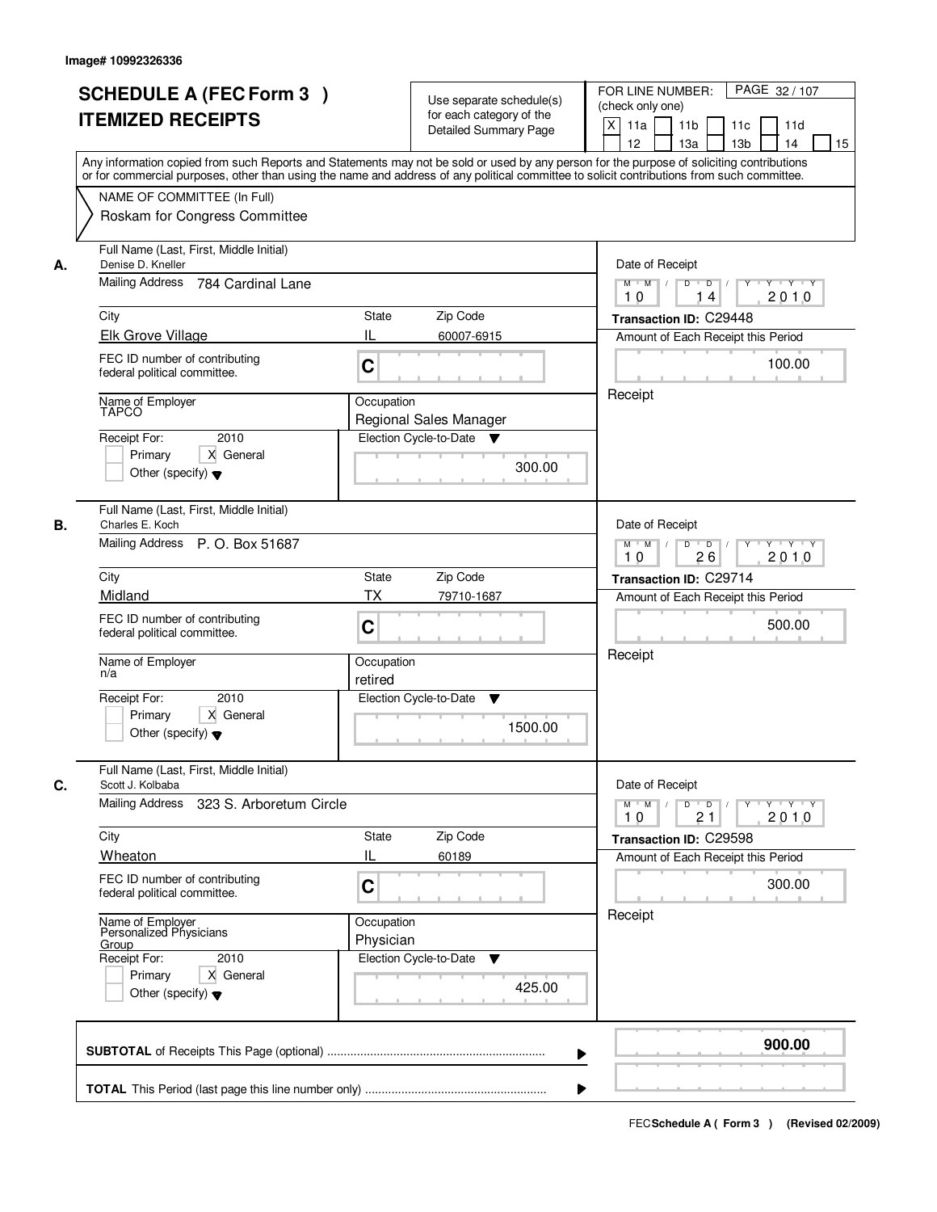Image# 10992326336

# SCHEDULE A (FEC Form 3 )
## ITEMIZED RECEIPTS

Use separate schedule(s) for each category of the Detailed Summary Page

FOR LINE NUMBER: (check only one)
[X] 11a [ ] 11b [ ] 11c [ ] 11d [ ] 12 [ ] 13a [ ] 13b [ ] 14 [ ] 15

PAGE 32 / 107

Any information copied from such Reports and Statements may not be sold or used by any person for the purpose of soliciting contributions or for commercial purposes, other than using the name and address of any political committee to solicit contributions from such committee.

NAME OF COMMITTEE (In Full)
Roskam for Congress Committee

---

**A.** Full Name (Last, First, Middle Initial): Denise D. Kneller
Mailing Address: 784 Cardinal Lane
City: Elk Grove Village | State: IL | Zip Code: 60007-6915
FEC ID number of contributing federal political committee: C
Name of Employer: TAPCO
Occupation: Regional Sales Manager
Receipt For: 2010 [ ] Primary [X] General [ ] Other (specify)
Election Cycle-to-Date: 300.00
Date of Receipt: 10 / 14 / 2010
Transaction ID: C29448
Amount of Each Receipt this Period: 100.00
Receipt

---

**B.** Full Name (Last, First, Middle Initial): Charles E. Koch
Mailing Address: P. O. Box 51687
City: Midland | State: TX | Zip Code: 79710-1687
FEC ID number of contributing federal political committee: C
Name of Employer: n/a
Occupation: retired
Receipt For: 2010 [ ] Primary [X] General [ ] Other (specify)
Election Cycle-to-Date: 1500.00
Date of Receipt: 10 / 26 / 2010
Transaction ID: C29714
Amount of Each Receipt this Period: 500.00
Receipt

---

**C.** Full Name (Last, First, Middle Initial): Scott J. Kolbaba
Mailing Address: 323 S. Arboretum Circle
City: Wheaton | State: IL | Zip Code: 60189
FEC ID number of contributing federal political committee: C
Name of Employer: Personalized Physicians Group
Occupation: Physician
Receipt For: 2010 [ ] Primary [X] General [ ] Other (specify)
Election Cycle-to-Date: 425.00
Date of Receipt: 10 / 21 / 2010
Transaction ID: C29598
Amount of Each Receipt this Period: 300.00
Receipt

---

**SUBTOTAL** of Receipts This Page (optional): **900.00**

**TOTAL** This Period (last page this line number only):

FEC Schedule A ( Form 3 ) (Revised 02/2009)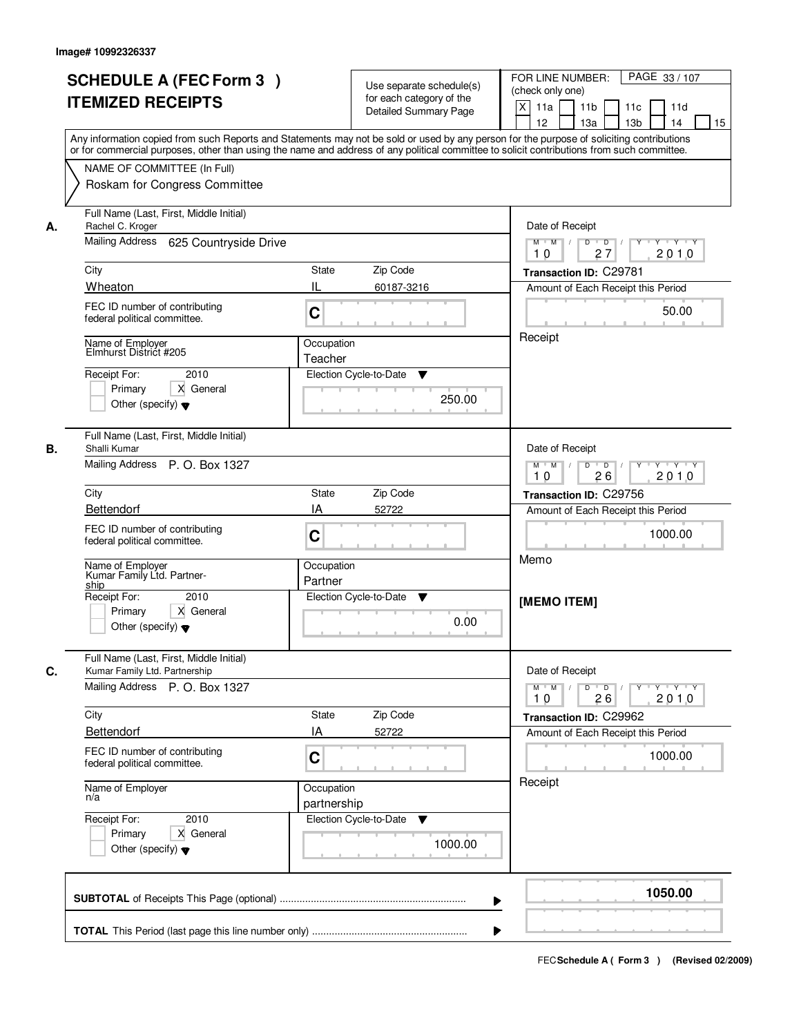Image# 10992326337

# SCHEDULE A (FEC Form 3 )
# ITEMIZED RECEIPTS

Use separate schedule(s) for each category of the Detailed Summary Page

FOR LINE NUMBER: (check only one)
[X] 11a [ ] 11b [ ] 11c [ ] 11d [ ] 12 [ ] 13a [ ] 13b [ ] 14 [ ] 15

Any information copied from such Reports and Statements may not be sold or used by any person for the purpose of soliciting contributions or for commercial purposes, other than using the name and address of any political committee to solicit contributions from such committee.

NAME OF COMMITTEE (In Full)
Roskam for Congress Committee

---

**A.** Full Name (Last, First, Middle Initial): Rachel C. Kroger
Mailing Address: 625 Countryside Drive
City: Wheaton | State: IL | Zip Code: 60187-3216
FEC ID number of contributing federal political committee: C
Name of Employer: Elmhurst District #205
Occupation: Teacher
Receipt For: 2010 — [ ] Primary [X] General [ ] Other (specify)
Election Cycle-to-Date: 250.00
Date of Receipt: 10 / 27 / 2010
Transaction ID: C29781
Amount of Each Receipt this Period: 50.00
Receipt

---

**B.** Full Name (Last, First, Middle Initial): Shalli Kumar
Mailing Address: P. O. Box 1327
City: Bettendorf | State: IA | Zip Code: 52722
FEC ID number of contributing federal political committee: C
Name of Employer: Kumar Family Ltd. Partnership
Occupation: Partner
Receipt For: 2010 — [ ] Primary [X] General [ ] Other (specify)
Election Cycle-to-Date: 0.00
Date of Receipt: 10 / 26 / 2010
Transaction ID: C29756
Amount of Each Receipt this Period: 1000.00
Memo

**[MEMO ITEM]**

---

**C.** Full Name (Last, First, Middle Initial): Kumar Family Ltd. Partnership
Mailing Address: P. O. Box 1327
City: Bettendorf | State: IA | Zip Code: 52722
FEC ID number of contributing federal political committee: C
Name of Employer: n/a
Occupation: partnership
Receipt For: 2010 — [ ] Primary [X] General [ ] Other (specify)
Election Cycle-to-Date: 1000.00
Date of Receipt: 10 / 26 / 2010
Transaction ID: C29962
Amount of Each Receipt this Period: 1000.00
Receipt

---

**SUBTOTAL** of Receipts This Page (optional): **1050.00**

**TOTAL** This Period (last page this line number only):

FEC Schedule A ( Form 3 ) (Revised 02/2009)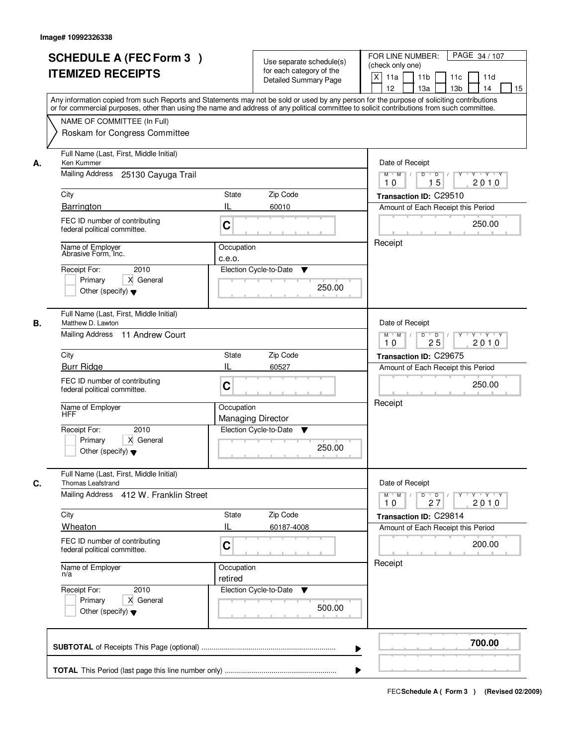Image# 10992326338

# SCHEDULE A (FEC Form 3 ) ITEMIZED RECEIPTS

Use separate schedule(s) for each category of the Detailed Summary Page

FOR LINE NUMBER: (check only one)
[X] 11a [ ] 11b [ ] 11c [ ] 11d [ ] 12 [ ] 13a [ ] 13b [ ] 14 [ ] 15

Any information copied from such Reports and Statements may not be sold or used by any person for the purpose of soliciting contributions or for commercial purposes, other than using the name and address of any political committee to solicit contributions from such committee.

NAME OF COMMITTEE (In Full)
Roskam for Congress Committee

**A.**
Full Name (Last, First, Middle Initial): Ken Kummer
Mailing Address: 25130 Cayuga Trail
City: Barrington
State: IL
Zip Code: 60010
FEC ID number of contributing federal political committee: C
Name of Employer: Abrasive Form, Inc.
Occupation: c.e.o.
Receipt For: 2010 [ ] Primary [X] General [ ] Other (specify)
Election Cycle-to-Date: 250.00
Date of Receipt: 10 / 15 / 2010
Transaction ID: C29510
Amount of Each Receipt this Period: 250.00
Receipt

**B.**
Full Name (Last, First, Middle Initial): Matthew D. Lawton
Mailing Address: 11 Andrew Court
City: Burr Ridge
State: IL
Zip Code: 60527
FEC ID number of contributing federal political committee: C
Name of Employer: HFF
Occupation: Managing Director
Receipt For: 2010 [ ] Primary [X] General [ ] Other (specify)
Election Cycle-to-Date: 250.00
Date of Receipt: 10 / 25 / 2010
Transaction ID: C29675
Amount of Each Receipt this Period: 250.00
Receipt

**C.**
Full Name (Last, First, Middle Initial): Thomas Leafstrand
Mailing Address: 412 W. Franklin Street
City: Wheaton
State: IL
Zip Code: 60187-4008
FEC ID number of contributing federal political committee: C
Name of Employer: n/a
Occupation: retired
Receipt For: 2010 [ ] Primary [X] General [ ] Other (specify)
Election Cycle-to-Date: 500.00
Date of Receipt: 10 / 27 / 2010
Transaction ID: C29814
Amount of Each Receipt this Period: 200.00
Receipt

**SUBTOTAL** of Receipts This Page (optional): **700.00**

**TOTAL** This Period (last page this line number only):

FEC **Schedule A ( Form 3 )** (Revised 02/2009)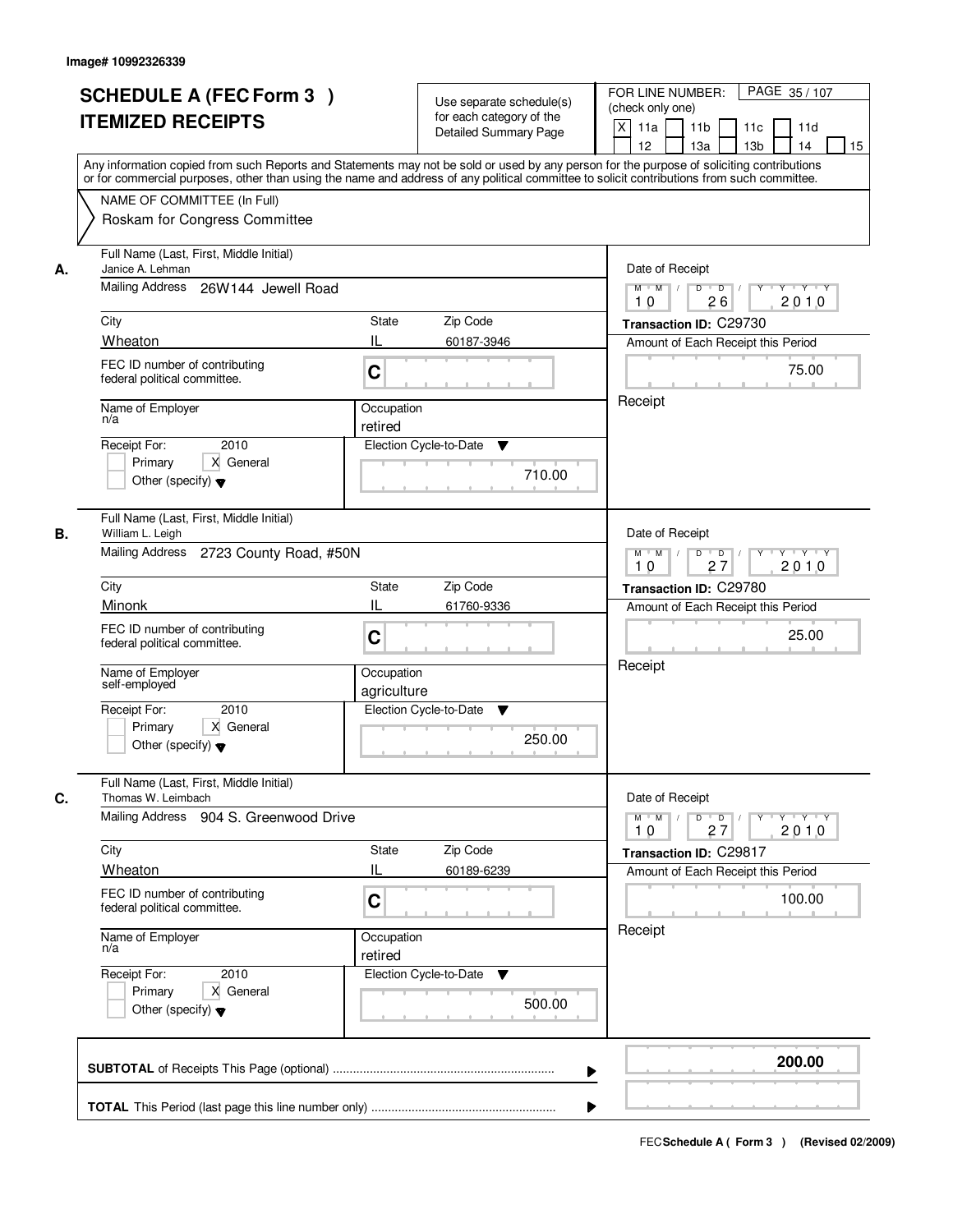Image# 10992326339

# SCHEDULE A (FEC Form 3 )
# ITEMIZED RECEIPTS

Use separate schedule(s) for each category of the Detailed Summary Page

FOR LINE NUMBER: (check only one)
[X] 11a [ ] 11b [ ] 11c [ ] 11d [ ] 12 [ ] 13a [ ] 13b [ ] 14 [ ] 15

PAGE 35 / 107

Any information copied from such Reports and Statements may not be sold or used by any person for the purpose of soliciting contributions or for commercial purposes, other than using the name and address of any political committee to solicit contributions from such committee.

NAME OF COMMITTEE (In Full)
Roskam for Congress Committee

---

**A.** Full Name (Last, First, Middle Initial): Janice A. Lehman
Mailing Address: 26W144 Jewell Road
City: Wheaton | State: IL | Zip Code: 60187-3946
FEC ID number of contributing federal political committee: C
Name of Employer: n/a
Occupation: retired
Receipt For: 2010 — [ ] Primary [X] General [ ] Other (specify)
Election Cycle-to-Date: 710.00
Date of Receipt: 10 / 26 / 2010
Transaction ID: C29730
Amount of Each Receipt this Period: 75.00
Receipt

---

**B.** Full Name (Last, First, Middle Initial): William L. Leigh
Mailing Address: 2723 County Road, #50N
City: Minonk | State: IL | Zip Code: 61760-9336
FEC ID number of contributing federal political committee: C
Name of Employer: self-employed
Occupation: agriculture
Receipt For: 2010 — [ ] Primary [X] General [ ] Other (specify)
Election Cycle-to-Date: 250.00
Date of Receipt: 10 / 27 / 2010
Transaction ID: C29780
Amount of Each Receipt this Period: 25.00
Receipt

---

**C.** Full Name (Last, First, Middle Initial): Thomas W. Leimbach
Mailing Address: 904 S. Greenwood Drive
City: Wheaton | State: IL | Zip Code: 60189-6239
FEC ID number of contributing federal political committee: C
Name of Employer: n/a
Occupation: retired
Receipt For: 2010 — [ ] Primary [X] General [ ] Other (specify)
Election Cycle-to-Date: 500.00
Date of Receipt: 10 / 27 / 2010
Transaction ID: C29817
Amount of Each Receipt this Period: 100.00
Receipt

---

**SUBTOTAL** of Receipts This Page (optional): **200.00**

**TOTAL** This Period (last page this line number only):

FEC Schedule A ( Form 3 ) (Revised 02/2009)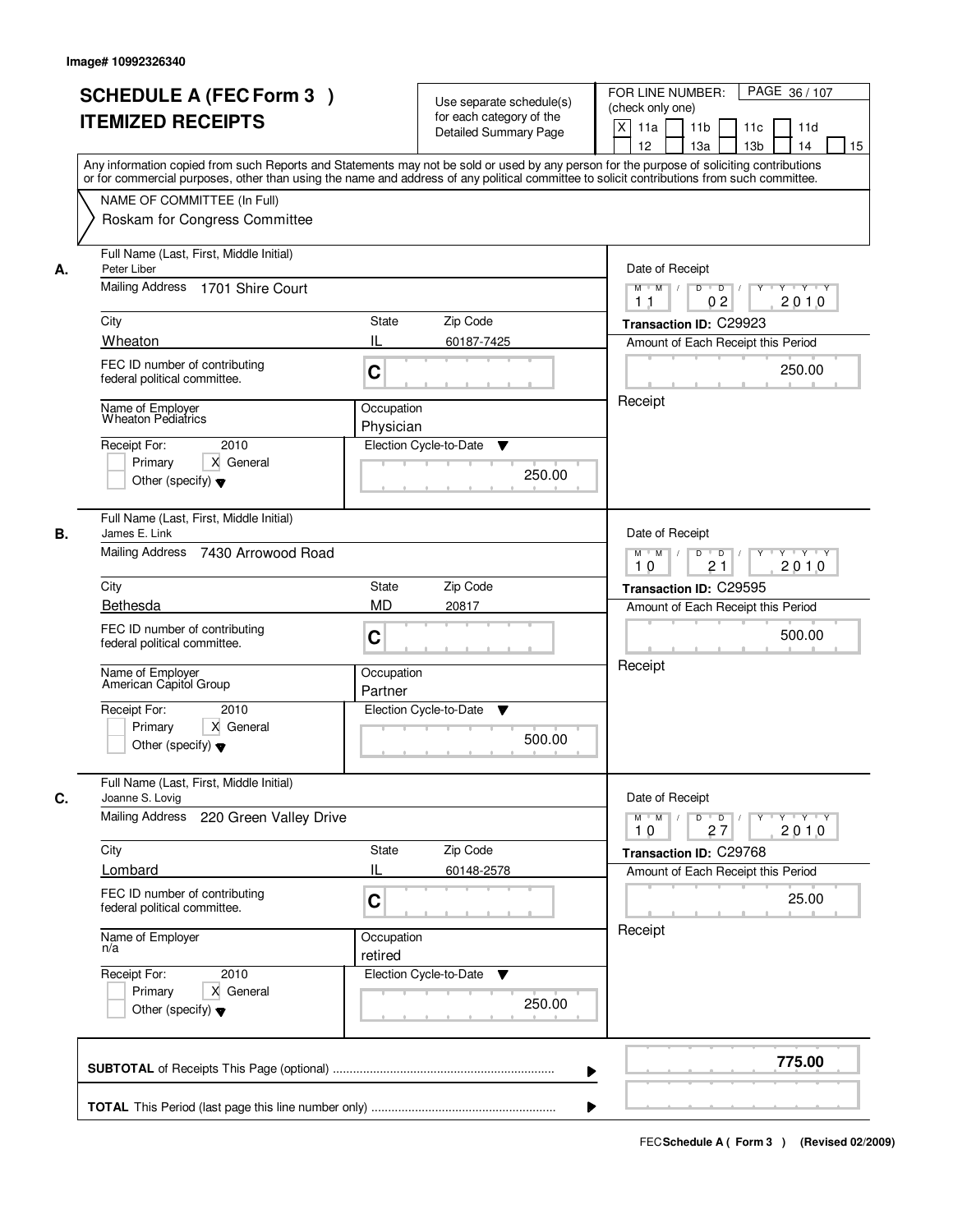Image# 10992326340

# SCHEDULE A (FEC Form 3 )
# ITEMIZED RECEIPTS

Use separate schedule(s) for each category of the Detailed Summary Page

FOR LINE NUMBER: (check only one)
[X] 11a [ ] 11b [ ] 11c [ ] 11d [ ] 12 [ ] 13a [ ] 13b [ ] 14 [ ] 15

PAGE 36 / 107

Any information copied from such Reports and Statements may not be sold or used by any person for the purpose of soliciting contributions or for commercial purposes, other than using the name and address of any political committee to solicit contributions from such committee.

NAME OF COMMITTEE (In Full)
Roskam for Congress Committee

---

**A.** Full Name (Last, First, Middle Initial): Peter Liber
Mailing Address: 1701 Shire Court
City: Wheaton | State: IL | Zip Code: 60187-7425
FEC ID number of contributing federal political committee: C
Name of Employer: Wheaton Pediatrics
Occupation: Physician
Receipt For: 2010 — [ ] Primary [X] General [ ] Other (specify)
Election Cycle-to-Date: 250.00
Date of Receipt: 11 / 02 / 2010
Transaction ID: C29923
Amount of Each Receipt this Period: 250.00
Receipt

---

**B.** Full Name (Last, First, Middle Initial): James E. Link
Mailing Address: 7430 Arrowood Road
City: Bethesda | State: MD | Zip Code: 20817
FEC ID number of contributing federal political committee: C
Name of Employer: American Capitol Group
Occupation: Partner
Receipt For: 2010 — [ ] Primary [X] General [ ] Other (specify)
Election Cycle-to-Date: 500.00
Date of Receipt: 10 / 21 / 2010
Transaction ID: C29595
Amount of Each Receipt this Period: 500.00
Receipt

---

**C.** Full Name (Last, First, Middle Initial): Joanne S. Lovig
Mailing Address: 220 Green Valley Drive
City: Lombard | State: IL | Zip Code: 60148-2578
FEC ID number of contributing federal political committee: C
Name of Employer: n/a
Occupation: retired
Receipt For: 2010 — [ ] Primary [X] General [ ] Other (specify)
Election Cycle-to-Date: 250.00
Date of Receipt: 10 / 27 / 2010
Transaction ID: C29768
Amount of Each Receipt this Period: 25.00
Receipt

---

**SUBTOTAL** of Receipts This Page (optional): **775.00**

**TOTAL** This Period (last page this line number only):

FEC Schedule A ( Form 3 ) (Revised 02/2009)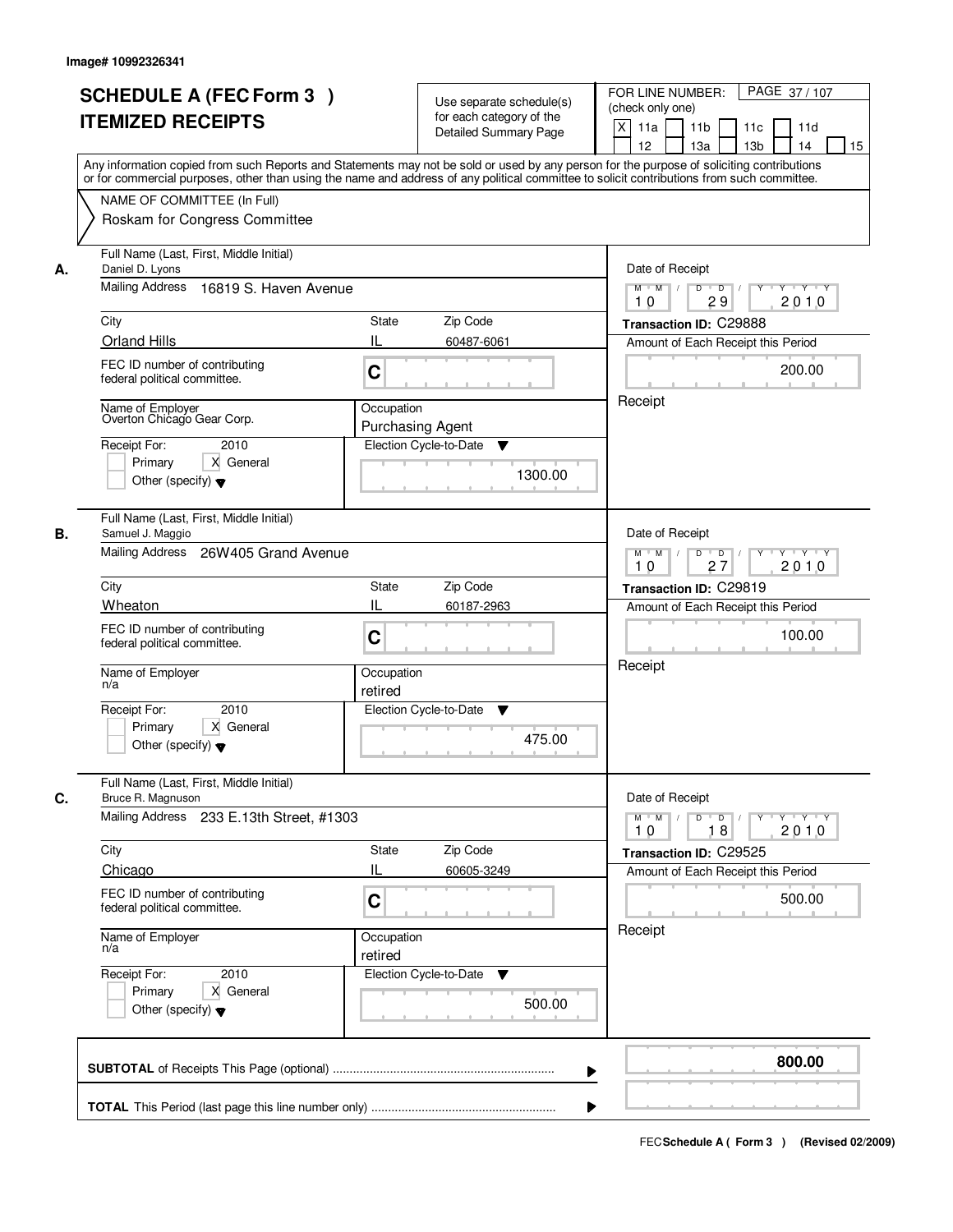Image# 10992326341

# SCHEDULE A (FEC Form 3 ) ITEMIZED RECEIPTS

Use separate schedule(s) for each category of the Detailed Summary Page

FOR LINE NUMBER: (check only one)

- [X] 11a
- [ ] 11b
- [ ] 11c
- [ ] 11d
- [ ] 12
- [ ] 13a
- [ ] 13b
- [ ] 14
- [ ] 15

Any information copied from such Reports and Statements may not be sold or used by any person for the purpose of soliciting contributions or for commercial purposes, other than using the name and address of any political committee to solicit contributions from such committee.

NAME OF COMMITTEE (In Full)
Roskam for Congress Committee

## A.

| Field | Value |
|---|---|
| Full Name (Last, First, Middle Initial) | Daniel D. Lyons |
| Mailing Address | 16819 S. Haven Avenue |
| City | Orland Hills |
| State | IL |
| Zip Code | 60487-6061 |
| FEC ID number of contributing federal political committee. | C |
| Name of Employer | Overton Chicago Gear Corp. |
| Occupation | Purchasing Agent |
| Receipt For: | 2010 — Primary [ ] General [X] Other (specify) [ ] |
| Election Cycle-to-Date | 1300.00 |
| Date of Receipt | 10 / 29 / 2010 |
| Transaction ID | C29888 |
| Amount of Each Receipt this Period | 200.00 |
| | Receipt |

## B.

| Field | Value |
|---|---|
| Full Name (Last, First, Middle Initial) | Samuel J. Maggio |
| Mailing Address | 26W405 Grand Avenue |
| City | Wheaton |
| State | IL |
| Zip Code | 60187-2963 |
| FEC ID number of contributing federal political committee. | C |
| Name of Employer | n/a |
| Occupation | retired |
| Receipt For: | 2010 — Primary [ ] General [X] Other (specify) [ ] |
| Election Cycle-to-Date | 475.00 |
| Date of Receipt | 10 / 27 / 2010 |
| Transaction ID | C29819 |
| Amount of Each Receipt this Period | 100.00 |
| | Receipt |

## C.

| Field | Value |
|---|---|
| Full Name (Last, First, Middle Initial) | Bruce R. Magnuson |
| Mailing Address | 233 E.13th Street, #1303 |
| City | Chicago |
| State | IL |
| Zip Code | 60605-3249 |
| FEC ID number of contributing federal political committee. | C |
| Name of Employer | n/a |
| Occupation | retired |
| Receipt For: | 2010 — Primary [ ] General [X] Other (specify) [ ] |
| Election Cycle-to-Date | 500.00 |
| Date of Receipt | 10 / 18 / 2010 |
| Transaction ID | C29525 |
| Amount of Each Receipt this Period | 500.00 |
| | Receipt |

| | |
|---|---|
| **SUBTOTAL** of Receipts This Page (optional) | **800.00** |
| **TOTAL** This Period (last page this line number only) | |

FEC **Schedule A ( Form 3 )** (Revised 02/2009)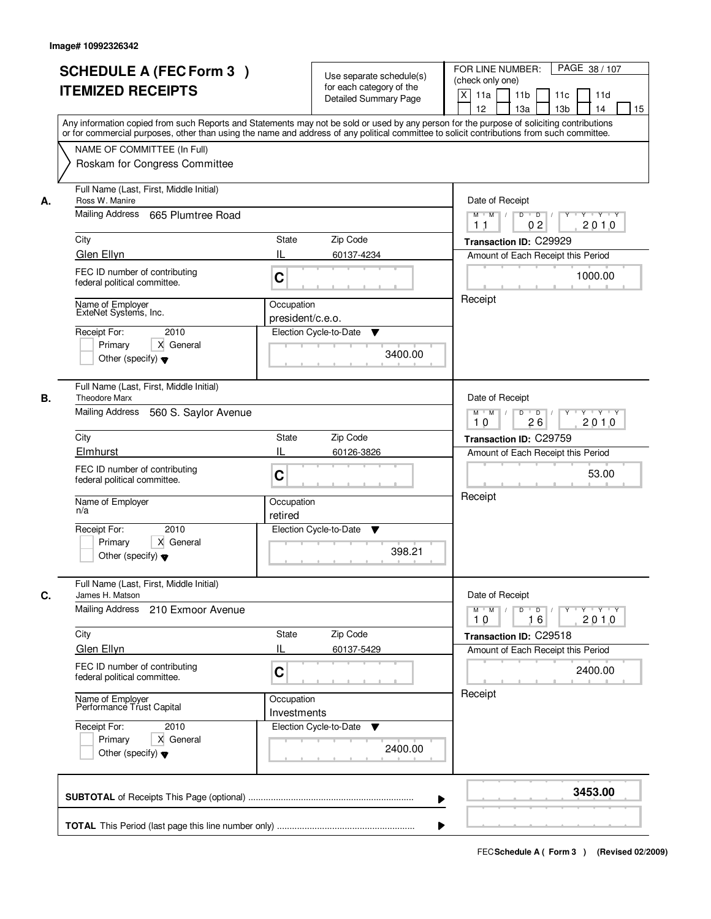Image# 10992326342

# SCHEDULE A (FEC Form 3 ) ITEMIZED RECEIPTS

Use separate schedule(s) for each category of the Detailed Summary Page

FOR LINE NUMBER: (check only one)

[X] 11a [ ] 11b [ ] 11c [ ] 11d [ ] 12 [ ] 13a [ ] 13b [ ] 14 [ ] 15

PAGE 38 / 107

Any information copied from such Reports and Statements may not be sold or used by any person for the purpose of soliciting contributions or for commercial purposes, other than using the name and address of any political committee to solicit contributions from such committee.

NAME OF COMMITTEE (In Full)
Roskam for Congress Committee

---

**A.**

Full Name (Last, First, Middle Initial): Ross W. Manire
Mailing Address: 665 Plumtree Road
City: Glen Ellyn | State: IL | Zip Code: 60137-4234
FEC ID number of contributing federal political committee: C
Name of Employer: ExteNet Systems, Inc.
Occupation: president/c.e.o.
Receipt For: 2010 — [ ] Primary [X] General [ ] Other (specify)
Election Cycle-to-Date: 3400.00

Date of Receipt: 11 / 02 / 2010
Transaction ID: C29929
Amount of Each Receipt this Period: 1000.00
Receipt

---

**B.**

Full Name (Last, First, Middle Initial): Theodore Marx
Mailing Address: 560 S. Saylor Avenue
City: Elmhurst | State: IL | Zip Code: 60126-3826
FEC ID number of contributing federal political committee: C
Name of Employer: n/a
Occupation: retired
Receipt For: 2010 — [ ] Primary [X] General [ ] Other (specify)
Election Cycle-to-Date: 398.21

Date of Receipt: 10 / 26 / 2010
Transaction ID: C29759
Amount of Each Receipt this Period: 53.00
Receipt

---

**C.**

Full Name (Last, First, Middle Initial): James H. Matson
Mailing Address: 210 Exmoor Avenue
City: Glen Ellyn | State: IL | Zip Code: 60137-5429
FEC ID number of contributing federal political committee: C
Name of Employer: Performance Trust Capital
Occupation: Investments
Receipt For: 2010 — [ ] Primary [X] General [ ] Other (specify)
Election Cycle-to-Date: 2400.00

Date of Receipt: 10 / 16 / 2010
Transaction ID: C29518
Amount of Each Receipt this Period: 2400.00
Receipt

---

**SUBTOTAL** of Receipts This Page (optional) ........ **3453.00**

**TOTAL** This Period (last page this line number only) ........

FEC Schedule A ( Form 3 ) (Revised 02/2009)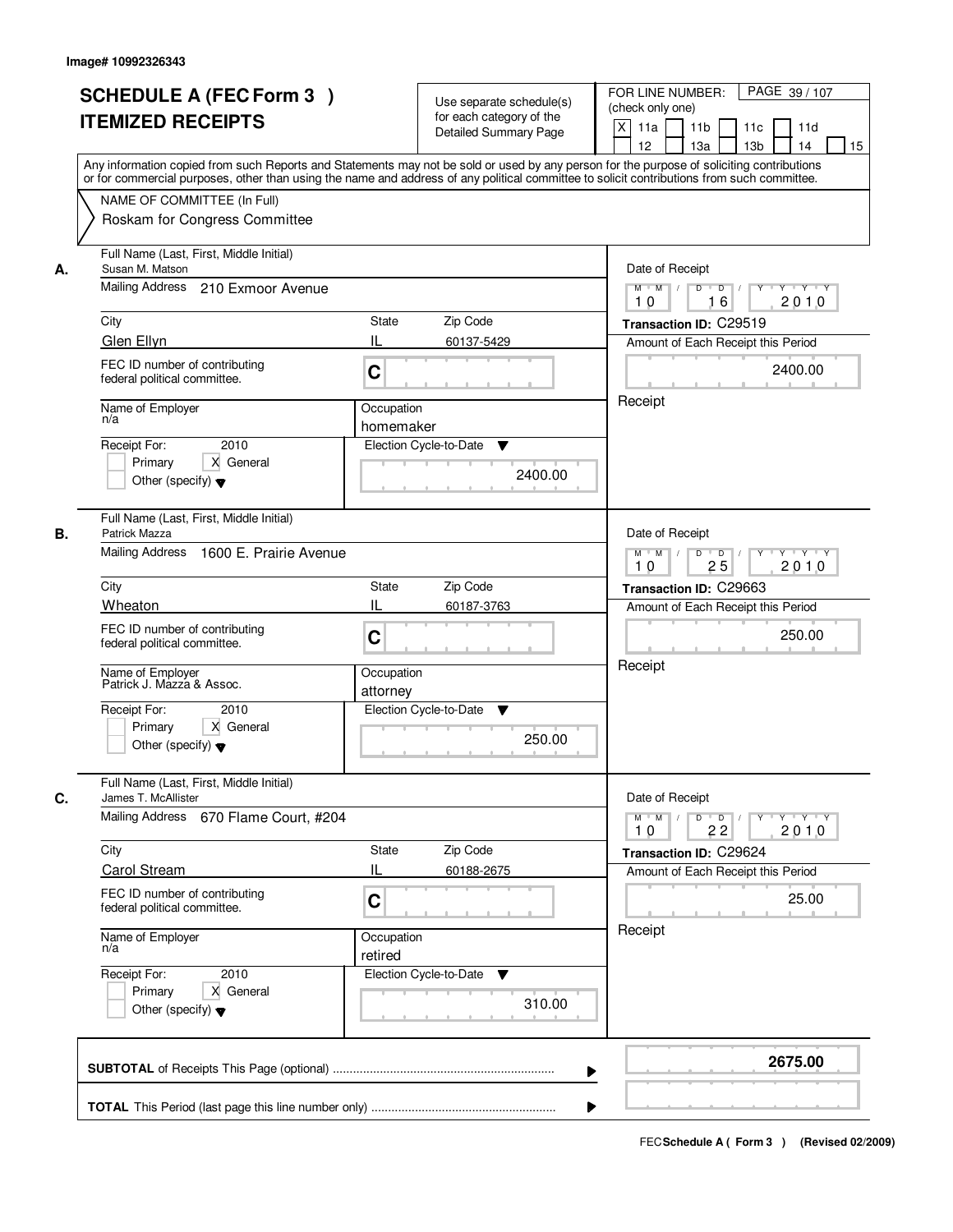Image# 10992326343

# SCHEDULE A (FEC Form 3 ) ITEMIZED RECEIPTS

Use separate schedule(s) for each category of the Detailed Summary Page

FOR LINE NUMBER: (check only one)
[X] 11a [ ] 11b [ ] 11c [ ] 11d [ ] 12 [ ] 13a [ ] 13b [ ] 14 [ ] 15

PAGE 39 / 107

Any information copied from such Reports and Statements may not be sold or used by any person for the purpose of soliciting contributions or for commercial purposes, other than using the name and address of any political committee to solicit contributions from such committee.

NAME OF COMMITTEE (In Full)
Roskam for Congress Committee

---

**A.**
Full Name (Last, First, Middle Initial): Susan M. Matson
Mailing Address: 210 Exmoor Avenue
City: Glen Ellyn | State: IL | Zip Code: 60137-5429
FEC ID number of contributing federal political committee: C
Name of Employer: n/a
Occupation: homemaker
Receipt For: 2010 — [ ] Primary [X] General [ ] Other (specify)
Election Cycle-to-Date: 2400.00
Date of Receipt: 10 / 16 / 2010
Transaction ID: C29519
Amount of Each Receipt this Period: 2400.00
Receipt

---

**B.**
Full Name (Last, First, Middle Initial): Patrick Mazza
Mailing Address: 1600 E. Prairie Avenue
City: Wheaton | State: IL | Zip Code: 60187-3763
FEC ID number of contributing federal political committee: C
Name of Employer: Patrick J. Mazza & Assoc.
Occupation: attorney
Receipt For: 2010 — [ ] Primary [X] General [ ] Other (specify)
Election Cycle-to-Date: 250.00
Date of Receipt: 10 / 25 / 2010
Transaction ID: C29663
Amount of Each Receipt this Period: 250.00
Receipt

---

**C.**
Full Name (Last, First, Middle Initial): James T. McAllister
Mailing Address: 670 Flame Court, #204
City: Carol Stream | State: IL | Zip Code: 60188-2675
FEC ID number of contributing federal political committee: C
Name of Employer: n/a
Occupation: retired
Receipt For: 2010 — [ ] Primary [X] General [ ] Other (specify)
Election Cycle-to-Date: 310.00
Date of Receipt: 10 / 22 / 2010
Transaction ID: C29624
Amount of Each Receipt this Period: 25.00
Receipt

---

**SUBTOTAL** of Receipts This Page (optional) ........ 2675.00

**TOTAL** This Period (last page this line number only) ........

FEC Schedule A ( Form 3 ) (Revised 02/2009)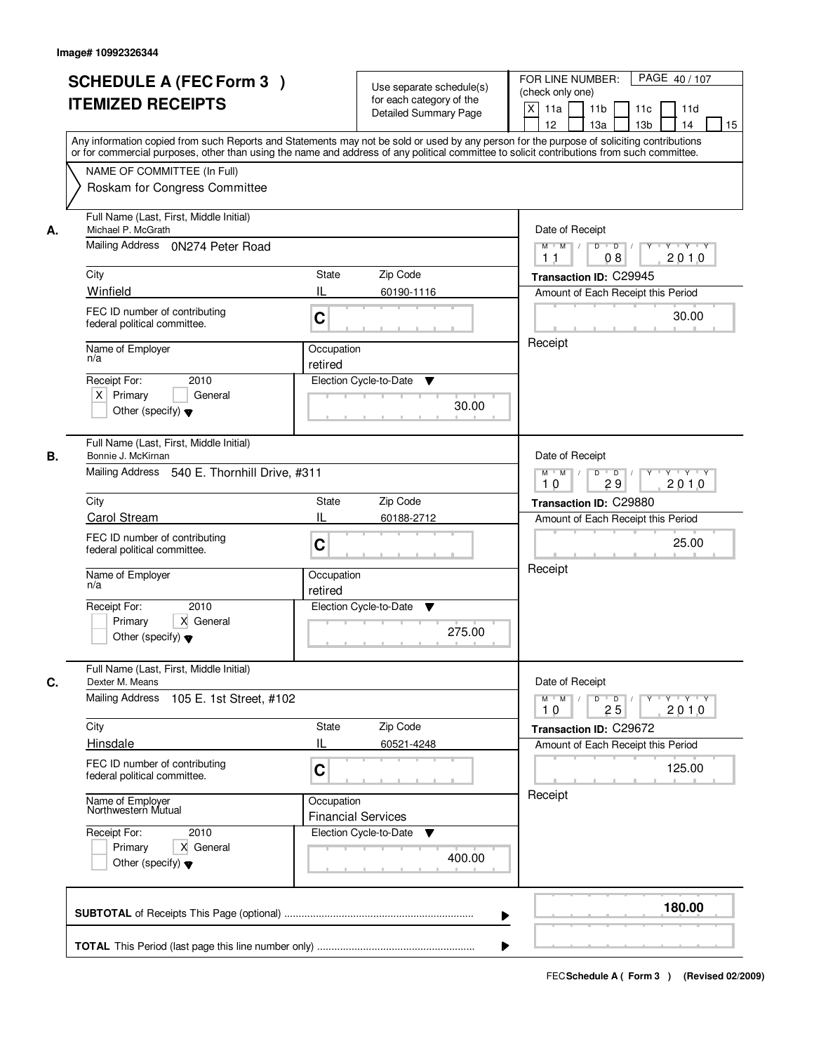Image# 10992326344

# SCHEDULE A (FEC Form 3 )
# ITEMIZED RECEIPTS

Use separate schedule(s) for each category of the Detailed Summary Page

FOR LINE NUMBER: (check only one)

[X] 11a [ ] 11b [ ] 11c [ ] 11d [ ] 12 [ ] 13a [ ] 13b [ ] 14 [ ] 15

PAGE 40 / 107

Any information copied from such Reports and Statements may not be sold or used by any person for the purpose of soliciting contributions or for commercial purposes, other than using the name and address of any political committee to solicit contributions from such committee.

NAME OF COMMITTEE (In Full)
Roskam for Congress Committee

---

**A.**

Full Name (Last, First, Middle Initial): Michael P. McGrath

Mailing Address: 0N274 Peter Road

City: Winfield | State: IL | Zip Code: 60190-1116

FEC ID number of contributing federal political committee: C

Name of Employer: n/a

Occupation: retired

Receipt For: 2010 — [X] Primary [ ] General [ ] Other (specify)

Election Cycle-to-Date: 30.00

Date of Receipt: 11 / 08 / 2010

Transaction ID: C29945

Amount of Each Receipt this Period: 30.00

Receipt

---

**B.**

Full Name (Last, First, Middle Initial): Bonnie J. McKirnan

Mailing Address: 540 E. Thornhill Drive, #311

City: Carol Stream | State: IL | Zip Code: 60188-2712

FEC ID number of contributing federal political committee: C

Name of Employer: n/a

Occupation: retired

Receipt For: 2010 — [ ] Primary [X] General [ ] Other (specify)

Election Cycle-to-Date: 275.00

Date of Receipt: 10 / 29 / 2010

Transaction ID: C29880

Amount of Each Receipt this Period: 25.00

Receipt

---

**C.**

Full Name (Last, First, Middle Initial): Dexter M. Means

Mailing Address: 105 E. 1st Street, #102

City: Hinsdale | State: IL | Zip Code: 60521-4248

FEC ID number of contributing federal political committee: C

Name of Employer: Northwestern Mutual

Occupation: Financial Services

Receipt For: 2010 — [ ] Primary [X] General [ ] Other (specify)

Election Cycle-to-Date: 400.00

Date of Receipt: 10 / 25 / 2010

Transaction ID: C29672

Amount of Each Receipt this Period: 125.00

Receipt

---

**SUBTOTAL** of Receipts This Page (optional): **180.00**

**TOTAL** This Period (last page this line number only):

FEC **Schedule A ( Form 3 )** (Revised 02/2009)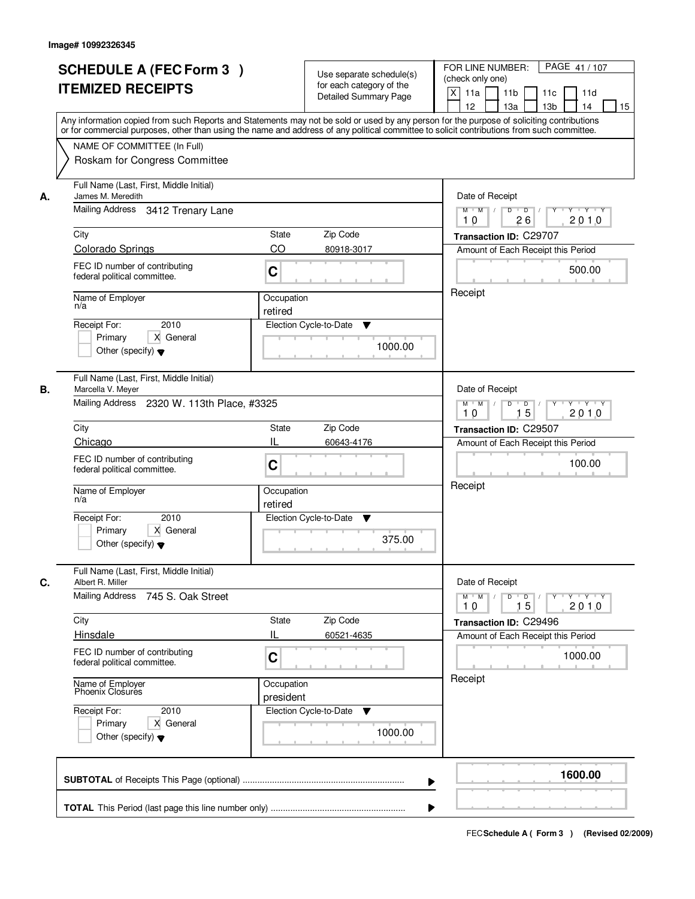Image# 10992326345

# SCHEDULE A (FEC Form 3 ) ITEMIZED RECEIPTS

Use separate schedule(s) for each category of the Detailed Summary Page

FOR LINE NUMBER: (check only one)

[X] 11a [ ] 11b [ ] 11c [ ] 11d [ ] 12 [ ] 13a [ ] 13b [ ] 14 [ ] 15

PAGE 41 / 107

Any information copied from such Reports and Statements may not be sold or used by any person for the purpose of soliciting contributions or for commercial purposes, other than using the name and address of any political committee to solicit contributions from such committee.

NAME OF COMMITTEE (In Full)

Roskam for Congress Committee

---

**A.** Full Name (Last, First, Middle Initial): James M. Meredith

Mailing Address: 3412 Trenary Lane

City: Colorado Springs | State: CO | Zip Code: 80918-3017

FEC ID number of contributing federal political committee: C

Name of Employer: n/a | Occupation: retired

Receipt For: 2010 — [ ] Primary [X] General [ ] Other (specify)

Election Cycle-to-Date: 1000.00

Date of Receipt: 10 / 26 / 2010

Transaction ID: C29707

Amount of Each Receipt this Period: 500.00

Receipt

---

**B.** Full Name (Last, First, Middle Initial): Marcella V. Meyer

Mailing Address: 2320 W. 113th Place, #3325

City: Chicago | State: IL | Zip Code: 60643-4176

FEC ID number of contributing federal political committee: C

Name of Employer: n/a | Occupation: retired

Receipt For: 2010 — [ ] Primary [X] General [ ] Other (specify)

Election Cycle-to-Date: 375.00

Date of Receipt: 10 / 15 / 2010

Transaction ID: C29507

Amount of Each Receipt this Period: 100.00

Receipt

---

**C.** Full Name (Last, First, Middle Initial): Albert R. Miller

Mailing Address: 745 S. Oak Street

City: Hinsdale | State: IL | Zip Code: 60521-4635

FEC ID number of contributing federal political committee: C

Name of Employer: Phoenix Closures | Occupation: president

Receipt For: 2010 — [ ] Primary [X] General [ ] Other (specify)

Election Cycle-to-Date: 1000.00

Date of Receipt: 10 / 15 / 2010

Transaction ID: C29496

Amount of Each Receipt this Period: 1000.00

Receipt

---

**SUBTOTAL** of Receipts This Page (optional): **1600.00**

**TOTAL** This Period (last page this line number only):

FEC Schedule A ( Form 3 ) (Revised 02/2009)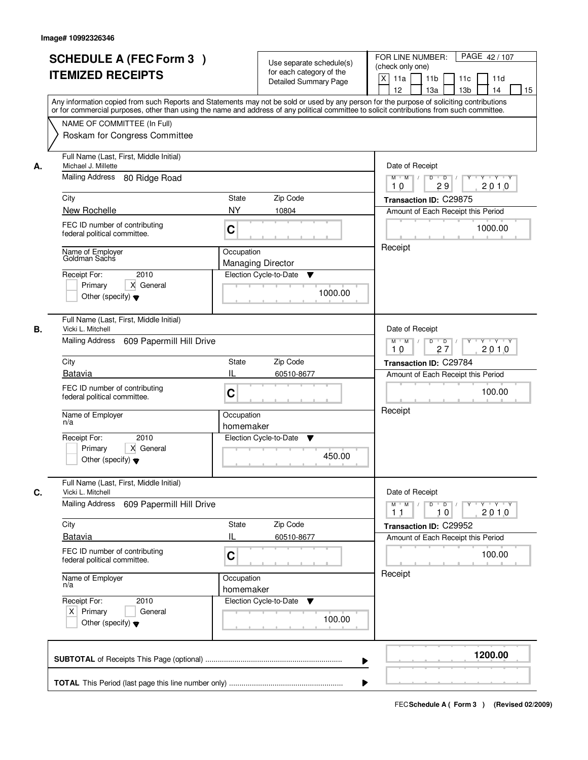Image# 10992326346

# SCHEDULE A (FEC Form 3 )
# ITEMIZED RECEIPTS

Use separate schedule(s) for each category of the Detailed Summary Page

FOR LINE NUMBER: (check only one)
[X] 11a [ ] 11b [ ] 11c [ ] 11d [ ] 12 [ ] 13a [ ] 13b [ ] 14 [ ] 15

PAGE 42 / 107

Any information copied from such Reports and Statements may not be sold or used by any person for the purpose of soliciting contributions or for commercial purposes, other than using the name and address of any political committee to solicit contributions from such committee.

NAME OF COMMITTEE (In Full)
Roskam for Congress Committee

**A.**
Full Name (Last, First, Middle Initial): Michael J. Millette
Mailing Address: 80 Ridge Road
City: New Rochelle | State: NY | Zip Code: 10804
FEC ID number of contributing federal political committee: C
Name of Employer: Goldman Sachs
Occupation: Managing Director
Receipt For: 2010 — [ ] Primary [X] General [ ] Other (specify)
Election Cycle-to-Date: 1000.00
Date of Receipt: 10 / 29 / 2010
Transaction ID: C29875
Amount of Each Receipt this Period: 1000.00
Receipt

**B.**
Full Name (Last, First, Middle Initial): Vicki L. Mitchell
Mailing Address: 609 Papermill Hill Drive
City: Batavia | State: IL | Zip Code: 60510-8677
FEC ID number of contributing federal political committee: C
Name of Employer: n/a
Occupation: homemaker
Receipt For: 2010 — [ ] Primary [X] General [ ] Other (specify)
Election Cycle-to-Date: 450.00
Date of Receipt: 10 / 27 / 2010
Transaction ID: C29784
Amount of Each Receipt this Period: 100.00
Receipt

**C.**
Full Name (Last, First, Middle Initial): Vicki L. Mitchell
Mailing Address: 609 Papermill Hill Drive
City: Batavia | State: IL | Zip Code: 60510-8677
FEC ID number of contributing federal political committee: C
Name of Employer: n/a
Occupation: homemaker
Receipt For: 2010 — [X] Primary [ ] General [ ] Other (specify)
Election Cycle-to-Date: 100.00
Date of Receipt: 11 / 10 / 2010
Transaction ID: C29952
Amount of Each Receipt this Period: 100.00
Receipt

**SUBTOTAL** of Receipts This Page (optional): **1200.00**

**TOTAL** This Period (last page this line number only):

FEC **Schedule A ( Form 3 )** (Revised 02/2009)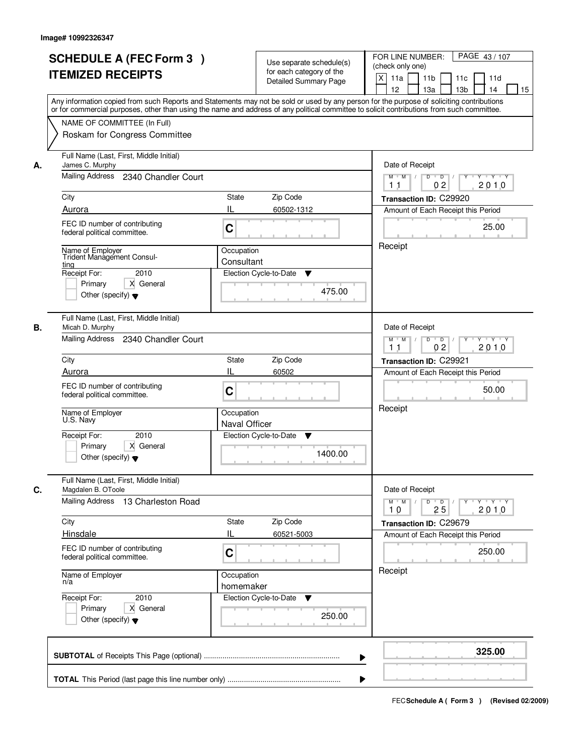Image# 10992326347

# SCHEDULE A (FEC Form 3 ) ITEMIZED RECEIPTS

Use separate schedule(s) for each category of the Detailed Summary Page

FOR LINE NUMBER: (check only one)

- [X] 11a
- [ ] 11b
- [ ] 11c
- [ ] 11d
- [ ] 12
- [ ] 13a
- [ ] 13b
- [ ] 14
- [ ] 15

Any information copied from such Reports and Statements may not be sold or used by any person for the purpose of soliciting contributions or for commercial purposes, other than using the name and address of any political committee to solicit contributions from such committee.

NAME OF COMMITTEE (In Full)
Roskam for Congress Committee

---

**A.** Full Name (Last, First, Middle Initial): James C. Murphy

Mailing Address: 2340 Chandler Court

City: Aurora | State: IL | Zip Code: 60502-1312

FEC ID number of contributing federal political committee: C

Name of Employer: Trident Management Consulting

Occupation: Consultant

Receipt For: 2010 — [ ] Primary [X] General [ ] Other (specify)

Election Cycle-to-Date: 475.00

Date of Receipt: 11/02/2010

Transaction ID: C29920

Amount of Each Receipt this Period: 25.00

Receipt

---

**B.** Full Name (Last, First, Middle Initial): Micah D. Murphy

Mailing Address: 2340 Chandler Court

City: Aurora | State: IL | Zip Code: 60502

FEC ID number of contributing federal political committee: C

Name of Employer: U.S. Navy

Occupation: Naval Officer

Receipt For: 2010 — [ ] Primary [X] General [ ] Other (specify)

Election Cycle-to-Date: 1400.00

Date of Receipt: 11/02/2010

Transaction ID: C29921

Amount of Each Receipt this Period: 50.00

Receipt

---

**C.** Full Name (Last, First, Middle Initial): Magdalen B. OToole

Mailing Address: 13 Charleston Road

City: Hinsdale | State: IL | Zip Code: 60521-5003

FEC ID number of contributing federal political committee: C

Name of Employer: n/a

Occupation: homemaker

Receipt For: 2010 — [ ] Primary [X] General [ ] Other (specify)

Election Cycle-to-Date: 250.00

Date of Receipt: 10/25/2010

Transaction ID: C29679

Amount of Each Receipt this Period: 250.00

Receipt

---

**SUBTOTAL** of Receipts This Page (optional): **325.00**

**TOTAL** This Period (last page this line number only):

FEC Schedule A ( Form 3 ) (Revised 02/2009)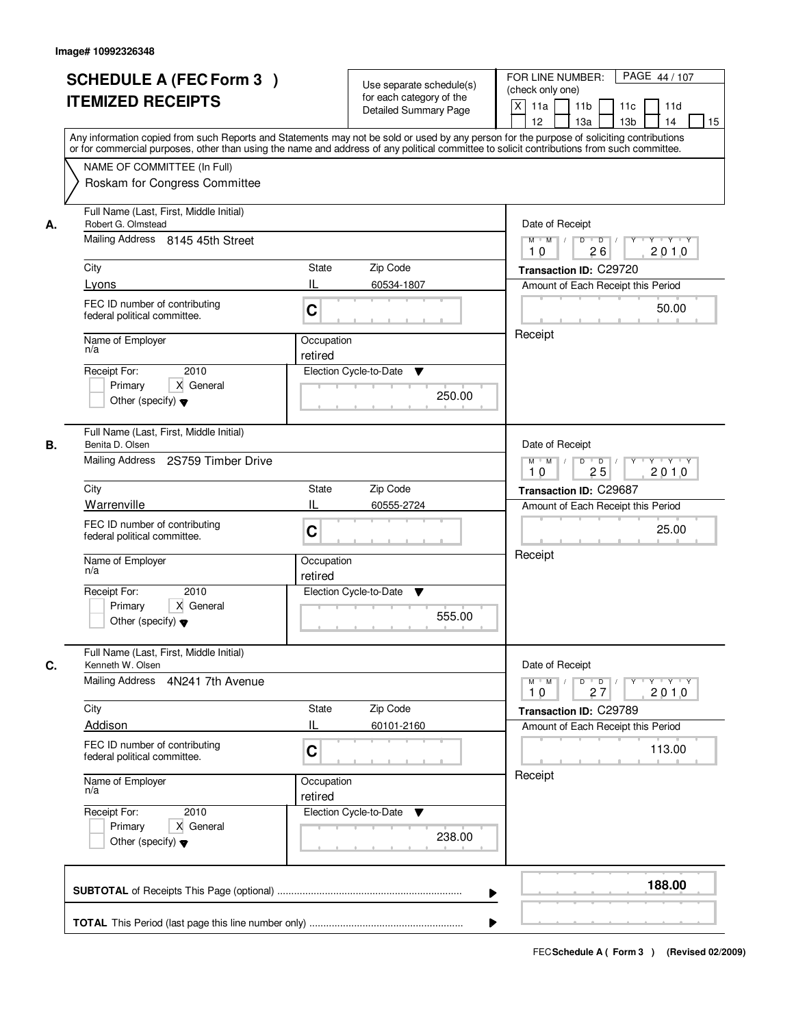Image# 10992326348

# SCHEDULE A (FEC Form 3 )
## ITEMIZED RECEIPTS

Use separate schedule(s) for each category of the Detailed Summary Page

FOR LINE NUMBER: (check only one)
[X] 11a [ ] 11b [ ] 11c [ ] 11d [ ] 12 [ ] 13a [ ] 13b [ ] 14 [ ] 15

PAGE 44 / 107

Any information copied from such Reports and Statements may not be sold or used by any person for the purpose of soliciting contributions or for commercial purposes, other than using the name and address of any political committee to solicit contributions from such committee.

NAME OF COMMITTEE (In Full)
Roskam for Congress Committee

---

**A.**

Full Name (Last, First, Middle Initial): Robert G. Olmstead
Mailing Address: 8145 45th Street
City: Lyons
State: IL
Zip Code: 60534-1807
FEC ID number of contributing federal political committee: C
Name of Employer: n/a
Occupation: retired
Receipt For: 2010 — [ ] Primary [X] General [ ] Other (specify)
Election Cycle-to-Date: 250.00

Date of Receipt: 10 / 26 / 2010
Transaction ID: C29720
Amount of Each Receipt this Period: 50.00
Receipt

---

**B.**

Full Name (Last, First, Middle Initial): Benita D. Olsen
Mailing Address: 2S759 Timber Drive
City: Warrenville
State: IL
Zip Code: 60555-2724
FEC ID number of contributing federal political committee: C
Name of Employer: n/a
Occupation: retired
Receipt For: 2010 — [ ] Primary [X] General [ ] Other (specify)
Election Cycle-to-Date: 555.00

Date of Receipt: 10 / 25 / 2010
Transaction ID: C29687
Amount of Each Receipt this Period: 25.00
Receipt

---

**C.**

Full Name (Last, First, Middle Initial): Kenneth W. Olsen
Mailing Address: 4N241 7th Avenue
City: Addison
State: IL
Zip Code: 60101-2160
FEC ID number of contributing federal political committee: C
Name of Employer: n/a
Occupation: retired
Receipt For: 2010 — [ ] Primary [X] General [ ] Other (specify)
Election Cycle-to-Date: 238.00

Date of Receipt: 10 / 27 / 2010
Transaction ID: C29789
Amount of Each Receipt this Period: 113.00
Receipt

---

**SUBTOTAL** of Receipts This Page (optional) ........ **188.00**

**TOTAL** This Period (last page this line number only) ........

FEC Schedule A ( Form 3 ) (Revised 02/2009)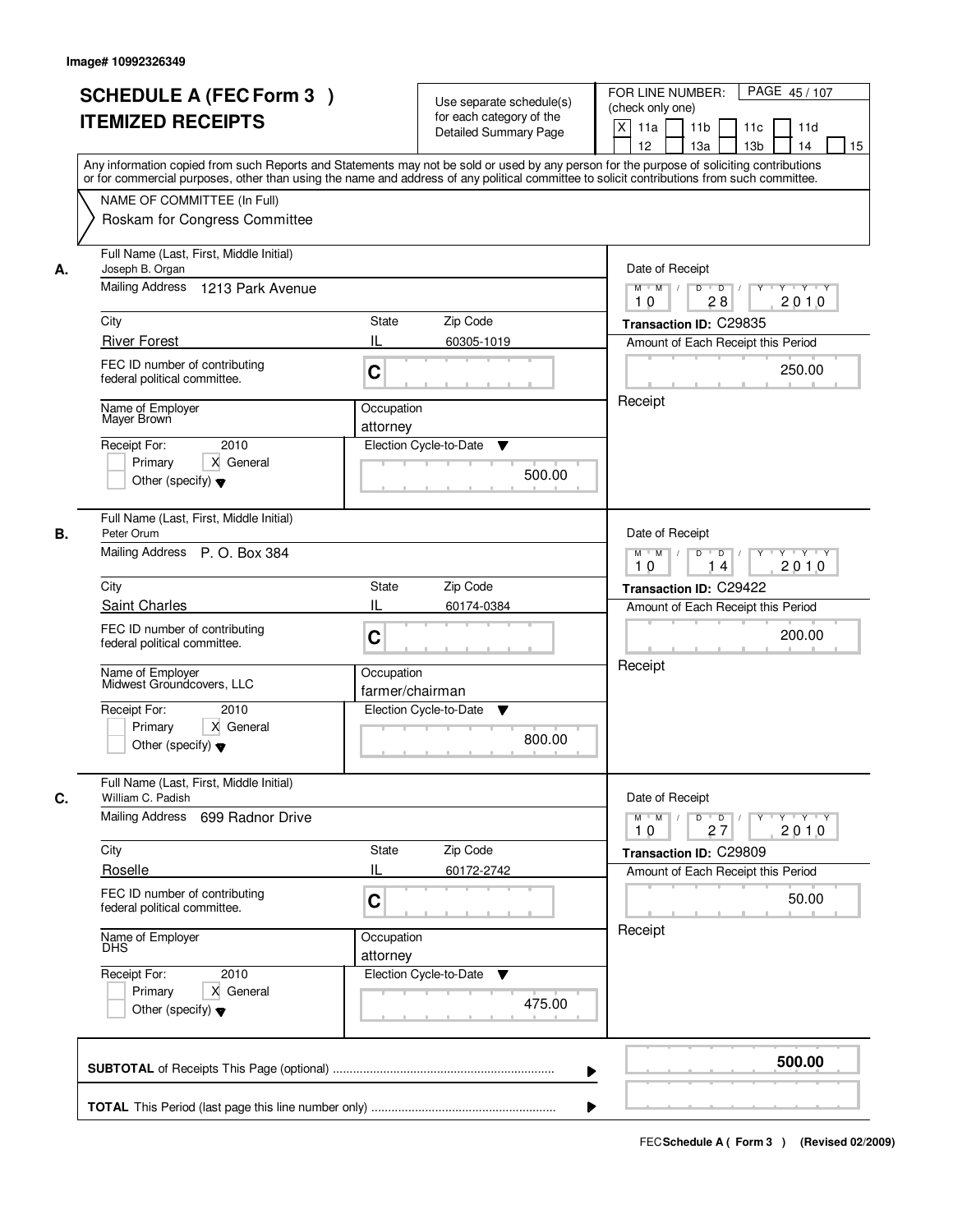Image# 10992326349

# SCHEDULE A (FEC Form 3 ) ITEMIZED RECEIPTS

Use separate schedule(s) for each category of the Detailed Summary Page

FOR LINE NUMBER: (check only one)

[X] 11a [ ] 11b [ ] 11c [ ] 11d [ ] 12 [ ] 13a [ ] 13b [ ] 14 [ ] 15

PAGE 45 / 107

Any information copied from such Reports and Statements may not be sold or used by any person for the purpose of soliciting contributions or for commercial purposes, other than using the name and address of any political committee to solicit contributions from such committee.

NAME OF COMMITTEE (In Full)

Roskam for Congress Committee

---

**A.** Full Name (Last, First, Middle Initial): Joseph B. Organ

Mailing Address: 1213 Park Avenue

City: River Forest | State: IL | Zip Code: 60305-1019

FEC ID number of contributing federal political committee: C

Name of Employer: Mayer Brown

Occupation: attorney

Receipt For: 2010 — [ ] Primary [X] General [ ] Other (specify)

Election Cycle-to-Date: 500.00

Date of Receipt: 10 / 28 / 2010

Transaction ID: C29835

Amount of Each Receipt this Period: 250.00

Receipt

---

**B.** Full Name (Last, First, Middle Initial): Peter Orum

Mailing Address: P. O. Box 384

City: Saint Charles | State: IL | Zip Code: 60174-0384

FEC ID number of contributing federal political committee: C

Name of Employer: Midwest Groundcovers, LLC

Occupation: farmer/chairman

Receipt For: 2010 — [ ] Primary [X] General [ ] Other (specify)

Election Cycle-to-Date: 800.00

Date of Receipt: 10 / 14 / 2010

Transaction ID: C29422

Amount of Each Receipt this Period: 200.00

Receipt

---

**C.** Full Name (Last, First, Middle Initial): William C. Padish

Mailing Address: 699 Radnor Drive

City: Roselle | State: IL | Zip Code: 60172-2742

FEC ID number of contributing federal political committee: C

Name of Employer: DHS

Occupation: attorney

Receipt For: 2010 — [ ] Primary [X] General [ ] Other (specify)

Election Cycle-to-Date: 475.00

Date of Receipt: 10 / 27 / 2010

Transaction ID: C29809

Amount of Each Receipt this Period: 50.00

Receipt

---

**SUBTOTAL** of Receipts This Page (optional): **500.00**

**TOTAL** This Period (last page this line number only):

FEC Schedule A ( Form 3 ) (Revised 02/2009)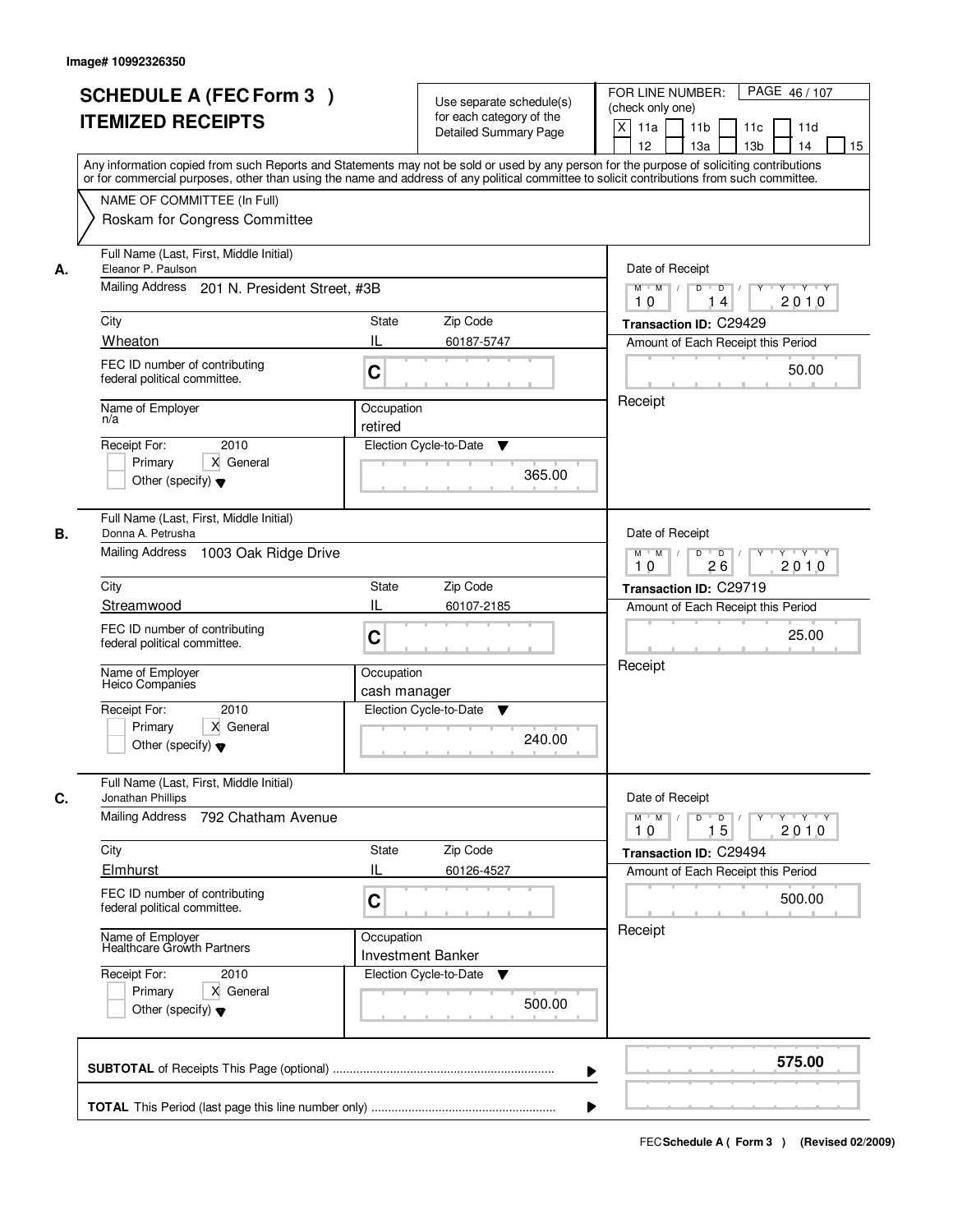Image# 10992326350

# SCHEDULE A (FEC Form 3 )
# ITEMIZED RECEIPTS

Use separate schedule(s) for each category of the Detailed Summary Page

FOR LINE NUMBER: (check only one)
[X] 11a [ ] 11b [ ] 11c [ ] 11d [ ] 12 [ ] 13a [ ] 13b [ ] 14 [ ] 15

PAGE 46 / 107

Any information copied from such Reports and Statements may not be sold or used by any person for the purpose of soliciting contributions or for commercial purposes, other than using the name and address of any political committee to solicit contributions from such committee.

NAME OF COMMITTEE (In Full)
Roskam for Congress Committee

---

**A.** Full Name (Last, First, Middle Initial): Eleanor P. Paulson
Mailing Address: 201 N. President Street, #3B
City: Wheaton | State: IL | Zip Code: 60187-5747
FEC ID number of contributing federal political committee: C
Name of Employer: n/a
Occupation: retired
Receipt For: 2010 — [ ] Primary [X] General [ ] Other (specify)
Election Cycle-to-Date: 365.00
Date of Receipt: 10 / 14 / 2010
Transaction ID: C29429
Amount of Each Receipt this Period: 50.00
Receipt

---

**B.** Full Name (Last, First, Middle Initial): Donna A. Petrusha
Mailing Address: 1003 Oak Ridge Drive
City: Streamwood | State: IL | Zip Code: 60107-2185
FEC ID number of contributing federal political committee: C
Name of Employer: Heico Companies
Occupation: cash manager
Receipt For: 2010 — [ ] Primary [X] General [ ] Other (specify)
Election Cycle-to-Date: 240.00
Date of Receipt: 10 / 26 / 2010
Transaction ID: C29719
Amount of Each Receipt this Period: 25.00
Receipt

---

**C.** Full Name (Last, First, Middle Initial): Jonathan Phillips
Mailing Address: 792 Chatham Avenue
City: Elmhurst | State: IL | Zip Code: 60126-4527
FEC ID number of contributing federal political committee: C
Name of Employer: Healthcare Growth Partners
Occupation: Investment Banker
Receipt For: 2010 — [ ] Primary [X] General [ ] Other (specify)
Election Cycle-to-Date: 500.00
Date of Receipt: 10 / 15 / 2010
Transaction ID: C29494
Amount of Each Receipt this Period: 500.00
Receipt

---

**SUBTOTAL** of Receipts This Page (optional): **575.00**

**TOTAL** This Period (last page this line number only):

FEC Schedule A ( Form 3 ) (Revised 02/2009)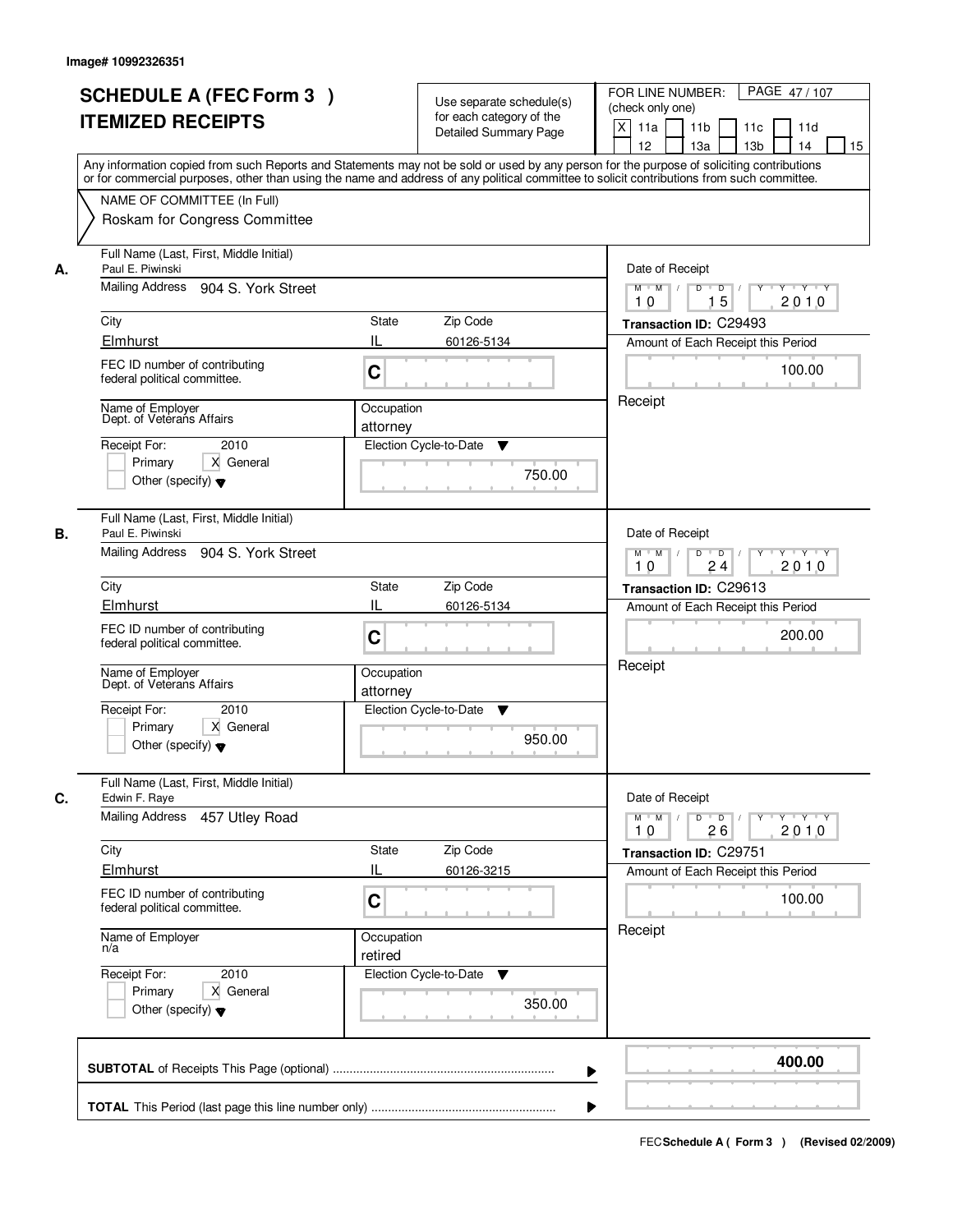Image# 10992326351

# SCHEDULE A (FEC Form 3 ) ITEMIZED RECEIPTS

Use separate schedule(s) for each category of the Detailed Summary Page

FOR LINE NUMBER: (check only one)

[X] 11a [ ] 11b [ ] 11c [ ] 11d [ ] 12 [ ] 13a [ ] 13b [ ] 14 [ ] 15

PAGE 47 / 107

Any information copied from such Reports and Statements may not be sold or used by any person for the purpose of soliciting contributions or for commercial purposes, other than using the name and address of any political committee to solicit contributions from such committee.

NAME OF COMMITTEE (In Full)
Roskam for Congress Committee

## A.

| Field | Value |
|---|---|
| Full Name (Last, First, Middle Initial) | Paul E. Piwinski |
| Mailing Address | 904 S. York Street |
| City | Elmhurst |
| State | IL |
| Zip Code | 60126-5134 |
| FEC ID number of contributing federal political committee. | C |
| Name of Employer | Dept. of Veterans Affairs |
| Occupation | attorney |
| Receipt For: | 2010 — [ ] Primary [X] General [ ] Other (specify) |
| Election Cycle-to-Date | 750.00 |
| Date of Receipt | 10 / 15 / 2010 |
| Transaction ID | C29493 |
| Amount of Each Receipt this Period | 100.00 |
| | Receipt |

## B.

| Field | Value |
|---|---|
| Full Name (Last, First, Middle Initial) | Paul E. Piwinski |
| Mailing Address | 904 S. York Street |
| City | Elmhurst |
| State | IL |
| Zip Code | 60126-5134 |
| FEC ID number of contributing federal political committee. | C |
| Name of Employer | Dept. of Veterans Affairs |
| Occupation | attorney |
| Receipt For: | 2010 — [ ] Primary [X] General [ ] Other (specify) |
| Election Cycle-to-Date | 950.00 |
| Date of Receipt | 10 / 24 / 2010 |
| Transaction ID | C29613 |
| Amount of Each Receipt this Period | 200.00 |
| | Receipt |

## C.

| Field | Value |
|---|---|
| Full Name (Last, First, Middle Initial) | Edwin F. Raye |
| Mailing Address | 457 Utley Road |
| City | Elmhurst |
| State | IL |
| Zip Code | 60126-3215 |
| FEC ID number of contributing federal political committee. | C |
| Name of Employer | n/a |
| Occupation | retired |
| Receipt For: | 2010 — [ ] Primary [X] General [ ] Other (specify) |
| Election Cycle-to-Date | 350.00 |
| Date of Receipt | 10 / 26 / 2010 |
| Transaction ID | C29751 |
| Amount of Each Receipt this Period | 100.00 |
| | Receipt |

| | |
|---|---|
| **SUBTOTAL** of Receipts This Page (optional) | **400.00** |
| **TOTAL** This Period (last page this line number only) | |

FEC **Schedule A ( Form 3 )** (Revised 02/2009)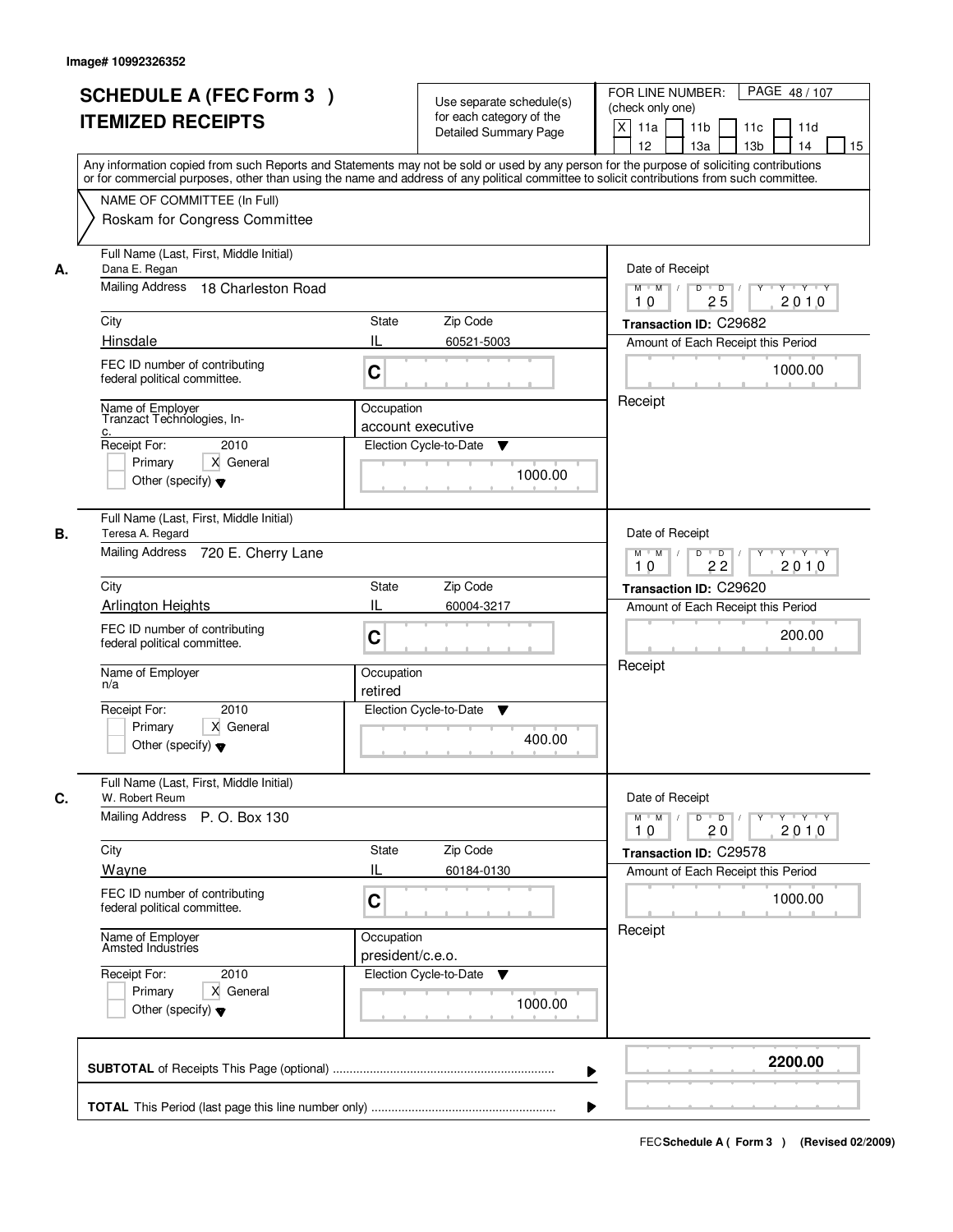Image# 10992326352

# SCHEDULE A (FEC Form 3 ) ITEMIZED RECEIPTS

Use separate schedule(s) for each category of the Detailed Summary Page

FOR LINE NUMBER: (check only one)

[X] 11a [ ] 11b [ ] 11c [ ] 11d [ ] 12 [ ] 13a [ ] 13b [ ] 14 [ ] 15

Any information copied from such Reports and Statements may not be sold or used by any person for the purpose of soliciting contributions or for commercial purposes, other than using the name and address of any political committee to solicit contributions from such committee.

NAME OF COMMITTEE (In Full)
Roskam for Congress Committee

---

**A.**

Full Name (Last, First, Middle Initial): Dana E. Regan

Mailing Address: 18 Charleston Road

City: Hinsdale | State: IL | Zip Code: 60521-5003

FEC ID number of contributing federal political committee: C

Name of Employer: Tranzact Technologies, In-c.

Occupation: account executive

Receipt For: 2010 [ ] Primary [X] General [ ] Other (specify)

Election Cycle-to-Date: 1000.00

Date of Receipt: 10 / 25 / 2010

Transaction ID: C29682

Amount of Each Receipt this Period: 1000.00

Receipt

---

**B.**

Full Name (Last, First, Middle Initial): Teresa A. Regard

Mailing Address: 720 E. Cherry Lane

City: Arlington Heights | State: IL | Zip Code: 60004-3217

FEC ID number of contributing federal political committee: C

Name of Employer: n/a

Occupation: retired

Receipt For: 2010 [ ] Primary [X] General [ ] Other (specify)

Election Cycle-to-Date: 400.00

Date of Receipt: 10 / 22 / 2010

Transaction ID: C29620

Amount of Each Receipt this Period: 200.00

Receipt

---

**C.**

Full Name (Last, First, Middle Initial): W. Robert Reum

Mailing Address: P. O. Box 130

City: Wayne | State: IL | Zip Code: 60184-0130

FEC ID number of contributing federal political committee: C

Name of Employer: Amsted Industries

Occupation: president/c.e.o.

Receipt For: 2010 [ ] Primary [X] General [ ] Other (specify)

Election Cycle-to-Date: 1000.00

Date of Receipt: 10 / 20 / 2010

Transaction ID: C29578

Amount of Each Receipt this Period: 1000.00

Receipt

---

**SUBTOTAL** of Receipts This Page (optional): **2200.00**

**TOTAL** This Period (last page this line number only):

FEC **Schedule A ( Form 3 )** (Revised 02/2009)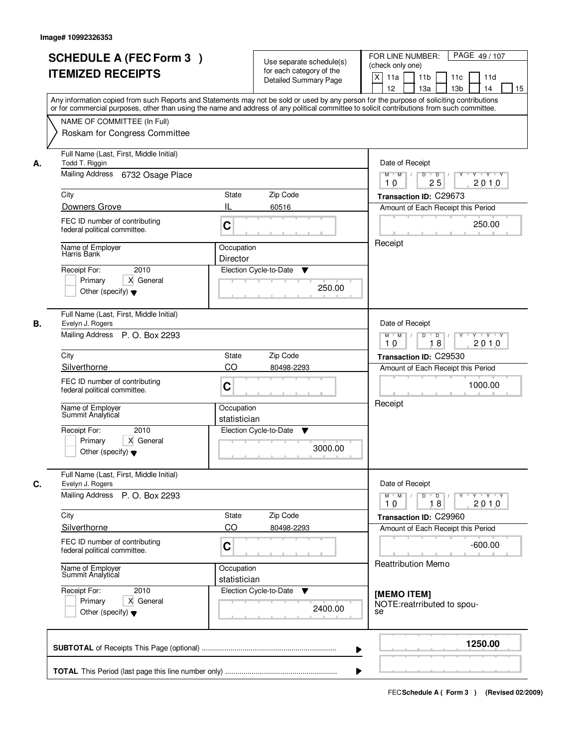Image# 10992326353

# SCHEDULE A (FEC Form 3 )
# ITEMIZED RECEIPTS

Use separate schedule(s) for each category of the Detailed Summary Page

FOR LINE NUMBER: (check only one)

[X] 11a [ ] 11b [ ] 11c [ ] 11d [ ] 12 [ ] 13a [ ] 13b [ ] 14 [ ] 15

PAGE 49 / 107

Any information copied from such Reports and Statements may not be sold or used by any person for the purpose of soliciting contributions or for commercial purposes, other than using the name and address of any political committee to solicit contributions from such committee.

NAME OF COMMITTEE (In Full)

Roskam for Congress Committee

---

**A.**

Full Name (Last, First, Middle Initial): Todd T. Riggin

Mailing Address: 6732 Osage Place

City: Downers Grove | State: IL | Zip Code: 60516

FEC ID number of contributing federal political committee: C

Name of Employer: Harris Bank

Occupation: Director

Receipt For: 2010 — [ ] Primary [X] General [ ] Other (specify)

Election Cycle-to-Date: 250.00

Date of Receipt: 10 / 25 / 2010

Transaction ID: C29673

Amount of Each Receipt this Period: 250.00

Receipt

---

**B.**

Full Name (Last, First, Middle Initial): Evelyn J. Rogers

Mailing Address: P. O. Box 2293

City: Silverthorne | State: CO | Zip Code: 80498-2293

FEC ID number of contributing federal political committee: C

Name of Employer: Summit Analytical

Occupation: statistician

Receipt For: 2010 — [ ] Primary [X] General [ ] Other (specify)

Election Cycle-to-Date: 3000.00

Date of Receipt: 10 / 18 / 2010

Transaction ID: C29530

Amount of Each Receipt this Period: 1000.00

Receipt

---

**C.**

Full Name (Last, First, Middle Initial): Evelyn J. Rogers

Mailing Address: P. O. Box 2293

City: Silverthorne | State: CO | Zip Code: 80498-2293

FEC ID number of contributing federal political committee: C

Name of Employer: Summit Analytical

Occupation: statistician

Receipt For: 2010 — [ ] Primary [X] General [ ] Other (specify)

Election Cycle-to-Date: 2400.00

Date of Receipt: 10 / 18 / 2010

Transaction ID: C29960

Amount of Each Receipt this Period: -600.00

Reattribution Memo

**[MEMO ITEM]**

NOTE:reattributed to spouse

---

**SUBTOTAL** of Receipts This Page (optional): **1250.00**

**TOTAL** This Period (last page this line number only):

FEC **Schedule A ( Form 3 )** (Revised 02/2009)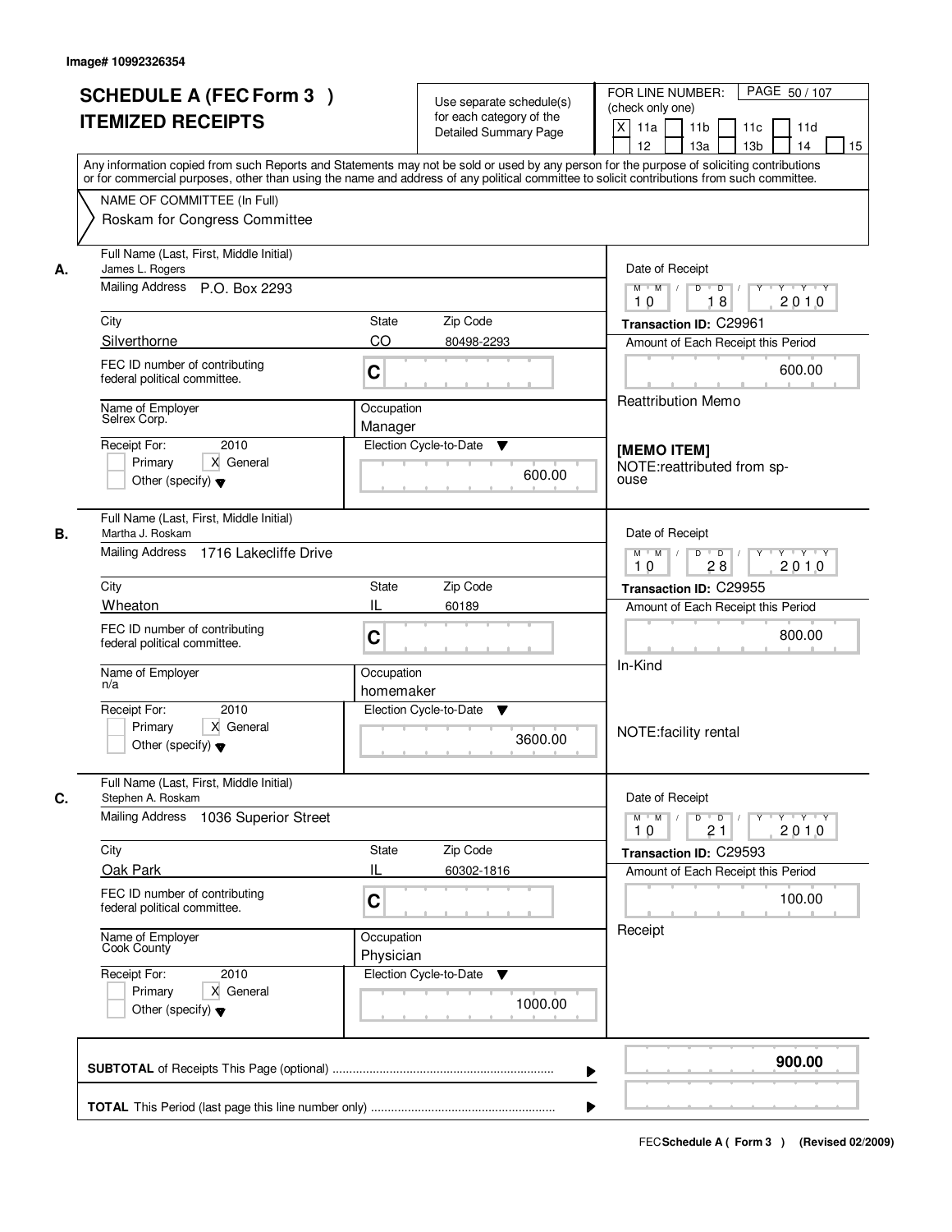Image# 10992326354

# SCHEDULE A (FEC Form 3 )
# ITEMIZED RECEIPTS

Use separate schedule(s) for each category of the Detailed Summary Page

FOR LINE NUMBER: (check only one)
[X] 11a [ ] 11b [ ] 11c [ ] 11d [ ] 12 [ ] 13a [ ] 13b [ ] 14 [ ] 15

PAGE 50 / 107

Any information copied from such Reports and Statements may not be sold or used by any person for the purpose of soliciting contributions or for commercial purposes, other than using the name and address of any political committee to solicit contributions from such committee.

NAME OF COMMITTEE (In Full)
Roskam for Congress Committee

---

**A.** Full Name (Last, First, Middle Initial): James L. Rogers
Mailing Address: P.O. Box 2293
City: Silverthorne | State: CO | Zip Code: 80498-2293
FEC ID number of contributing federal political committee: C
Name of Employer: Selrex Corp.
Occupation: Manager
Receipt For: 2010 — [ ] Primary [X] General [ ] Other (specify)
Election Cycle-to-Date: 600.00

Date of Receipt: 10 / 18 / 2010
Transaction ID: C29961
Amount of Each Receipt this Period: 600.00
Reattribution Memo
**[MEMO ITEM]**
NOTE:reattributed from spouse

---

**B.** Full Name (Last, First, Middle Initial): Martha J. Roskam
Mailing Address: 1716 Lakecliffe Drive
City: Wheaton | State: IL | Zip Code: 60189
FEC ID number of contributing federal political committee: C
Name of Employer: n/a
Occupation: homemaker
Receipt For: 2010 — [ ] Primary [X] General [ ] Other (specify)
Election Cycle-to-Date: 3600.00

Date of Receipt: 10 / 28 / 2010
Transaction ID: C29955
Amount of Each Receipt this Period: 800.00
In-Kind
NOTE:facility rental

---

**C.** Full Name (Last, First, Middle Initial): Stephen A. Roskam
Mailing Address: 1036 Superior Street
City: Oak Park | State: IL | Zip Code: 60302-1816
FEC ID number of contributing federal political committee: C
Name of Employer: Cook County
Occupation: Physician
Receipt For: 2010 — [ ] Primary [X] General [ ] Other (specify)
Election Cycle-to-Date: 1000.00

Date of Receipt: 10 / 21 / 2010
Transaction ID: C29593
Amount of Each Receipt this Period: 100.00
Receipt

---

**SUBTOTAL** of Receipts This Page (optional): **900.00**

**TOTAL** This Period (last page this line number only):

FEC **Schedule A ( Form 3 )** (Revised 02/2009)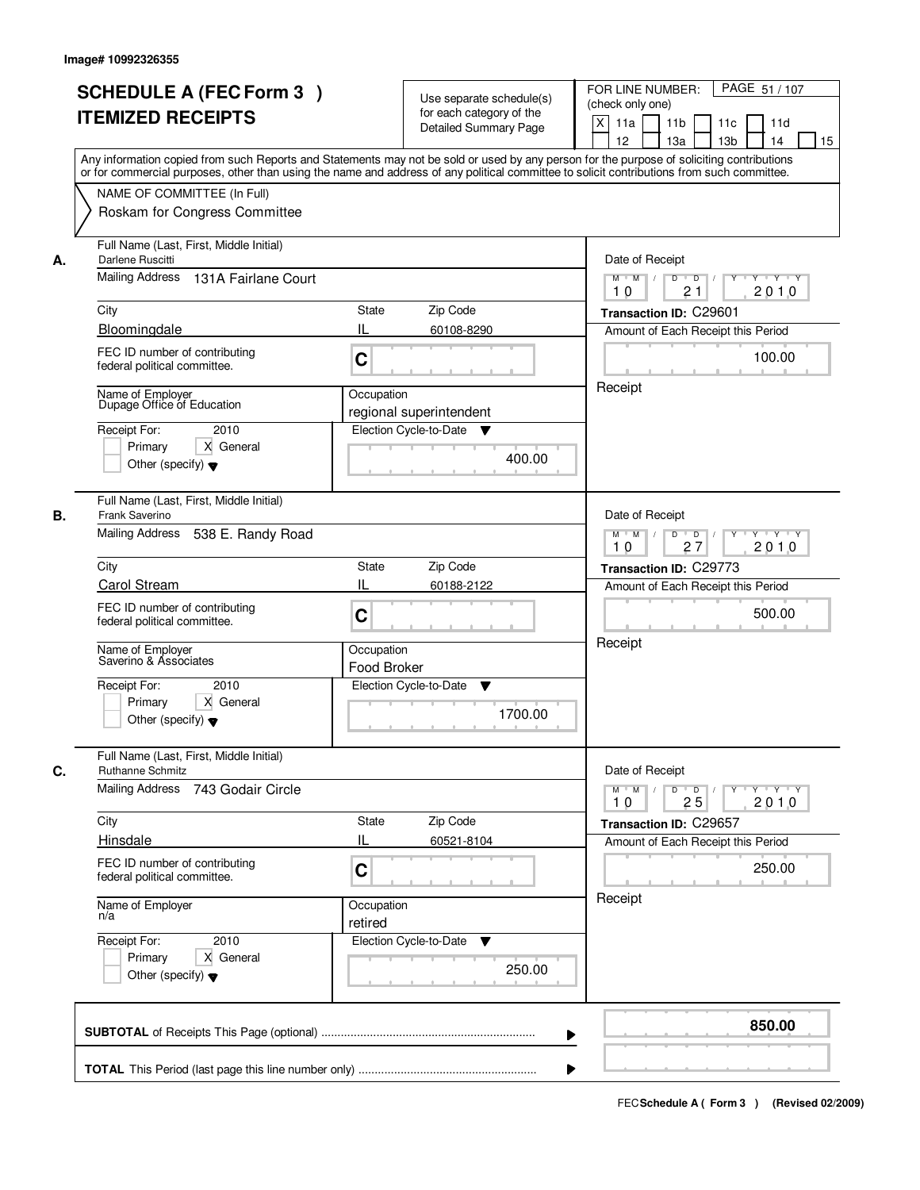Image# 10992326355

# SCHEDULE A (FEC Form 3 ) ITEMIZED RECEIPTS

Use separate schedule(s) for each category of the Detailed Summary Page

FOR LINE NUMBER: (check only one)
[X] 11a [ ] 11b [ ] 11c [ ] 11d [ ] 12 [ ] 13a [ ] 13b [ ] 14 [ ] 15

PAGE 51 / 107

Any information copied from such Reports and Statements may not be sold or used by any person for the purpose of soliciting contributions or for commercial purposes, other than using the name and address of any political committee to solicit contributions from such committee.

NAME OF COMMITTEE (In Full)
Roskam for Congress Committee

---

**A.**

| Field | Value |
|---|---|
| Full Name (Last, First, Middle Initial) | Darlene Ruscitti |
| Mailing Address | 131A Fairlane Court |
| City | Bloomingdale |
| State | IL |
| Zip Code | 60108-8290 |
| FEC ID number of contributing federal political committee. | C |
| Name of Employer | Dupage Office of Education |
| Occupation | regional superintendent |
| Receipt For: | 2010 [ ] Primary [X] General [ ] Other (specify) |
| Election Cycle-to-Date | 400.00 |
| Date of Receipt | 10 / 21 / 2010 |
| Transaction ID | C29601 |
| Amount of Each Receipt this Period | 100.00 |
| | Receipt |

**B.**

| Field | Value |
|---|---|
| Full Name (Last, First, Middle Initial) | Frank Saverino |
| Mailing Address | 538 E. Randy Road |
| City | Carol Stream |
| State | IL |
| Zip Code | 60188-2122 |
| FEC ID number of contributing federal political committee. | C |
| Name of Employer | Saverino & Associates |
| Occupation | Food Broker |
| Receipt For: | 2010 [ ] Primary [X] General [ ] Other (specify) |
| Election Cycle-to-Date | 1700.00 |
| Date of Receipt | 10 / 27 / 2010 |
| Transaction ID | C29773 |
| Amount of Each Receipt this Period | 500.00 |
| | Receipt |

**C.**

| Field | Value |
|---|---|
| Full Name (Last, First, Middle Initial) | Ruthanne Schmitz |
| Mailing Address | 743 Godair Circle |
| City | Hinsdale |
| State | IL |
| Zip Code | 60521-8104 |
| FEC ID number of contributing federal political committee. | C |
| Name of Employer | n/a |
| Occupation | retired |
| Receipt For: | 2010 [ ] Primary [X] General [ ] Other (specify) |
| Election Cycle-to-Date | 250.00 |
| Date of Receipt | 10 / 25 / 2010 |
| Transaction ID | C29657 |
| Amount of Each Receipt this Period | 250.00 |
| | Receipt |

---

**SUBTOTAL** of Receipts This Page (optional) ........ **850.00**

**TOTAL** This Period (last page this line number only) ........

FEC **Schedule A ( Form 3 )** (Revised 02/2009)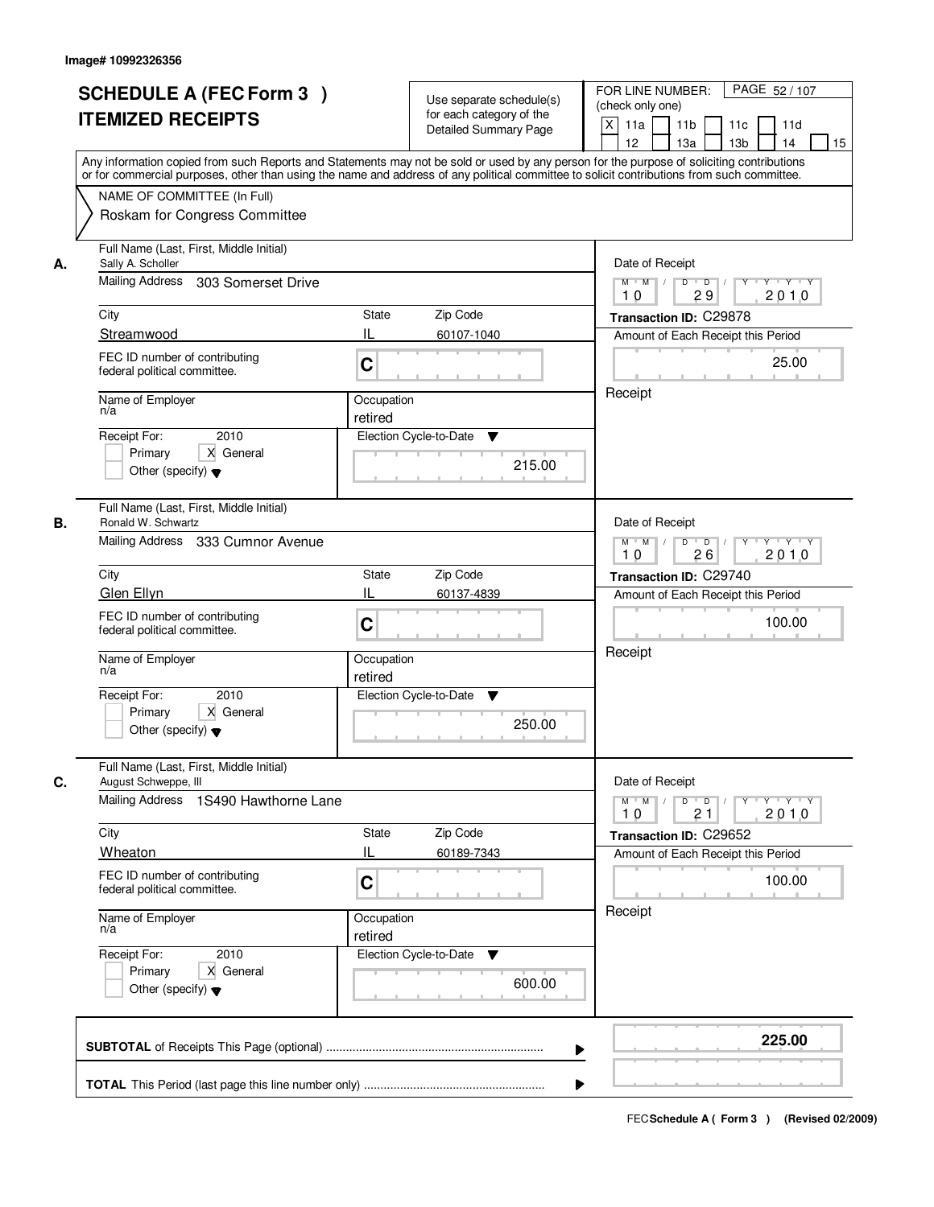Image# 10992326356

# SCHEDULE A (FEC Form 3 ) ITEMIZED RECEIPTS

Use separate schedule(s) for each category of the Detailed Summary Page

FOR LINE NUMBER: (check only one)
[X] 11a [ ] 11b [ ] 11c [ ] 11d [ ] 12 [ ] 13a [ ] 13b [ ] 14 [ ] 15

PAGE 52 / 107

Any information copied from such Reports and Statements may not be sold or used by any person for the purpose of soliciting contributions or for commercial purposes, other than using the name and address of any political committee to solicit contributions from such committee.

NAME OF COMMITTEE (In Full)
Roskam for Congress Committee

## A.

**Full Name (Last, First, Middle Initial):** Sally A. Scholler
**Mailing Address:** 303 Somerset Drive
**City:** Streamwood **State:** IL **Zip Code:** 60107-1040
**FEC ID number of contributing federal political committee:** C
**Name of Employer:** n/a
**Occupation:** retired
**Receipt For:** 2010 [ ] Primary [X] General [ ] Other (specify)
**Election Cycle-to-Date:** 215.00

**Date of Receipt:** 10 / 29 / 2010
**Transaction ID:** C29878
**Amount of Each Receipt this Period:** 25.00
Receipt

## B.

**Full Name (Last, First, Middle Initial):** Ronald W. Schwartz
**Mailing Address:** 333 Cumnor Avenue
**City:** Glen Ellyn **State:** IL **Zip Code:** 60137-4839
**FEC ID number of contributing federal political committee:** C
**Name of Employer:** n/a
**Occupation:** retired
**Receipt For:** 2010 [ ] Primary [X] General [ ] Other (specify)
**Election Cycle-to-Date:** 250.00

**Date of Receipt:** 10 / 26 / 2010
**Transaction ID:** C29740
**Amount of Each Receipt this Period:** 100.00
Receipt

## C.

**Full Name (Last, First, Middle Initial):** August Schweppe, III
**Mailing Address:** 1S490 Hawthorne Lane
**City:** Wheaton **State:** IL **Zip Code:** 60189-7343
**FEC ID number of contributing federal political committee:** C
**Name of Employer:** n/a
**Occupation:** retired
**Receipt For:** 2010 [ ] Primary [X] General [ ] Other (specify)
**Election Cycle-to-Date:** 600.00

**Date of Receipt:** 10 / 21 / 2010
**Transaction ID:** C29652
**Amount of Each Receipt this Period:** 100.00
Receipt

---

**SUBTOTAL** of Receipts This Page (optional): **225.00**

**TOTAL** This Period (last page this line number only):

FEC Schedule A ( Form 3 ) (Revised 02/2009)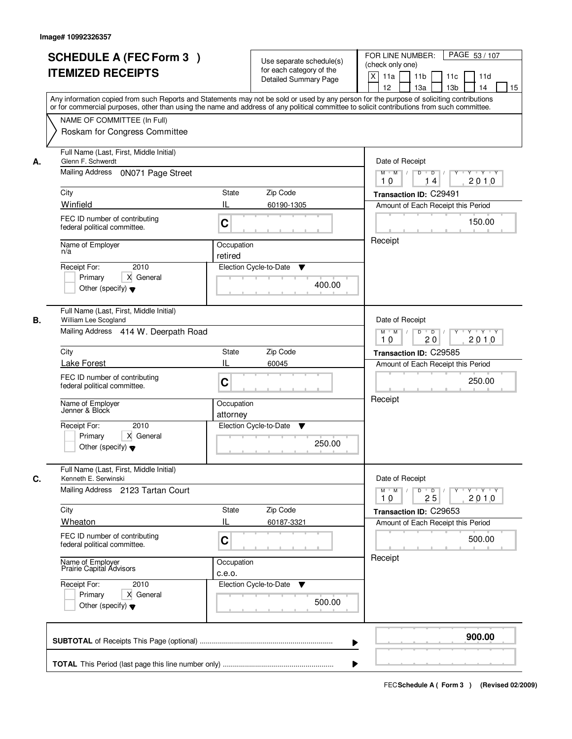Image# 10992326357

# SCHEDULE A (FEC Form 3 ) ITEMIZED RECEIPTS

Use separate schedule(s) for each category of the Detailed Summary Page

FOR LINE NUMBER: (check only one)

[X] 11a [ ] 11b [ ] 11c [ ] 11d [ ] 12 [ ] 13a [ ] 13b [ ] 14 [ ] 15

PAGE 53 / 107

Any information copied from such Reports and Statements may not be sold or used by any person for the purpose of soliciting contributions or for commercial purposes, other than using the name and address of any political committee to solicit contributions from such committee.

NAME OF COMMITTEE (In Full)

Roskam for Congress Committee

## A.

Full Name (Last, First, Middle Initial): Glenn F. Schwerdt

Mailing Address: 0N071 Page Street

City: Winfield | State: IL | Zip Code: 60190-1305

FEC ID number of contributing federal political committee: C

Name of Employer: n/a

Occupation: retired

Receipt For: 2010 — [ ] Primary [X] General [ ] Other (specify)

Election Cycle-to-Date: 400.00

Date of Receipt: 10 / 14 / 2010

Transaction ID: C29491

Amount of Each Receipt this Period: 150.00

Receipt

## B.

Full Name (Last, First, Middle Initial): William Lee Scogland

Mailing Address: 414 W. Deerpath Road

City: Lake Forest | State: IL | Zip Code: 60045

FEC ID number of contributing federal political committee: C

Name of Employer: Jenner & Block

Occupation: attorney

Receipt For: 2010 — [ ] Primary [X] General [ ] Other (specify)

Election Cycle-to-Date: 250.00

Date of Receipt: 10 / 20 / 2010

Transaction ID: C29585

Amount of Each Receipt this Period: 250.00

Receipt

## C.

Full Name (Last, First, Middle Initial): Kenneth E. Serwinski

Mailing Address: 2123 Tartan Court

City: Wheaton | State: IL | Zip Code: 60187-3321

FEC ID number of contributing federal political committee: C

Name of Employer: Prairie Capital Advisors

Occupation: c.e.o.

Receipt For: 2010 — [ ] Primary [X] General [ ] Other (specify)

Election Cycle-to-Date: 500.00

Date of Receipt: 10 / 25 / 2010

Transaction ID: C29653

Amount of Each Receipt this Period: 500.00

Receipt

---

**SUBTOTAL** of Receipts This Page (optional): **900.00**

**TOTAL** This Period (last page this line number only):

FEC **Schedule A ( Form 3 )** (Revised 02/2009)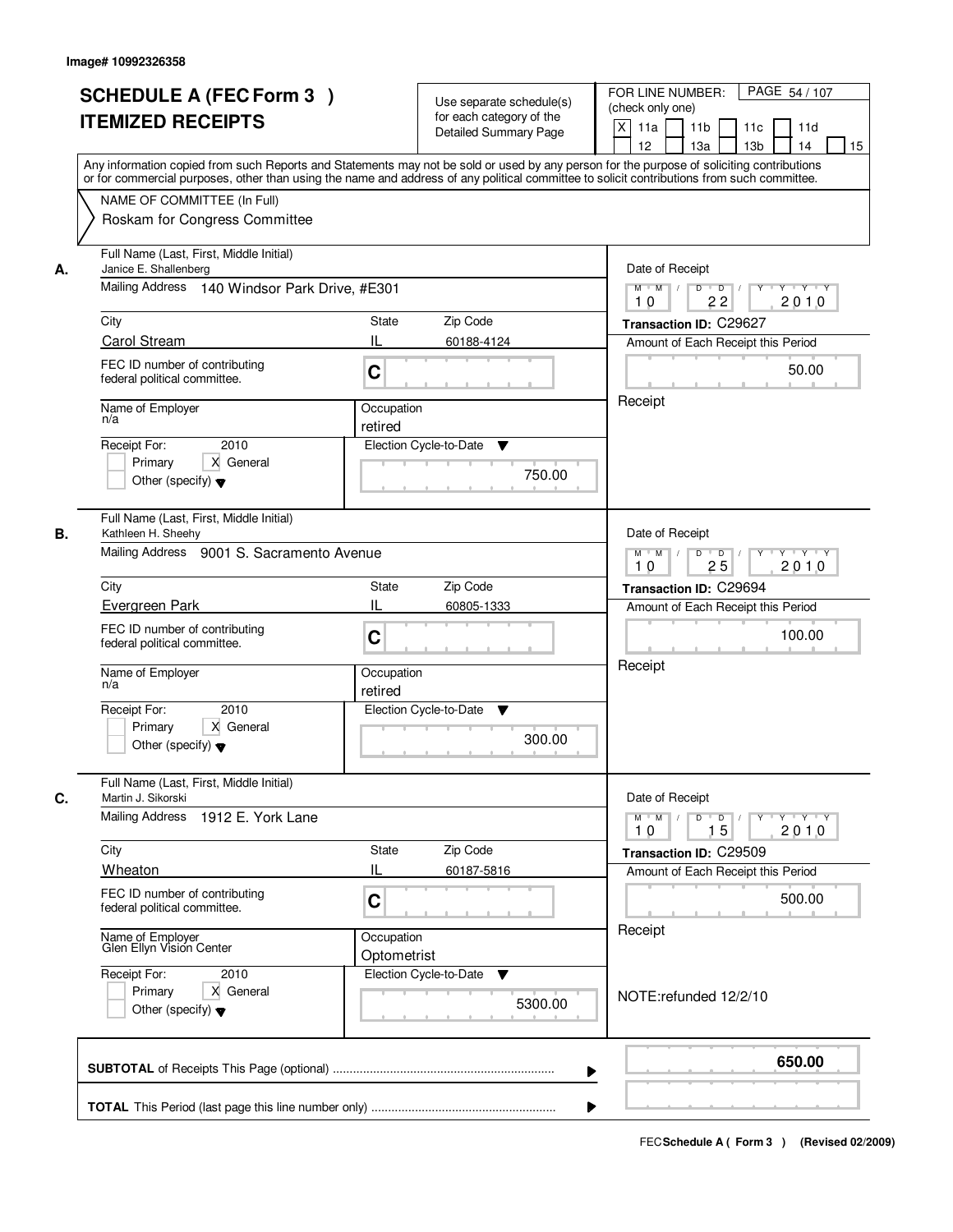Image# 10992326358

# SCHEDULE A (FEC Form 3 )
## ITEMIZED RECEIPTS

Use separate schedule(s) for each category of the Detailed Summary Page

FOR LINE NUMBER: (check only one)
[X] 11a [ ] 11b [ ] 11c [ ] 11d [ ] 12 [ ] 13a [ ] 13b [ ] 14 [ ] 15

Any information copied from such Reports and Statements may not be sold or used by any person for the purpose of soliciting contributions or for commercial purposes, other than using the name and address of any political committee to solicit contributions from such committee.

NAME OF COMMITTEE (In Full)
Roskam for Congress Committee

---

**A.**
Full Name (Last, First, Middle Initial): Janice E. Shallenberg
Mailing Address: 140 Windsor Park Drive, #E301
City: Carol Stream
State: IL
Zip Code: 60188-4124
FEC ID number of contributing federal political committee: C
Name of Employer: n/a
Occupation: retired
Receipt For: 2010 — [ ] Primary [X] General [ ] Other (specify)
Election Cycle-to-Date: 750.00
Date of Receipt: 10 22 2010
Transaction ID: C29627
Amount of Each Receipt this Period: 50.00
Receipt

---

**B.**
Full Name (Last, First, Middle Initial): Kathleen H. Sheehy
Mailing Address: 9001 S. Sacramento Avenue
City: Evergreen Park
State: IL
Zip Code: 60805-1333
FEC ID number of contributing federal political committee: C
Name of Employer: n/a
Occupation: retired
Receipt For: 2010 — [ ] Primary [X] General [ ] Other (specify)
Election Cycle-to-Date: 300.00
Date of Receipt: 10 25 2010
Transaction ID: C29694
Amount of Each Receipt this Period: 100.00
Receipt

---

**C.**
Full Name (Last, First, Middle Initial): Martin J. Sikorski
Mailing Address: 1912 E. York Lane
City: Wheaton
State: IL
Zip Code: 60187-5816
FEC ID number of contributing federal political committee: C
Name of Employer: Glen Ellyn Vision Center
Occupation: Optometrist
Receipt For: 2010 — [ ] Primary [X] General [ ] Other (specify)
Election Cycle-to-Date: 5300.00
Date of Receipt: 10 15 2010
Transaction ID: C29509
Amount of Each Receipt this Period: 500.00
Receipt
NOTE:refunded 12/2/10

---

**SUBTOTAL** of Receipts This Page (optional): **650.00**

**TOTAL** This Period (last page this line number only):

FEC Schedule A ( Form 3 ) (Revised 02/2009)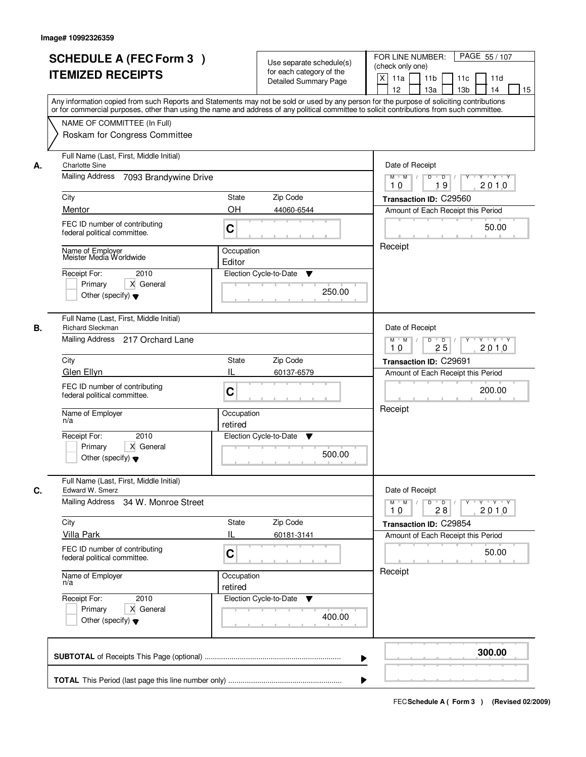Image# 10992326359

# SCHEDULE A (FEC Form 3 ) ITEMIZED RECEIPTS

Use separate schedule(s) for each category of the Detailed Summary Page

FOR LINE NUMBER: (check only one)
[X] 11a [ ] 11b [ ] 11c [ ] 11d [ ] 12 [ ] 13a [ ] 13b [ ] 14 [ ] 15

PAGE 55 / 107

Any information copied from such Reports and Statements may not be sold or used by any person for the purpose of soliciting contributions or for commercial purposes, other than using the name and address of any political committee to solicit contributions from such committee.

NAME OF COMMITTEE (In Full)
Roskam for Congress Committee

---

**A.** Full Name (Last, First, Middle Initial): Charlotte Sine
Mailing Address: 7093 Brandywine Drive
City: Mentor | State: OH | Zip Code: 44060-6544
FEC ID number of contributing federal political committee: C
Name of Employer: Meister Media Worldwide
Occupation: Editor
Receipt For: 2010 — [ ] Primary [X] General [ ] Other (specify)
Election Cycle-to-Date: 250.00
Date of Receipt: 10 / 19 / 2010
Transaction ID: C29560
Amount of Each Receipt this Period: 50.00
Receipt

---

**B.** Full Name (Last, First, Middle Initial): Richard Sleckman
Mailing Address: 217 Orchard Lane
City: Glen Ellyn | State: IL | Zip Code: 60137-6579
FEC ID number of contributing federal political committee: C
Name of Employer: n/a
Occupation: retired
Receipt For: 2010 — [ ] Primary [X] General [ ] Other (specify)
Election Cycle-to-Date: 500.00
Date of Receipt: 10 / 25 / 2010
Transaction ID: C29691
Amount of Each Receipt this Period: 200.00
Receipt

---

**C.** Full Name (Last, First, Middle Initial): Edward W. Smerz
Mailing Address: 34 W. Monroe Street
City: Villa Park | State: IL | Zip Code: 60181-3141
FEC ID number of contributing federal political committee: C
Name of Employer: n/a
Occupation: retired
Receipt For: 2010 — [ ] Primary [X] General [ ] Other (specify)
Election Cycle-to-Date: 400.00
Date of Receipt: 10 / 28 / 2010
Transaction ID: C29854
Amount of Each Receipt this Period: 50.00
Receipt

---

**SUBTOTAL** of Receipts This Page (optional): **300.00**

**TOTAL** This Period (last page this line number only):

FEC Schedule A ( Form 3 ) (Revised 02/2009)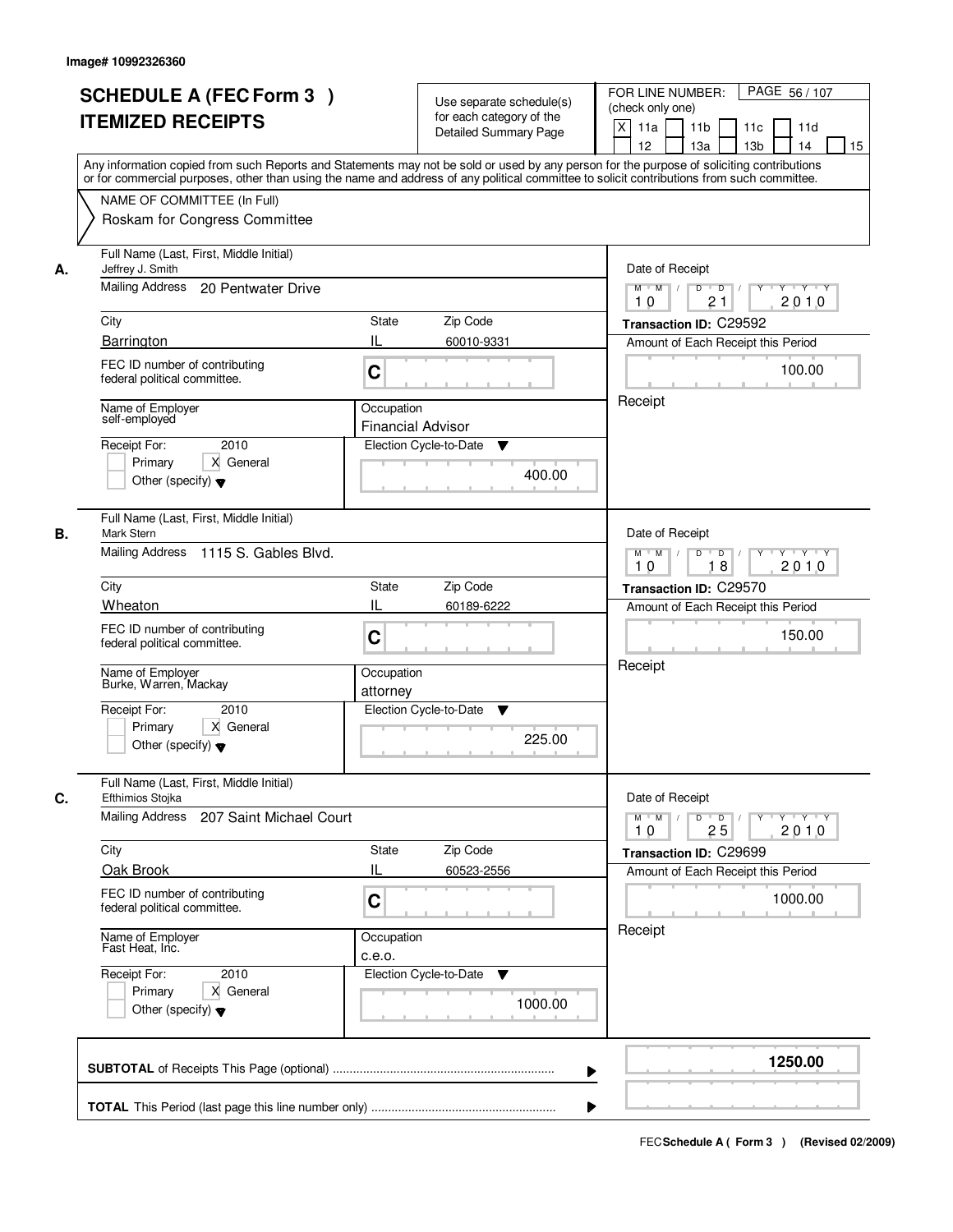Image# 10992326360

# SCHEDULE A (FEC Form 3 )
# ITEMIZED RECEIPTS

Use separate schedule(s) for each category of the Detailed Summary Page

FOR LINE NUMBER: (check only one)
[X] 11a [ ] 11b [ ] 11c [ ] 11d [ ] 12 [ ] 13a [ ] 13b [ ] 14 [ ] 15

PAGE 56 / 107

Any information copied from such Reports and Statements may not be sold or used by any person for the purpose of soliciting contributions or for commercial purposes, other than using the name and address of any political committee to solicit contributions from such committee.

NAME OF COMMITTEE (In Full)
Roskam for Congress Committee

---

**A.**

Full Name (Last, First, Middle Initial): Jeffrey J. Smith
Mailing Address: 20 Pentwater Drive
City: Barrington | State: IL | Zip Code: 60010-9331
FEC ID number of contributing federal political committee: C
Name of Employer: self-employed
Occupation: Financial Advisor
Receipt For: 2010 — [ ] Primary [X] General [ ] Other (specify)
Election Cycle-to-Date: 400.00

Date of Receipt: 10 / 21 / 2010
Transaction ID: C29592
Amount of Each Receipt this Period: 100.00
Receipt

---

**B.**

Full Name (Last, First, Middle Initial): Mark Stern
Mailing Address: 1115 S. Gables Blvd.
City: Wheaton | State: IL | Zip Code: 60189-6222
FEC ID number of contributing federal political committee: C
Name of Employer: Burke, Warren, Mackay
Occupation: attorney
Receipt For: 2010 — [ ] Primary [X] General [ ] Other (specify)
Election Cycle-to-Date: 225.00

Date of Receipt: 10 / 18 / 2010
Transaction ID: C29570
Amount of Each Receipt this Period: 150.00
Receipt

---

**C.**

Full Name (Last, First, Middle Initial): Efthimios Stojka
Mailing Address: 207 Saint Michael Court
City: Oak Brook | State: IL | Zip Code: 60523-2556
FEC ID number of contributing federal political committee: C
Name of Employer: Fast Heat, Inc.
Occupation: c.e.o.
Receipt For: 2010 — [ ] Primary [X] General [ ] Other (specify)
Election Cycle-to-Date: 1000.00

Date of Receipt: 10 / 25 / 2010
Transaction ID: C29699
Amount of Each Receipt this Period: 1000.00
Receipt

---

**SUBTOTAL** of Receipts This Page (optional): **1250.00**

**TOTAL** This Period (last page this line number only):

FEC **Schedule A ( Form 3 )** (Revised 02/2009)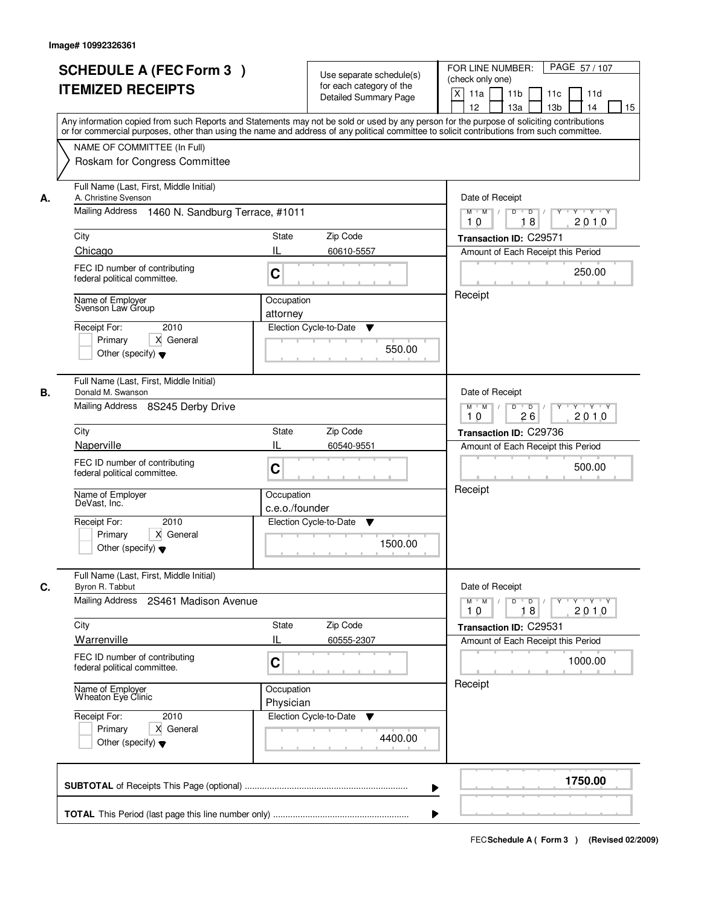Image# 10992326361

# SCHEDULE A (FEC Form 3 ) ITEMIZED RECEIPTS

Use separate schedule(s) for each category of the Detailed Summary Page

FOR LINE NUMBER: (check only one)
[X] 11a [ ] 11b [ ] 11c [ ] 11d [ ] 12 [ ] 13a [ ] 13b [ ] 14 [ ] 15

PAGE 57 / 107

Any information copied from such Reports and Statements may not be sold or used by any person for the purpose of soliciting contributions or for commercial purposes, other than using the name and address of any political committee to solicit contributions from such committee.

NAME OF COMMITTEE (In Full)
Roskam for Congress Committee

**A.**

| Field | Value |
|---|---|
| Full Name (Last, First, Middle Initial) | A. Christine Svenson |
| Mailing Address | 1460 N. Sandburg Terrace, #1011 |
| City | Chicago |
| State | IL |
| Zip Code | 60610-5557 |
| FEC ID number of contributing federal political committee. | C |
| Name of Employer | Svenson Law Group |
| Occupation | attorney |
| Receipt For: 2010 | [ ] Primary [X] General [ ] Other (specify) |
| Election Cycle-to-Date | 550.00 |
| Date of Receipt | 10 18 2010 |
| Transaction ID | C29571 |
| Amount of Each Receipt this Period | 250.00 |
| | Receipt |

**B.**

| Field | Value |
|---|---|
| Full Name (Last, First, Middle Initial) | Donald M. Swanson |
| Mailing Address | 8S245 Derby Drive |
| City | Naperville |
| State | IL |
| Zip Code | 60540-9551 |
| FEC ID number of contributing federal political committee. | C |
| Name of Employer | DeVast, Inc. |
| Occupation | c.e.o./founder |
| Receipt For: 2010 | [ ] Primary [X] General [ ] Other (specify) |
| Election Cycle-to-Date | 1500.00 |
| Date of Receipt | 10 26 2010 |
| Transaction ID | C29736 |
| Amount of Each Receipt this Period | 500.00 |
| | Receipt |

**C.**

| Field | Value |
|---|---|
| Full Name (Last, First, Middle Initial) | Byron R. Tabbut |
| Mailing Address | 2S461 Madison Avenue |
| City | Warrenville |
| State | IL |
| Zip Code | 60555-2307 |
| FEC ID number of contributing federal political committee. | C |
| Name of Employer | Wheaton Eye Clinic |
| Occupation | Physician |
| Receipt For: 2010 | [ ] Primary [X] General [ ] Other (specify) |
| Election Cycle-to-Date | 4400.00 |
| Date of Receipt | 10 18 2010 |
| Transaction ID | C29531 |
| Amount of Each Receipt this Period | 1000.00 |
| | Receipt |

**SUBTOTAL** of Receipts This Page (optional) ........ **1750.00**

**TOTAL** This Period (last page this line number only) ........

FEC **Schedule A ( Form 3 )** (Revised 02/2009)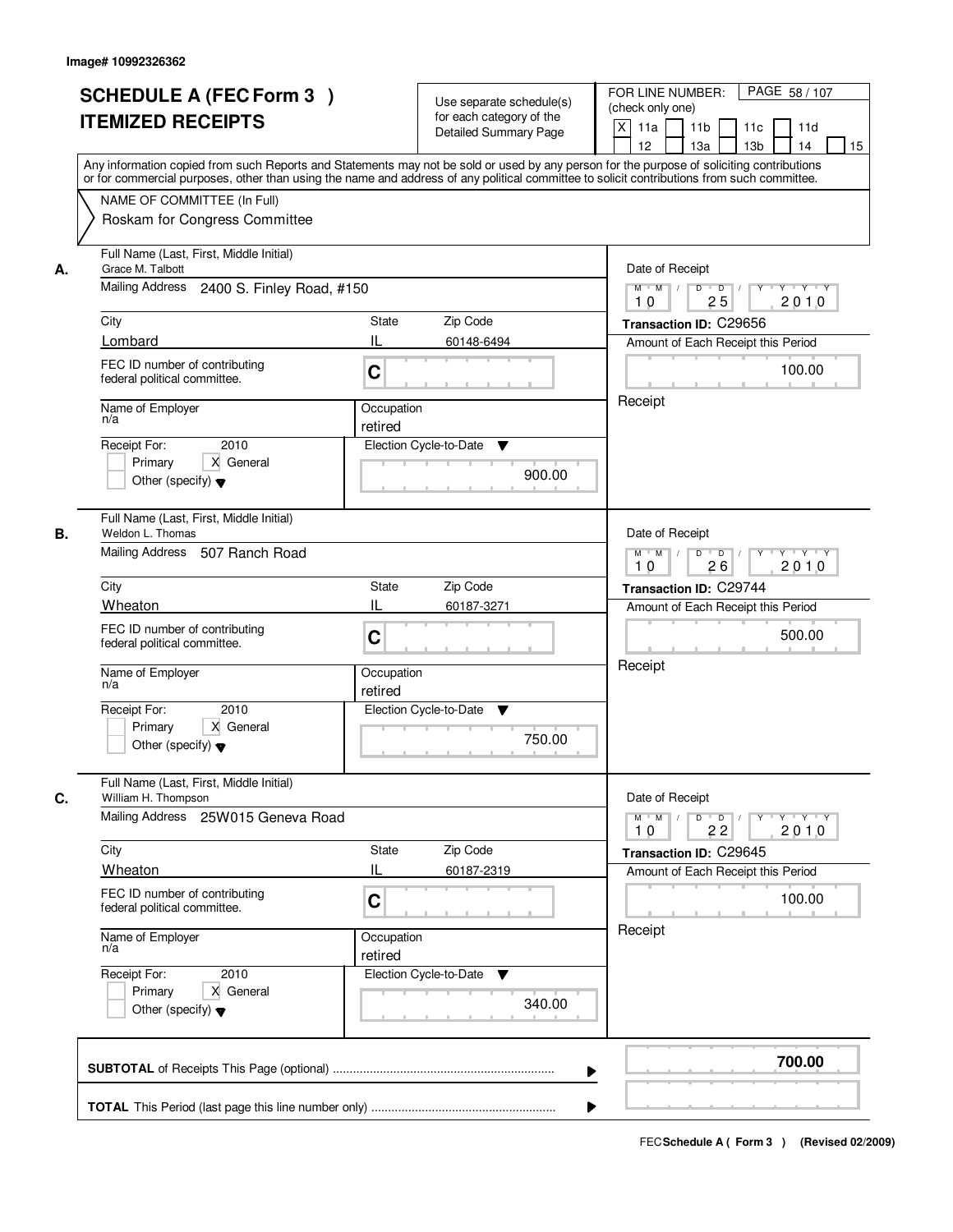Image# 10992326362

# SCHEDULE A (FEC Form 3 ) ITEMIZED RECEIPTS

Use separate schedule(s) for each category of the Detailed Summary Page

FOR LINE NUMBER: (check only one)
[X] 11a [ ] 11b [ ] 11c [ ] 11d [ ] 12 [ ] 13a [ ] 13b [ ] 14 [ ] 15

PAGE 58 / 107

Any information copied from such Reports and Statements may not be sold or used by any person for the purpose of soliciting contributions or for commercial purposes, other than using the name and address of any political committee to solicit contributions from such committee.

NAME OF COMMITTEE (In Full)
Roskam for Congress Committee

**A.**

Full Name (Last, First, Middle Initial): Grace M. Talbott
Mailing Address: 2400 S. Finley Road, #150
City: Lombard | State: IL | Zip Code: 60148-6494
FEC ID number of contributing federal political committee: C
Name of Employer: n/a
Occupation: retired
Receipt For: 2010 — [ ] Primary [X] General [ ] Other (specify)
Election Cycle-to-Date: 900.00
Date of Receipt: 10 / 25 / 2010
Transaction ID: C29656
Amount of Each Receipt this Period: 100.00
Receipt

**B.**

Full Name (Last, First, Middle Initial): Weldon L. Thomas
Mailing Address: 507 Ranch Road
City: Wheaton | State: IL | Zip Code: 60187-3271
FEC ID number of contributing federal political committee: C
Name of Employer: n/a
Occupation: retired
Receipt For: 2010 — [ ] Primary [X] General [ ] Other (specify)
Election Cycle-to-Date: 750.00
Date of Receipt: 10 / 26 / 2010
Transaction ID: C29744
Amount of Each Receipt this Period: 500.00
Receipt

**C.**

Full Name (Last, First, Middle Initial): William H. Thompson
Mailing Address: 25W015 Geneva Road
City: Wheaton | State: IL | Zip Code: 60187-2319
FEC ID number of contributing federal political committee: C
Name of Employer: n/a
Occupation: retired
Receipt For: 2010 — [ ] Primary [X] General [ ] Other (specify)
Election Cycle-to-Date: 340.00
Date of Receipt: 10 / 22 / 2010
Transaction ID: C29645
Amount of Each Receipt this Period: 100.00
Receipt

**SUBTOTAL** of Receipts This Page (optional): **700.00**

**TOTAL** This Period (last page this line number only):

FEC **Schedule A ( Form 3 )** (Revised 02/2009)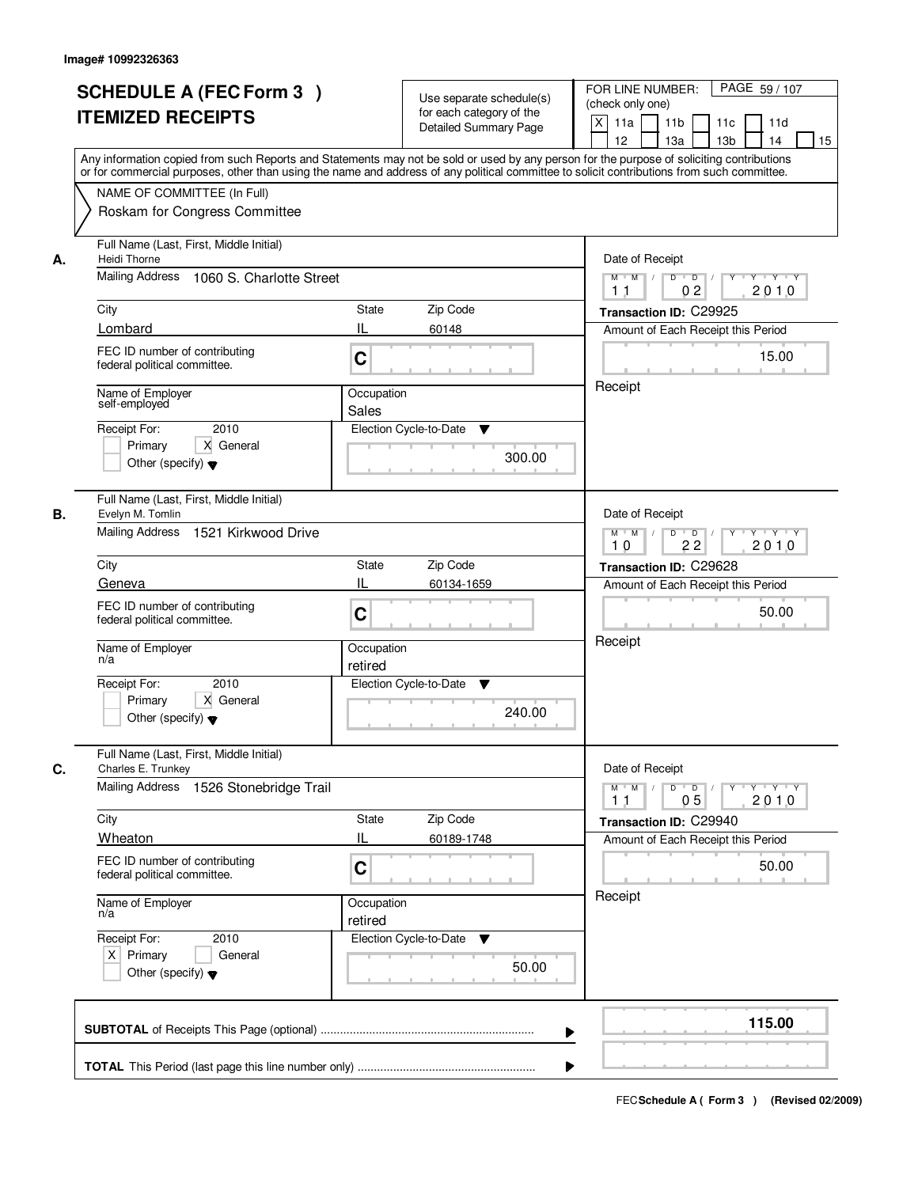Image# 10992326363

# SCHEDULE A (FEC Form 3 ) ITEMIZED RECEIPTS

Use separate schedule(s) for each category of the Detailed Summary Page

FOR LINE NUMBER: (check only one)

- [X] 11a
- [ ] 11b
- [ ] 11c
- [ ] 11d
- [ ] 12
- [ ] 13a
- [ ] 13b
- [ ] 14
- [ ] 15

PAGE 59 / 107

Any information copied from such Reports and Statements may not be sold or used by any person for the purpose of soliciting contributions or for commercial purposes, other than using the name and address of any political committee to solicit contributions from such committee.

NAME OF COMMITTEE (In Full)
Roskam for Congress Committee

---

**A.** Full Name (Last, First, Middle Initial): Heidi Thorne

Mailing Address: 1060 S. Charlotte Street

City: Lombard | State: IL | Zip Code: 60148

FEC ID number of contributing federal political committee: C

Name of Employer: self-employed | Occupation: Sales

Receipt For: 2010 — [ ] Primary [X] General [ ] Other (specify)

Election Cycle-to-Date: 300.00

Date of Receipt: 11 / 02 / 2010

Transaction ID: C29925

Amount of Each Receipt this Period: 15.00

Receipt

---

**B.** Full Name (Last, First, Middle Initial): Evelyn M. Tomlin

Mailing Address: 1521 Kirkwood Drive

City: Geneva | State: IL | Zip Code: 60134-1659

FEC ID number of contributing federal political committee: C

Name of Employer: n/a | Occupation: retired

Receipt For: 2010 — [ ] Primary [X] General [ ] Other (specify)

Election Cycle-to-Date: 240.00

Date of Receipt: 10 / 22 / 2010

Transaction ID: C29628

Amount of Each Receipt this Period: 50.00

Receipt

---

**C.** Full Name (Last, First, Middle Initial): Charles E. Trunkey

Mailing Address: 1526 Stonebridge Trail

City: Wheaton | State: IL | Zip Code: 60189-1748

FEC ID number of contributing federal political committee: C

Name of Employer: n/a | Occupation: retired

Receipt For: 2010 — [X] Primary [ ] General [ ] Other (specify)

Election Cycle-to-Date: 50.00

Date of Receipt: 11 / 05 / 2010

Transaction ID: C29940

Amount of Each Receipt this Period: 50.00

Receipt

---

**SUBTOTAL** of Receipts This Page (optional): **115.00**

**TOTAL** This Period (last page this line number only):

FEC Schedule A ( Form 3 ) (Revised 02/2009)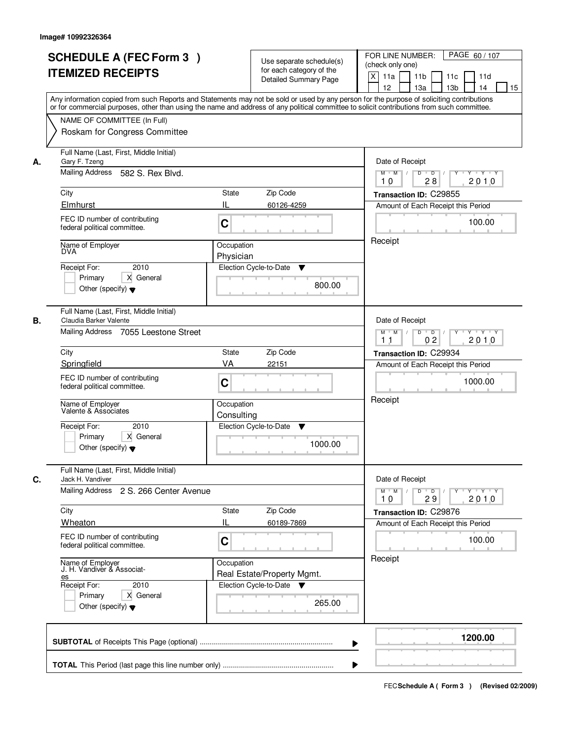Image# 10992326364

# SCHEDULE A (FEC Form 3 ) ITEMIZED RECEIPTS

Use separate schedule(s) for each category of the Detailed Summary Page

FOR LINE NUMBER: (check only one)

[X] 11a [ ] 11b [ ] 11c [ ] 11d [ ] 12 [ ] 13a [ ] 13b [ ] 14 [ ] 15

PAGE 60 / 107

Any information copied from such Reports and Statements may not be sold or used by any person for the purpose of soliciting contributions or for commercial purposes, other than using the name and address of any political committee to solicit contributions from such committee.

NAME OF COMMITTEE (In Full)

Roskam for Congress Committee

---

**A.** Full Name (Last, First, Middle Initial): Gary F. Tzeng

Mailing Address: 582 S. Rex Blvd.

City: Elmhurst | State: IL | Zip Code: 60126-4259

FEC ID number of contributing federal political committee: C

Name of Employer: DVA

Occupation: Physician

Receipt For: 2010 — [ ] Primary [X] General [ ] Other (specify)

Election Cycle-to-Date: 800.00

Date of Receipt: 10 / 28 / 2010

Transaction ID: C29855

Amount of Each Receipt this Period: 100.00

Receipt

---

**B.** Full Name (Last, First, Middle Initial): Claudia Barker Valente

Mailing Address: 7055 Leestone Street

City: Springfield | State: VA | Zip Code: 22151

FEC ID number of contributing federal political committee: C

Name of Employer: Valente & Associates

Occupation: Consulting

Receipt For: 2010 — [ ] Primary [X] General [ ] Other (specify)

Election Cycle-to-Date: 1000.00

Date of Receipt: 11 / 02 / 2010

Transaction ID: C29934

Amount of Each Receipt this Period: 1000.00

Receipt

---

**C.** Full Name (Last, First, Middle Initial): Jack H. Vandiver

Mailing Address: 2 S. 266 Center Avenue

City: Wheaton | State: IL | Zip Code: 60189-7869

FEC ID number of contributing federal political committee: C

Name of Employer: J. H. Vandiver & Associates

Occupation: Real Estate/Property Mgmt.

Receipt For: 2010 — [ ] Primary [X] General [ ] Other (specify)

Election Cycle-to-Date: 265.00

Date of Receipt: 10 / 29 / 2010

Transaction ID: C29876

Amount of Each Receipt this Period: 100.00

Receipt

---

**SUBTOTAL** of Receipts This Page (optional): **1200.00**

**TOTAL** This Period (last page this line number only):

FEC Schedule A ( Form 3 ) (Revised 02/2009)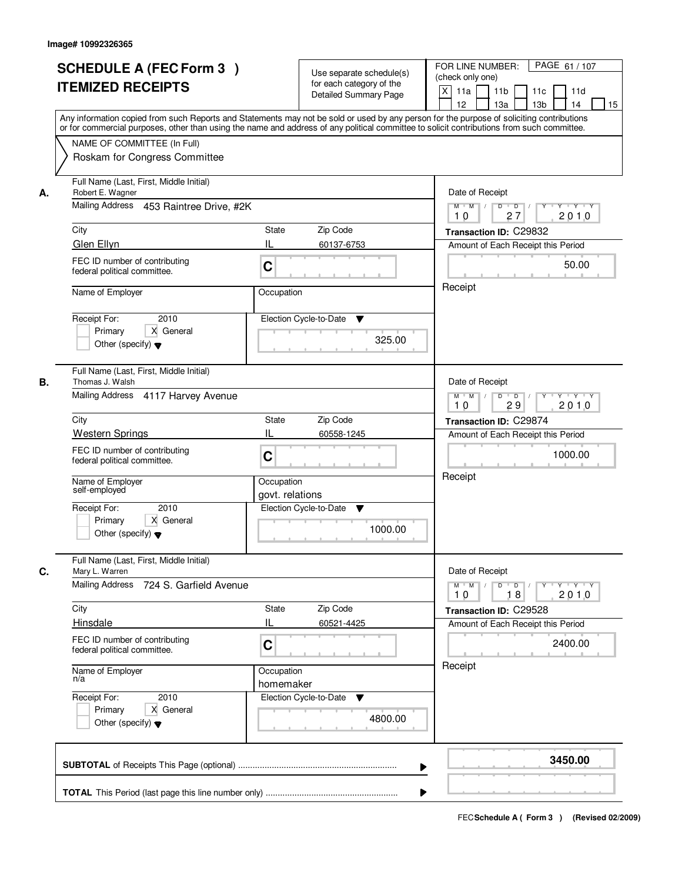Image# 10992326365

# SCHEDULE A (FEC Form 3 )
# ITEMIZED RECEIPTS

Use separate schedule(s) for each category of the Detailed Summary Page

FOR LINE NUMBER: (check only one)

[X] 11a [ ] 11b [ ] 11c [ ] 11d [ ] 12 [ ] 13a [ ] 13b [ ] 14 [ ] 15

PAGE 61 / 107

Any information copied from such Reports and Statements may not be sold or used by any person for the purpose of soliciting contributions or for commercial purposes, other than using the name and address of any political committee to solicit contributions from such committee.

NAME OF COMMITTEE (In Full)
Roskam for Congress Committee

---

**A.** Full Name (Last, First, Middle Initial): Robert E. Wagner

Mailing Address: 453 Raintree Drive, #2K

City: Glen Ellyn | State: IL | Zip Code: 60137-6753

FEC ID number of contributing federal political committee: C

Name of Employer:

Occupation:

Receipt For: 2010 — [ ] Primary [X] General [ ] Other (specify)

Election Cycle-to-Date: 325.00

Date of Receipt: 10 / 27 / 2010

Transaction ID: C29832

Amount of Each Receipt this Period: 50.00

Receipt

---

**B.** Full Name (Last, First, Middle Initial): Thomas J. Walsh

Mailing Address: 4117 Harvey Avenue

City: Western Springs | State: IL | Zip Code: 60558-1245

FEC ID number of contributing federal political committee: C

Name of Employer: self-employed

Occupation: govt. relations

Receipt For: 2010 — [ ] Primary [X] General [ ] Other (specify)

Election Cycle-to-Date: 1000.00

Date of Receipt: 10 / 29 / 2010

Transaction ID: C29874

Amount of Each Receipt this Period: 1000.00

Receipt

---

**C.** Full Name (Last, First, Middle Initial): Mary L. Warren

Mailing Address: 724 S. Garfield Avenue

City: Hinsdale | State: IL | Zip Code: 60521-4425

FEC ID number of contributing federal political committee: C

Name of Employer: n/a

Occupation: homemaker

Receipt For: 2010 — [ ] Primary [X] General [ ] Other (specify)

Election Cycle-to-Date: 4800.00

Date of Receipt: 10 / 18 / 2010

Transaction ID: C29528

Amount of Each Receipt this Period: 2400.00

Receipt

---

**SUBTOTAL** of Receipts This Page (optional) ........ **3450.00**

**TOTAL** This Period (last page this line number only) ........

FEC **Schedule A ( Form 3 )** (Revised 02/2009)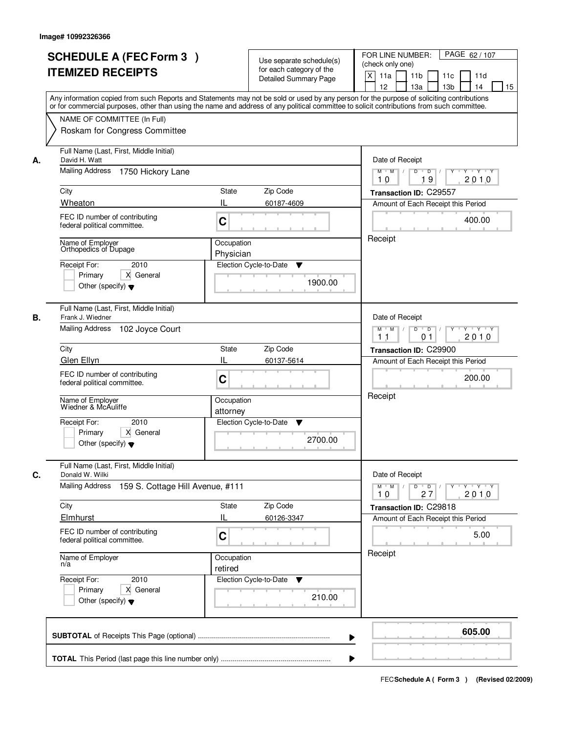Image# 10992326366

# SCHEDULE A (FEC Form 3 ) ITEMIZED RECEIPTS

Use separate schedule(s) for each category of the Detailed Summary Page

FOR LINE NUMBER: (check only one)
[X] 11a [ ] 11b [ ] 11c [ ] 11d [ ] 12 [ ] 13a [ ] 13b [ ] 14 [ ] 15

PAGE 62 / 107

Any information copied from such Reports and Statements may not be sold or used by any person for the purpose of soliciting contributions or for commercial purposes, other than using the name and address of any political committee to solicit contributions from such committee.

NAME OF COMMITTEE (In Full)
Roskam for Congress Committee

---

**A.** Full Name (Last, First, Middle Initial): David H. Watt
Mailing Address: 1750 Hickory Lane
City: Wheaton | State: IL | Zip Code: 60187-4609
FEC ID number of contributing federal political committee: C
Name of Employer: Orthopedics of Dupage
Occupation: Physician
Receipt For: 2010 — [ ] Primary [X] General [ ] Other (specify)
Election Cycle-to-Date: 1900.00
Date of Receipt: 10/19/2010
Transaction ID: C29557
Amount of Each Receipt this Period: 400.00
Receipt

---

**B.** Full Name (Last, First, Middle Initial): Frank J. Wiedner
Mailing Address: 102 Joyce Court
City: Glen Ellyn | State: IL | Zip Code: 60137-5614
FEC ID number of contributing federal political committee: C
Name of Employer: Wiedner & McAuliffe
Occupation: attorney
Receipt For: 2010 — [ ] Primary [X] General [ ] Other (specify)
Election Cycle-to-Date: 2700.00
Date of Receipt: 11/01/2010
Transaction ID: C29900
Amount of Each Receipt this Period: 200.00
Receipt

---

**C.** Full Name (Last, First, Middle Initial): Donald W. Wilki
Mailing Address: 159 S. Cottage Hill Avenue, #111
City: Elmhurst | State: IL | Zip Code: 60126-3347
FEC ID number of contributing federal political committee: C
Name of Employer: n/a
Occupation: retired
Receipt For: 2010 — [ ] Primary [X] General [ ] Other (specify)
Election Cycle-to-Date: 210.00
Date of Receipt: 10/27/2010
Transaction ID: C29818
Amount of Each Receipt this Period: 5.00
Receipt

---

**SUBTOTAL** of Receipts This Page (optional): **605.00**

**TOTAL** This Period (last page this line number only):

FEC Schedule A ( Form 3 ) (Revised 02/2009)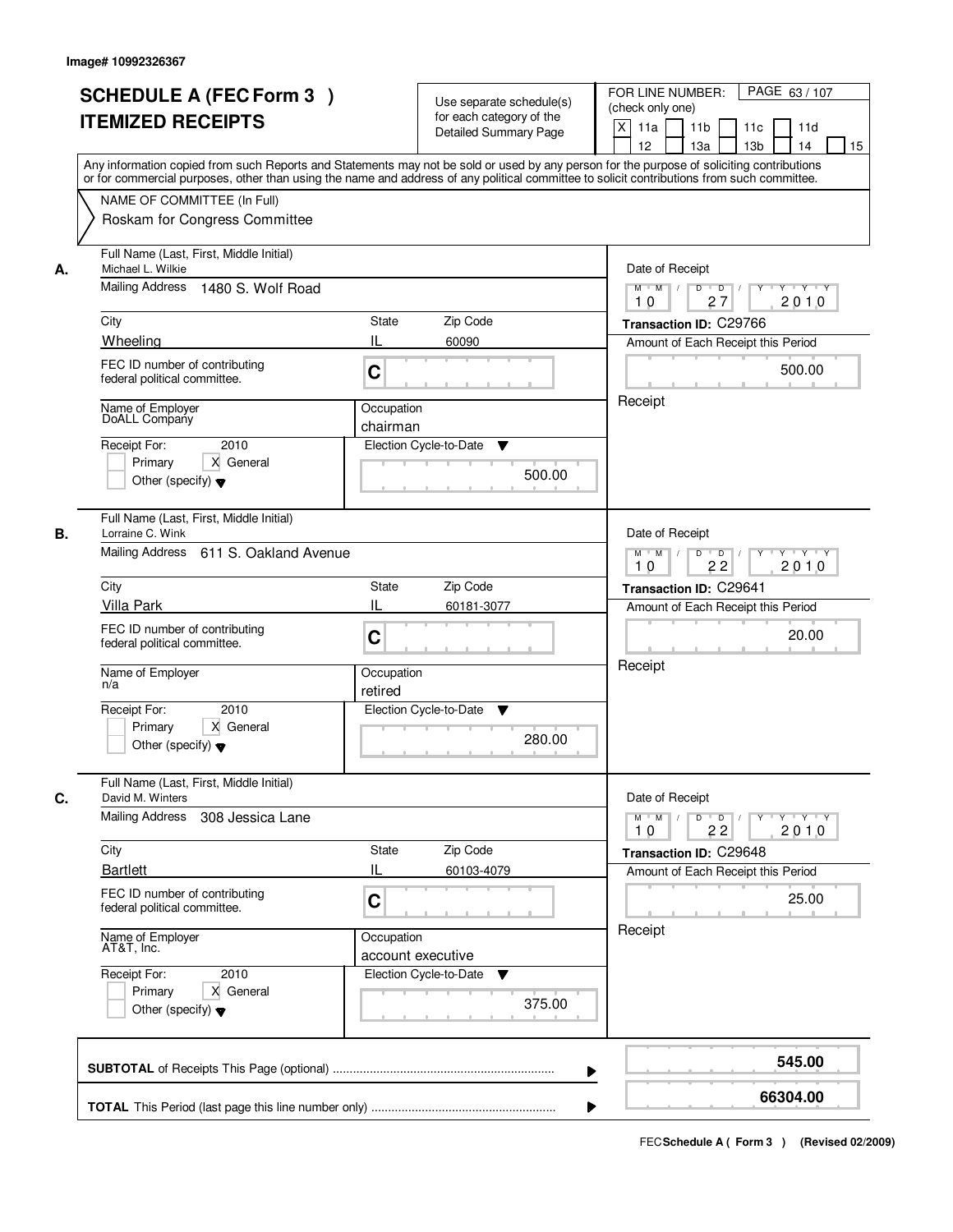Image# 10992326367

# SCHEDULE A (FEC Form 3 ) ITEMIZED RECEIPTS

Use separate schedule(s) for each category of the Detailed Summary Page

FOR LINE NUMBER: (check only one)

[X] 11a [ ] 11b [ ] 11c [ ] 11d [ ] 12 [ ] 13a [ ] 13b [ ] 14 [ ] 15

PAGE 63 / 107

Any information copied from such Reports and Statements may not be sold or used by any person for the purpose of soliciting contributions or for commercial purposes, other than using the name and address of any political committee to solicit contributions from such committee.

NAME OF COMMITTEE (In Full)

Roskam for Congress Committee

---

**A.** Full Name (Last, First, Middle Initial): Michael L. Wilkie

Mailing Address: 1480 S. Wolf Road

City: Wheeling | State: IL | Zip Code: 60090

FEC ID number of contributing federal political committee: C

Name of Employer: DoALL Company

Occupation: chairman

Receipt For: 2010 — [ ] Primary [X] General [ ] Other (specify)

Election Cycle-to-Date: 500.00

Date of Receipt: 10 / 27 / 2010

Transaction ID: C29766

Amount of Each Receipt this Period: 500.00

Receipt

---

**B.** Full Name (Last, First, Middle Initial): Lorraine C. Wink

Mailing Address: 611 S. Oakland Avenue

City: Villa Park | State: IL | Zip Code: 60181-3077

FEC ID number of contributing federal political committee: C

Name of Employer: n/a

Occupation: retired

Receipt For: 2010 — [ ] Primary [X] General [ ] Other (specify)

Election Cycle-to-Date: 280.00

Date of Receipt: 10 / 22 / 2010

Transaction ID: C29641

Amount of Each Receipt this Period: 20.00

Receipt

---

**C.** Full Name (Last, First, Middle Initial): David M. Winters

Mailing Address: 308 Jessica Lane

City: Bartlett | State: IL | Zip Code: 60103-4079

FEC ID number of contributing federal political committee: C

Name of Employer: AT&T, Inc.

Occupation: account executive

Receipt For: 2010 — [ ] Primary [X] General [ ] Other (specify)

Election Cycle-to-Date: 375.00

Date of Receipt: 10 / 22 / 2010

Transaction ID: C29648

Amount of Each Receipt this Period: 25.00

Receipt

---

**SUBTOTAL** of Receipts This Page (optional): **545.00**

**TOTAL** This Period (last page this line number only): **66304.00**

FEC Schedule A ( Form 3 ) (Revised 02/2009)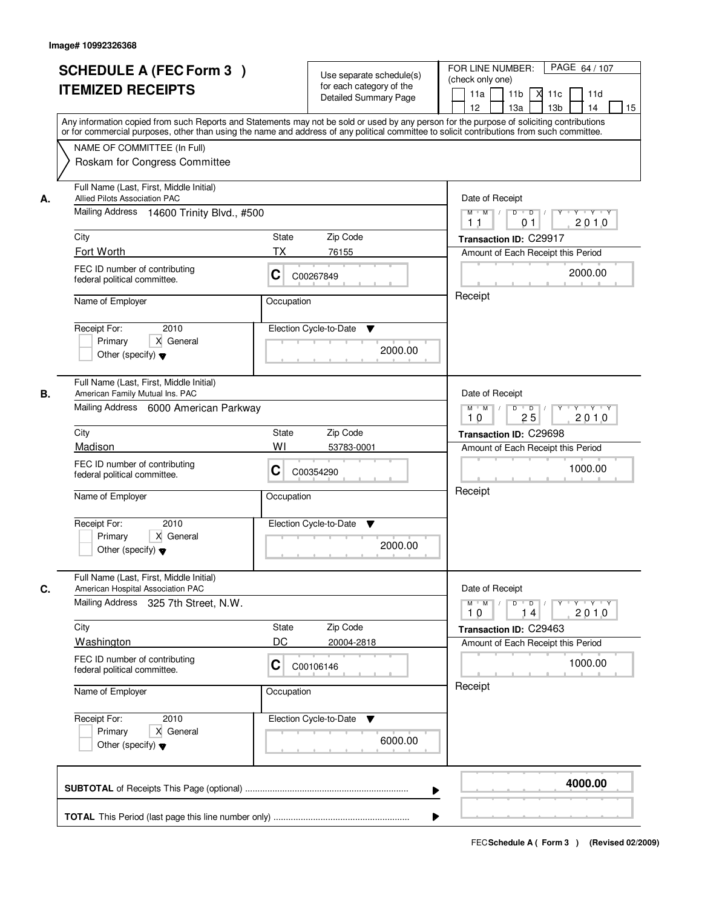Image# 10992326368

# SCHEDULE A (FEC Form 3 ) ITEMIZED RECEIPTS

Use separate schedule(s) for each category of the Detailed Summary Page

FOR LINE NUMBER: (check only one)

11a [ ] 11b [ ] 11c [X] 11d [ ] 12 [ ] 13a [ ] 13b [ ] 14 [ ] 15 [ ]

PAGE 64 / 107

Any information copied from such Reports and Statements may not be sold or used by any person for the purpose of soliciting contributions or for commercial purposes, other than using the name and address of any political committee to solicit contributions from such committee.

NAME OF COMMITTEE (In Full)
Roskam for Congress Committee

---

**A.**

Full Name (Last, First, Middle Initial): Allied Pilots Association PAC

Mailing Address: 14600 Trinity Blvd., #500

City: Fort Worth | State: TX | Zip Code: 76155

FEC ID number of contributing federal political committee: C C00267849

Name of Employer: | Occupation:

Receipt For: 2010 — [ ] Primary [X] General [ ] Other (specify)

Election Cycle-to-Date: 2000.00

Date of Receipt: 11 / 01 / 2010

Transaction ID: C29917

Amount of Each Receipt this Period: 2000.00

Receipt

---

**B.**

Full Name (Last, First, Middle Initial): American Family Mutual Ins. PAC

Mailing Address: 6000 American Parkway

City: Madison | State: WI | Zip Code: 53783-0001

FEC ID number of contributing federal political committee: C C00354290

Name of Employer: | Occupation:

Receipt For: 2010 — [ ] Primary [X] General [ ] Other (specify)

Election Cycle-to-Date: 2000.00

Date of Receipt: 10 / 25 / 2010

Transaction ID: C29698

Amount of Each Receipt this Period: 1000.00

Receipt

---

**C.**

Full Name (Last, First, Middle Initial): American Hospital Association PAC

Mailing Address: 325 7th Street, N.W.

City: Washington | State: DC | Zip Code: 20004-2818

FEC ID number of contributing federal political committee: C C00106146

Name of Employer: | Occupation:

Receipt For: 2010 — [ ] Primary [X] General [ ] Other (specify)

Election Cycle-to-Date: 6000.00

Date of Receipt: 10 / 14 / 2010

Transaction ID: C29463

Amount of Each Receipt this Period: 1000.00

Receipt

---

**SUBTOTAL** of Receipts This Page (optional): **4000.00**

**TOTAL** This Period (last page this line number only):

FEC **Schedule A ( Form 3 )** (Revised 02/2009)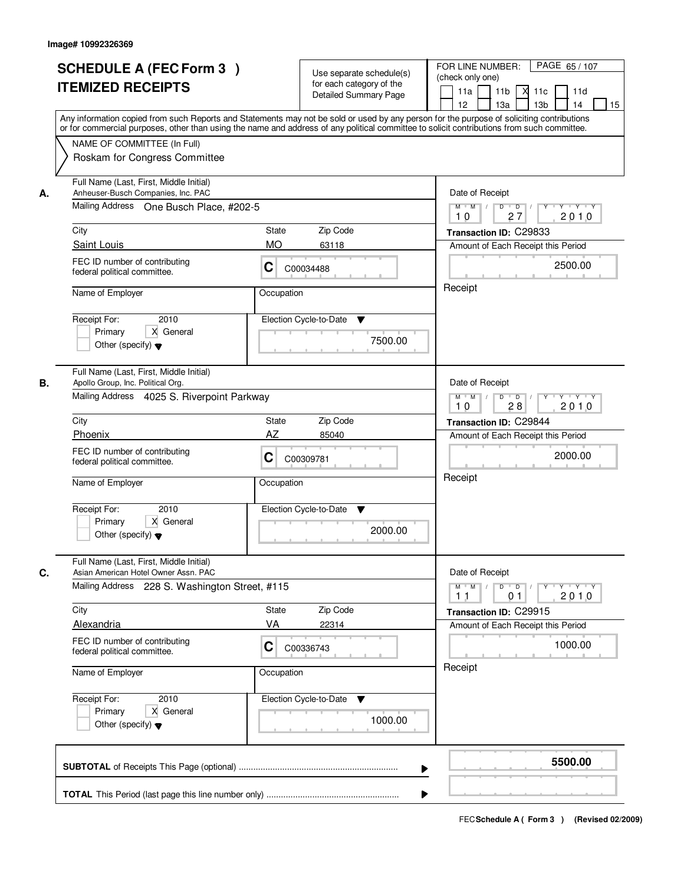Image# 10992326369

# SCHEDULE A (FEC Form 3 )
# ITEMIZED RECEIPTS

Use separate schedule(s) for each category of the Detailed Summary Page

FOR LINE NUMBER: (check only one)
11a [ ] 11b [ ] 11c [X] 11d [ ] 12 [ ] 13a [ ] 13b [ ] 14 [ ] 15 [ ]

PAGE 65 / 107

Any information copied from such Reports and Statements may not be sold or used by any person for the purpose of soliciting contributions or for commercial purposes, other than using the name and address of any political committee to solicit contributions from such committee.

NAME OF COMMITTEE (In Full)
Roskam for Congress Committee

---

**A.**

Full Name (Last, First, Middle Initial): Anheuser-Busch Companies, Inc. PAC
Mailing Address: One Busch Place, #202-5
City: Saint Louis | State: MO | Zip Code: 63118
FEC ID number of contributing federal political committee: C C00034488
Name of Employer:
Occupation:
Receipt For: 2010 [ ] Primary [X] General [ ] Other (specify)
Election Cycle-to-Date: 7500.00
Date of Receipt: 10 / 27 / 2010
Transaction ID: C29833
Amount of Each Receipt this Period: 2500.00
Receipt

---

**B.**

Full Name (Last, First, Middle Initial): Apollo Group, Inc. Political Org.
Mailing Address: 4025 S. Riverpoint Parkway
City: Phoenix | State: AZ | Zip Code: 85040
FEC ID number of contributing federal political committee: C C00309781
Name of Employer:
Occupation:
Receipt For: 2010 [ ] Primary [X] General [ ] Other (specify)
Election Cycle-to-Date: 2000.00
Date of Receipt: 10 / 28 / 2010
Transaction ID: C29844
Amount of Each Receipt this Period: 2000.00
Receipt

---

**C.**

Full Name (Last, First, Middle Initial): Asian American Hotel Owner Assn. PAC
Mailing Address: 228 S. Washington Street, #115
City: Alexandria | State: VA | Zip Code: 22314
FEC ID number of contributing federal political committee: C C00336743
Name of Employer:
Occupation:
Receipt For: 2010 [ ] Primary [X] General [ ] Other (specify)
Election Cycle-to-Date: 1000.00
Date of Receipt: 11 / 01 / 2010
Transaction ID: C29915
Amount of Each Receipt this Period: 1000.00
Receipt

---

**SUBTOTAL** of Receipts This Page (optional): **5500.00**

**TOTAL** This Period (last page this line number only):

FEC **Schedule A ( Form 3 )** (Revised 02/2009)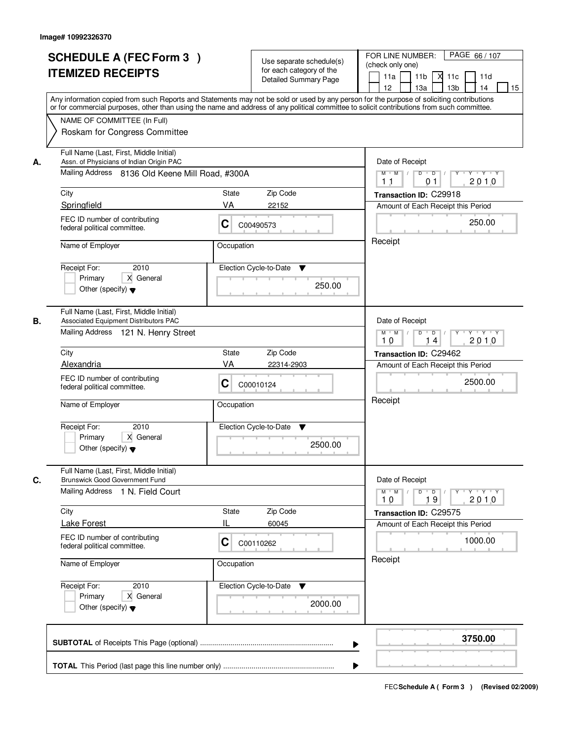Image# 10992326370

# SCHEDULE A (FEC Form 3 ) ITEMIZED RECEIPTS

Use separate schedule(s) for each category of the Detailed Summary Page

FOR LINE NUMBER: (check only one) PAGE 66 / 107

11a | 11b | X 11c | 11d | 12 | 13a | 13b | 14 | 15

Any information copied from such Reports and Statements may not be sold or used by any person for the purpose of soliciting contributions or for commercial purposes, other than using the name and address of any political committee to solicit contributions from such committee.

NAME OF COMMITTEE (In Full)
Roskam for Congress Committee

**A.**
Full Name (Last, First, Middle Initial): Assn. of Physicians of Indian Origin PAC
Mailing Address: 8136 Old Keene Mill Road, #300A
City: Springfield | State: VA | Zip Code: 22152
FEC ID number of contributing federal political committee: C C00490573
Name of Employer:
Occupation:
Receipt For: 2010 — Primary / X General / Other (specify)
Election Cycle-to-Date: 250.00
Date of Receipt: 11 / 01 / 2010
Transaction ID: C29918
Amount of Each Receipt this Period: 250.00
Receipt

**B.**
Full Name (Last, First, Middle Initial): Associated Equipment Distributors PAC
Mailing Address: 121 N. Henry Street
City: Alexandria | State: VA | Zip Code: 22314-2903
FEC ID number of contributing federal political committee: C C00010124
Name of Employer:
Occupation:
Receipt For: 2010 — Primary / X General / Other (specify)
Election Cycle-to-Date: 2500.00
Date of Receipt: 10 / 14 / 2010
Transaction ID: C29462
Amount of Each Receipt this Period: 2500.00
Receipt

**C.**
Full Name (Last, First, Middle Initial): Brunswick Good Government Fund
Mailing Address: 1 N. Field Court
City: Lake Forest | State: IL | Zip Code: 60045
FEC ID number of contributing federal political committee: C C00110262
Name of Employer:
Occupation:
Receipt For: 2010 — Primary / X General / Other (specify)
Election Cycle-to-Date: 2000.00
Date of Receipt: 10 / 19 / 2010
Transaction ID: C29575
Amount of Each Receipt this Period: 1000.00
Receipt

**SUBTOTAL** of Receipts This Page (optional) ........ 3750.00

**TOTAL** This Period (last page this line number only) ........

FEC **Schedule A ( Form 3 )** (Revised 02/2009)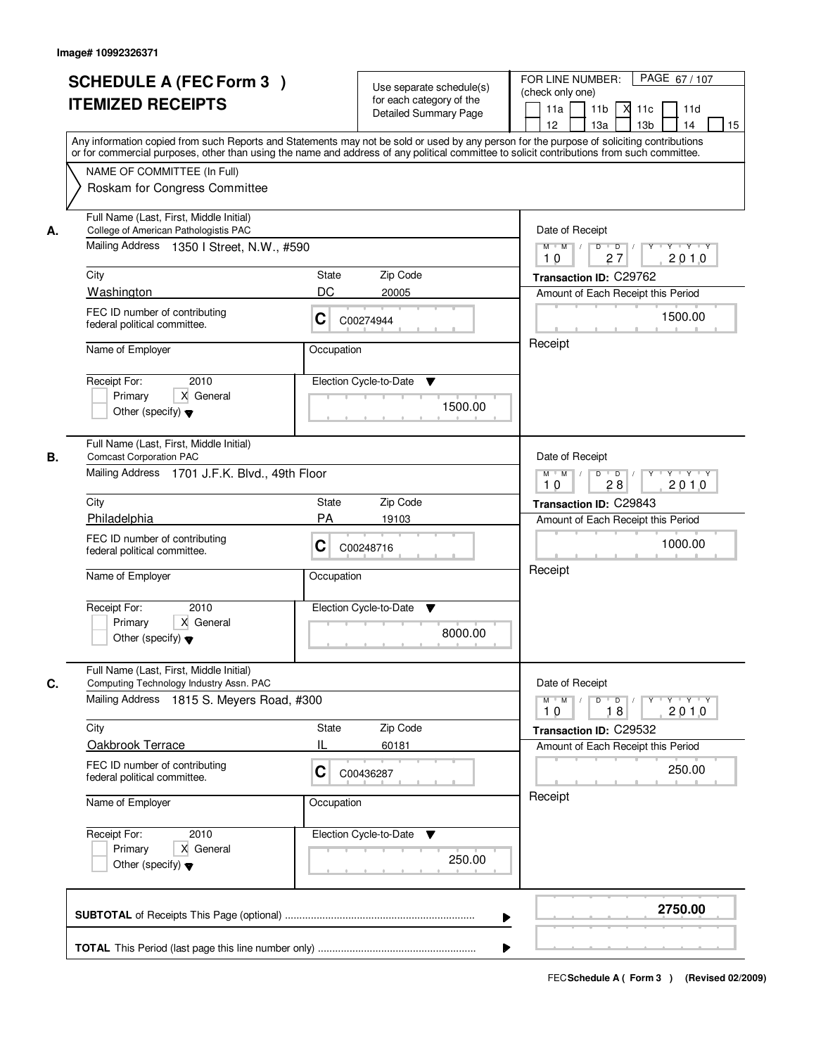Image# 10992326371

# SCHEDULE A (FEC Form 3 )
# ITEMIZED RECEIPTS

Use separate schedule(s) for each category of the Detailed Summary Page

FOR LINE NUMBER: (check only one)

11a | 11b | X 11c | 11d | 12 | 13a | 13b | 14 | 15

PAGE 67 / 107

Any information copied from such Reports and Statements may not be sold or used by any person for the purpose of soliciting contributions or for commercial purposes, other than using the name and address of any political committee to solicit contributions from such committee.

NAME OF COMMITTEE (In Full)
Roskam for Congress Committee

---

**A.**

Full Name (Last, First, Middle Initial): College of American Pathologistis PAC

Mailing Address: 1350 I Street, N.W., #590

City: Washington | State: DC | Zip Code: 20005

FEC ID number of contributing federal political committee: C C00274944

Name of Employer:

Occupation:

Receipt For: 2010 — Primary [ ] General [X] Other (specify)

Election Cycle-to-Date: 1500.00

Date of Receipt: 10 / 27 / 2010

Transaction ID: C29762

Amount of Each Receipt this Period: 1500.00

Receipt

---

**B.**

Full Name (Last, First, Middle Initial): Comcast Corporation PAC

Mailing Address: 1701 J.F.K. Blvd., 49th Floor

City: Philadelphia | State: PA | Zip Code: 19103

FEC ID number of contributing federal political committee: C C00248716

Name of Employer:

Occupation:

Receipt For: 2010 — Primary [ ] General [X] Other (specify)

Election Cycle-to-Date: 8000.00

Date of Receipt: 10 / 28 / 2010

Transaction ID: C29843

Amount of Each Receipt this Period: 1000.00

Receipt

---

**C.**

Full Name (Last, First, Middle Initial): Computing Technology Industry Assn. PAC

Mailing Address: 1815 S. Meyers Road, #300

City: Oakbrook Terrace | State: IL | Zip Code: 60181

FEC ID number of contributing federal political committee: C C00436287

Name of Employer:

Occupation:

Receipt For: 2010 — Primary [ ] General [X] Other (specify)

Election Cycle-to-Date: 250.00

Date of Receipt: 10 / 18 / 2010

Transaction ID: C29532

Amount of Each Receipt this Period: 250.00

Receipt

---

**SUBTOTAL** of Receipts This Page (optional): **2750.00**

**TOTAL** This Period (last page this line number only):

FEC **Schedule A** ( Form 3 ) (Revised 02/2009)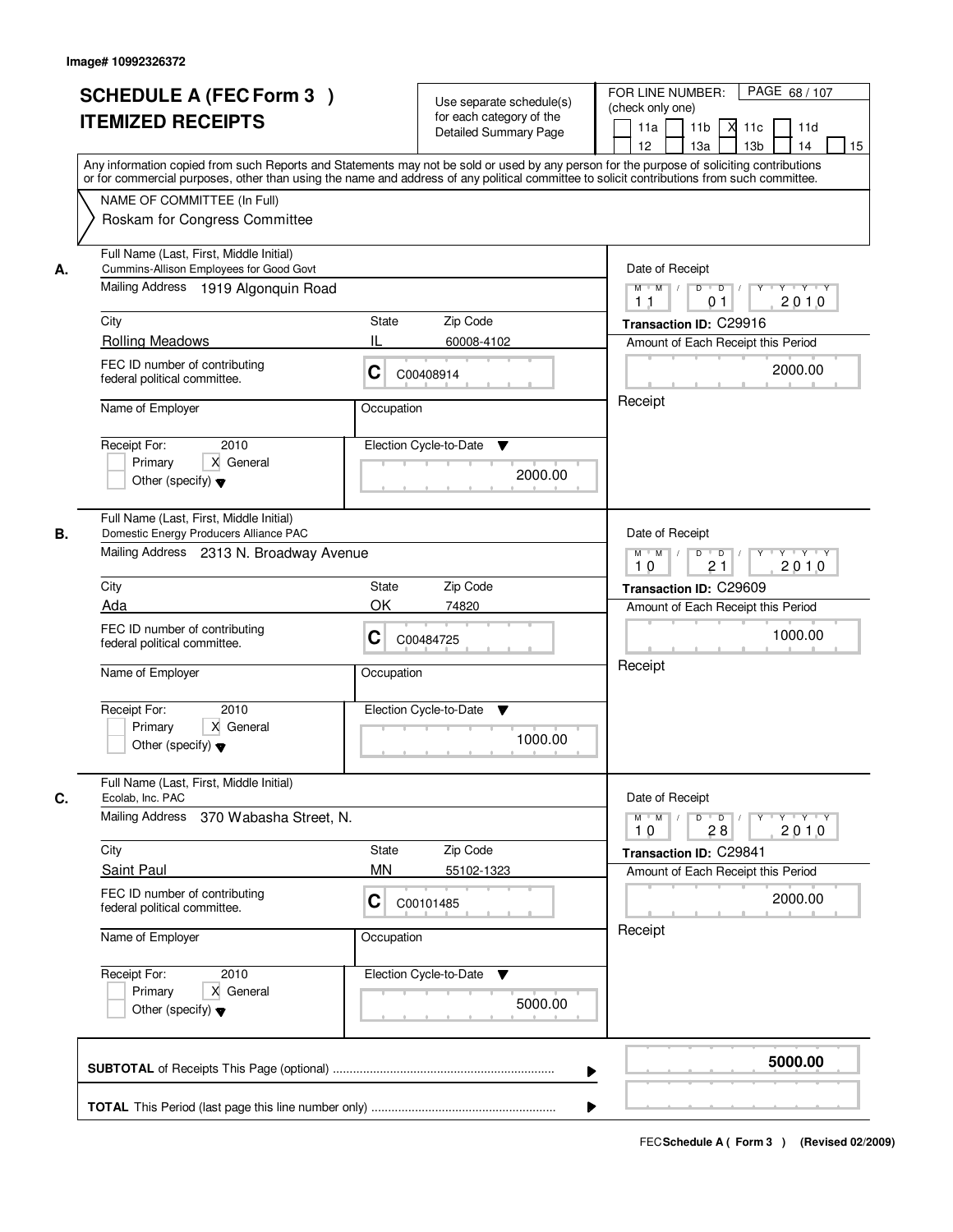Image# 10992326372

# SCHEDULE A (FEC Form 3 )
## ITEMIZED RECEIPTS

Use separate schedule(s) for each category of the Detailed Summary Page

FOR LINE NUMBER: (check only one)

11a | 11b | X 11c | 11d | 12 | 13a | 13b | 14 | 15

PAGE 68 / 107

Any information copied from such Reports and Statements may not be sold or used by any person for the purpose of soliciting contributions or for commercial purposes, other than using the name and address of any political committee to solicit contributions from such committee.

NAME OF COMMITTEE (In Full)

Roskam for Congress Committee

---

**A.** Full Name (Last, First, Middle Initial)
Cummins-Allison Employees for Good Govt

Mailing Address: 1919 Algonquin Road

City: Rolling Meadows | State: IL | Zip Code: 60008-4102

FEC ID number of contributing federal political committee: C C00408914

Name of Employer: | Occupation:

Receipt For: 2010 — Primary [ ] General [X] Other (specify)

Election Cycle-to-Date: 2000.00

Date of Receipt: 11 01 2010

Transaction ID: C29916

Amount of Each Receipt this Period: 2000.00

Receipt

---

**B.** Full Name (Last, First, Middle Initial)
Domestic Energy Producers Alliance PAC

Mailing Address: 2313 N. Broadway Avenue

City: Ada | State: OK | Zip Code: 74820

FEC ID number of contributing federal political committee: C C00484725

Name of Employer: | Occupation:

Receipt For: 2010 — Primary [ ] General [X] Other (specify)

Election Cycle-to-Date: 1000.00

Date of Receipt: 10 21 2010

Transaction ID: C29609

Amount of Each Receipt this Period: 1000.00

Receipt

---

**C.** Full Name (Last, First, Middle Initial)
Ecolab, Inc. PAC

Mailing Address: 370 Wabasha Street, N.

City: Saint Paul | State: MN | Zip Code: 55102-1323

FEC ID number of contributing federal political committee: C C00101485

Name of Employer: | Occupation:

Receipt For: 2010 — Primary [ ] General [X] Other (specify)

Election Cycle-to-Date: 5000.00

Date of Receipt: 10 28 2010

Transaction ID: C29841

Amount of Each Receipt this Period: 2000.00

Receipt

---

**SUBTOTAL** of Receipts This Page (optional): **5000.00**

**TOTAL** This Period (last page this line number only):

FEC Schedule A ( Form 3 ) (Revised 02/2009)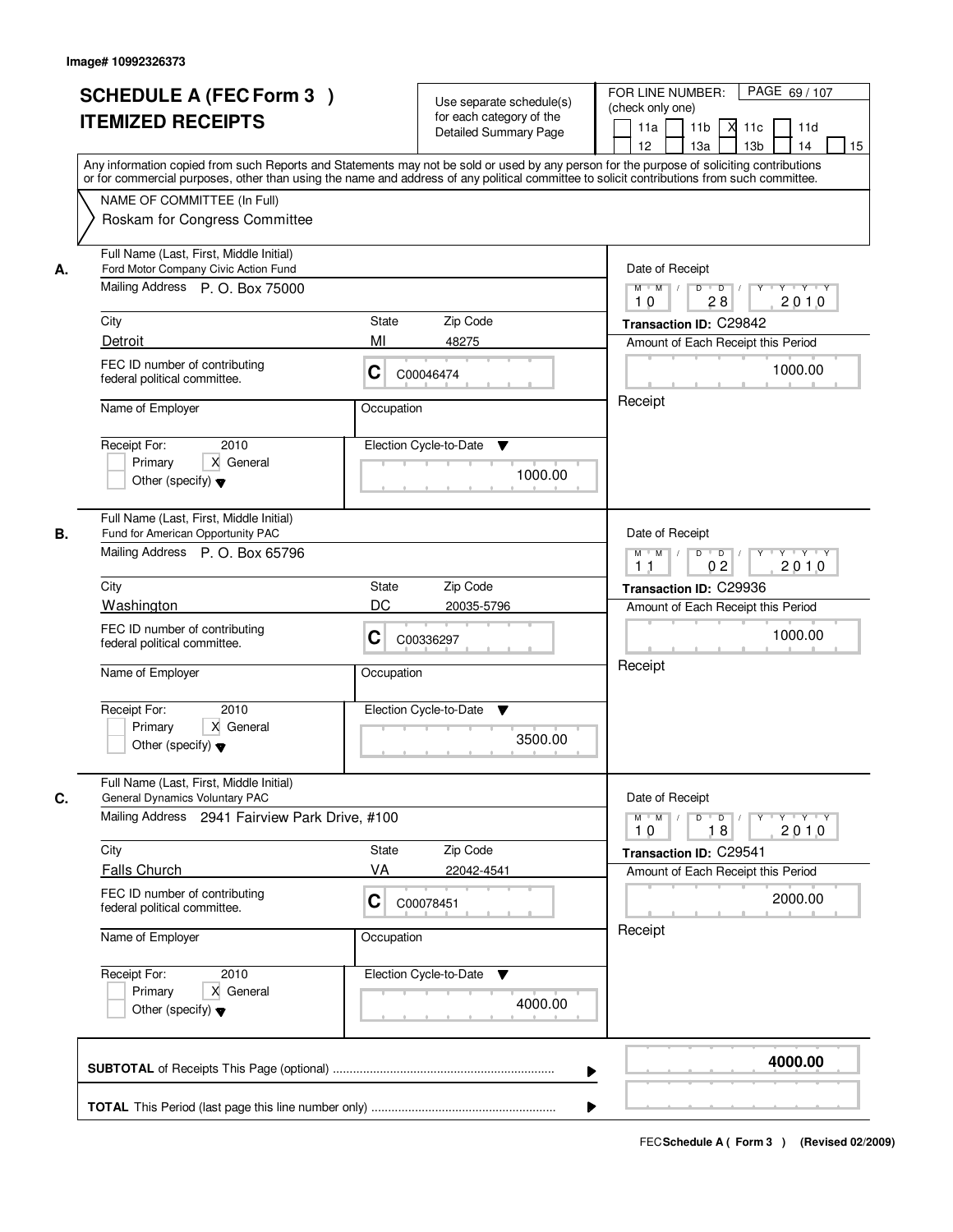Image# 10992326373

# SCHEDULE A (FEC Form 3 )
# ITEMIZED RECEIPTS

Use separate schedule(s) for each category of the Detailed Summary Page

FOR LINE NUMBER: (check only one)

11a | 11b | X 11c | 11d | 12 | 13a | 13b | 14 | 15

PAGE 69 / 107

Any information copied from such Reports and Statements may not be sold or used by any person for the purpose of soliciting contributions or for commercial purposes, other than using the name and address of any political committee to solicit contributions from such committee.

NAME OF COMMITTEE (In Full)
Roskam for Congress Committee

---

**A.**

Full Name (Last, First, Middle Initial): Ford Motor Company Civic Action Fund

Mailing Address: P. O. Box 75000

City: Detroit | State: MI | Zip Code: 48275

FEC ID number of contributing federal political committee: C C00046474

Name of Employer: | Occupation:

Receipt For: 2010 — Primary | X General | Other (specify)

Election Cycle-to-Date: 1000.00

Date of Receipt: 10 / 28 / 2010

Transaction ID: C29842

Amount of Each Receipt this Period: 1000.00

Receipt

---

**B.**

Full Name (Last, First, Middle Initial): Fund for American Opportunity PAC

Mailing Address: P. O. Box 65796

City: Washington | State: DC | Zip Code: 20035-5796

FEC ID number of contributing federal political committee: C C00336297

Name of Employer: | Occupation:

Receipt For: 2010 — Primary | X General | Other (specify)

Election Cycle-to-Date: 3500.00

Date of Receipt: 11 / 02 / 2010

Transaction ID: C29936

Amount of Each Receipt this Period: 1000.00

Receipt

---

**C.**

Full Name (Last, First, Middle Initial): General Dynamics Voluntary PAC

Mailing Address: 2941 Fairview Park Drive, #100

City: Falls Church | State: VA | Zip Code: 22042-4541

FEC ID number of contributing federal political committee: C C00078451

Name of Employer: | Occupation:

Receipt For: 2010 — Primary | X General | Other (specify)

Election Cycle-to-Date: 4000.00

Date of Receipt: 10 / 18 / 2010

Transaction ID: C29541

Amount of Each Receipt this Period: 2000.00

Receipt

---

**SUBTOTAL** of Receipts This Page (optional): **4000.00**

**TOTAL** This Period (last page this line number only):

FEC **Schedule A ( Form 3 )** (Revised 02/2009)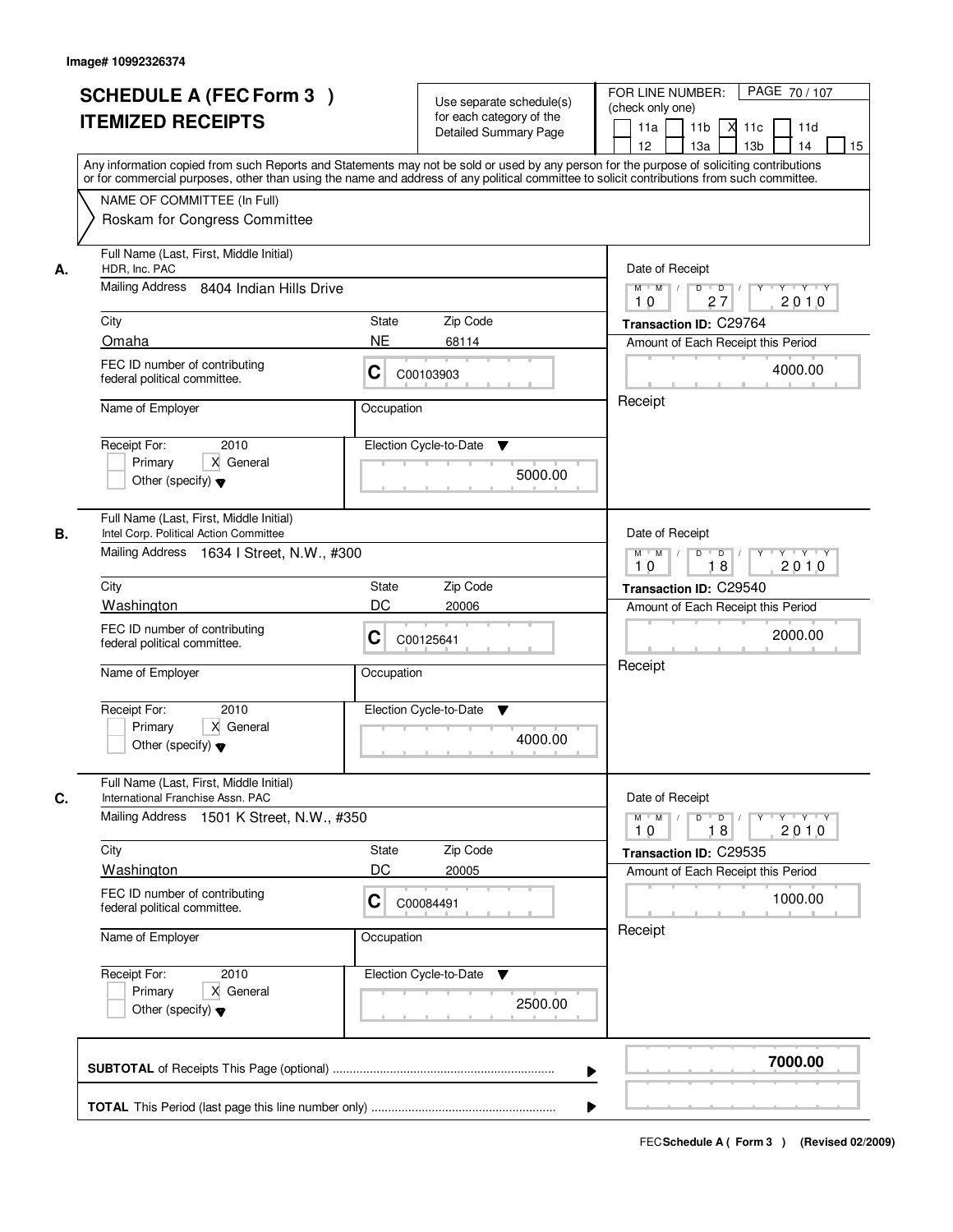Image# 10992326374

# SCHEDULE A (FEC Form 3 )
# ITEMIZED RECEIPTS

Use separate schedule(s) for each category of the Detailed Summary Page

FOR LINE NUMBER: (check only one)

- [ ] 11a
- [ ] 11b
- [x] 11c
- [ ] 11d
- [ ] 12
- [ ] 13a
- [ ] 13b
- [ ] 14
- [ ] 15

PAGE 70 / 107

Any information copied from such Reports and Statements may not be sold or used by any person for the purpose of soliciting contributions or for commercial purposes, other than using the name and address of any political committee to solicit contributions from such committee.

NAME OF COMMITTEE (In Full)
Roskam for Congress Committee

---

**A.**

Full Name (Last, First, Middle Initial): HDR, Inc. PAC

Mailing Address: 8404 Indian Hills Drive

City: Omaha | State: NE | Zip Code: 68114

FEC ID number of contributing federal political committee: C C00103903

Name of Employer: | Occupation:

Receipt For: 2010 — [ ] Primary [X] General [ ] Other (specify)

Election Cycle-to-Date: 5000.00

Date of Receipt: 10 / 27 / 2010

Transaction ID: C29764

Amount of Each Receipt this Period: 4000.00

Receipt

---

**B.**

Full Name (Last, First, Middle Initial): Intel Corp. Political Action Committee

Mailing Address: 1634 I Street, N.W., #300

City: Washington | State: DC | Zip Code: 20006

FEC ID number of contributing federal political committee: C C00125641

Name of Employer: | Occupation:

Receipt For: 2010 — [ ] Primary [X] General [ ] Other (specify)

Election Cycle-to-Date: 4000.00

Date of Receipt: 10 / 18 / 2010

Transaction ID: C29540

Amount of Each Receipt this Period: 2000.00

Receipt

---

**C.**

Full Name (Last, First, Middle Initial): International Franchise Assn. PAC

Mailing Address: 1501 K Street, N.W., #350

City: Washington | State: DC | Zip Code: 20005

FEC ID number of contributing federal political committee: C C00084491

Name of Employer: | Occupation:

Receipt For: 2010 — [ ] Primary [X] General [ ] Other (specify)

Election Cycle-to-Date: 2500.00

Date of Receipt: 10 / 18 / 2010

Transaction ID: C29535

Amount of Each Receipt this Period: 1000.00

Receipt

---

**SUBTOTAL** of Receipts This Page (optional) ........ **7000.00**

**TOTAL** This Period (last page this line number only) ........

FEC **Schedule A ( Form 3 )** (Revised 02/2009)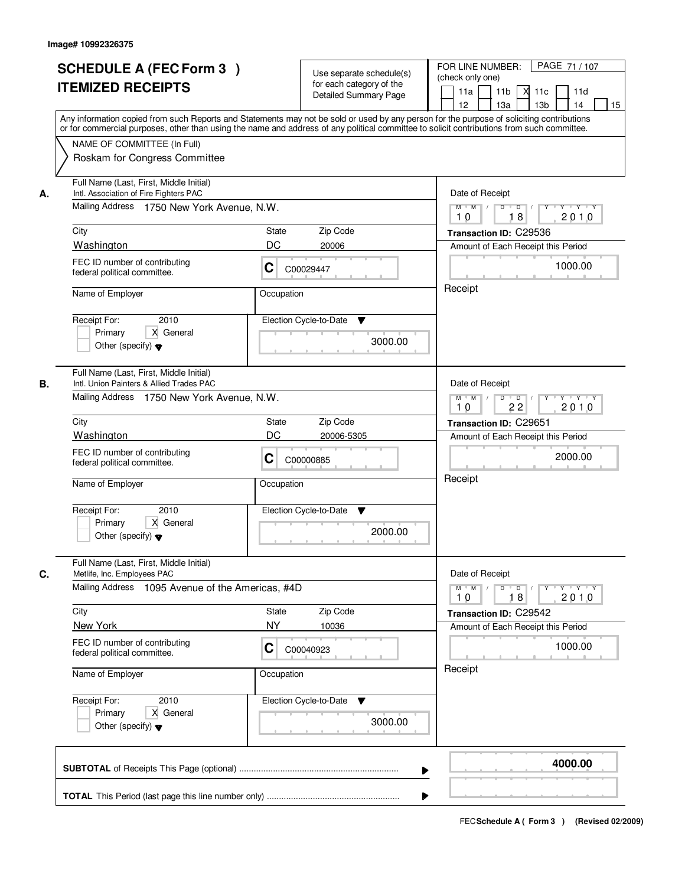Image# 10992326375

# SCHEDULE A (FEC Form 3 ) ITEMIZED RECEIPTS

Use separate schedule(s) for each category of the Detailed Summary Page

FOR LINE NUMBER: (check only one)

- [ ] 11a
- [ ] 11b
- [X] 11c
- [ ] 11d
- [ ] 12
- [ ] 13a
- [ ] 13b
- [ ] 14
- [ ] 15

PAGE 71 / 107

Any information copied from such Reports and Statements may not be sold or used by any person for the purpose of soliciting contributions or for commercial purposes, other than using the name and address of any political committee to solicit contributions from such committee.

NAME OF COMMITTEE (In Full)
Roskam for Congress Committee

## A.

**Full Name (Last, First, Middle Initial):** Intl. Association of Fire Fighters PAC

**Mailing Address:** 1750 New York Avenue, N.W.

**City:** Washington **State:** DC **Zip Code:** 20006

**FEC ID number of contributing federal political committee:** C C00029447

**Name of Employer:**

**Occupation:**

**Receipt For:** 2010 [ ] Primary [X] General [ ] Other (specify)

**Election Cycle-to-Date:** 3000.00

**Date of Receipt:** 10 18 2010

**Transaction ID:** C29536

**Amount of Each Receipt this Period:** 1000.00

Receipt

## B.

**Full Name (Last, First, Middle Initial):** Intl. Union Painters & Allied Trades PAC

**Mailing Address:** 1750 New York Avenue, N.W.

**City:** Washington **State:** DC **Zip Code:** 20006-5305

**FEC ID number of contributing federal political committee:** C C00000885

**Name of Employer:**

**Occupation:**

**Receipt For:** 2010 [ ] Primary [X] General [ ] Other (specify)

**Election Cycle-to-Date:** 2000.00

**Date of Receipt:** 10 22 2010

**Transaction ID:** C29651

**Amount of Each Receipt this Period:** 2000.00

Receipt

## C.

**Full Name (Last, First, Middle Initial):** Metlife, Inc. Employees PAC

**Mailing Address:** 1095 Avenue of the Americas, #4D

**City:** New York **State:** NY **Zip Code:** 10036

**FEC ID number of contributing federal political committee:** C C00040923

**Name of Employer:**

**Occupation:**

**Receipt For:** 2010 [ ] Primary [X] General [ ] Other (specify)

**Election Cycle-to-Date:** 3000.00

**Date of Receipt:** 10 18 2010

**Transaction ID:** C29542

**Amount of Each Receipt this Period:** 1000.00

Receipt

---

**SUBTOTAL** of Receipts This Page (optional) ........ **4000.00**

**TOTAL** This Period (last page this line number only) ........

FEC Schedule A ( Form 3 ) (Revised 02/2009)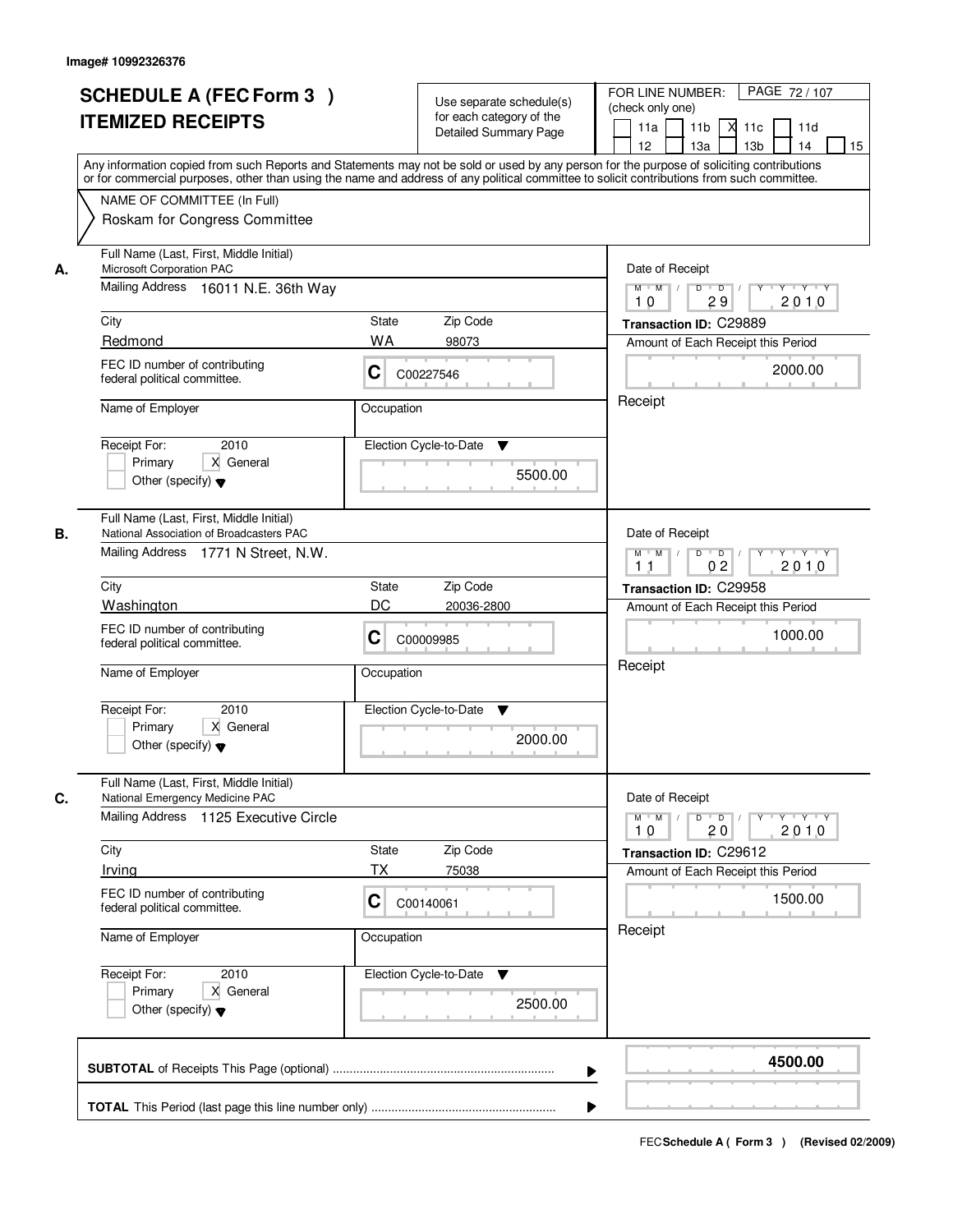Image# 10992326376

# SCHEDULE A (FEC Form 3 )
# ITEMIZED RECEIPTS

Use separate schedule(s) for each category of the Detailed Summary Page

FOR LINE NUMBER: (check only one)
11a | 11b | X 11c | 11d | 12 | 13a | 13b | 14 | 15

PAGE 72 / 107

Any information copied from such Reports and Statements may not be sold or used by any person for the purpose of soliciting contributions or for commercial purposes, other than using the name and address of any political committee to solicit contributions from such committee.

NAME OF COMMITTEE (In Full)
Roskam for Congress Committee

---

**A.**

Full Name (Last, First, Middle Initial): Microsoft Corporation PAC
Mailing Address: 16011 N.E. 36th Way
City: Redmond | State: WA | Zip Code: 98073
FEC ID number of contributing federal political committee: C C00227546
Name of Employer:
Occupation:
Receipt For: 2010 — Primary | X General | Other (specify)
Election Cycle-to-Date: 5500.00

Date of Receipt: 10 / 29 / 2010
Transaction ID: C29889
Amount of Each Receipt this Period: 2000.00
Receipt

---

**B.**

Full Name (Last, First, Middle Initial): National Association of Broadcasters PAC
Mailing Address: 1771 N Street, N.W.
City: Washington | State: DC | Zip Code: 20036-2800
FEC ID number of contributing federal political committee: C C00009985
Name of Employer:
Occupation:
Receipt For: 2010 — Primary | X General | Other (specify)
Election Cycle-to-Date: 2000.00

Date of Receipt: 11 / 02 / 2010
Transaction ID: C29958
Amount of Each Receipt this Period: 1000.00
Receipt

---

**C.**

Full Name (Last, First, Middle Initial): National Emergency Medicine PAC
Mailing Address: 1125 Executive Circle
City: Irving | State: TX | Zip Code: 75038
FEC ID number of contributing federal political committee: C C00140061
Name of Employer:
Occupation:
Receipt For: 2010 — Primary | X General | Other (specify)
Election Cycle-to-Date: 2500.00

Date of Receipt: 10 / 20 / 2010
Transaction ID: C29612
Amount of Each Receipt this Period: 1500.00
Receipt

---

**SUBTOTAL** of Receipts This Page (optional): **4500.00**

**TOTAL** This Period (last page this line number only):

FEC **Schedule A ( Form 3 )** (Revised 02/2009)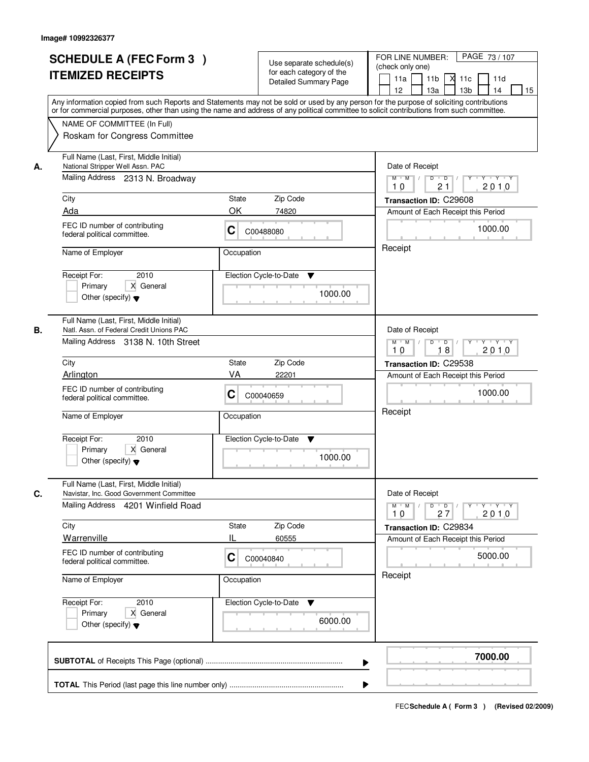Image# 10992326377

# SCHEDULE A (FEC Form 3 )
# ITEMIZED RECEIPTS

Use separate schedule(s) for each category of the Detailed Summary Page

FOR LINE NUMBER: (check only one)

11a | 11b | X 11c | 11d | 12 | 13a | 13b | 14 | 15

PAGE 73 / 107

Any information copied from such Reports and Statements may not be sold or used by any person for the purpose of soliciting contributions or for commercial purposes, other than using the name and address of any political committee to solicit contributions from such committee.

NAME OF COMMITTEE (In Full)
Roskam for Congress Committee

---

**A.** Full Name (Last, First, Middle Initial)
National Stripper Well Assn. PAC

Mailing Address: 2313 N. Broadway

City: Ada | State: OK | Zip Code: 74820

FEC ID number of contributing federal political committee: C C00488080

Name of Employer: | Occupation:

Receipt For: 2010 — Primary [ ] General [X] Other (specify)

Election Cycle-to-Date: 1000.00

Date of Receipt: 10 / 21 / 2010

Transaction ID: C29608

Amount of Each Receipt this Period: 1000.00

Receipt

---

**B.** Full Name (Last, First, Middle Initial)
Natl. Assn. of Federal Credit Unions PAC

Mailing Address: 3138 N. 10th Street

City: Arlington | State: VA | Zip Code: 22201

FEC ID number of contributing federal political committee: C C00040659

Name of Employer: | Occupation:

Receipt For: 2010 — Primary [ ] General [X] Other (specify)

Election Cycle-to-Date: 1000.00

Date of Receipt: 10 / 18 / 2010

Transaction ID: C29538

Amount of Each Receipt this Period: 1000.00

Receipt

---

**C.** Full Name (Last, First, Middle Initial)
Navistar, Inc. Good Government Committee

Mailing Address: 4201 Winfield Road

City: Warrenville | State: IL | Zip Code: 60555

FEC ID number of contributing federal political committee: C C00040840

Name of Employer: | Occupation:

Receipt For: 2010 — Primary [ ] General [X] Other (specify)

Election Cycle-to-Date: 6000.00

Date of Receipt: 10 / 27 / 2010

Transaction ID: C29834

Amount of Each Receipt this Period: 5000.00

Receipt

---

**SUBTOTAL** of Receipts This Page (optional): **7000.00**

**TOTAL** This Period (last page this line number only):

FEC Schedule A ( Form 3 ) (Revised 02/2009)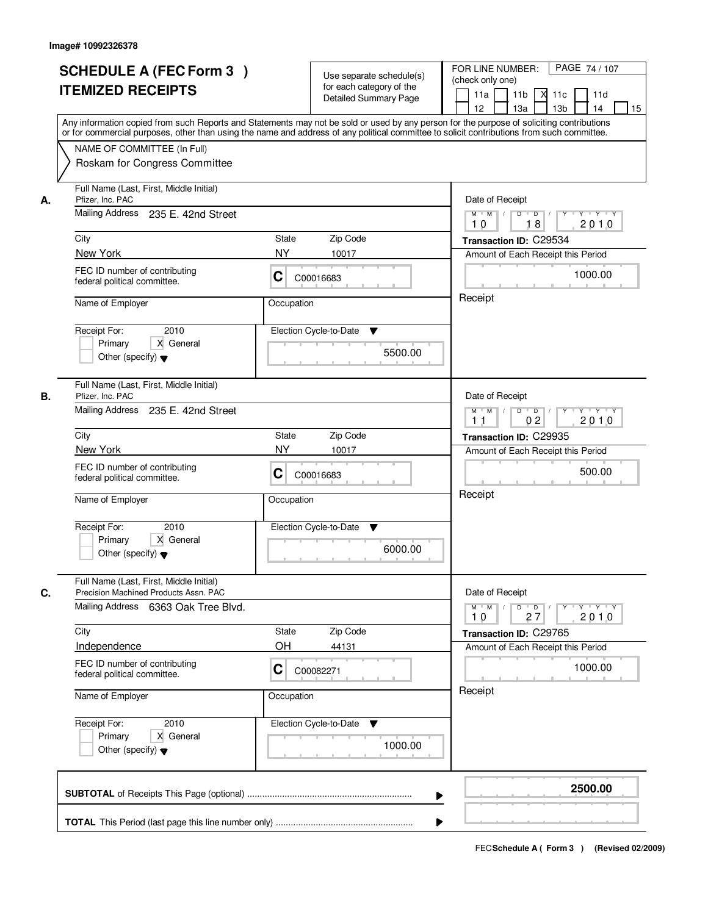Image# 10992326378

# SCHEDULE A (FEC Form 3 ) ITEMIZED RECEIPTS

Use separate schedule(s) for each category of the Detailed Summary Page

FOR LINE NUMBER: (check only one)

PAGE 74 / 107

11a | 11b | X 11c | 11d | 12 | 13a | 13b | 14 | 15

Any information copied from such Reports and Statements may not be sold or used by any person for the purpose of soliciting contributions or for commercial purposes, other than using the name and address of any political committee to solicit contributions from such committee.

NAME OF COMMITTEE (In Full)
Roskam for Congress Committee

---

**A.**

Full Name (Last, First, Middle Initial): Pfizer, Inc. PAC
Mailing Address: 235 E. 42nd Street
City: New York | State: NY | Zip Code: 10017
FEC ID number of contributing federal political committee: C C00016683
Name of Employer:
Occupation:
Receipt For: 2010 — Primary [ ] General [X] Other (specify)
Election Cycle-to-Date: 5500.00

Date of Receipt: 10 / 18 / 2010
Transaction ID: C29534
Amount of Each Receipt this Period: 1000.00
Receipt

---

**B.**

Full Name (Last, First, Middle Initial): Pfizer, Inc. PAC
Mailing Address: 235 E. 42nd Street
City: New York | State: NY | Zip Code: 10017
FEC ID number of contributing federal political committee: C C00016683
Name of Employer:
Occupation:
Receipt For: 2010 — Primary [ ] General [X] Other (specify)
Election Cycle-to-Date: 6000.00

Date of Receipt: 11 / 02 / 2010
Transaction ID: C29935
Amount of Each Receipt this Period: 500.00
Receipt

---

**C.**

Full Name (Last, First, Middle Initial): Precision Machined Products Assn. PAC
Mailing Address: 6363 Oak Tree Blvd.
City: Independence | State: OH | Zip Code: 44131
FEC ID number of contributing federal political committee: C C00082271
Name of Employer:
Occupation:
Receipt For: 2010 — Primary [ ] General [X] Other (specify)
Election Cycle-to-Date: 1000.00

Date of Receipt: 10 / 27 / 2010
Transaction ID: C29765
Amount of Each Receipt this Period: 1000.00
Receipt

---

**SUBTOTAL** of Receipts This Page (optional) ........ **2500.00**

**TOTAL** This Period (last page this line number only) ........

FEC Schedule A ( Form 3 ) (Revised 02/2009)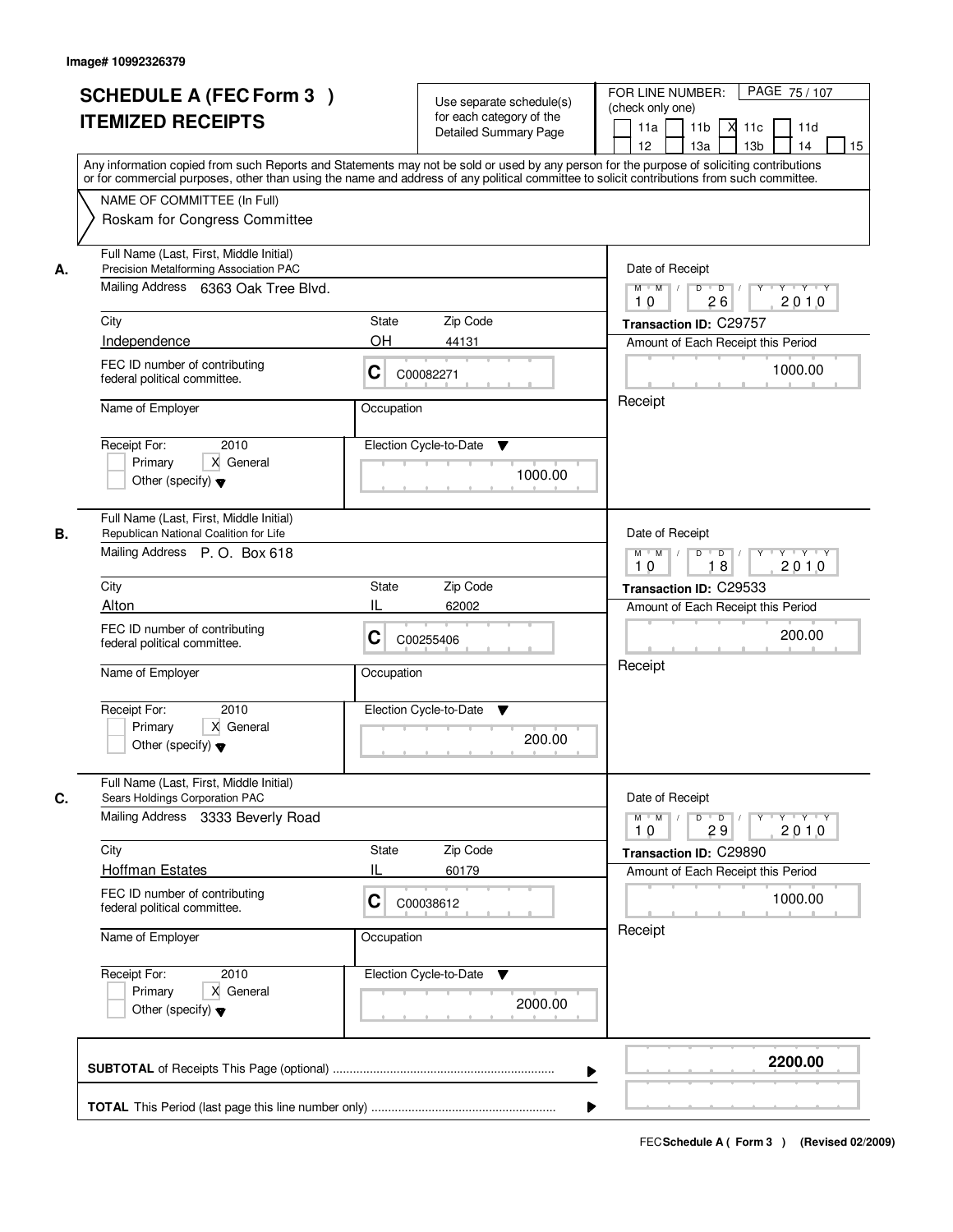Image# 10992326379

# SCHEDULE A (FEC Form 3 )
# ITEMIZED RECEIPTS

Use separate schedule(s) for each category of the Detailed Summary Page

FOR LINE NUMBER: (check only one)

11a | 11b | X 11c | 11d | 12 | 13a | 13b | 14 | 15

PAGE 75 / 107

Any information copied from such Reports and Statements may not be sold or used by any person for the purpose of soliciting contributions or for commercial purposes, other than using the name and address of any political committee to solicit contributions from such committee.

NAME OF COMMITTEE (In Full)

Roskam for Congress Committee

---

**A.** Full Name (Last, First, Middle Initial): Precision Metalforming Association PAC

Mailing Address: 6363 Oak Tree Blvd.

City: Independence | State: OH | Zip Code: 44131

FEC ID number of contributing federal political committee: C C00082271

Name of Employer: | Occupation:

Receipt For: 2010 — Primary [ ] General [X] Other (specify)

Election Cycle-to-Date: 1000.00

Date of Receipt: 10 / 26 / 2010

Transaction ID: C29757

Amount of Each Receipt this Period: 1000.00

Receipt

---

**B.** Full Name (Last, First, Middle Initial): Republican National Coalition for Life

Mailing Address: P. O. Box 618

City: Alton | State: IL | Zip Code: 62002

FEC ID number of contributing federal political committee: C C00255406

Name of Employer: | Occupation:

Receipt For: 2010 — Primary [ ] General [X] Other (specify)

Election Cycle-to-Date: 200.00

Date of Receipt: 10 / 18 / 2010

Transaction ID: C29533

Amount of Each Receipt this Period: 200.00

Receipt

---

**C.** Full Name (Last, First, Middle Initial): Sears Holdings Corporation PAC

Mailing Address: 3333 Beverly Road

City: Hoffman Estates | State: IL | Zip Code: 60179

FEC ID number of contributing federal political committee: C C00038612

Name of Employer: | Occupation:

Receipt For: 2010 — Primary [ ] General [X] Other (specify)

Election Cycle-to-Date: 2000.00

Date of Receipt: 10 / 29 / 2010

Transaction ID: C29890

Amount of Each Receipt this Period: 1000.00

Receipt

---

**SUBTOTAL** of Receipts This Page (optional) ........ **2200.00**

**TOTAL** This Period (last page this line number only) ........

FEC **Schedule A ( Form 3 )** (Revised 02/2009)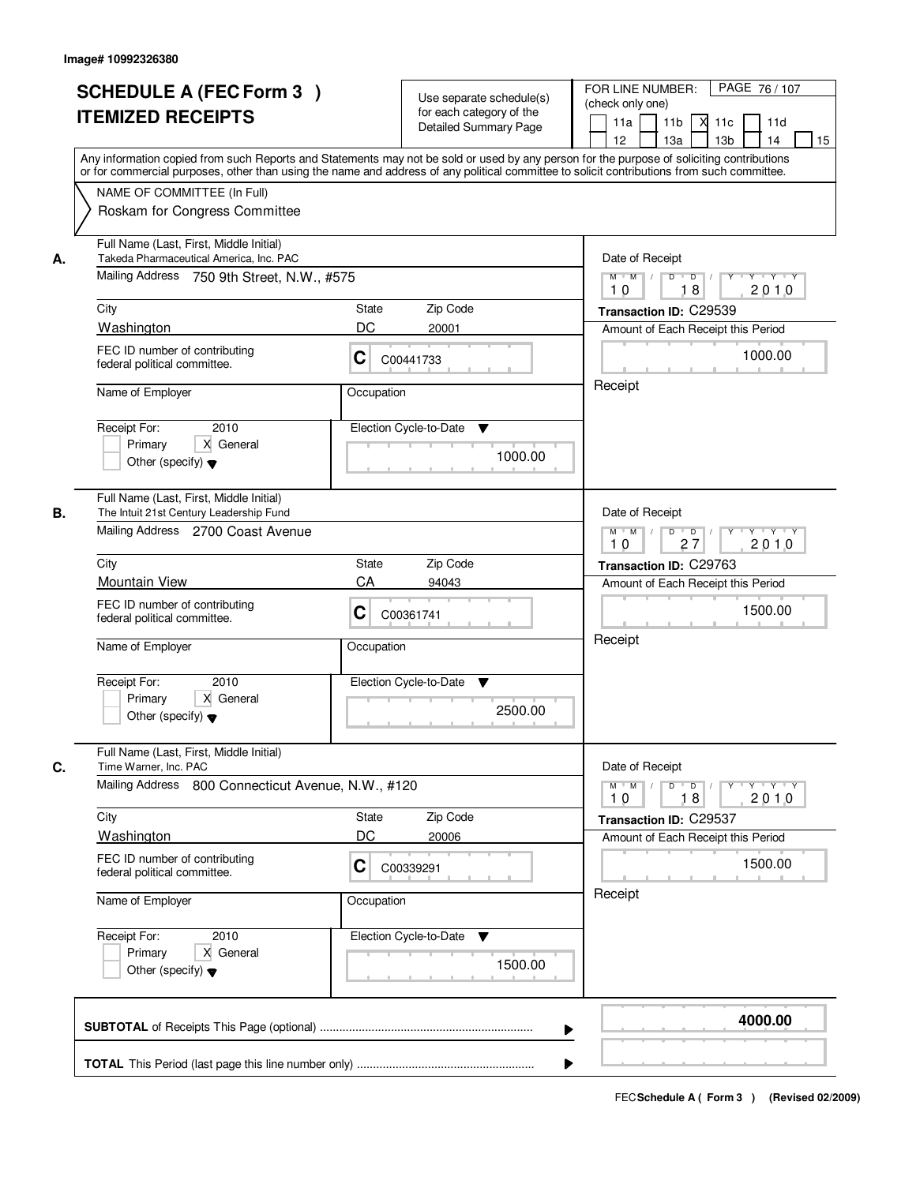Image# 10992326380

# SCHEDULE A (FEC Form 3 ) ITEMIZED RECEIPTS

Use separate schedule(s) for each category of the Detailed Summary Page

FOR LINE NUMBER: (check only one)

11a | 11b | X 11c | 11d | 12 | 13a | 13b | 14 | 15

PAGE 76 / 107

Any information copied from such Reports and Statements may not be sold or used by any person for the purpose of soliciting contributions or for commercial purposes, other than using the name and address of any political committee to solicit contributions from such committee.

NAME OF COMMITTEE (In Full)

Roskam for Congress Committee

---

**A.** Full Name (Last, First, Middle Initial): Takeda Pharmaceutical America, Inc. PAC

Mailing Address: 750 9th Street, N.W., #575

City: Washington | State: DC | Zip Code: 20001

FEC ID number of contributing federal political committee: C C00441733

Name of Employer: | Occupation:

Receipt For: 2010 — Primary [ ] General [X] Other (specify)

Election Cycle-to-Date: 1000.00

Date of Receipt: 10 / 18 / 2010

Transaction ID: C29539

Amount of Each Receipt this Period: 1000.00

Receipt

---

**B.** Full Name (Last, First, Middle Initial): The Intuit 21st Century Leadership Fund

Mailing Address: 2700 Coast Avenue

City: Mountain View | State: CA | Zip Code: 94043

FEC ID number of contributing federal political committee: C C00361741

Name of Employer: | Occupation:

Receipt For: 2010 — Primary [ ] General [X] Other (specify)

Election Cycle-to-Date: 2500.00

Date of Receipt: 10 / 27 / 2010

Transaction ID: C29763

Amount of Each Receipt this Period: 1500.00

Receipt

---

**C.** Full Name (Last, First, Middle Initial): Time Warner, Inc. PAC

Mailing Address: 800 Connecticut Avenue, N.W., #120

City: Washington | State: DC | Zip Code: 20006

FEC ID number of contributing federal political committee: C C00339291

Name of Employer: | Occupation:

Receipt For: 2010 — Primary [ ] General [X] Other (specify)

Election Cycle-to-Date: 1500.00

Date of Receipt: 10 / 18 / 2010

Transaction ID: C29537

Amount of Each Receipt this Period: 1500.00

Receipt

---

**SUBTOTAL** of Receipts This Page (optional) ..................... **4000.00**

**TOTAL** This Period (last page this line number only) .....................

FEC Schedule A ( Form 3 ) (Revised 02/2009)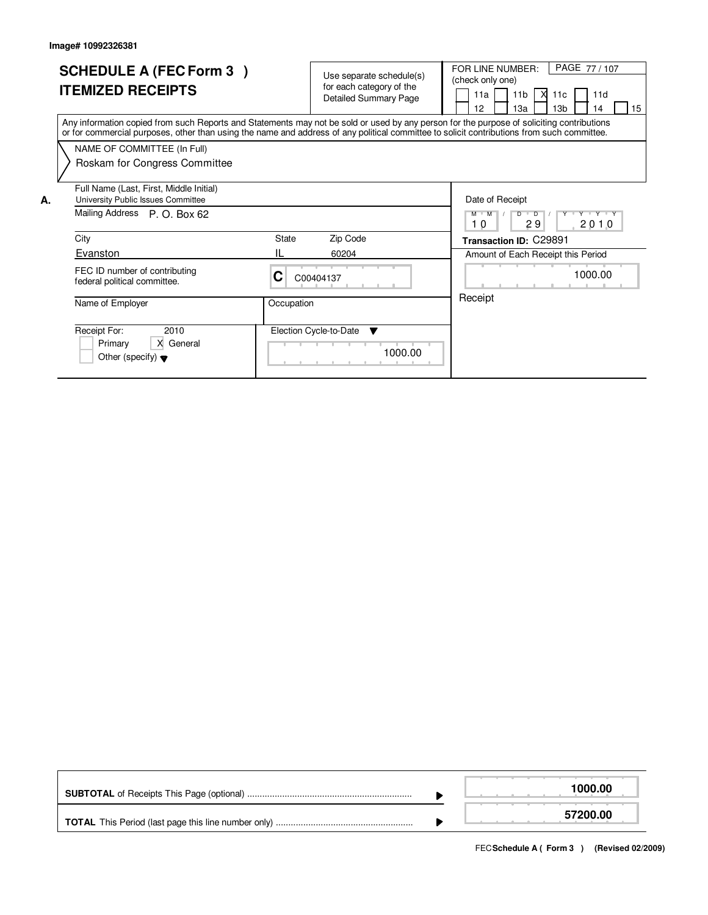Image# 10992326381

# SCHEDULE A (FEC Form 3 )
## ITEMIZED RECEIPTS

Use separate schedule(s) for each category of the Detailed Summary Page

FOR LINE NUMBER: (check only one)

PAGE 77 / 107

- [ ] 11a
- [ ] 11b
- [x] 11c
- [ ] 11d
- [ ] 12
- [ ] 13a
- [ ] 13b
- [ ] 14
- [ ] 15

Any information copied from such Reports and Statements may not be sold or used by any person for the purpose of soliciting contributions or for commercial purposes, other than using the name and address of any political committee to solicit contributions from such committee.

NAME OF COMMITTEE (In Full)

Roskam for Congress Committee

**A.**

Full Name (Last, First, Middle Initial)
University Public Issues Committee

Mailing Address P. O. Box 62

| City | State | Zip Code |
|---|---|---|
| Evanston | IL | 60204 |

FEC ID number of contributing federal political committee. C C00404137

Name of Employer

Occupation

Receipt For: 2010
- [ ] Primary
- [x] General
- [ ] Other (specify)

Election Cycle-to-Date: 1000.00

Date of Receipt: 10 / 29 / 2010

**Transaction ID:** C29891

Amount of Each Receipt this Period: 1000.00

Receipt

| | |
|---|---|
| **SUBTOTAL** of Receipts This Page (optional) | **1000.00** |
| **TOTAL** This Period (last page this line number only) | **57200.00** |

FEC **Schedule A ( Form 3 )** (Revised 02/2009)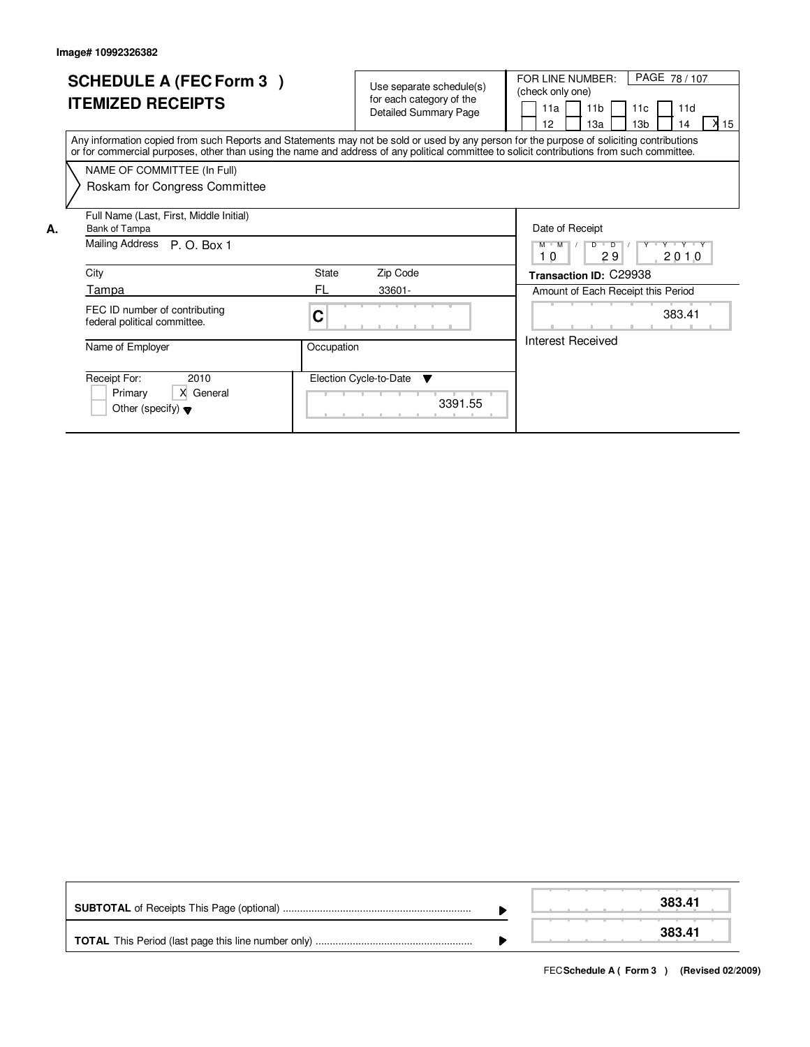Image# 10992326382

# SCHEDULE A (FEC Form 3 )
## ITEMIZED RECEIPTS

Use separate schedule(s) for each category of the Detailed Summary Page

FOR LINE NUMBER: (check only one)

| | | | | |
|---|---|---|---|---|
| [ ] 11a | [ ] 11b | [ ] 11c | [ ] 11d | |
| [ ] 12 | [ ] 13a | [ ] 13b | [ ] 14 | [X] 15 |

Any information copied from such Reports and Statements may not be sold or used by any person for the purpose of soliciting contributions or for commercial purposes, other than using the name and address of any political committee to solicit contributions from such committee.

NAME OF COMMITTEE (In Full)

Roskam for Congress Committee

**A.**

Full Name (Last, First, Middle Initial): Bank of Tampa

Mailing Address: P. O. Box 1

| City | State | Zip Code |
|---|---|---|
| Tampa | FL | 33601- |

FEC ID number of contributing federal political committee: C

Name of Employer:

Occupation:

Receipt For: 2010
- [ ] Primary
- [X] General
- [ ] Other (specify)

Election Cycle-to-Date: 3391.55

Date of Receipt: 10 / 29 / 2010

**Transaction ID:** C29938

Amount of Each Receipt this Period: 383.41

Interest Received

| | |
|---|---|
| **SUBTOTAL** of Receipts This Page (optional) | **383.41** |
| **TOTAL** This Period (last page this line number only) | **383.41** |

FEC **Schedule A ( Form 3 )** **(Revised 02/2009)**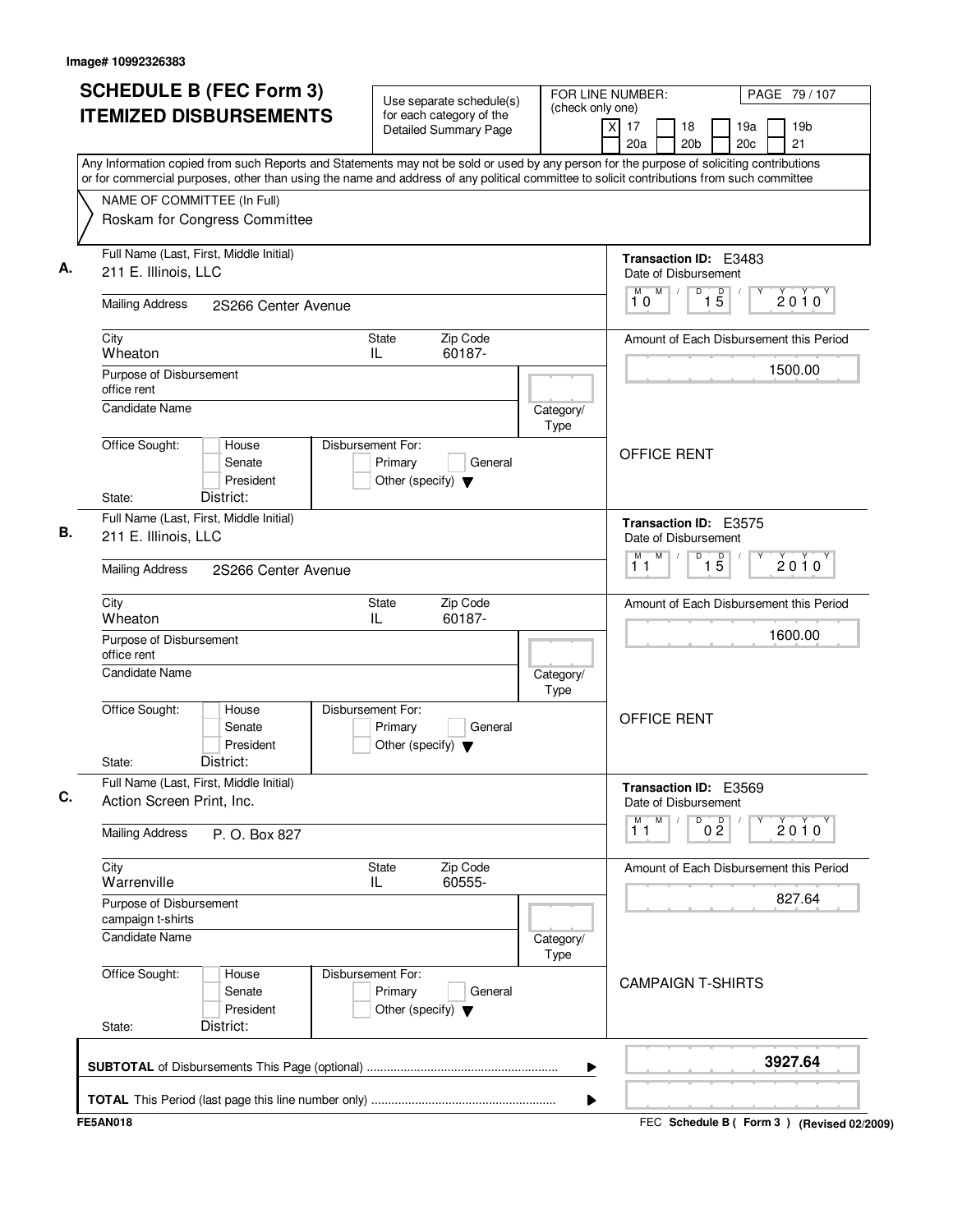Image# 10992326383

# SCHEDULE B (FEC Form 3)
# ITEMIZED DISBURSEMENTS

Use separate schedule(s) for each category of the Detailed Summary Page

FOR LINE NUMBER: (check only one)

- [x] 17
- [ ] 18
- [ ] 19a
- [ ] 19b
- [ ] 20a
- [ ] 20b
- [ ] 20c
- [ ] 21

PAGE 79 / 107

Any Information copied from such Reports and Statements may not be sold or used by any person for the purpose of soliciting contributions or for commercial purposes, other than using the name and address of any political committee to solicit contributions from such committee

NAME OF COMMITTEE (In Full)
Roskam for Congress Committee

---

**A.** Full Name (Last, First, Middle Initial): 211 E. Illinois, LLC

Mailing Address: 2S266 Center Avenue

City: Wheaton | State: IL | Zip Code: 60187-

Purpose of Disbursement: office rent

Candidate Name:

Category/Type:

Office Sought: House / Senate / President

State: District:

Disbursement For: Primary / General / Other (specify)

Transaction ID: E3483

Date of Disbursement: 10 / 15 / 2010

Amount of Each Disbursement this Period: 1500.00

OFFICE RENT

---

**B.** Full Name (Last, First, Middle Initial): 211 E. Illinois, LLC

Mailing Address: 2S266 Center Avenue

City: Wheaton | State: IL | Zip Code: 60187-

Purpose of Disbursement: office rent

Candidate Name:

Category/Type:

Office Sought: House / Senate / President

State: District:

Disbursement For: Primary / General / Other (specify)

Transaction ID: E3575

Date of Disbursement: 11 / 15 / 2010

Amount of Each Disbursement this Period: 1600.00

OFFICE RENT

---

**C.** Full Name (Last, First, Middle Initial): Action Screen Print, Inc.

Mailing Address: P. O. Box 827

City: Warrenville | State: IL | Zip Code: 60555-

Purpose of Disbursement: campaign t-shirts

Candidate Name:

Category/Type:

Office Sought: House / Senate / President

State: District:

Disbursement For: Primary / General / Other (specify)

Transaction ID: E3569

Date of Disbursement: 11 / 02 / 2010

Amount of Each Disbursement this Period: 827.64

CAMPAIGN T-SHIRTS

---

**SUBTOTAL** of Disbursements This Page (optional): 3927.64

**TOTAL** This Period (last page this line number only):

FE5AN018 | FEC Schedule B ( Form 3 ) (Revised 02/2009)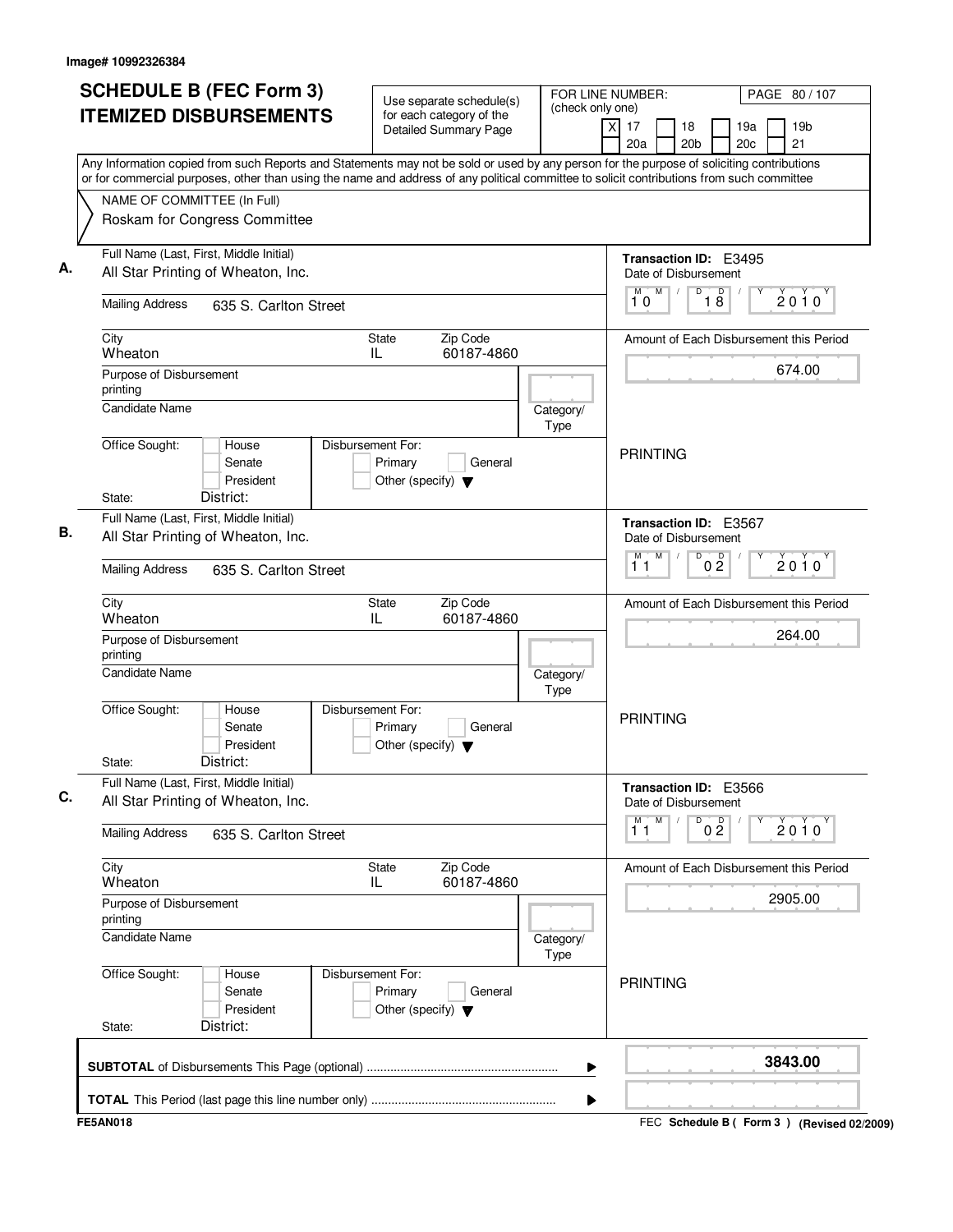Image# 10992326384

# SCHEDULE B (FEC Form 3) ITEMIZED DISBURSEMENTS

Use separate schedule(s) for each category of the Detailed Summary Page

FOR LINE NUMBER: (check only one)
[X] 17 [ ] 18 [ ] 19a [ ] 19b [ ] 20a [ ] 20b [ ] 20c [ ] 21

PAGE 80 / 107

Any Information copied from such Reports and Statements may not be sold or used by any person for the purpose of soliciting contributions or for commercial purposes, other than using the name and address of any political committee to solicit contributions from such committee

NAME OF COMMITTEE (In Full)
Roskam for Congress Committee

**A.**
Full Name (Last, First, Middle Initial): All Star Printing of Wheaton, Inc.
Mailing Address: 635 S. Carlton Street
City: Wheaton | State: IL | Zip Code: 60187-4860
Purpose of Disbursement: printing
Candidate Name:
Category/Type:
Office Sought: [ ] House [ ] Senate [ ] President
State: District:
Disbursement For: [ ] Primary [ ] General [ ] Other (specify)
Transaction ID: E3495
Date of Disbursement: 10 / 18 / 2010
Amount of Each Disbursement this Period: 674.00
PRINTING

**B.**
Full Name (Last, First, Middle Initial): All Star Printing of Wheaton, Inc.
Mailing Address: 635 S. Carlton Street
City: Wheaton | State: IL | Zip Code: 60187-4860
Purpose of Disbursement: printing
Candidate Name:
Category/Type:
Office Sought: [ ] House [ ] Senate [ ] President
State: District:
Disbursement For: [ ] Primary [ ] General [ ] Other (specify)
Transaction ID: E3567
Date of Disbursement: 11 / 02 / 2010
Amount of Each Disbursement this Period: 264.00
PRINTING

**C.**
Full Name (Last, First, Middle Initial): All Star Printing of Wheaton, Inc.
Mailing Address: 635 S. Carlton Street
City: Wheaton | State: IL | Zip Code: 60187-4860
Purpose of Disbursement: printing
Candidate Name:
Category/Type:
Office Sought: [ ] House [ ] Senate [ ] President
State: District:
Disbursement For: [ ] Primary [ ] General [ ] Other (specify)
Transaction ID: E3566
Date of Disbursement: 11 / 02 / 2010
Amount of Each Disbursement this Period: 2905.00
PRINTING

**SUBTOTAL** of Disbursements This Page (optional): **3843.00**

**TOTAL** This Period (last page this line number only):

FE5AN018 — FEC Schedule B ( Form 3 ) (Revised 02/2009)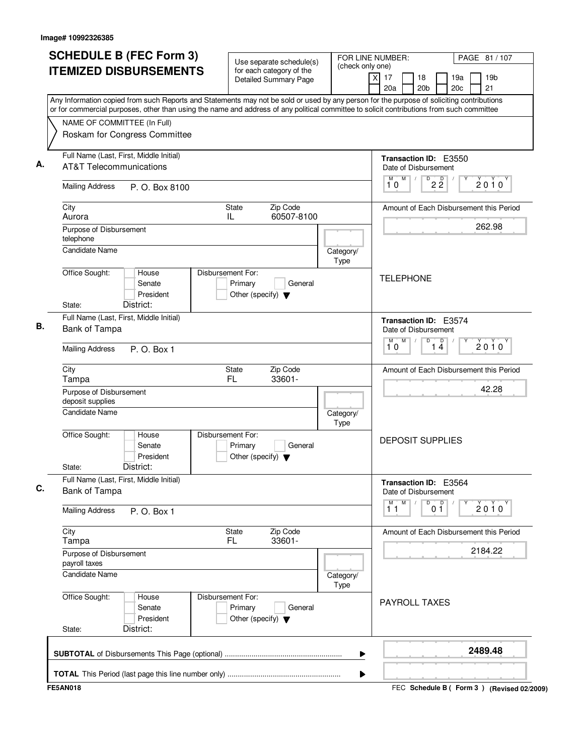Image# 10992326385

# SCHEDULE B (FEC Form 3) ITEMIZED DISBURSEMENTS

Use separate schedule(s) for each category of the Detailed Summary Page

FOR LINE NUMBER: (check only one)

- [X] 17
- [ ] 18
- [ ] 19a
- [ ] 19b
- [ ] 20a
- [ ] 20b
- [ ] 20c
- [ ] 21

PAGE 81 / 107

Any Information copied from such Reports and Statements may not be sold or used by any person for the purpose of soliciting contributions or for commercial purposes, other than using the name and address of any political committee to solicit contributions from such committee

NAME OF COMMITTEE (In Full)
Roskam for Congress Committee

---

**A.** Full Name (Last, First, Middle Initial): AT&T Telecommunications

Mailing Address: P. O. Box 8100

City: Aurora | State: IL | Zip Code: 60507-8100

Purpose of Disbursement: telephone

Candidate Name:

Category/Type:

Office Sought: [ ] House [ ] Senate [ ] President

State: District:

Disbursement For: [ ] Primary [ ] General [ ] Other (specify)

Transaction ID: E3550

Date of Disbursement: 10/22/2010

Amount of Each Disbursement this Period: 262.98

TELEPHONE

---

**B.** Full Name (Last, First, Middle Initial): Bank of Tampa

Mailing Address: P. O. Box 1

City: Tampa | State: FL | Zip Code: 33601-

Purpose of Disbursement: deposit supplies

Candidate Name:

Category/Type:

Office Sought: [ ] House [ ] Senate [ ] President

State: District:

Disbursement For: [ ] Primary [ ] General [ ] Other (specify)

Transaction ID: E3574

Date of Disbursement: 10/14/2010

Amount of Each Disbursement this Period: 42.28

DEPOSIT SUPPLIES

---

**C.** Full Name (Last, First, Middle Initial): Bank of Tampa

Mailing Address: P. O. Box 1

City: Tampa | State: FL | Zip Code: 33601-

Purpose of Disbursement: payroll taxes

Candidate Name:

Category/Type:

Office Sought: [ ] House [ ] Senate [ ] President

State: District:

Disbursement For: [ ] Primary [ ] General [ ] Other (specify)

Transaction ID: E3564

Date of Disbursement: 11/01/2010

Amount of Each Disbursement this Period: 2184.22

PAYROLL TAXES

---

**SUBTOTAL** of Disbursements This Page (optional): 2489.48

**TOTAL** This Period (last page this line number only):

FE5AN018

FEC Schedule B ( Form 3 ) (Revised 02/2009)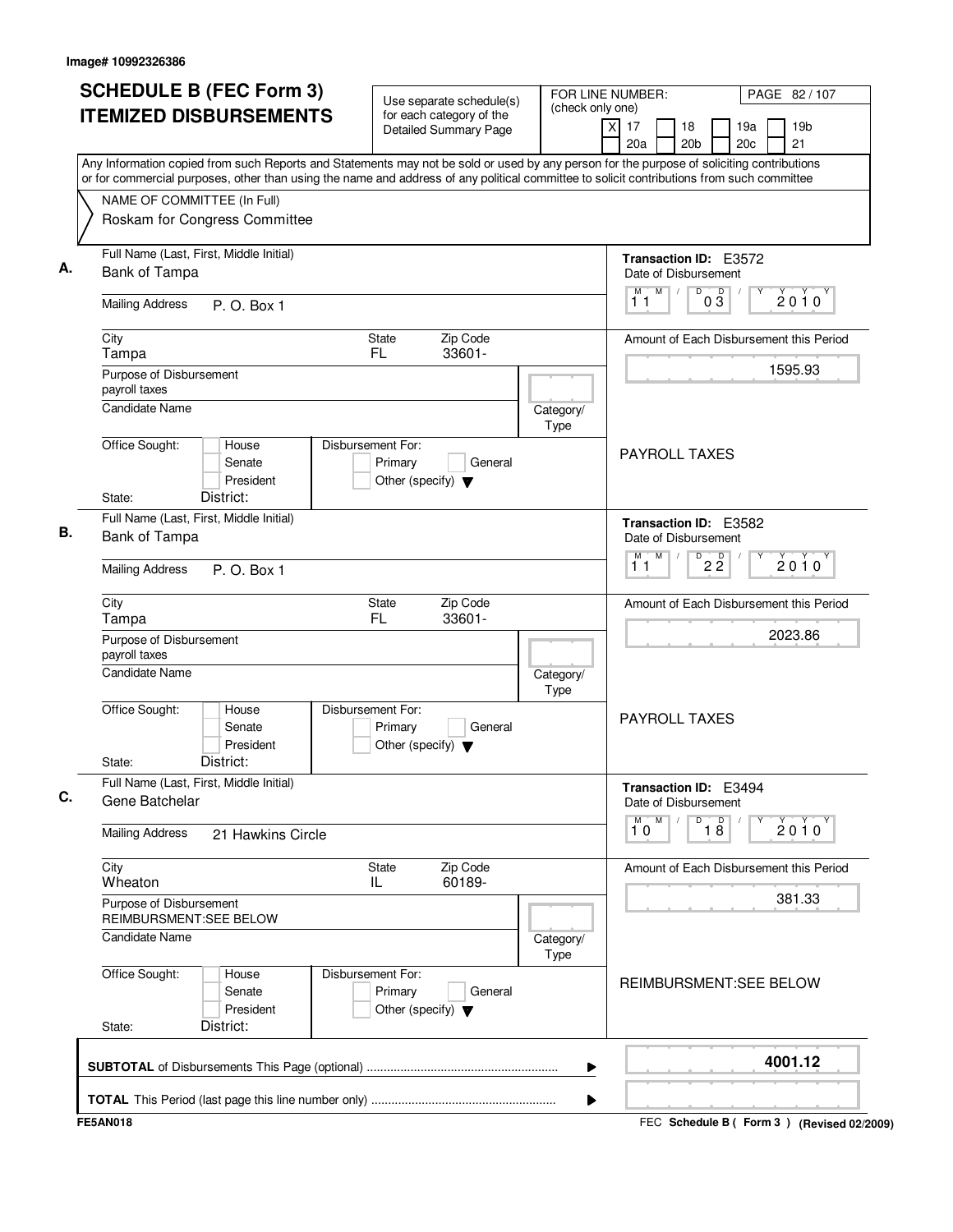Image# 10992326386

# SCHEDULE B (FEC Form 3)
# ITEMIZED DISBURSEMENTS

Use separate schedule(s) for each category of the Detailed Summary Page

FOR LINE NUMBER: (check only one)

[X] 17 [ ] 18 [ ] 19a [ ] 19b [ ] 20a [ ] 20b [ ] 20c [ ] 21

Any Information copied from such Reports and Statements may not be sold or used by any person for the purpose of soliciting contributions or for commercial purposes, other than using the name and address of any political committee to solicit contributions from such committee

NAME OF COMMITTEE (In Full)
Roskam for Congress Committee

**A.**
Full Name (Last, First, Middle Initial): Bank of Tampa
Mailing Address: P. O. Box 1
City: Tampa | State: FL | Zip Code: 33601-
Purpose of Disbursement: payroll taxes
Candidate Name:
Category/Type:
Office Sought: [ ] House [ ] Senate [ ] President
State: District:
Disbursement For: [ ] Primary [ ] General [ ] Other (specify)

Transaction ID: E3572
Date of Disbursement: 11/03/2010
Amount of Each Disbursement this Period: 1595.93
PAYROLL TAXES

**B.**
Full Name (Last, First, Middle Initial): Bank of Tampa
Mailing Address: P. O. Box 1
City: Tampa | State: FL | Zip Code: 33601-
Purpose of Disbursement: payroll taxes
Candidate Name:
Category/Type:
Office Sought: [ ] House [ ] Senate [ ] President
State: District:
Disbursement For: [ ] Primary [ ] General [ ] Other (specify)

Transaction ID: E3582
Date of Disbursement: 11/22/2010
Amount of Each Disbursement this Period: 2023.86
PAYROLL TAXES

**C.**
Full Name (Last, First, Middle Initial): Gene Batchelar
Mailing Address: 21 Hawkins Circle
City: Wheaton | State: IL | Zip Code: 60189-
Purpose of Disbursement: REIMBURSMENT:SEE BELOW
Candidate Name:
Category/Type:
Office Sought: [ ] House [ ] Senate [ ] President
State: District:
Disbursement For: [ ] Primary [ ] General [ ] Other (specify)

Transaction ID: E3494
Date of Disbursement: 10/18/2010
Amount of Each Disbursement this Period: 381.33
REIMBURSMENT:SEE BELOW

**SUBTOTAL** of Disbursements This Page (optional) ........ 4001.12

**TOTAL** This Period (last page this line number only) ........

FE5AN018

FEC **Schedule B ( Form 3 )** (Revised 02/2009)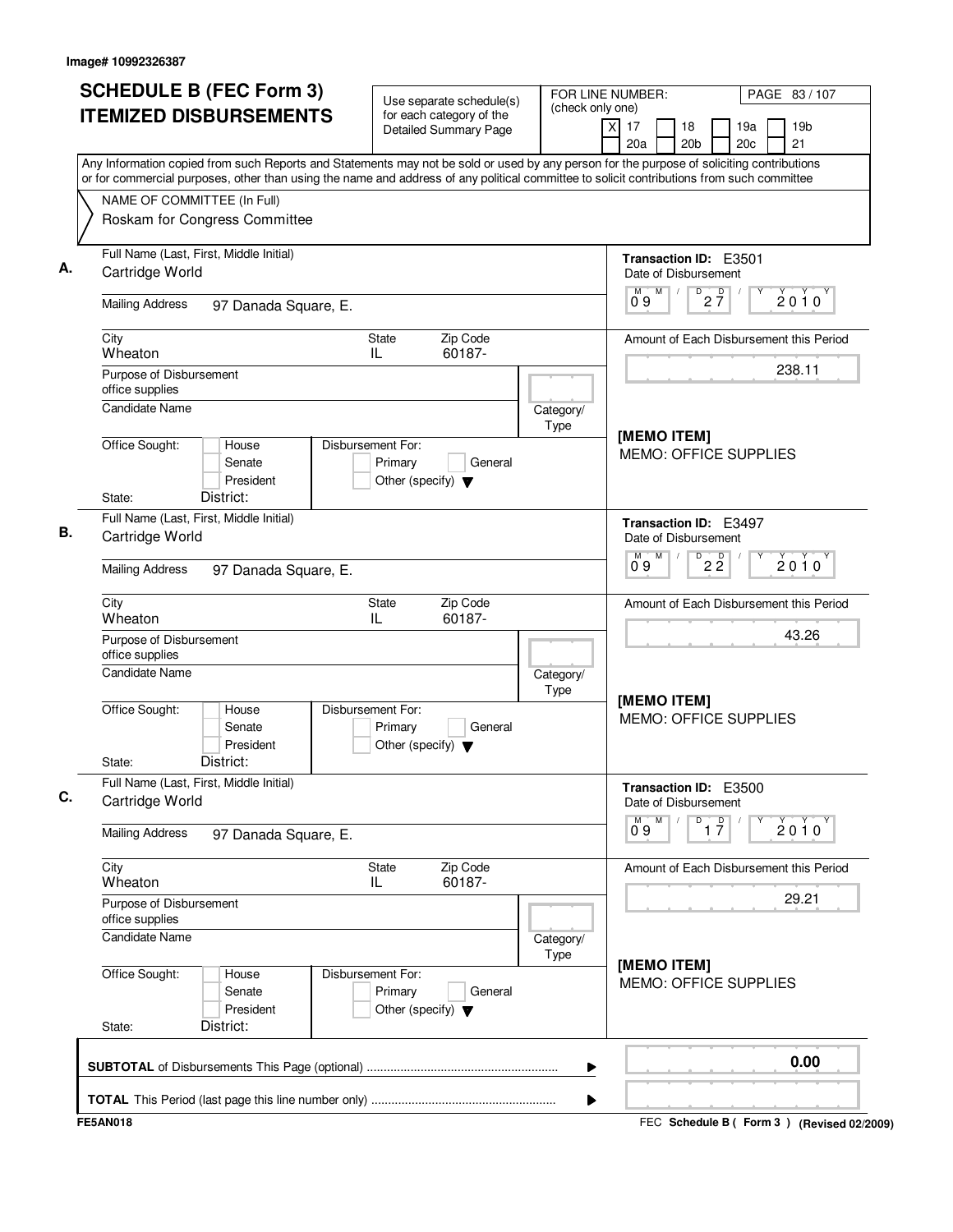Image# 10992326387

# SCHEDULE B (FEC Form 3) ITEMIZED DISBURSEMENTS

Use separate schedule(s) for each category of the Detailed Summary Page

FOR LINE NUMBER: (check only one)

- [X] 17
- [ ] 18
- [ ] 19a
- [ ] 19b
- [ ] 20a
- [ ] 20b
- [ ] 20c
- [ ] 21

PAGE 83 / 107

Any Information copied from such Reports and Statements may not be sold or used by any person for the purpose of soliciting contributions or for commercial purposes, other than using the name and address of any political committee to solicit contributions from such committee

NAME OF COMMITTEE (In Full)
Roskam for Congress Committee

---

**A.** Full Name (Last, First, Middle Initial): Cartridge World

Mailing Address: 97 Danada Square, E.

City: Wheaton | State: IL | Zip Code: 60187-

Purpose of Disbursement: office supplies

Candidate Name:

Category/Type:

Office Sought: [ ] House [ ] Senate [ ] President

State: District:

Disbursement For: [ ] Primary [ ] General [ ] Other (specify)

Transaction ID: E3501

Date of Disbursement: 09 / 27 / 2010

Amount of Each Disbursement this Period: 238.11

[MEMO ITEM]
MEMO: OFFICE SUPPLIES

---

**B.** Full Name (Last, First, Middle Initial): Cartridge World

Mailing Address: 97 Danada Square, E.

City: Wheaton | State: IL | Zip Code: 60187-

Purpose of Disbursement: office supplies

Candidate Name:

Category/Type:

Office Sought: [ ] House [ ] Senate [ ] President

State: District:

Disbursement For: [ ] Primary [ ] General [ ] Other (specify)

Transaction ID: E3497

Date of Disbursement: 09 / 22 / 2010

Amount of Each Disbursement this Period: 43.26

[MEMO ITEM]
MEMO: OFFICE SUPPLIES

---

**C.** Full Name (Last, First, Middle Initial): Cartridge World

Mailing Address: 97 Danada Square, E.

City: Wheaton | State: IL | Zip Code: 60187-

Purpose of Disbursement: office supplies

Candidate Name:

Category/Type:

Office Sought: [ ] House [ ] Senate [ ] President

State: District:

Disbursement For: [ ] Primary [ ] General [ ] Other (specify)

Transaction ID: E3500

Date of Disbursement: 09 / 17 / 2010

Amount of Each Disbursement this Period: 29.21

[MEMO ITEM]
MEMO: OFFICE SUPPLIES

---

**SUBTOTAL** of Disbursements This Page (optional) ........ 0.00

**TOTAL** This Period (last page this line number only) ........

FE5AN018

FEC **Schedule B ( Form 3 )** (Revised 02/2009)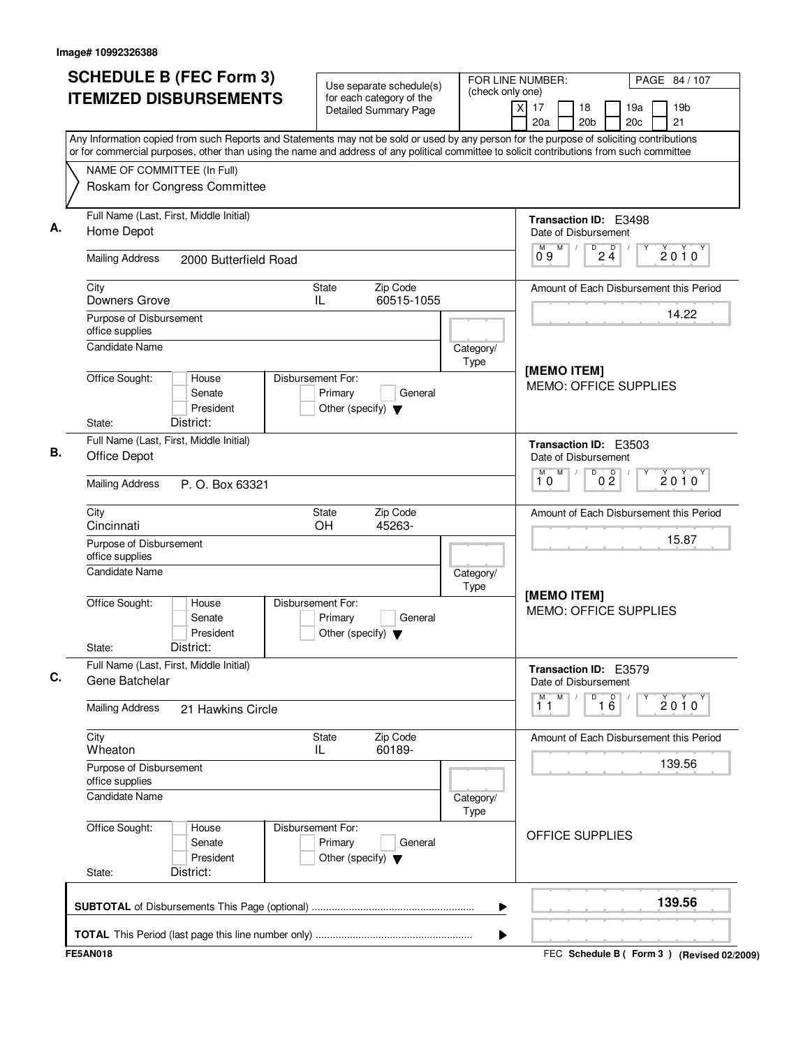Image# 10992326388

# SCHEDULE B (FEC Form 3)
# ITEMIZED DISBURSEMENTS

Use separate schedule(s) for each category of the Detailed Summary Page

FOR LINE NUMBER: (check only one)
[X] 17 [ ] 18 [ ] 19a [ ] 19b [ ] 20a [ ] 20b [ ] 20c [ ] 21

PAGE 84 / 107

Any Information copied from such Reports and Statements may not be sold or used by any person for the purpose of soliciting contributions or for commercial purposes, other than using the name and address of any political committee to solicit contributions from such committee

NAME OF COMMITTEE (In Full)
Roskam for Congress Committee

---

**A.** Full Name (Last, First, Middle Initial): Home Depot

Mailing Address: 2000 Butterfield Road

City: Downers Grove | State: IL | Zip Code: 60515-1055

Purpose of Disbursement: office supplies

Candidate Name:

Category/Type:

Office Sought: [ ] House [ ] Senate [ ] President
State: District:

Disbursement For: [ ] Primary [ ] General [ ] Other (specify)

Transaction ID: E3498
Date of Disbursement: 09 / 24 / 2010

Amount of Each Disbursement this Period: 14.22

[MEMO ITEM]
MEMO: OFFICE SUPPLIES

---

**B.** Full Name (Last, First, Middle Initial): Office Depot

Mailing Address: P. O. Box 63321

City: Cincinnati | State: OH | Zip Code: 45263-

Purpose of Disbursement: office supplies

Candidate Name:

Category/Type:

Office Sought: [ ] House [ ] Senate [ ] President
State: District:

Disbursement For: [ ] Primary [ ] General [ ] Other (specify)

Transaction ID: E3503
Date of Disbursement: 10 / 02 / 2010

Amount of Each Disbursement this Period: 15.87

[MEMO ITEM]
MEMO: OFFICE SUPPLIES

---

**C.** Full Name (Last, First, Middle Initial): Gene Batchelar

Mailing Address: 21 Hawkins Circle

City: Wheaton | State: IL | Zip Code: 60189-

Purpose of Disbursement: office supplies

Candidate Name:

Category/Type:

Office Sought: [ ] House [ ] Senate [ ] President
State: District:

Disbursement For: [ ] Primary [ ] General [ ] Other (specify)

Transaction ID: E3579
Date of Disbursement: 11 / 16 / 2010

Amount of Each Disbursement this Period: 139.56

OFFICE SUPPLIES

---

**SUBTOTAL** of Disbursements This Page (optional): **139.56**

**TOTAL** This Period (last page this line number only):

FE5AN018 — FEC Schedule B ( Form 3 ) (Revised 02/2009)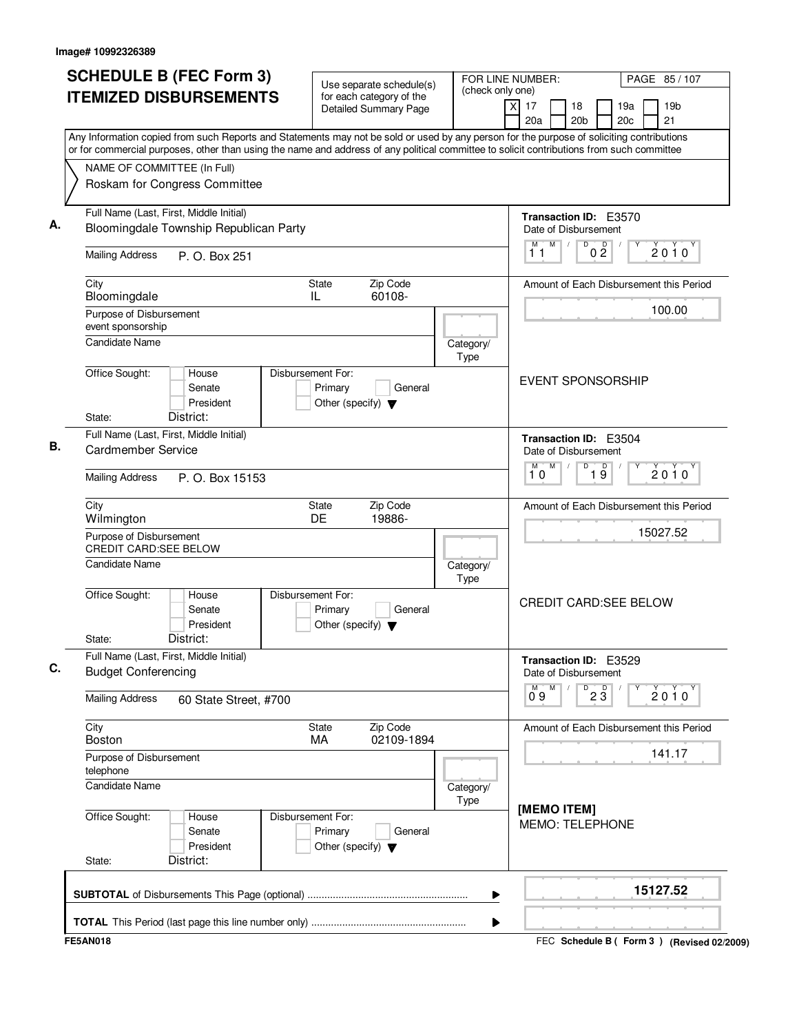Image# 10992326389

# SCHEDULE B (FEC Form 3) ITEMIZED DISBURSEMENTS

Use separate schedule(s) for each category of the Detailed Summary Page

FOR LINE NUMBER: (check only one)

[X] 17 [ ] 18 [ ] 19a [ ] 19b [ ] 20a [ ] 20b [ ] 20c [ ] 21

Any Information copied from such Reports and Statements may not be sold or used by any person for the purpose of soliciting contributions or for commercial purposes, other than using the name and address of any political committee to solicit contributions from such committee

NAME OF COMMITTEE (In Full)
Roskam for Congress Committee

---

**A.** Full Name (Last, First, Middle Initial): Bloomingdale Township Republican Party

Transaction ID: E3570

Date of Disbursement: 11 / 02 / 2010

Mailing Address: P. O. Box 251

City: Bloomingdale | State: IL | Zip Code: 60108-

Amount of Each Disbursement this Period: 100.00

Purpose of Disbursement: event sponsorship

Candidate Name:

Category/Type:

Office Sought: [ ] House [ ] Senate [ ] President

State: District:

Disbursement For: [ ] Primary [ ] General [ ] Other (specify)

EVENT SPONSORSHIP

---

**B.** Full Name (Last, First, Middle Initial): Cardmember Service

Transaction ID: E3504

Date of Disbursement: 10 / 19 / 2010

Mailing Address: P. O. Box 15153

City: Wilmington | State: DE | Zip Code: 19886-

Amount of Each Disbursement this Period: 15027.52

Purpose of Disbursement: CREDIT CARD:SEE BELOW

Candidate Name:

Category/Type:

Office Sought: [ ] House [ ] Senate [ ] President

State: District:

Disbursement For: [ ] Primary [ ] General [ ] Other (specify)

CREDIT CARD:SEE BELOW

---

**C.** Full Name (Last, First, Middle Initial): Budget Conferencing

Transaction ID: E3529

Date of Disbursement: 09 / 23 / 2010

Mailing Address: 60 State Street, #700

City: Boston | State: MA | Zip Code: 02109-1894

Amount of Each Disbursement this Period: 141.17

Purpose of Disbursement: telephone

Candidate Name:

Category/Type:

Office Sought: [ ] House [ ] Senate [ ] President

State: District:

Disbursement For: [ ] Primary [ ] General [ ] Other (specify)

[MEMO ITEM]
MEMO: TELEPHONE

---

**SUBTOTAL** of Disbursements This Page (optional): **15127.52**

**TOTAL** This Period (last page this line number only):

FE5AN018

FEC Schedule B ( Form 3 ) (Revised 02/2009)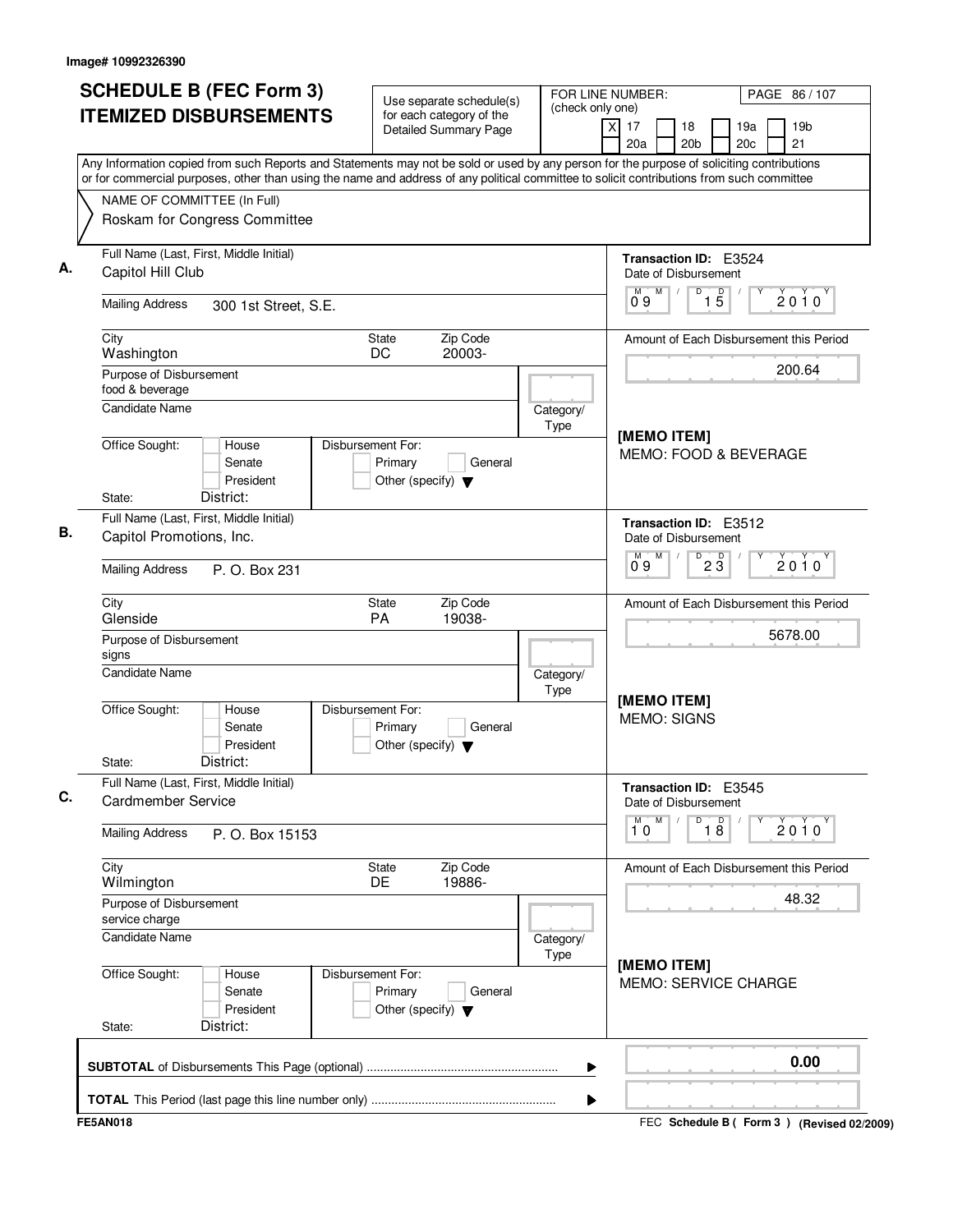Image# 10992326390

# SCHEDULE B (FEC Form 3)
## ITEMIZED DISBURSEMENTS

Use separate schedule(s) for each category of the Detailed Summary Page

FOR LINE NUMBER: (check only one)

[X] 17 [ ] 18 [ ] 19a [ ] 19b [ ] 20a [ ] 20b [ ] 20c [ ] 21

Any Information copied from such Reports and Statements may not be sold or used by any person for the purpose of soliciting contributions or for commercial purposes, other than using the name and address of any political committee to solicit contributions from such committee

NAME OF COMMITTEE (In Full)
Roskam for Congress Committee

---

**A.** Full Name (Last, First, Middle Initial): Capitol Hill Club

Mailing Address: 300 1st Street, S.E.

City: Washington | State: DC | Zip Code: 20003-

Purpose of Disbursement: food & beverage

Candidate Name:

Category/Type:

Office Sought: [ ] House [ ] Senate [ ] President

State: District:

Disbursement For: [ ] Primary [ ] General [ ] Other (specify)

Transaction ID: E3524

Date of Disbursement: 09/15/2010

Amount of Each Disbursement this Period: 200.64

[MEMO ITEM]
MEMO: FOOD & BEVERAGE

---

**B.** Full Name (Last, First, Middle Initial): Capitol Promotions, Inc.

Mailing Address: P. O. Box 231

City: Glenside | State: PA | Zip Code: 19038-

Purpose of Disbursement: signs

Candidate Name:

Category/Type:

Office Sought: [ ] House [ ] Senate [ ] President

State: District:

Disbursement For: [ ] Primary [ ] General [ ] Other (specify)

Transaction ID: E3512

Date of Disbursement: 09/23/2010

Amount of Each Disbursement this Period: 5678.00

[MEMO ITEM]
MEMO: SIGNS

---

**C.** Full Name (Last, First, Middle Initial): Cardmember Service

Mailing Address: P. O. Box 15153

City: Wilmington | State: DE | Zip Code: 19886-

Purpose of Disbursement: service charge

Candidate Name:

Category/Type:

Office Sought: [ ] House [ ] Senate [ ] President

State: District:

Disbursement For: [ ] Primary [ ] General [ ] Other (specify)

Transaction ID: E3545

Date of Disbursement: 10/18/2010

Amount of Each Disbursement this Period: 48.32

[MEMO ITEM]
MEMO: SERVICE CHARGE

---

**SUBTOTAL** of Disbursements This Page (optional) ........ 0.00

**TOTAL** This Period (last page this line number only) ........

FE5AN018

FEC Schedule B ( Form 3 ) (Revised 02/2009)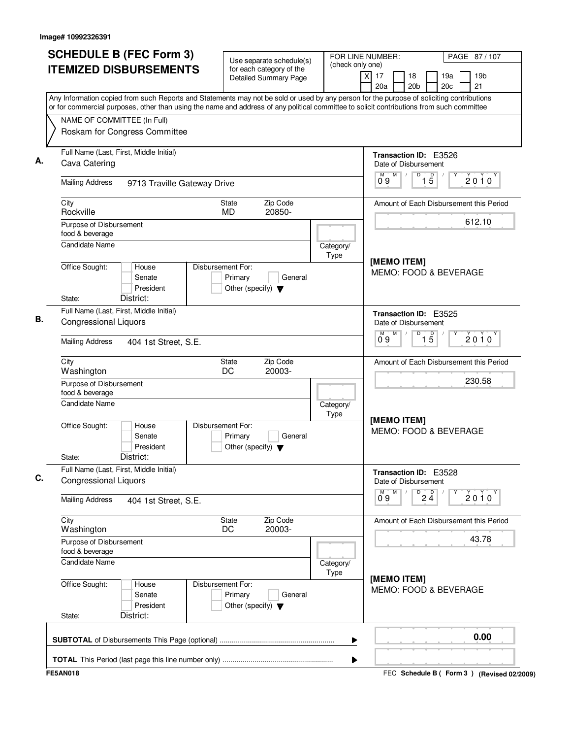Image# 10992326391

# SCHEDULE B (FEC Form 3)
## ITEMIZED DISBURSEMENTS

Use separate schedule(s) for each category of the Detailed Summary Page

FOR LINE NUMBER: (check only one)
[X] 17 [ ] 18 [ ] 19a [ ] 19b [ ] 20a [ ] 20b [ ] 20c [ ] 21

PAGE 87 / 107

Any Information copied from such Reports and Statements may not be sold or used by any person for the purpose of soliciting contributions or for commercial purposes, other than using the name and address of any political committee to solicit contributions from such committee

NAME OF COMMITTEE (In Full)
Roskam for Congress Committee

---

**A.** Full Name (Last, First, Middle Initial): Cava Catering

Mailing Address: 9713 Traville Gateway Drive

City: Rockville | State: MD | Zip Code: 20850-

Purpose of Disbursement: food & beverage

Candidate Name:

Category/Type:

Office Sought: [ ] House [ ] Senate [ ] President

State: District:

Disbursement For: [ ] Primary [ ] General [ ] Other (specify)

Transaction ID: E3526

Date of Disbursement: 09 / 15 / 2010

Amount of Each Disbursement this Period: 612.10

[MEMO ITEM]
MEMO: FOOD & BEVERAGE

---

**B.** Full Name (Last, First, Middle Initial): Congressional Liquors

Mailing Address: 404 1st Street, S.E.

City: Washington | State: DC | Zip Code: 20003-

Purpose of Disbursement: food & beverage

Candidate Name:

Category/Type:

Office Sought: [ ] House [ ] Senate [ ] President

State: District:

Disbursement For: [ ] Primary [ ] General [ ] Other (specify)

Transaction ID: E3525

Date of Disbursement: 09 / 15 / 2010

Amount of Each Disbursement this Period: 230.58

[MEMO ITEM]
MEMO: FOOD & BEVERAGE

---

**C.** Full Name (Last, First, Middle Initial): Congressional Liquors

Mailing Address: 404 1st Street, S.E.

City: Washington | State: DC | Zip Code: 20003-

Purpose of Disbursement: food & beverage

Candidate Name:

Category/Type:

Office Sought: [ ] House [ ] Senate [ ] President

State: District:

Disbursement For: [ ] Primary [ ] General [ ] Other (specify)

Transaction ID: E3528

Date of Disbursement: 09 / 24 / 2010

Amount of Each Disbursement this Period: 43.78

[MEMO ITEM]
MEMO: FOOD & BEVERAGE

---

**SUBTOTAL** of Disbursements This Page (optional) ........ 0.00

**TOTAL** This Period (last page this line number only) ........

FE5AN018 — FEC Schedule B ( Form 3 ) (Revised 02/2009)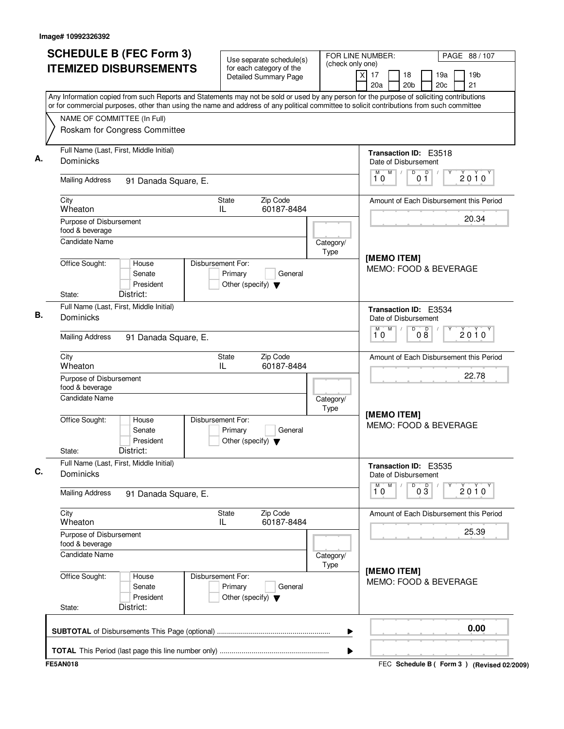Image# 10992326392

# SCHEDULE B (FEC Form 3) ITEMIZED DISBURSEMENTS

Use separate schedule(s) for each category of the Detailed Summary Page

FOR LINE NUMBER: (check only one)
[X] 17 [ ] 18 [ ] 19a [ ] 19b [ ] 20a [ ] 20b [ ] 20c [ ] 21

PAGE 88 / 107

Any Information copied from such Reports and Statements may not be sold or used by any person for the purpose of soliciting contributions or for commercial purposes, other than using the name and address of any political committee to solicit contributions from such committee

NAME OF COMMITTEE (In Full)
Roskam for Congress Committee

---

**A.** Full Name (Last, First, Middle Initial): Dominicks

Mailing Address: 91 Danada Square, E.

City: Wheaton | State: IL | Zip Code: 60187-8484

Purpose of Disbursement: food & beverage

Candidate Name:

Category/Type:

Office Sought: [ ] House [ ] Senate [ ] President
State: District:

Disbursement For: [ ] Primary [ ] General [ ] Other (specify)

Transaction ID: E3518
Date of Disbursement: 10 / 01 / 2010

Amount of Each Disbursement this Period: 20.34

[MEMO ITEM]
MEMO: FOOD & BEVERAGE

---

**B.** Full Name (Last, First, Middle Initial): Dominicks

Mailing Address: 91 Danada Square, E.

City: Wheaton | State: IL | Zip Code: 60187-8484

Purpose of Disbursement: food & beverage

Candidate Name:

Category/Type:

Office Sought: [ ] House [ ] Senate [ ] President
State: District:

Disbursement For: [ ] Primary [ ] General [ ] Other (specify)

Transaction ID: E3534
Date of Disbursement: 10 / 08 / 2010

Amount of Each Disbursement this Period: 22.78

[MEMO ITEM]
MEMO: FOOD & BEVERAGE

---

**C.** Full Name (Last, First, Middle Initial): Dominicks

Mailing Address: 91 Danada Square, E.

City: Wheaton | State: IL | Zip Code: 60187-8484

Purpose of Disbursement: food & beverage

Candidate Name:

Category/Type:

Office Sought: [ ] House [ ] Senate [ ] President
State: District:

Disbursement For: [ ] Primary [ ] General [ ] Other (specify)

Transaction ID: E3535
Date of Disbursement: 10 / 03 / 2010

Amount of Each Disbursement this Period: 25.39

[MEMO ITEM]
MEMO: FOOD & BEVERAGE

---

**SUBTOTAL** of Disbursements This Page (optional): 0.00

**TOTAL** This Period (last page this line number only):

FE5AN018

FEC **Schedule B ( Form 3 )** (Revised 02/2009)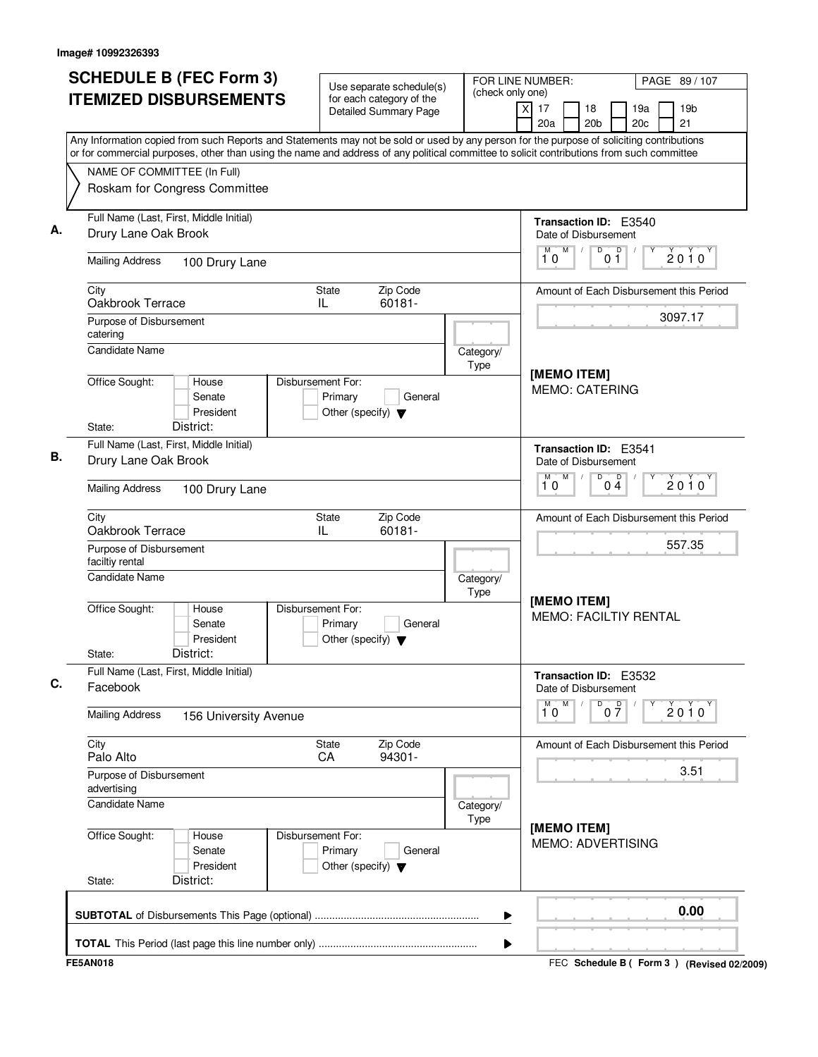Image# 10992326393

# SCHEDULE B (FEC Form 3)
# ITEMIZED DISBURSEMENTS

Use separate schedule(s) for each category of the Detailed Summary Page

FOR LINE NUMBER: (check only one)

[X] 17 [ ] 18 [ ] 19a [ ] 19b
[ ] 20a [ ] 20b [ ] 20c [ ] 21

Any Information copied from such Reports and Statements may not be sold or used by any person for the purpose of soliciting contributions or for commercial purposes, other than using the name and address of any political committee to solicit contributions from such committee

NAME OF COMMITTEE (In Full)
Roskam for Congress Committee

---

**A.**

Full Name (Last, First, Middle Initial): Drury Lane Oak Brook

Mailing Address: 100 Drury Lane

City: Oakbrook Terrace | State: IL | Zip Code: 60181-

Purpose of Disbursement: catering

Candidate Name:

Category/Type:

Office Sought: [ ] House [ ] Senate [ ] President

Disbursement For: [ ] Primary [ ] General [ ] Other (specify)

State: District:

Transaction ID: E3540

Date of Disbursement: 10/01/2010

Amount of Each Disbursement this Period: 3097.17

[MEMO ITEM]
MEMO: CATERING

---

**B.**

Full Name (Last, First, Middle Initial): Drury Lane Oak Brook

Mailing Address: 100 Drury Lane

City: Oakbrook Terrace | State: IL | Zip Code: 60181-

Purpose of Disbursement: faciltiy rental

Candidate Name:

Category/Type:

Office Sought: [ ] House [ ] Senate [ ] President

Disbursement For: [ ] Primary [ ] General [ ] Other (specify)

State: District:

Transaction ID: E3541

Date of Disbursement: 10/04/2010

Amount of Each Disbursement this Period: 557.35

[MEMO ITEM]
MEMO: FACILTIY RENTAL

---

**C.**

Full Name (Last, First, Middle Initial): Facebook

Mailing Address: 156 University Avenue

City: Palo Alto | State: CA | Zip Code: 94301-

Purpose of Disbursement: advertising

Candidate Name:

Category/Type:

Office Sought: [ ] House [ ] Senate [ ] President

Disbursement For: [ ] Primary [ ] General [ ] Other (specify)

State: District:

Transaction ID: E3532

Date of Disbursement: 10/07/2010

Amount of Each Disbursement this Period: 3.51

[MEMO ITEM]
MEMO: ADVERTISING

---

**SUBTOTAL** of Disbursements This Page (optional): 0.00

**TOTAL** This Period (last page this line number only):

FE5AN018

FEC **Schedule B ( Form 3 )** (Revised 02/2009)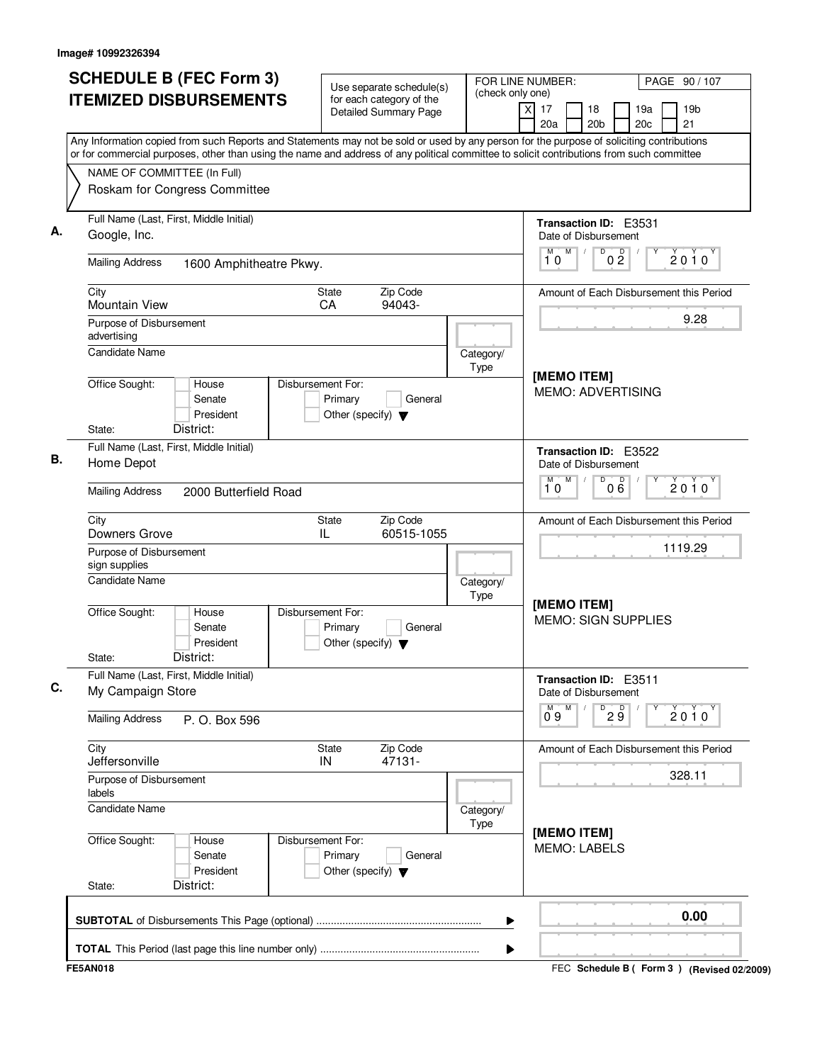Image# 10992326394

# SCHEDULE B (FEC Form 3) ITEMIZED DISBURSEMENTS

Use separate schedule(s) for each category of the Detailed Summary Page

FOR LINE NUMBER: (check only one)
[X] 17 [ ] 18 [ ] 19a [ ] 19b [ ] 20a [ ] 20b [ ] 20c [ ] 21

PAGE 90 / 107

Any Information copied from such Reports and Statements may not be sold or used by any person for the purpose of soliciting contributions or for commercial purposes, other than using the name and address of any political committee to solicit contributions from such committee

NAME OF COMMITTEE (In Full)
Roskam for Congress Committee

## A.

Full Name (Last, First, Middle Initial): Google, Inc.

Mailing Address: 1600 Amphitheatre Pkwy.

City: Mountain View | State: CA | Zip Code: 94043-

Purpose of Disbursement: advertising

Candidate Name:

Category/Type:

Office Sought: [ ] House [ ] Senate [ ] President

State: District:

Disbursement For: [ ] Primary [ ] General [ ] Other (specify)

Transaction ID: E3531

Date of Disbursement: 10 / 02 / 2010

Amount of Each Disbursement this Period: 9.28

[MEMO ITEM]
MEMO: ADVERTISING

## B.

Full Name (Last, First, Middle Initial): Home Depot

Mailing Address: 2000 Butterfield Road

City: Downers Grove | State: IL | Zip Code: 60515-1055

Purpose of Disbursement: sign supplies

Candidate Name:

Category/Type:

Office Sought: [ ] House [ ] Senate [ ] President

State: District:

Disbursement For: [ ] Primary [ ] General [ ] Other (specify)

Transaction ID: E3522

Date of Disbursement: 10 / 06 / 2010

Amount of Each Disbursement this Period: 1119.29

[MEMO ITEM]
MEMO: SIGN SUPPLIES

## C.

Full Name (Last, First, Middle Initial): My Campaign Store

Mailing Address: P. O. Box 596

City: Jeffersonville | State: IN | Zip Code: 47131-

Purpose of Disbursement: labels

Candidate Name:

Category/Type:

Office Sought: [ ] House [ ] Senate [ ] President

State: District:

Disbursement For: [ ] Primary [ ] General [ ] Other (specify)

Transaction ID: E3511

Date of Disbursement: 09 / 29 / 2010

Amount of Each Disbursement this Period: 328.11

[MEMO ITEM]
MEMO: LABELS

**SUBTOTAL** of Disbursements This Page (optional) ........ 0.00

**TOTAL** This Period (last page this line number only) ........

FE5AN018

FEC **Schedule B ( Form 3 )** (Revised 02/2009)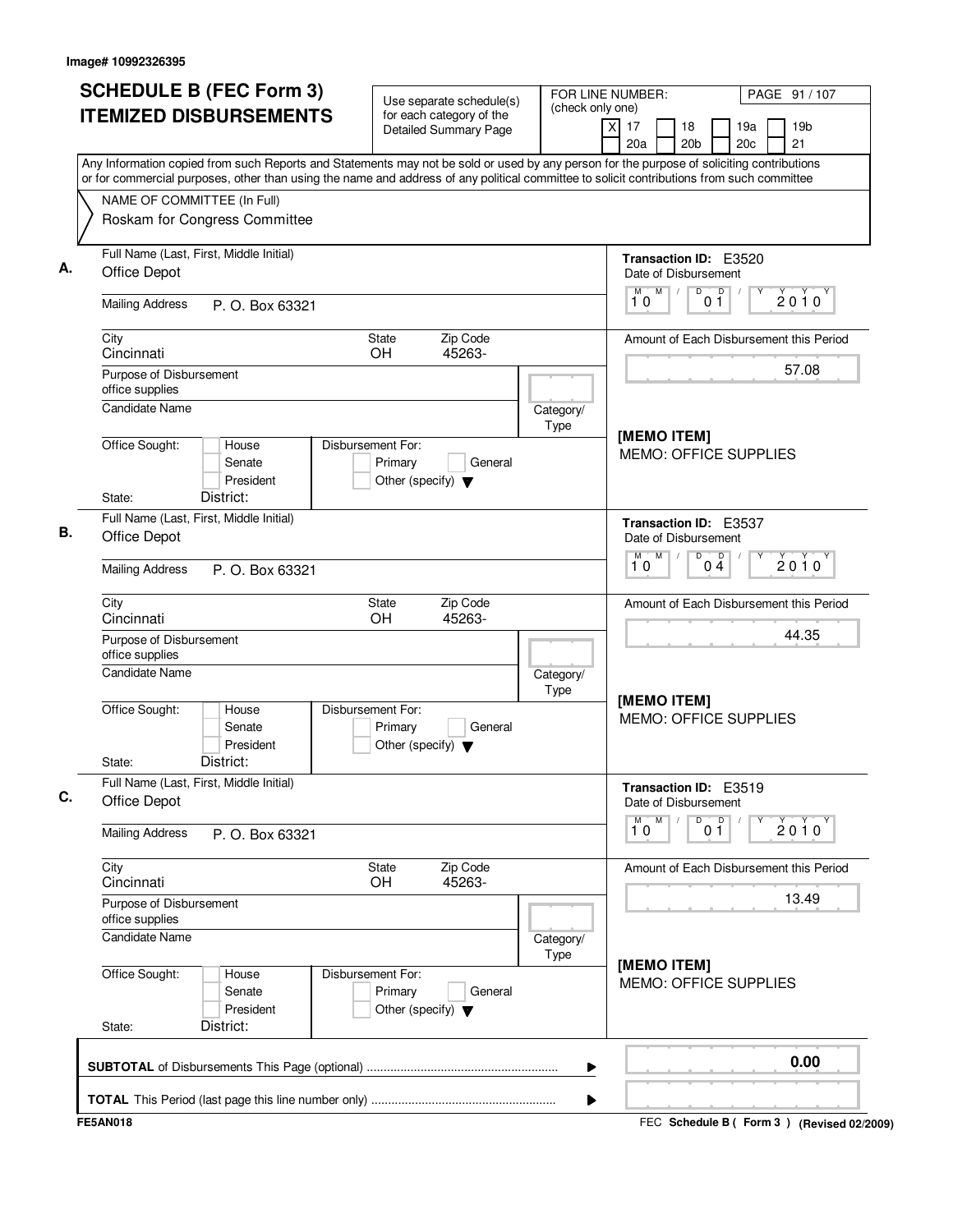Image# 10992326395

# SCHEDULE B (FEC Form 3) ITEMIZED DISBURSEMENTS

Use separate schedule(s) for each category of the Detailed Summary Page

FOR LINE NUMBER: (check only one)

[X] 17 [ ] 18 [ ] 19a [ ] 19b [ ] 20a [ ] 20b [ ] 20c [ ] 21

Any Information copied from such Reports and Statements may not be sold or used by any person for the purpose of soliciting contributions or for commercial purposes, other than using the name and address of any political committee to solicit contributions from such committee

NAME OF COMMITTEE (In Full)
Roskam for Congress Committee

---

**A.**

Full Name (Last, First, Middle Initial): Office Depot

Mailing Address: P. O. Box 63321

City: Cincinnati | State: OH | Zip Code: 45263-

Purpose of Disbursement: office supplies

Candidate Name:

Category/Type:

Office Sought: [ ] House [ ] Senate [ ] President

State: District:

Disbursement For: [ ] Primary [ ] General [ ] Other (specify)

Transaction ID: E3520

Date of Disbursement: 10/01/2010

Amount of Each Disbursement this Period: 57.08

[MEMO ITEM]
MEMO: OFFICE SUPPLIES

---

**B.**

Full Name (Last, First, Middle Initial): Office Depot

Mailing Address: P. O. Box 63321

City: Cincinnati | State: OH | Zip Code: 45263-

Purpose of Disbursement: office supplies

Candidate Name:

Category/Type:

Office Sought: [ ] House [ ] Senate [ ] President

State: District:

Disbursement For: [ ] Primary [ ] General [ ] Other (specify)

Transaction ID: E3537

Date of Disbursement: 10/04/2010

Amount of Each Disbursement this Period: 44.35

[MEMO ITEM]
MEMO: OFFICE SUPPLIES

---

**C.**

Full Name (Last, First, Middle Initial): Office Depot

Mailing Address: P. O. Box 63321

City: Cincinnati | State: OH | Zip Code: 45263-

Purpose of Disbursement: office supplies

Candidate Name:

Category/Type:

Office Sought: [ ] House [ ] Senate [ ] President

State: District:

Disbursement For: [ ] Primary [ ] General [ ] Other (specify)

Transaction ID: E3519

Date of Disbursement: 10/01/2010

Amount of Each Disbursement this Period: 13.49

[MEMO ITEM]
MEMO: OFFICE SUPPLIES

---

**SUBTOTAL** of Disbursements This Page (optional): 0.00

**TOTAL** This Period (last page this line number only):

FE5AN018

FEC **Schedule B ( Form 3 )** (Revised 02/2009)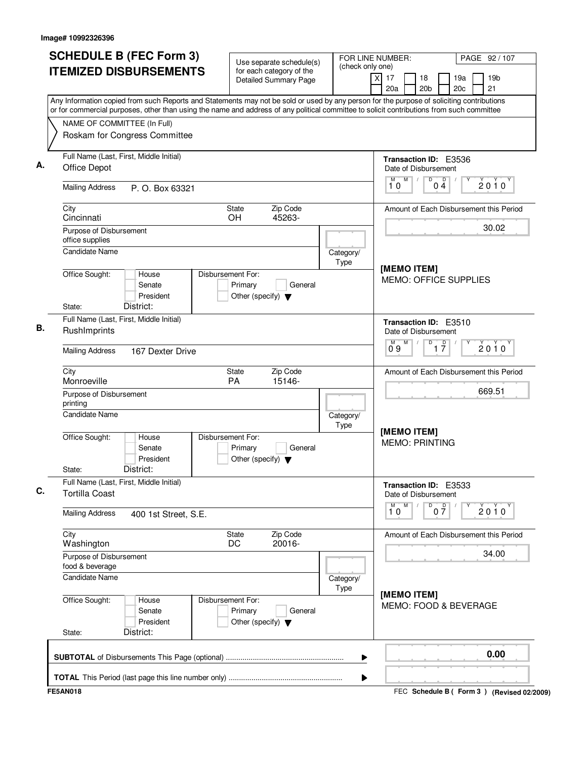Image# 10992326396

# SCHEDULE B (FEC Form 3) ITEMIZED DISBURSEMENTS

Use separate schedule(s) for each category of the Detailed Summary Page

FOR LINE NUMBER: (check only one)
[X] 17 [ ] 18 [ ] 19a [ ] 19b [ ] 20a [ ] 20b [ ] 20c [ ] 21

Any Information copied from such Reports and Statements may not be sold or used by any person for the purpose of soliciting contributions or for commercial purposes, other than using the name and address of any political committee to solicit contributions from such committee

NAME OF COMMITTEE (In Full)
Roskam for Congress Committee

## A.

Full Name (Last, First, Middle Initial): Office Depot

Mailing Address: P. O. Box 63321

City: Cincinnati | State: OH | Zip Code: 45263-

Purpose of Disbursement: office supplies

Candidate Name:

Category/Type:

Office Sought: [ ] House [ ] Senate [ ] President
State: District:

Disbursement For: [ ] Primary [ ] General [ ] Other (specify)

Transaction ID: E3536
Date of Disbursement: 10 / 04 / 2010

Amount of Each Disbursement this Period: 30.02

[MEMO ITEM]
MEMO: OFFICE SUPPLIES

## B.

Full Name (Last, First, Middle Initial): RushImprints

Mailing Address: 167 Dexter Drive

City: Monroeville | State: PA | Zip Code: 15146-

Purpose of Disbursement: printing

Candidate Name:

Category/Type:

Office Sought: [ ] House [ ] Senate [ ] President
State: District:

Disbursement For: [ ] Primary [ ] General [ ] Other (specify)

Transaction ID: E3510
Date of Disbursement: 09 / 17 / 2010

Amount of Each Disbursement this Period: 669.51

[MEMO ITEM]
MEMO: PRINTING

## C.

Full Name (Last, First, Middle Initial): Tortilla Coast

Mailing Address: 400 1st Street, S.E.

City: Washington | State: DC | Zip Code: 20016-

Purpose of Disbursement: food & beverage

Candidate Name:

Category/Type:

Office Sought: [ ] House [ ] Senate [ ] President
State: District:

Disbursement For: [ ] Primary [ ] General [ ] Other (specify)

Transaction ID: E3533
Date of Disbursement: 10 / 07 / 2010

Amount of Each Disbursement this Period: 34.00

[MEMO ITEM]
MEMO: FOOD & BEVERAGE

**SUBTOTAL** of Disbursements This Page (optional): **0.00**

**TOTAL** This Period (last page this line number only):

FE5AN018 — FEC Schedule B ( Form 3 ) (Revised 02/2009)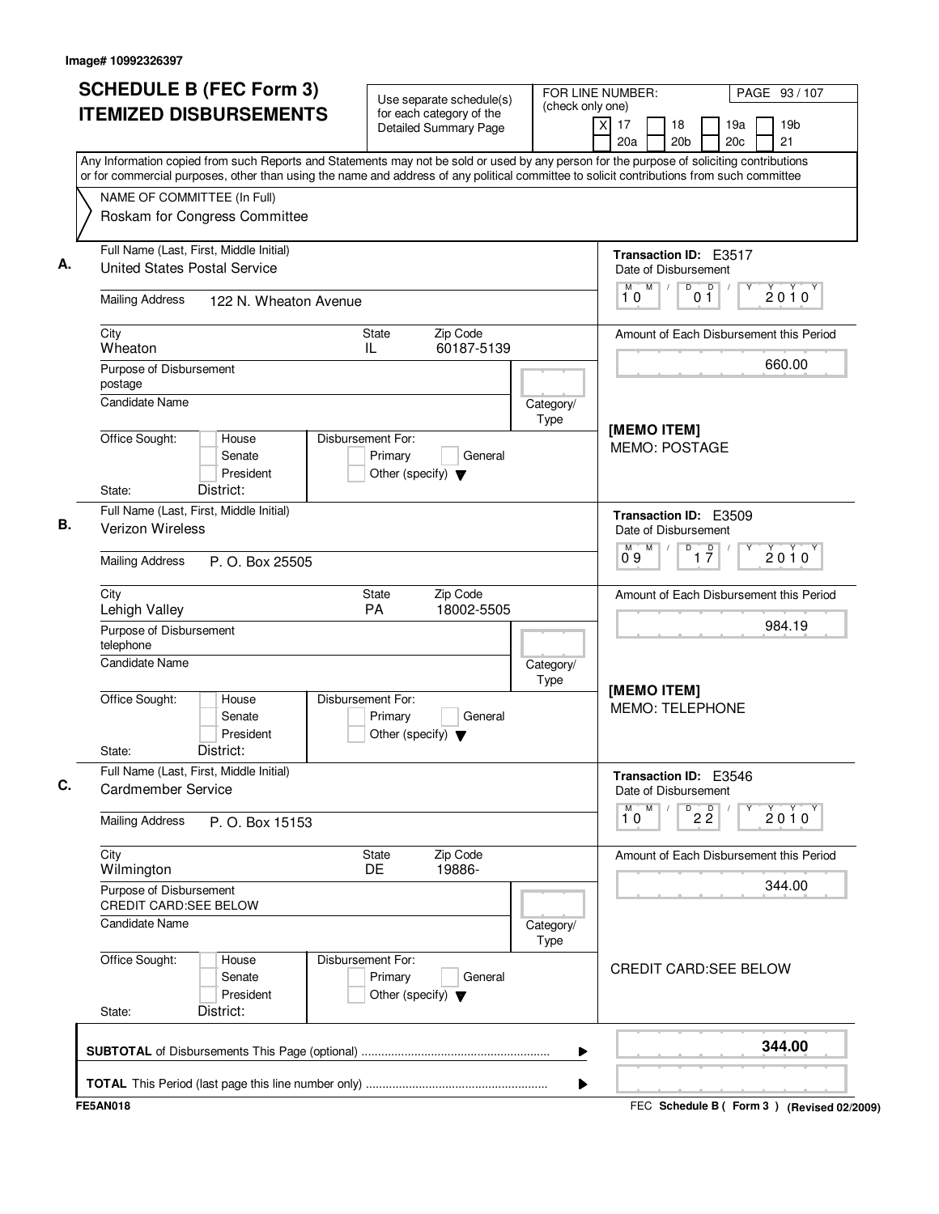Image# 10992326397

# SCHEDULE B (FEC Form 3) ITEMIZED DISBURSEMENTS

Use separate schedule(s) for each category of the Detailed Summary Page

FOR LINE NUMBER: (check only one)
[X] 17 [ ] 18 [ ] 19a [ ] 19b [ ] 20a [ ] 20b [ ] 20c [ ] 21

PAGE 93 / 107

Any Information copied from such Reports and Statements may not be sold or used by any person for the purpose of soliciting contributions or for commercial purposes, other than using the name and address of any political committee to solicit contributions from such committee

NAME OF COMMITTEE (In Full)
Roskam for Congress Committee

---

**A.** Full Name (Last, First, Middle Initial): United States Postal Service

Mailing Address: 122 N. Wheaton Avenue

City: Wheaton | State: IL | Zip Code: 60187-5139

Purpose of Disbursement: postage

Candidate Name:

Category/Type:

Office Sought: [ ] House [ ] Senate [ ] President

State: District:

Disbursement For: [ ] Primary [ ] General [ ] Other (specify)

Transaction ID: E3517

Date of Disbursement: 10 / 01 / 2010

Amount of Each Disbursement this Period: 660.00

[MEMO ITEM]
MEMO: POSTAGE

---

**B.** Full Name (Last, First, Middle Initial): Verizon Wireless

Mailing Address: P. O. Box 25505

City: Lehigh Valley | State: PA | Zip Code: 18002-5505

Purpose of Disbursement: telephone

Candidate Name:

Category/Type:

Office Sought: [ ] House [ ] Senate [ ] President

State: District:

Disbursement For: [ ] Primary [ ] General [ ] Other (specify)

Transaction ID: E3509

Date of Disbursement: 09 / 17 / 2010

Amount of Each Disbursement this Period: 984.19

[MEMO ITEM]
MEMO: TELEPHONE

---

**C.** Full Name (Last, First, Middle Initial): Cardmember Service

Mailing Address: P. O. Box 15153

City: Wilmington | State: DE | Zip Code: 19886-

Purpose of Disbursement: CREDIT CARD:SEE BELOW

Candidate Name:

Category/Type:

Office Sought: [ ] House [ ] Senate [ ] President

State: District:

Disbursement For: [ ] Primary [ ] General [ ] Other (specify)

Transaction ID: E3546

Date of Disbursement: 10 / 22 / 2010

Amount of Each Disbursement this Period: 344.00

CREDIT CARD:SEE BELOW

---

**SUBTOTAL** of Disbursements This Page (optional): **344.00**

**TOTAL** This Period (last page this line number only):

FE5AN018

FEC Schedule B ( Form 3 ) (Revised 02/2009)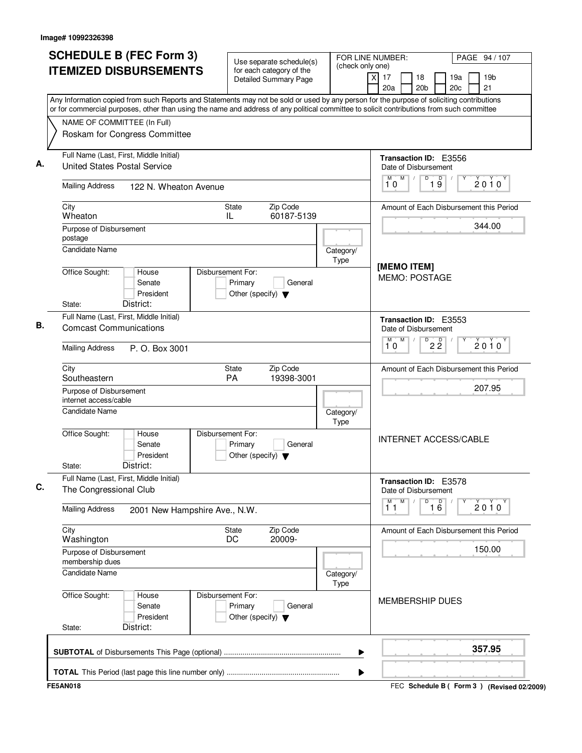Image# 10992326398

# SCHEDULE B (FEC Form 3) ITEMIZED DISBURSEMENTS

Use separate schedule(s) for each category of the Detailed Summary Page

FOR LINE NUMBER: (check only one)

[X] 17 [ ] 18 [ ] 19a [ ] 19b
[ ] 20a [ ] 20b [ ] 20c [ ] 21

PAGE 94 / 107

Any Information copied from such Reports and Statements may not be sold or used by any person for the purpose of soliciting contributions or for commercial purposes, other than using the name and address of any political committee to solicit contributions from such committee

NAME OF COMMITTEE (In Full)
Roskam for Congress Committee

---

**A.** Full Name (Last, First, Middle Initial): United States Postal Service

Mailing Address: 122 N. Wheaton Avenue

City: Wheaton | State: IL | Zip Code: 60187-5139

Purpose of Disbursement: postage

Candidate Name:

Category/Type:

Office Sought: [ ] House [ ] Senate [ ] President
State: District:

Disbursement For: [ ] Primary [ ] General [ ] Other (specify)

Transaction ID: E3556
Date of Disbursement: 10/19/2010

Amount of Each Disbursement this Period: 344.00

[MEMO ITEM]
MEMO: POSTAGE

---

**B.** Full Name (Last, First, Middle Initial): Comcast Communications

Mailing Address: P. O. Box 3001

City: Southeastern | State: PA | Zip Code: 19398-3001

Purpose of Disbursement: internet access/cable

Candidate Name:

Category/Type:

Office Sought: [ ] House [ ] Senate [ ] President
State: District:

Disbursement For: [ ] Primary [ ] General [ ] Other (specify)

Transaction ID: E3553
Date of Disbursement: 10/22/2010

Amount of Each Disbursement this Period: 207.95

INTERNET ACCESS/CABLE

---

**C.** Full Name (Last, First, Middle Initial): The Congressional Club

Mailing Address: 2001 New Hampshire Ave., N.W.

City: Washington | State: DC | Zip Code: 20009-

Purpose of Disbursement: membership dues

Candidate Name:

Category/Type:

Office Sought: [ ] House [ ] Senate [ ] President
State: District:

Disbursement For: [ ] Primary [ ] General [ ] Other (specify)

Transaction ID: E3578
Date of Disbursement: 11/16/2010

Amount of Each Disbursement this Period: 150.00

MEMBERSHIP DUES

---

**SUBTOTAL** of Disbursements This Page (optional): **357.95**

**TOTAL** This Period (last page this line number only):

FE5AN018

FEC **Schedule B ( Form 3 )** (Revised 02/2009)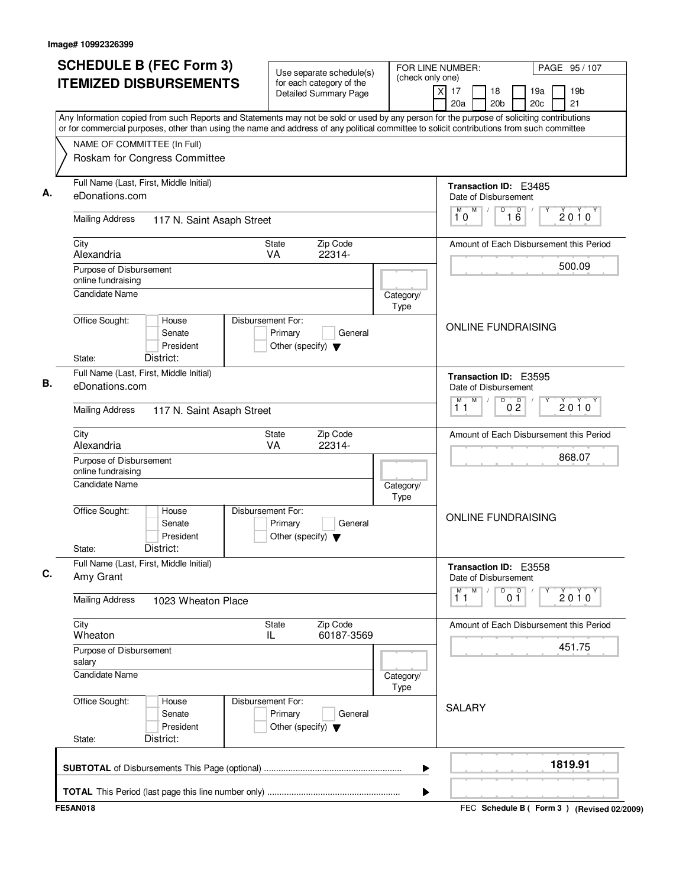Image# 10992326399

# SCHEDULE B (FEC Form 3)
# ITEMIZED DISBURSEMENTS

Use separate schedule(s) for each category of the Detailed Summary Page

FOR LINE NUMBER: (check only one)
[X] 17 [ ] 18 [ ] 19a [ ] 19b
[ ] 20a [ ] 20b [ ] 20c [ ] 21

Any Information copied from such Reports and Statements may not be sold or used by any person for the purpose of soliciting contributions or for commercial purposes, other than using the name and address of any political committee to solicit contributions from such committee

NAME OF COMMITTEE (In Full)
Roskam for Congress Committee

**A.**
Full Name (Last, First, Middle Initial): eDonations.com
Mailing Address: 117 N. Saint Asaph Street
City: Alexandria | State: VA | Zip Code: 22314-
Purpose of Disbursement: online fundraising
Candidate Name:
Category/Type:
Office Sought: House / Senate / President
State: District:
Disbursement For: Primary / General / Other (specify)

Transaction ID: E3485
Date of Disbursement: 10/16/2010
Amount of Each Disbursement this Period: 500.09
ONLINE FUNDRAISING

**B.**
Full Name (Last, First, Middle Initial): eDonations.com
Mailing Address: 117 N. Saint Asaph Street
City: Alexandria | State: VA | Zip Code: 22314-
Purpose of Disbursement: online fundraising
Candidate Name:
Category/Type:
Office Sought: House / Senate / President
State: District:
Disbursement For: Primary / General / Other (specify)

Transaction ID: E3595
Date of Disbursement: 11/02/2010
Amount of Each Disbursement this Period: 868.07
ONLINE FUNDRAISING

**C.**
Full Name (Last, First, Middle Initial): Amy Grant
Mailing Address: 1023 Wheaton Place
City: Wheaton | State: IL | Zip Code: 60187-3569
Purpose of Disbursement: salary
Candidate Name:
Category/Type:
Office Sought: House / Senate / President
State: District:
Disbursement For: Primary / General / Other (specify)

Transaction ID: E3558
Date of Disbursement: 11/01/2010
Amount of Each Disbursement this Period: 451.75
SALARY

**SUBTOTAL** of Disbursements This Page (optional): **1819.91**

**TOTAL** This Period (last page this line number only):

FE5AN018 — FEC Schedule B ( Form 3 ) (Revised 02/2009)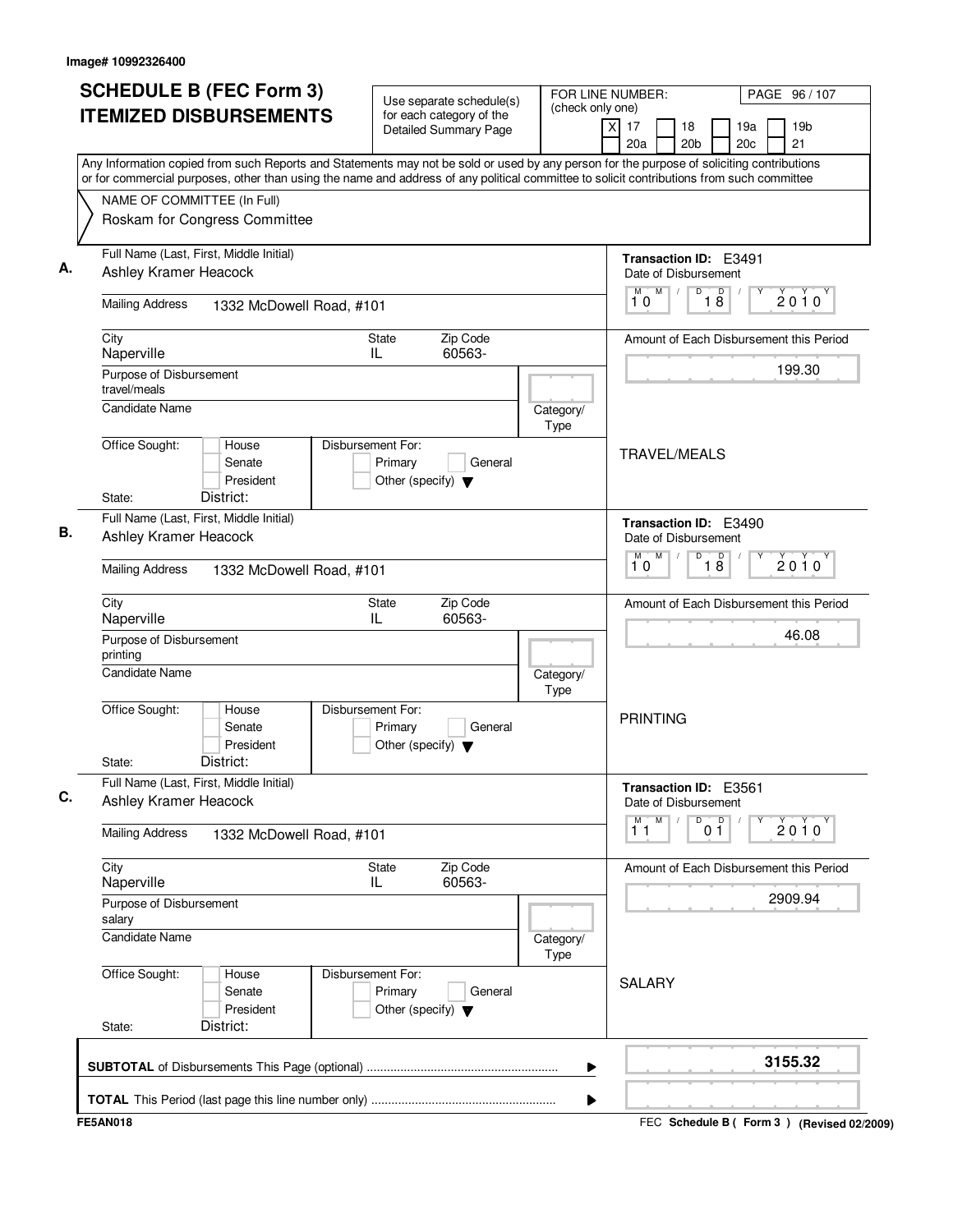Image# 10992326400

# SCHEDULE B (FEC Form 3)
# ITEMIZED DISBURSEMENTS

Use separate schedule(s) for each category of the Detailed Summary Page

FOR LINE NUMBER: (check only one)
[X] 17 [ ] 18 [ ] 19a [ ] 19b [ ] 20a [ ] 20b [ ] 20c [ ] 21

PAGE 96 / 107

Any Information copied from such Reports and Statements may not be sold or used by any person for the purpose of soliciting contributions or for commercial purposes, other than using the name and address of any political committee to solicit contributions from such committee

NAME OF COMMITTEE (In Full)
Roskam for Congress Committee

**A.**
Full Name (Last, First, Middle Initial): Ashley Kramer Heacock
Mailing Address: 1332 McDowell Road, #101
City: Naperville | State: IL | Zip Code: 60563-
Purpose of Disbursement: travel/meals
Candidate Name:
Category/Type:
Office Sought: [ ] House [ ] Senate [ ] President
State: District:
Disbursement For: [ ] Primary [ ] General [ ] Other (specify)

Transaction ID: E3491
Date of Disbursement: 10 / 18 / 2010
Amount of Each Disbursement this Period: 199.30
TRAVEL/MEALS

**B.**
Full Name (Last, First, Middle Initial): Ashley Kramer Heacock
Mailing Address: 1332 McDowell Road, #101
City: Naperville | State: IL | Zip Code: 60563-
Purpose of Disbursement: printing
Candidate Name:
Category/Type:
Office Sought: [ ] House [ ] Senate [ ] President
State: District:
Disbursement For: [ ] Primary [ ] General [ ] Other (specify)

Transaction ID: E3490
Date of Disbursement: 10 / 18 / 2010
Amount of Each Disbursement this Period: 46.08
PRINTING

**C.**
Full Name (Last, First, Middle Initial): Ashley Kramer Heacock
Mailing Address: 1332 McDowell Road, #101
City: Naperville | State: IL | Zip Code: 60563-
Purpose of Disbursement: salary
Candidate Name:
Category/Type:
Office Sought: [ ] House [ ] Senate [ ] President
State: District:
Disbursement For: [ ] Primary [ ] General [ ] Other (specify)

Transaction ID: E3561
Date of Disbursement: 11 / 01 / 2010
Amount of Each Disbursement this Period: 2909.94
SALARY

**SUBTOTAL** of Disbursements This Page (optional) ........ 3155.32

**TOTAL** This Period (last page this line number only) ........

FE5AN018 — FEC Schedule B ( Form 3 ) (Revised 02/2009)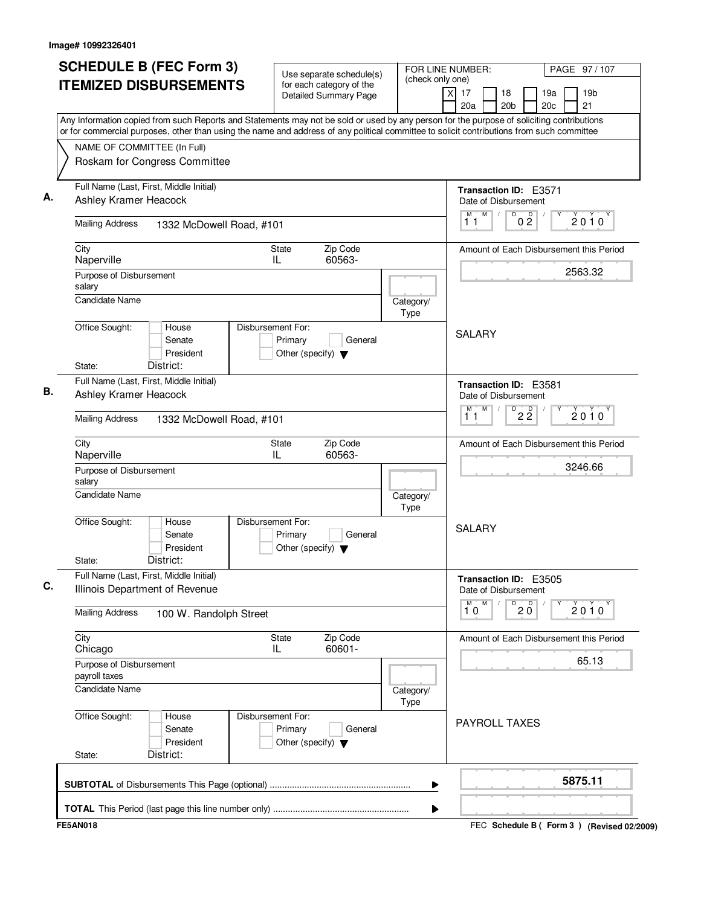Image# 10992326401

# SCHEDULE B (FEC Form 3) ITEMIZED DISBURSEMENTS

Use separate schedule(s) for each category of the Detailed Summary Page

FOR LINE NUMBER: (check only one)
[X] 17 [ ] 18 [ ] 19a [ ] 19b [ ] 20a [ ] 20b [ ] 20c [ ] 21

PAGE 97 / 107

Any Information copied from such Reports and Statements may not be sold or used by any person for the purpose of soliciting contributions or for commercial purposes, other than using the name and address of any political committee to solicit contributions from such committee

NAME OF COMMITTEE (In Full)
Roskam for Congress Committee

**A.** Full Name (Last, First, Middle Initial): Ashley Kramer Heacock
Mailing Address: 1332 McDowell Road, #101
City: Naperville State: IL Zip Code: 60563-
Purpose of Disbursement: salary
Candidate Name:
Category/Type:
Office Sought: House / Senate / President
State: District:
Disbursement For: Primary / General / Other (specify)

Transaction ID: E3571
Date of Disbursement: 11/02/2010
Amount of Each Disbursement this Period: 2563.32
SALARY

**B.** Full Name (Last, First, Middle Initial): Ashley Kramer Heacock
Mailing Address: 1332 McDowell Road, #101
City: Naperville State: IL Zip Code: 60563-
Purpose of Disbursement: salary
Candidate Name:
Category/Type:
Office Sought: House / Senate / President
State: District:
Disbursement For: Primary / General / Other (specify)

Transaction ID: E3581
Date of Disbursement: 11/22/2010
Amount of Each Disbursement this Period: 3246.66
SALARY

**C.** Full Name (Last, First, Middle Initial): Illinois Department of Revenue
Mailing Address: 100 W. Randolph Street
City: Chicago State: IL Zip Code: 60601-
Purpose of Disbursement: payroll taxes
Candidate Name:
Category/Type:
Office Sought: House / Senate / President
State: District:
Disbursement For: Primary / General / Other (specify)

Transaction ID: E3505
Date of Disbursement: 10/20/2010
Amount of Each Disbursement this Period: 65.13
PAYROLL TAXES

**SUBTOTAL** of Disbursements This Page (optional): 5875.11

**TOTAL** This Period (last page this line number only):

FE5AN018 — FEC Schedule B ( Form 3 ) (Revised 02/2009)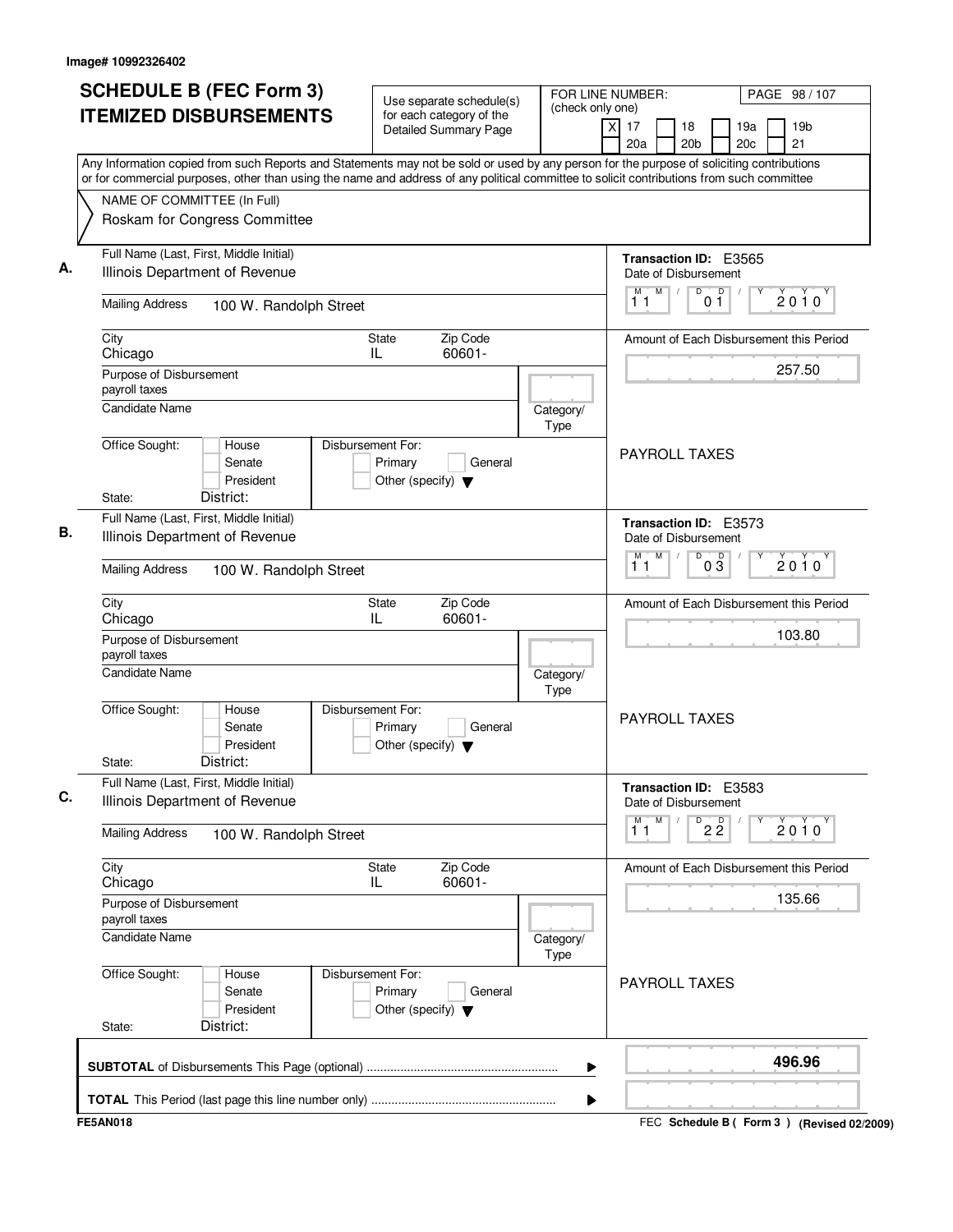Image# 10992326402

# SCHEDULE B (FEC Form 3) ITEMIZED DISBURSEMENTS

Use separate schedule(s) for each category of the Detailed Summary Page

FOR LINE NUMBER: (check only one)

[X] 17 [ ] 18 [ ] 19a [ ] 19b [ ] 20a [ ] 20b [ ] 20c [ ] 21

Any Information copied from such Reports and Statements may not be sold or used by any person for the purpose of soliciting contributions or for commercial purposes, other than using the name and address of any political committee to solicit contributions from such committee

NAME OF COMMITTEE (In Full)
Roskam for Congress Committee

## A.

Full Name (Last, First, Middle Initial): Illinois Department of Revenue

Mailing Address: 100 W. Randolph Street

City: Chicago | State: IL | Zip Code: 60601-

Purpose of Disbursement: payroll taxes

Candidate Name:

Category/Type:

Office Sought: [ ] House [ ] Senate [ ] President

State: District:

Disbursement For: [ ] Primary [ ] General [ ] Other (specify)

Transaction ID: E3565

Date of Disbursement: 11/01/2010

Amount of Each Disbursement this Period: 257.50

PAYROLL TAXES

## B.

Full Name (Last, First, Middle Initial): Illinois Department of Revenue

Mailing Address: 100 W. Randolph Street

City: Chicago | State: IL | Zip Code: 60601-

Purpose of Disbursement: payroll taxes

Candidate Name:

Category/Type:

Office Sought: [ ] House [ ] Senate [ ] President

State: District:

Disbursement For: [ ] Primary [ ] General [ ] Other (specify)

Transaction ID: E3573

Date of Disbursement: 11/03/2010

Amount of Each Disbursement this Period: 103.80

PAYROLL TAXES

## C.

Full Name (Last, First, Middle Initial): Illinois Department of Revenue

Mailing Address: 100 W. Randolph Street

City: Chicago | State: IL | Zip Code: 60601-

Purpose of Disbursement: payroll taxes

Candidate Name:

Category/Type:

Office Sought: [ ] House [ ] Senate [ ] President

State: District:

Disbursement For: [ ] Primary [ ] General [ ] Other (specify)

Transaction ID: E3583

Date of Disbursement: 11/22/2010

Amount of Each Disbursement this Period: 135.66

PAYROLL TAXES

**SUBTOTAL** of Disbursements This Page (optional) ........ **496.96**

**TOTAL** This Period (last page this line number only) ........

FE5AN018

FEC **Schedule B ( Form 3 )** (Revised 02/2009)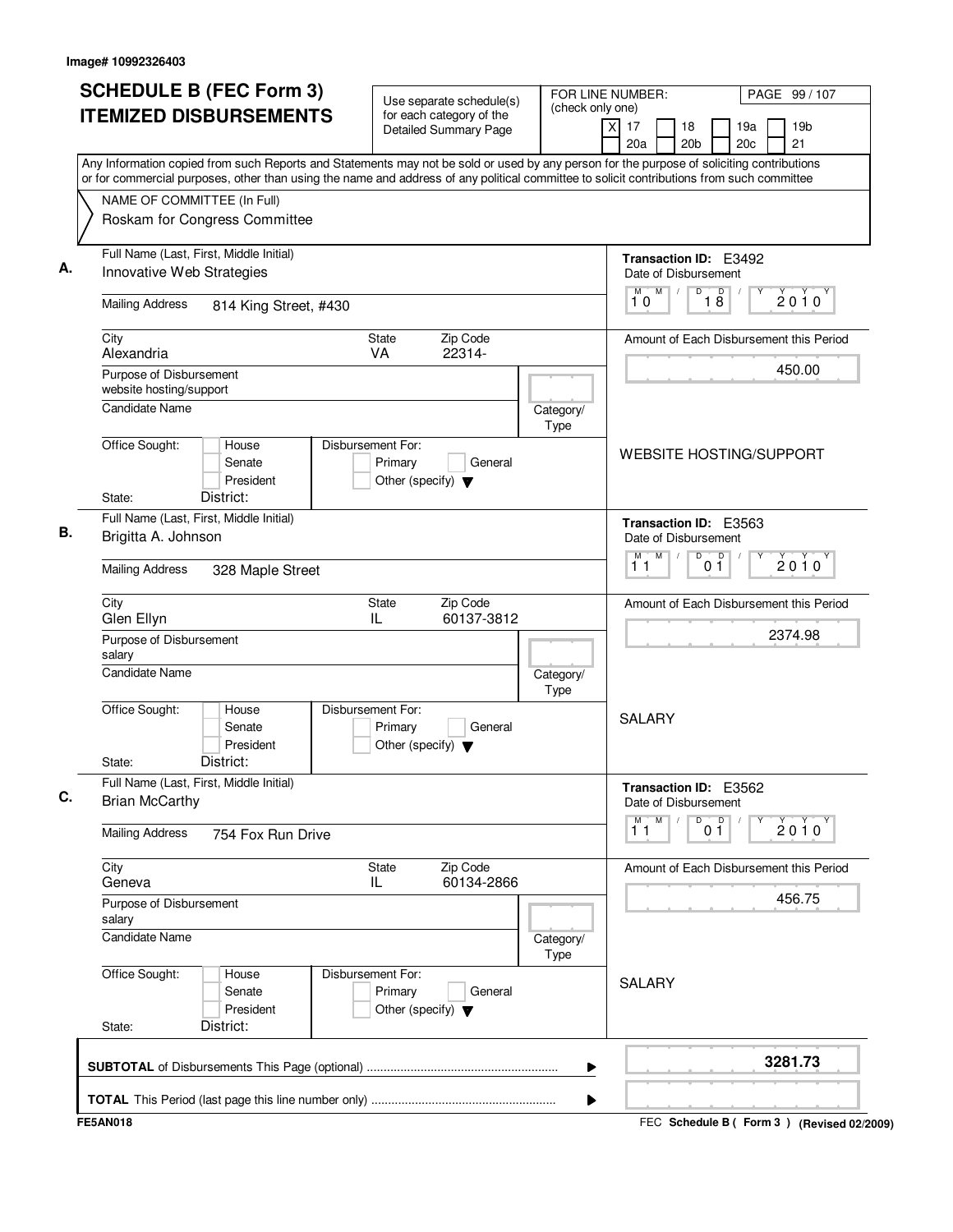Image# 10992326403

# SCHEDULE B (FEC Form 3)
# ITEMIZED DISBURSEMENTS

Use separate schedule(s) for each category of the Detailed Summary Page

FOR LINE NUMBER: (check only one)
[X] 17 [ ] 18 [ ] 19a [ ] 19b [ ] 20a [ ] 20b [ ] 20c [ ] 21

Any Information copied from such Reports and Statements may not be sold or used by any person for the purpose of soliciting contributions or for commercial purposes, other than using the name and address of any political committee to solicit contributions from such committee

NAME OF COMMITTEE (In Full)
Roskam for Congress Committee

**A.**
Full Name (Last, First, Middle Initial): Innovative Web Strategies
Mailing Address: 814 King Street, #430
City: Alexandria | State: VA | Zip Code: 22314-
Purpose of Disbursement: website hosting/support
Candidate Name:
Category/Type:
Office Sought: House / Senate / President
State: District:
Disbursement For: Primary / General / Other (specify)
Transaction ID: E3492
Date of Disbursement: 10/18/2010
Amount of Each Disbursement this Period: 450.00
WEBSITE HOSTING/SUPPORT

**B.**
Full Name (Last, First, Middle Initial): Brigitta A. Johnson
Mailing Address: 328 Maple Street
City: Glen Ellyn | State: IL | Zip Code: 60137-3812
Purpose of Disbursement: salary
Candidate Name:
Category/Type:
Office Sought: House / Senate / President
State: District:
Disbursement For: Primary / General / Other (specify)
Transaction ID: E3563
Date of Disbursement: 11/01/2010
Amount of Each Disbursement this Period: 2374.98
SALARY

**C.**
Full Name (Last, First, Middle Initial): Brian McCarthy
Mailing Address: 754 Fox Run Drive
City: Geneva | State: IL | Zip Code: 60134-2866
Purpose of Disbursement: salary
Candidate Name:
Category/Type:
Office Sought: House / Senate / President
State: District:
Disbursement For: Primary / General / Other (specify)
Transaction ID: E3562
Date of Disbursement: 11/01/2010
Amount of Each Disbursement this Period: 456.75
SALARY

**SUBTOTAL** of Disbursements This Page (optional): **3281.73**

**TOTAL** This Period (last page this line number only):

FE5AN018 — FEC **Schedule B ( Form 3 )** (Revised 02/2009)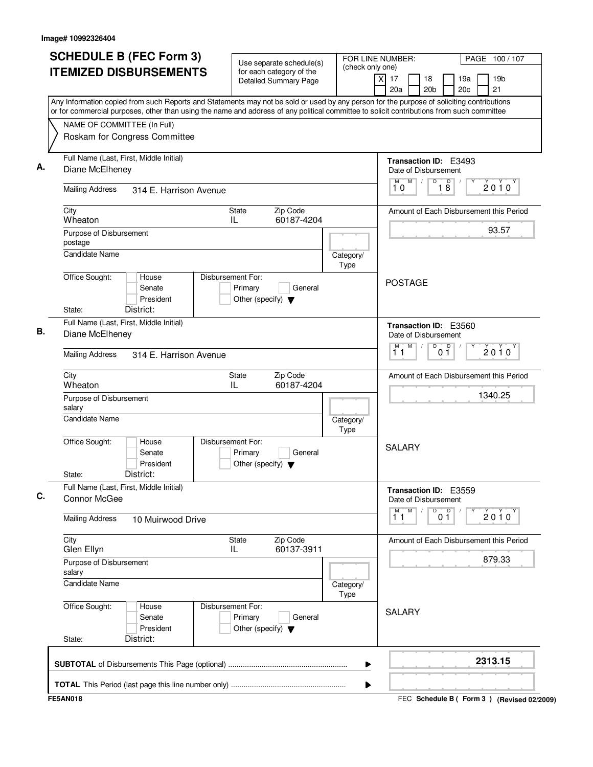Image# 10992326404

# SCHEDULE B (FEC Form 3) ITEMIZED DISBURSEMENTS

Use separate schedule(s) for each category of the Detailed Summary Page

FOR LINE NUMBER: (check only one)

- [X] 17
- [ ] 18
- [ ] 19a
- [ ] 19b
- [ ] 20a
- [ ] 20b
- [ ] 20c
- [ ] 21

PAGE 100 / 107

Any Information copied from such Reports and Statements may not be sold or used by any person for the purpose of soliciting contributions or for commercial purposes, other than using the name and address of any political committee to solicit contributions from such committee

NAME OF COMMITTEE (In Full)
Roskam for Congress Committee

---

**A.**

Full Name (Last, First, Middle Initial): Diane McElheney

Mailing Address: 314 E. Harrison Avenue

City: Wheaton | State: IL | Zip Code: 60187-4204

Purpose of Disbursement: postage

Candidate Name:

Category/Type:

Office Sought: House / Senate / President

State: District:

Disbursement For: Primary / General / Other (specify)

Transaction ID: E3493

Date of Disbursement: 10 / 18 / 2010

Amount of Each Disbursement this Period: 93.57

POSTAGE

---

**B.**

Full Name (Last, First, Middle Initial): Diane McElheney

Mailing Address: 314 E. Harrison Avenue

City: Wheaton | State: IL | Zip Code: 60187-4204

Purpose of Disbursement: salary

Candidate Name:

Category/Type:

Office Sought: House / Senate / President

State: District:

Disbursement For: Primary / General / Other (specify)

Transaction ID: E3560

Date of Disbursement: 11 / 01 / 2010

Amount of Each Disbursement this Period: 1340.25

SALARY

---

**C.**

Full Name (Last, First, Middle Initial): Connor McGee

Mailing Address: 10 Muirwood Drive

City: Glen Ellyn | State: IL | Zip Code: 60137-3911

Purpose of Disbursement: salary

Candidate Name:

Category/Type:

Office Sought: House / Senate / President

State: District:

Disbursement For: Primary / General / Other (specify)

Transaction ID: E3559

Date of Disbursement: 11 / 01 / 2010

Amount of Each Disbursement this Period: 879.33

SALARY

---

**SUBTOTAL** of Disbursements This Page (optional) ........ 2313.15

**TOTAL** This Period (last page this line number only) ........

FE5AN018

FEC **Schedule B ( Form 3 )** (Revised 02/2009)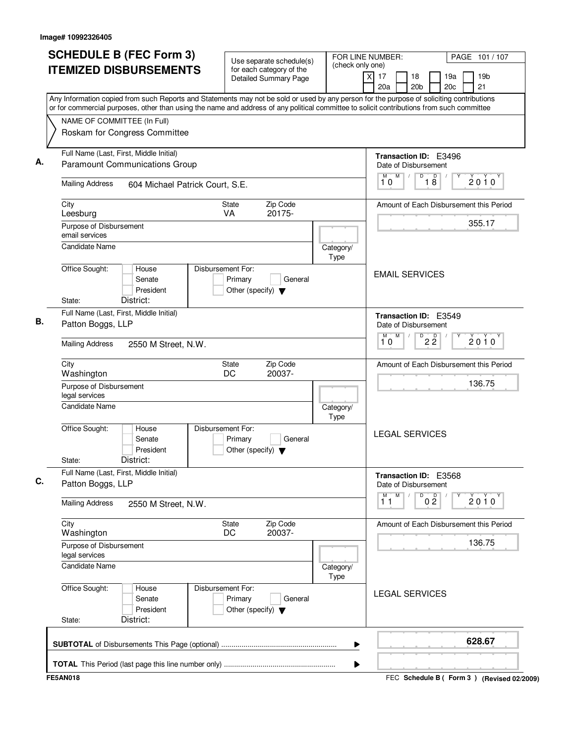Image# 10992326405

# SCHEDULE B (FEC Form 3) ITEMIZED DISBURSEMENTS

Use separate schedule(s) for each category of the Detailed Summary Page

FOR LINE NUMBER: (check only one)
[X] 17 [ ] 18 [ ] 19a [ ] 19b [ ] 20a [ ] 20b [ ] 20c [ ] 21

PAGE 101 / 107

Any Information copied from such Reports and Statements may not be sold or used by any person for the purpose of soliciting contributions or for commercial purposes, other than using the name and address of any political committee to solicit contributions from such committee

NAME OF COMMITTEE (In Full)
Roskam for Congress Committee

## A.

Full Name (Last, First, Middle Initial): Paramount Communications Group

Mailing Address: 604 Michael Patrick Court, S.E.

City: Leesburg | State: VA | Zip Code: 20175-

Purpose of Disbursement: email services

Candidate Name:

Category/Type:

Office Sought: House / Senate / President — State: District:

Disbursement For: Primary / General / Other (specify)

Transaction ID: E3496

Date of Disbursement: 10/18/2010

Amount of Each Disbursement this Period: 355.17

EMAIL SERVICES

## B.

Full Name (Last, First, Middle Initial): Patton Boggs, LLP

Mailing Address: 2550 M Street, N.W.

City: Washington | State: DC | Zip Code: 20037-

Purpose of Disbursement: legal services

Candidate Name:

Category/Type:

Office Sought: House / Senate / President — State: District:

Disbursement For: Primary / General / Other (specify)

Transaction ID: E3549

Date of Disbursement: 10/22/2010

Amount of Each Disbursement this Period: 136.75

LEGAL SERVICES

## C.

Full Name (Last, First, Middle Initial): Patton Boggs, LLP

Mailing Address: 2550 M Street, N.W.

City: Washington | State: DC | Zip Code: 20037-

Purpose of Disbursement: legal services

Candidate Name:

Category/Type:

Office Sought: House / Senate / President — State: District:

Disbursement For: Primary / General / Other (specify)

Transaction ID: E3568

Date of Disbursement: 11/02/2010

Amount of Each Disbursement this Period: 136.75

LEGAL SERVICES

**SUBTOTAL** of Disbursements This Page (optional): **628.67**

**TOTAL** This Period (last page this line number only):

FE5AN018 — FEC Schedule B ( Form 3 ) (Revised 02/2009)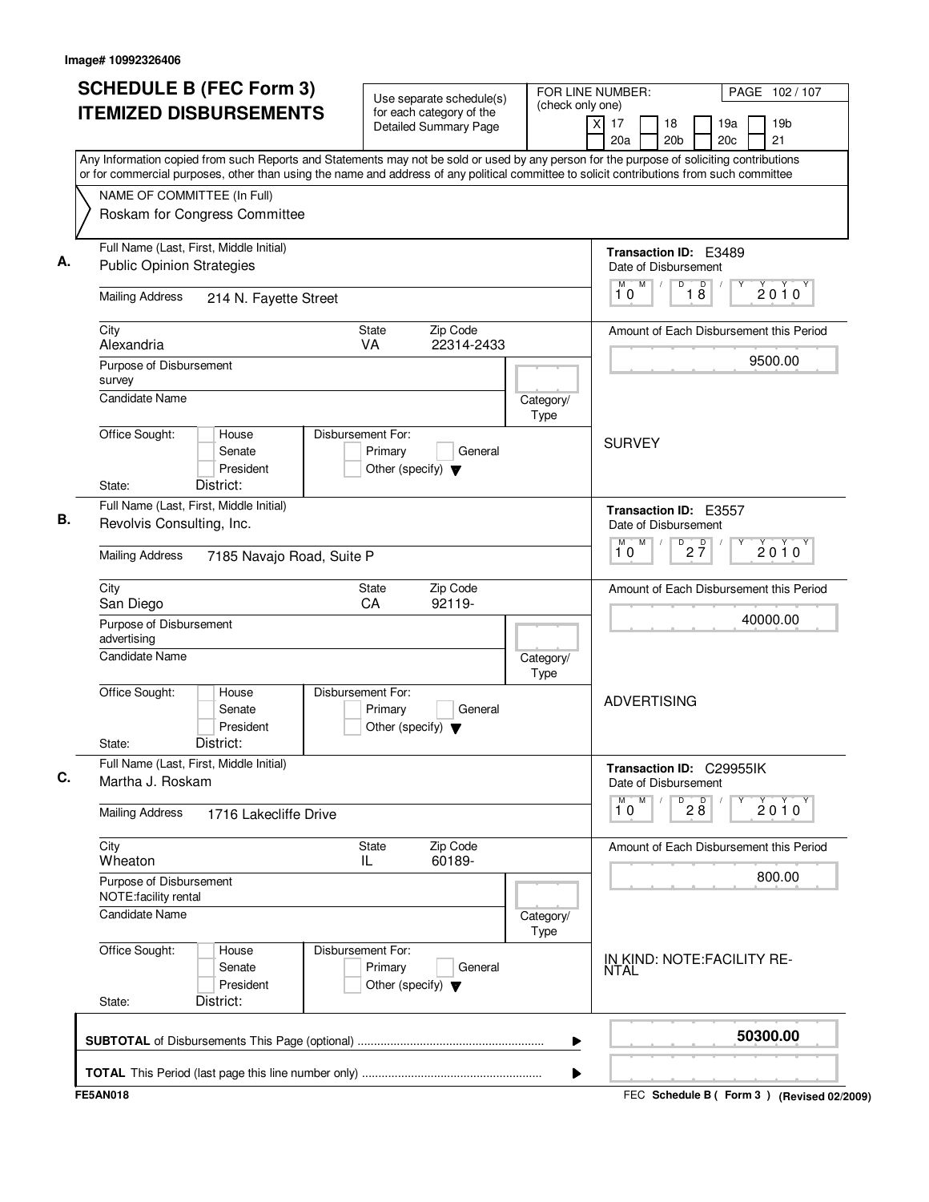Image# 10992326406

# SCHEDULE B (FEC Form 3)
# ITEMIZED DISBURSEMENTS

Use separate schedule(s) for each category of the Detailed Summary Page

FOR LINE NUMBER: (check only one)

[X] 17 [ ] 18 [ ] 19a [ ] 19b [ ] 20a [ ] 20b [ ] 20c [ ] 21

PAGE 102 / 107

Any Information copied from such Reports and Statements may not be sold or used by any person for the purpose of soliciting contributions or for commercial purposes, other than using the name and address of any political committee to solicit contributions from such committee

NAME OF COMMITTEE (In Full)
Roskam for Congress Committee

---

**A.** Full Name (Last, First, Middle Initial): Public Opinion Strategies

Mailing Address: 214 N. Fayette Street

City: Alexandria | State: VA | Zip Code: 22314-2433

Purpose of Disbursement: survey

Candidate Name:

Category/Type:

Office Sought: [ ] House [ ] Senate [ ] President

State: District:

Disbursement For: [ ] Primary [ ] General [ ] Other (specify)

Transaction ID: E3489

Date of Disbursement: 10/18/2010

Amount of Each Disbursement this Period: 9500.00

SURVEY

---

**B.** Full Name (Last, First, Middle Initial): Revolvis Consulting, Inc.

Mailing Address: 7185 Navajo Road, Suite P

City: San Diego | State: CA | Zip Code: 92119-

Purpose of Disbursement: advertising

Candidate Name:

Category/Type:

Office Sought: [ ] House [ ] Senate [ ] President

State: District:

Disbursement For: [ ] Primary [ ] General [ ] Other (specify)

Transaction ID: E3557

Date of Disbursement: 10/27/2010

Amount of Each Disbursement this Period: 40000.00

ADVERTISING

---

**C.** Full Name (Last, First, Middle Initial): Martha J. Roskam

Mailing Address: 1716 Lakecliffe Drive

City: Wheaton | State: IL | Zip Code: 60189-

Purpose of Disbursement: NOTE:facility rental

Candidate Name:

Category/Type:

Office Sought: [ ] House [ ] Senate [ ] President

State: District:

Disbursement For: [ ] Primary [ ] General [ ] Other (specify)

Transaction ID: C29955IK

Date of Disbursement: 10/28/2010

Amount of Each Disbursement this Period: 800.00

IN KIND: NOTE:FACILITY RENTAL

---

**SUBTOTAL** of Disbursements This Page (optional): **50300.00**

**TOTAL** This Period (last page this line number only):

FE5AN018

FEC **Schedule B ( Form 3 )** (Revised 02/2009)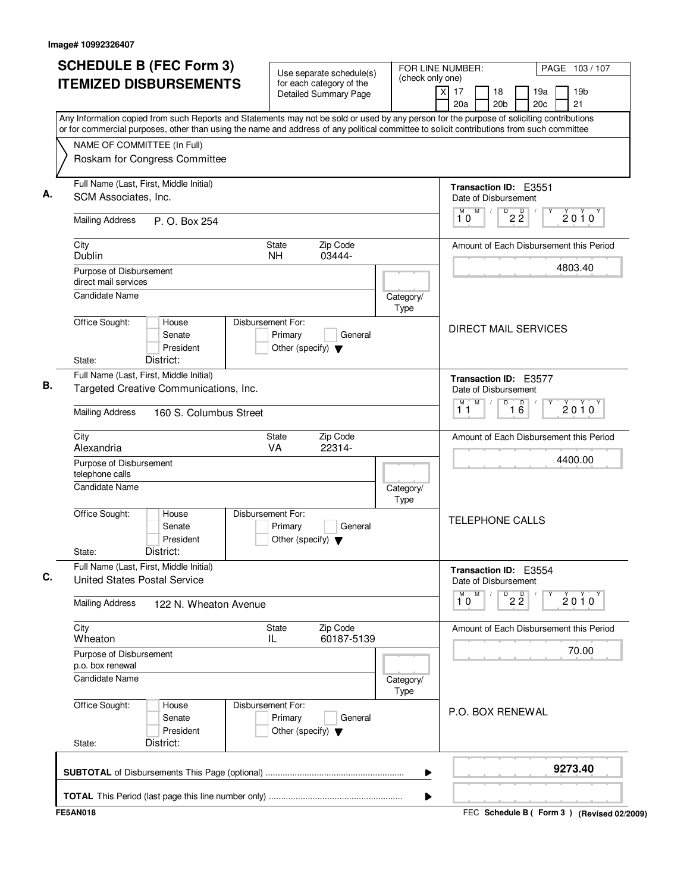Image# 10992326407

# SCHEDULE B (FEC Form 3)
## ITEMIZED DISBURSEMENTS

Use separate schedule(s) for each category of the Detailed Summary Page

FOR LINE NUMBER: (check only one)
[X] 17 [ ] 18 [ ] 19a [ ] 19b [ ] 20a [ ] 20b [ ] 20c [ ] 21

PAGE 103 / 107

Any Information copied from such Reports and Statements may not be sold or used by any person for the purpose of soliciting contributions or for commercial purposes, other than using the name and address of any political committee to solicit contributions from such committee

NAME OF COMMITTEE (In Full)
Roskam for Congress Committee

---

**A.**

Full Name (Last, First, Middle Initial): SCM Associates, Inc.

Mailing Address: P. O. Box 254

City: Dublin | State: NH | Zip Code: 03444-

Purpose of Disbursement: direct mail services

Candidate Name:

Category/Type:

Office Sought: [ ] House [ ] Senate [ ] President
State: District:

Disbursement For: [ ] Primary [ ] General [ ] Other (specify)

Transaction ID: E3551
Date of Disbursement: 10 / 22 / 2010

Amount of Each Disbursement this Period: 4803.40

DIRECT MAIL SERVICES

---

**B.**

Full Name (Last, First, Middle Initial): Targeted Creative Communications, Inc.

Mailing Address: 160 S. Columbus Street

City: Alexandria | State: VA | Zip Code: 22314-

Purpose of Disbursement: telephone calls

Candidate Name:

Category/Type:

Office Sought: [ ] House [ ] Senate [ ] President
State: District:

Disbursement For: [ ] Primary [ ] General [ ] Other (specify)

Transaction ID: E3577
Date of Disbursement: 11 / 16 / 2010

Amount of Each Disbursement this Period: 4400.00

TELEPHONE CALLS

---

**C.**

Full Name (Last, First, Middle Initial): United States Postal Service

Mailing Address: 122 N. Wheaton Avenue

City: Wheaton | State: IL | Zip Code: 60187-5139

Purpose of Disbursement: p.o. box renewal

Candidate Name:

Category/Type:

Office Sought: [ ] House [ ] Senate [ ] President
State: District:

Disbursement For: [ ] Primary [ ] General [ ] Other (specify)

Transaction ID: E3554
Date of Disbursement: 10 / 22 / 2010

Amount of Each Disbursement this Period: 70.00

P.O. BOX RENEWAL

---

**SUBTOTAL** of Disbursements This Page (optional) ........ 9273.40

**TOTAL** This Period (last page this line number only) ........

FE5AN018 — FEC **Schedule B ( Form 3 )** **(Revised 02/2009)**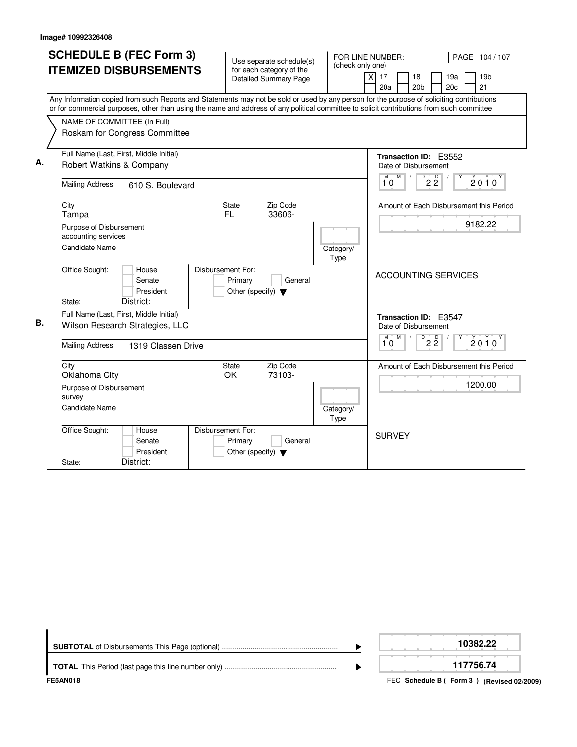Image# 10992326408

# SCHEDULE B (FEC Form 3)
# ITEMIZED DISBURSEMENTS

Use separate schedule(s) for each category of the Detailed Summary Page

FOR LINE NUMBER: (check only one)

- [x] 17
- [ ] 18
- [ ] 19a
- [ ] 19b
- [ ] 20a
- [ ] 20b
- [ ] 20c
- [ ] 21

Any Information copied from such Reports and Statements may not be sold or used by any person for the purpose of soliciting contributions or for commercial purposes, other than using the name and address of any political committee to solicit contributions from such committee

NAME OF COMMITTEE (In Full)
Roskam for Congress Committee

**A.**

Full Name (Last, First, Middle Initial): Robert Watkins & Company

Mailing Address: 610 S. Boulevard

City: Tampa | State: FL | Zip Code: 33606-

Purpose of Disbursement: accounting services

Candidate Name:

Category/Type:

Office Sought: House / Senate / President

State: District:

Disbursement For: Primary / General / Other (specify)

Transaction ID: E3552

Date of Disbursement: 10/22/2010

Amount of Each Disbursement this Period: 9182.22

ACCOUNTING SERVICES

**B.**

Full Name (Last, First, Middle Initial): Wilson Research Strategies, LLC

Mailing Address: 1319 Classen Drive

City: Oklahoma City | State: OK | Zip Code: 73103-

Purpose of Disbursement: survey

Candidate Name:

Category/Type:

Office Sought: House / Senate / President

State: District:

Disbursement For: Primary / General / Other (specify)

Transaction ID: E3547

Date of Disbursement: 10/22/2010

Amount of Each Disbursement this Period: 1200.00

SURVEY

**SUBTOTAL** of Disbursements This Page (optional): 10382.22

**TOTAL** This Period (last page this line number only): 117756.74

FE5AN018 — FEC Schedule B ( Form 3 ) (Revised 02/2009)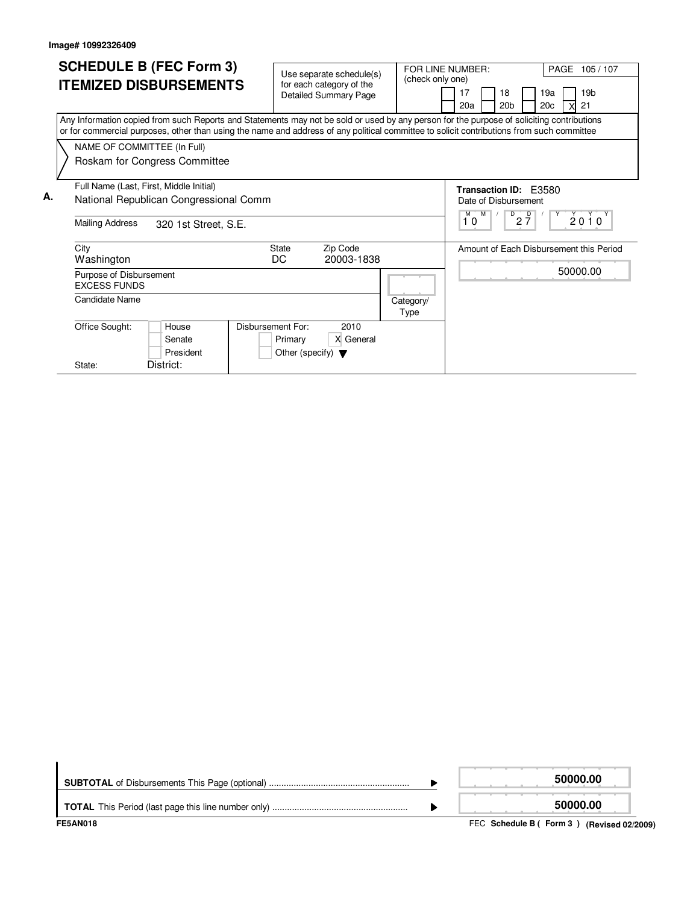Image# 10992326409

# SCHEDULE B (FEC Form 3) ITEMIZED DISBURSEMENTS

Use separate schedule(s) for each category of the Detailed Summary Page

FOR LINE NUMBER: (check only one)

| | | | | | | | |
|---|---|---|---|---|---|---|---|
| [ ] 17 | [ ] 18 | [ ] 19a | [ ] 19b | [ ] 20a | [ ] 20b | [ ] 20c | [X] 21 |

PAGE 105 / 107

Any Information copied from such Reports and Statements may not be sold or used by any person for the purpose of soliciting contributions or for commercial purposes, other than using the name and address of any political committee to solicit contributions from such committee

NAME OF COMMITTEE (In Full)

Roskam for Congress Committee

**A.**

Full Name (Last, First, Middle Initial)
National Republican Congressional Comm

Mailing Address: 320 1st Street, S.E.

City: Washington
State: DC
Zip Code: 20003-1838

Purpose of Disbursement: EXCESS FUNDS

Candidate Name:

Category/Type:

Office Sought: [ ] House [ ] Senate [ ] President

State: District:

Disbursement For: 2010 [ ] Primary [X] General [ ] Other (specify)

**Transaction ID:** E3580

Date of Disbursement: 10 / 27 / 2010

Amount of Each Disbursement this Period: 50000.00

| | |
|---|---|
| **SUBTOTAL** of Disbursements This Page (optional) | 50000.00 |
| **TOTAL** This Period (last page this line number only) | 50000.00 |

FE5AN018

FEC **Schedule B ( Form 3 ) (Revised 02/2009)**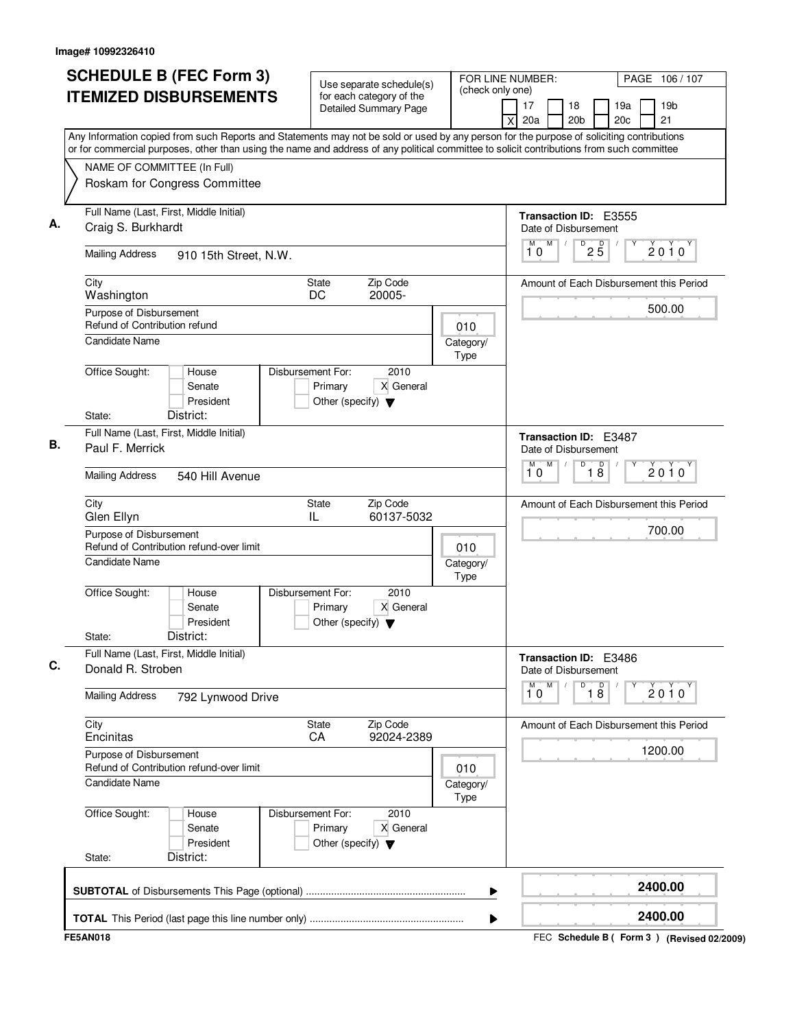Image# 10992326410

# SCHEDULE B (FEC Form 3) ITEMIZED DISBURSEMENTS

Use separate schedule(s) for each category of the Detailed Summary Page

FOR LINE NUMBER: (check only one)

17 | 18 | 19a | 19b | X 20a | 20b | 20c | 21

PAGE 106 / 107

Any Information copied from such Reports and Statements may not be sold or used by any person for the purpose of soliciting contributions or for commercial purposes, other than using the name and address of any political committee to solicit contributions from such committee

NAME OF COMMITTEE (In Full)
Roskam for Congress Committee

**A.** Full Name (Last, First, Middle Initial): Craig S. Burkhardt
Mailing Address: 910 15th Street, N.W.
City: Washington | State: DC | Zip Code: 20005-
Purpose of Disbursement: Refund of Contribution refund
Category/Type: 010
Candidate Name:
Office Sought: House / Senate / President
State: District:
Disbursement For: 2010 — Primary / X General / Other (specify)
Transaction ID: E3555
Date of Disbursement: 10/25/2010
Amount of Each Disbursement this Period: 500.00

**B.** Full Name (Last, First, Middle Initial): Paul F. Merrick
Mailing Address: 540 Hill Avenue
City: Glen Ellyn | State: IL | Zip Code: 60137-5032
Purpose of Disbursement: Refund of Contribution refund-over limit
Category/Type: 010
Candidate Name:
Office Sought: House / Senate / President
State: District:
Disbursement For: 2010 — Primary / X General / Other (specify)
Transaction ID: E3487
Date of Disbursement: 10/18/2010
Amount of Each Disbursement this Period: 700.00

**C.** Full Name (Last, First, Middle Initial): Donald R. Stroben
Mailing Address: 792 Lynwood Drive
City: Encinitas | State: CA | Zip Code: 92024-2389
Purpose of Disbursement: Refund of Contribution refund-over limit
Category/Type: 010
Candidate Name:
Office Sought: House / Senate / President
State: District:
Disbursement For: 2010 — Primary / X General / Other (specify)
Transaction ID: E3486
Date of Disbursement: 10/18/2010
Amount of Each Disbursement this Period: 1200.00

**SUBTOTAL** of Disbursements This Page (optional): 2400.00

**TOTAL** This Period (last page this line number only): 2400.00

FE5AN018 — FEC Schedule B ( Form 3 ) (Revised 02/2009)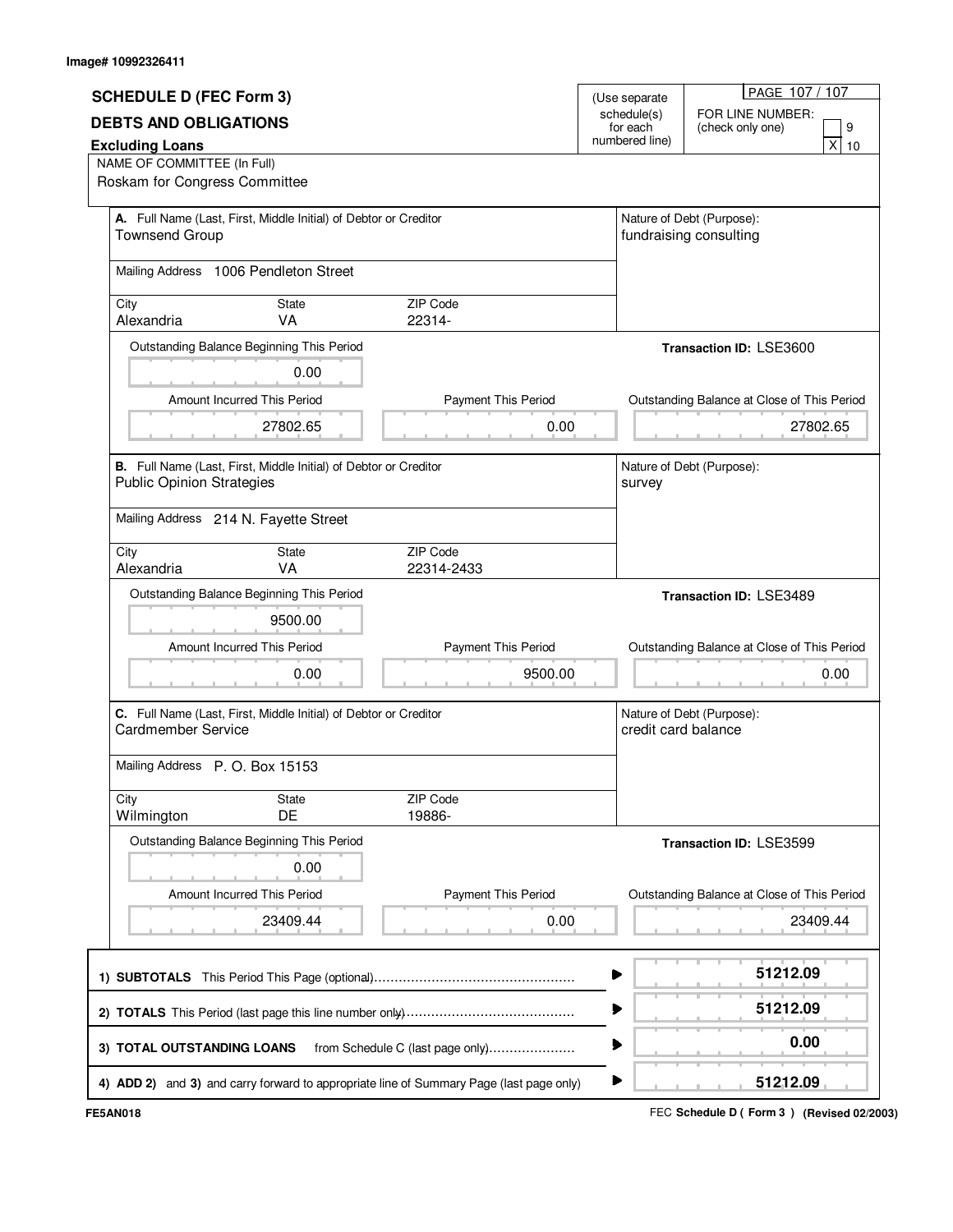Image# 10992326411

## SCHEDULE D (FEC Form 3)

## DEBTS AND OBLIGATIONS

**Excluding Loans**

(Use separate schedule(s) for each numbered line)

PAGE 107 / 107

FOR LINE NUMBER: (check only one)
[ ] 9
[X] 10

NAME OF COMMITTEE (In Full)
Roskam for Congress Committee

---

**A.** Full Name (Last, First, Middle Initial) of Debtor or Creditor
Townsend Group

Nature of Debt (Purpose):
fundraising consulting

Mailing Address 1006 Pendleton Street

| City | State | ZIP Code |
| --- | --- | --- |
| Alexandria | VA | 22314- |

**Transaction ID:** LSE3600

| Outstanding Balance Beginning This Period | Amount Incurred This Period | Payment This Period | Outstanding Balance at Close of This Period |
| --- | --- | --- | --- |
| 0.00 | 27802.65 | 0.00 | 27802.65 |

---

**B.** Full Name (Last, First, Middle Initial) of Debtor or Creditor
Public Opinion Strategies

Nature of Debt (Purpose):
survey

Mailing Address 214 N. Fayette Street

| City | State | ZIP Code |
| --- | --- | --- |
| Alexandria | VA | 22314-2433 |

**Transaction ID:** LSE3489

| Outstanding Balance Beginning This Period | Amount Incurred This Period | Payment This Period | Outstanding Balance at Close of This Period |
| --- | --- | --- | --- |
| 9500.00 | 0.00 | 9500.00 | 0.00 |

---

**C.** Full Name (Last, First, Middle Initial) of Debtor or Creditor
Cardmember Service

Nature of Debt (Purpose):
credit card balance

Mailing Address P. O. Box 15153

| City | State | ZIP Code |
| --- | --- | --- |
| Wilmington | DE | 19886- |

**Transaction ID:** LSE3599

| Outstanding Balance Beginning This Period | Amount Incurred This Period | Payment This Period | Outstanding Balance at Close of This Period |
| --- | --- | --- | --- |
| 0.00 | 23409.44 | 0.00 | 23409.44 |

---

| | |
| --- | --- |
| 1) **SUBTOTALS** This Period This Page (optional) | 51212.09 |
| 2) **TOTALS** This Period (last page this line number only) | 51212.09 |
| 3) **TOTAL OUTSTANDING LOANS** from Schedule C (last page only) | 0.00 |
| 4) **ADD 2)** and **3)** and carry forward to appropriate line of Summary Page (last page only) | 51212.09 |

FE5AN018

FEC **Schedule D ( Form 3 )** **(Revised 02/2003)**